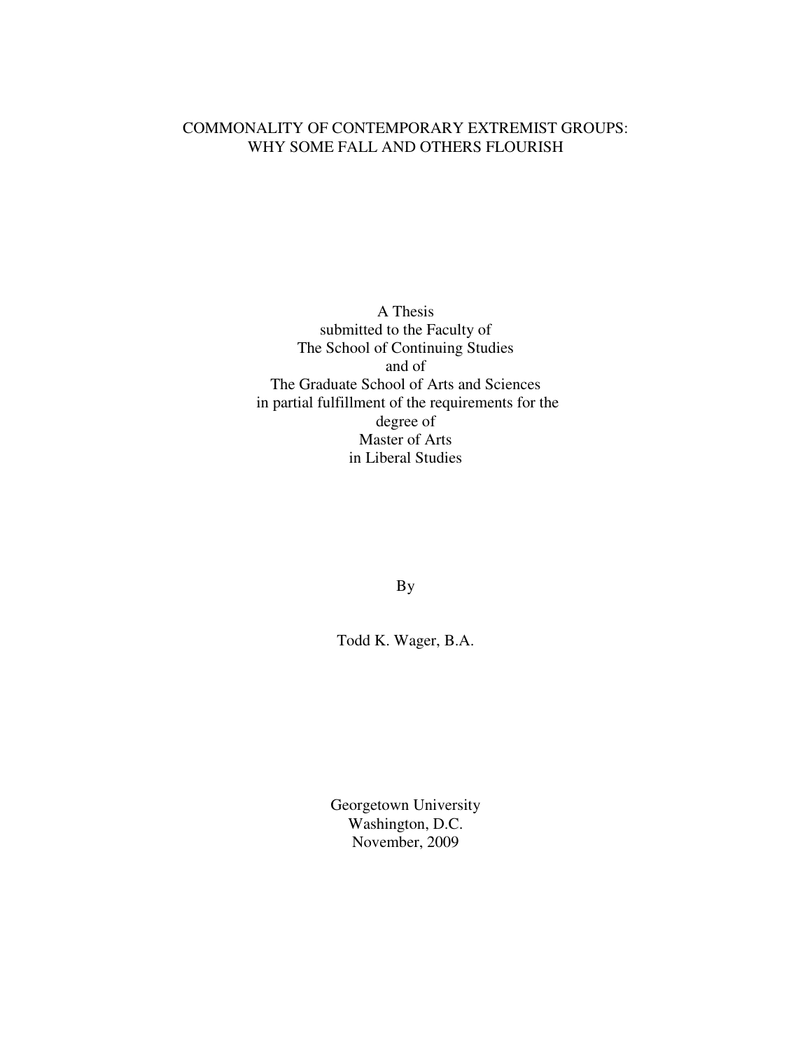# COMMONALITY OF CONTEMPORARY EXTREMIST GROUPS: WHY SOME FALL AND OTHERS FLOURISH

A Thesis
submitted to the Faculty of
The School of Continuing Studies
and of
The Graduate School of Arts and Sciences
in partial fulfillment of the requirements for the
degree of
Master of Arts
in Liberal Studies

By

Todd K. Wager, B.A.

Georgetown University
Washington, D.C.
November, 2009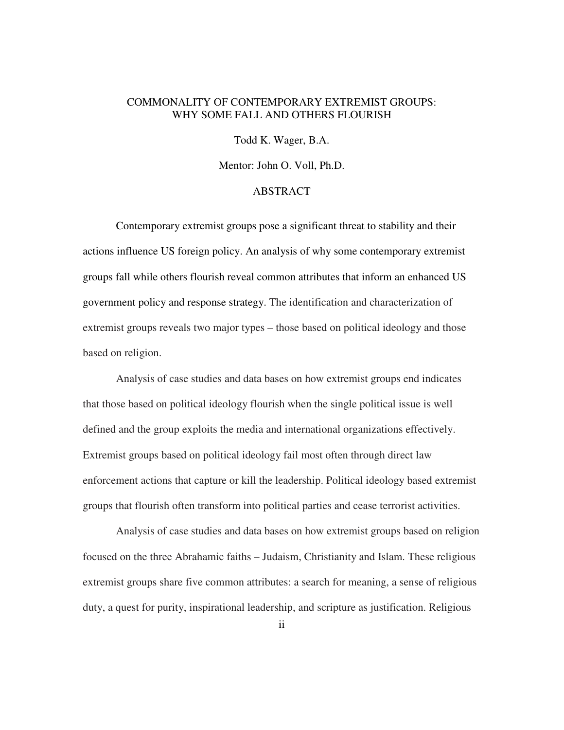COMMONALITY OF CONTEMPORARY EXTREMIST GROUPS:
WHY SOME FALL AND OTHERS FLOURISH

Todd K. Wager, B.A.

Mentor: John O. Voll, Ph.D.

## ABSTRACT

Contemporary extremist groups pose a significant threat to stability and their actions influence US foreign policy. An analysis of why some contemporary extremist groups fall while others flourish reveal common attributes that inform an enhanced US government policy and response strategy. The identification and characterization of extremist groups reveals two major types – those based on political ideology and those based on religion.

Analysis of case studies and data bases on how extremist groups end indicates that those based on political ideology flourish when the single political issue is well defined and the group exploits the media and international organizations effectively. Extremist groups based on political ideology fail most often through direct law enforcement actions that capture or kill the leadership. Political ideology based extremist groups that flourish often transform into political parties and cease terrorist activities.

Analysis of case studies and data bases on how extremist groups based on religion focused on the three Abrahamic faiths – Judaism, Christianity and Islam. These religious extremist groups share five common attributes: a search for meaning, a sense of religious duty, a quest for purity, inspirational leadership, and scripture as justification. Religious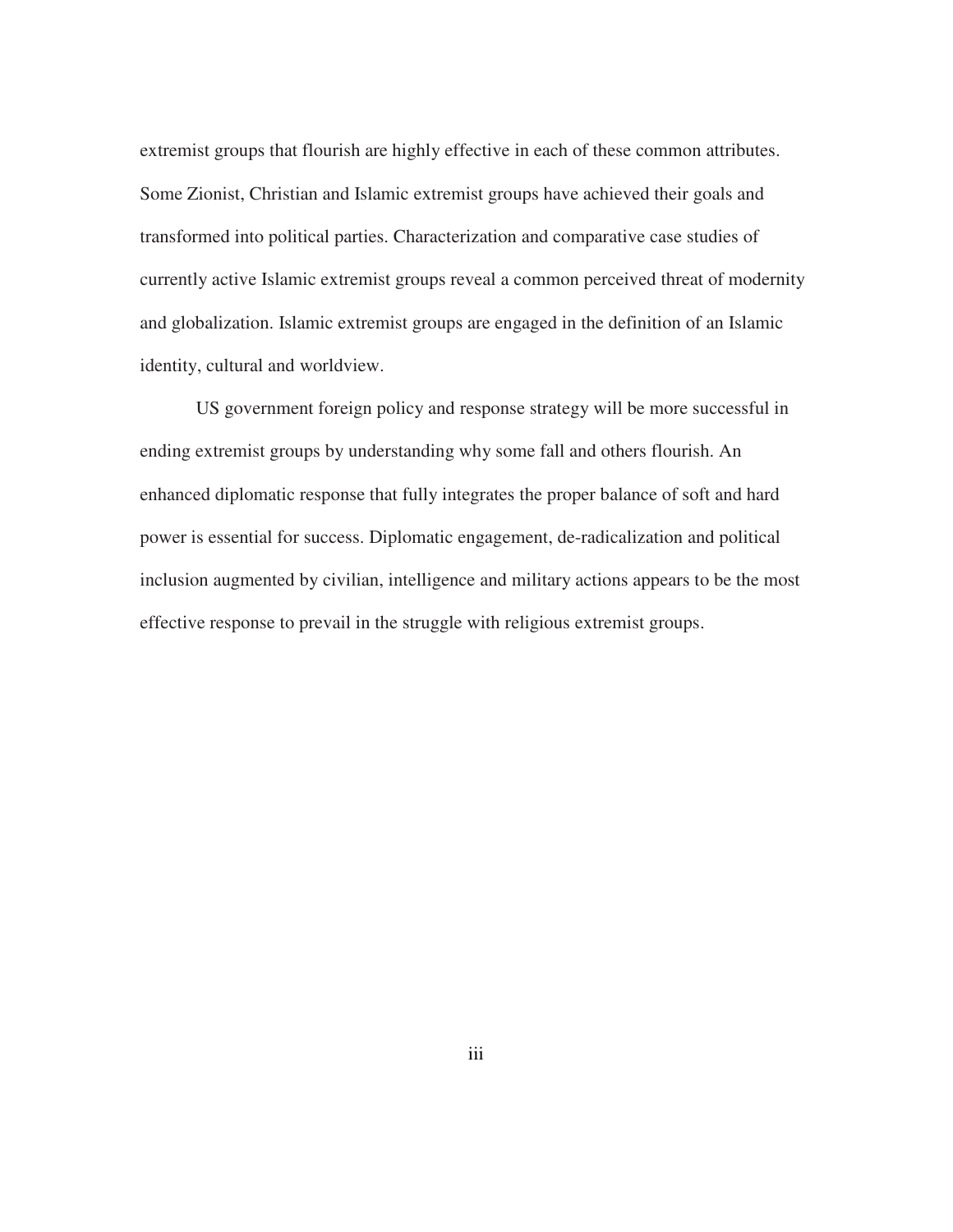extremist groups that flourish are highly effective in each of these common attributes. Some Zionist, Christian and Islamic extremist groups have achieved their goals and transformed into political parties. Characterization and comparative case studies of currently active Islamic extremist groups reveal a common perceived threat of modernity and globalization. Islamic extremist groups are engaged in the definition of an Islamic identity, cultural and worldview.

US government foreign policy and response strategy will be more successful in ending extremist groups by understanding why some fall and others flourish. An enhanced diplomatic response that fully integrates the proper balance of soft and hard power is essential for success. Diplomatic engagement, de-radicalization and political inclusion augmented by civilian, intelligence and military actions appears to be the most effective response to prevail in the struggle with religious extremist groups.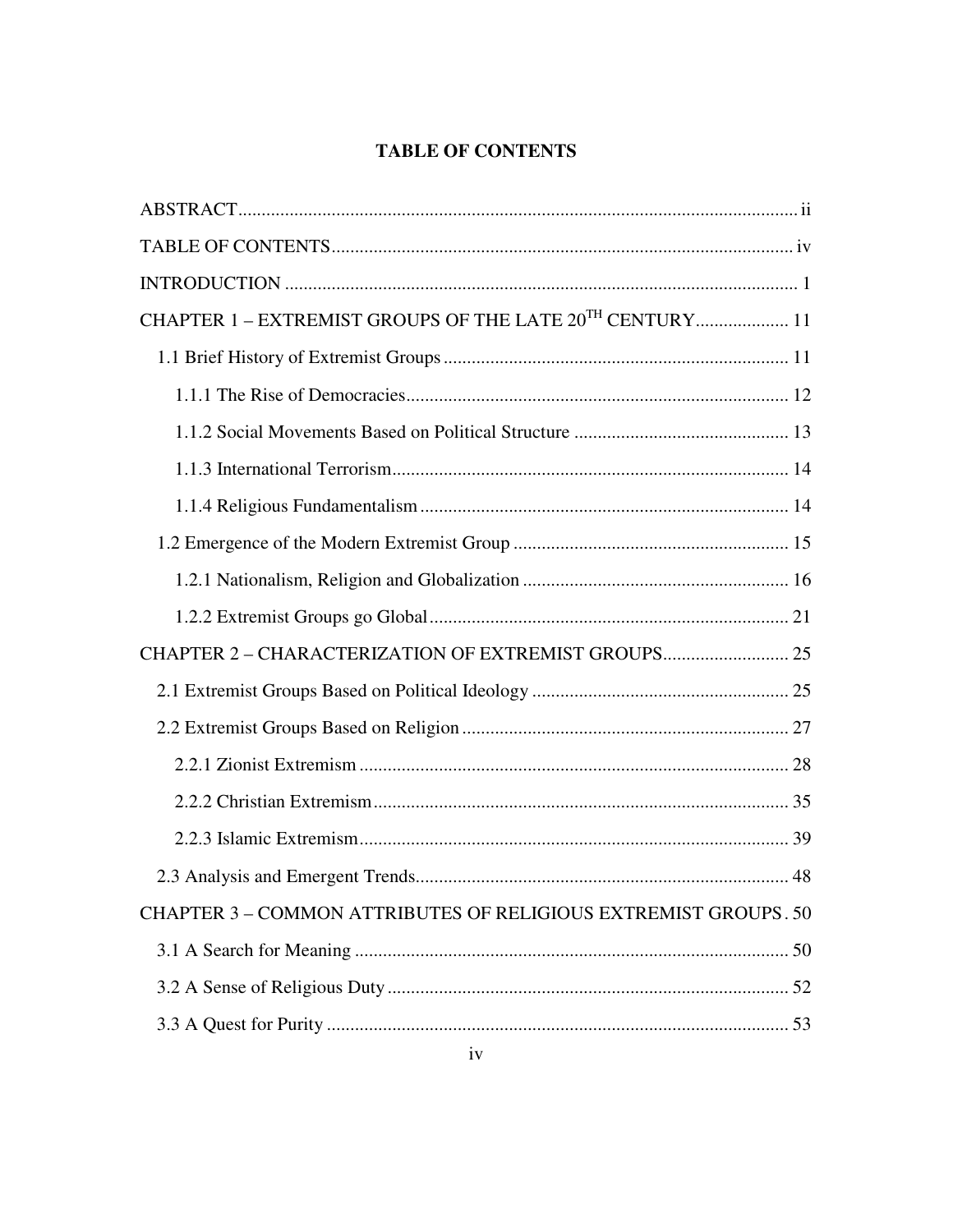# TABLE OF CONTENTS

ABSTRACT ..... ii

TABLE OF CONTENTS ..... iv

INTRODUCTION ..... 1

CHAPTER 1 – EXTREMIST GROUPS OF THE LATE 20$^{TH}$ CENTURY ..... 11

- 1.1 Brief History of Extremist Groups ..... 11
  - 1.1.1 The Rise of Democracies ..... 12
  - 1.1.2 Social Movements Based on Political Structure ..... 13
  - 1.1.3 International Terrorism ..... 14
  - 1.1.4 Religious Fundamentalism ..... 14
- 1.2 Emergence of the Modern Extremist Group ..... 15
  - 1.2.1 Nationalism, Religion and Globalization ..... 16
  - 1.2.2 Extremist Groups go Global ..... 21

CHAPTER 2 – CHARACTERIZATION OF EXTREMIST GROUPS ..... 25

- 2.1 Extremist Groups Based on Political Ideology ..... 25
- 2.2 Extremist Groups Based on Religion ..... 27
  - 2.2.1 Zionist Extremism ..... 28
  - 2.2.2 Christian Extremism ..... 35
  - 2.2.3 Islamic Extremism ..... 39
- 2.3 Analysis and Emergent Trends ..... 48

CHAPTER 3 – COMMON ATTRIBUTES OF RELIGIOUS EXTREMIST GROUPS ..... 50

- 3.1 A Search for Meaning ..... 50
- 3.2 A Sense of Religious Duty ..... 52
- 3.3 A Quest for Purity ..... 53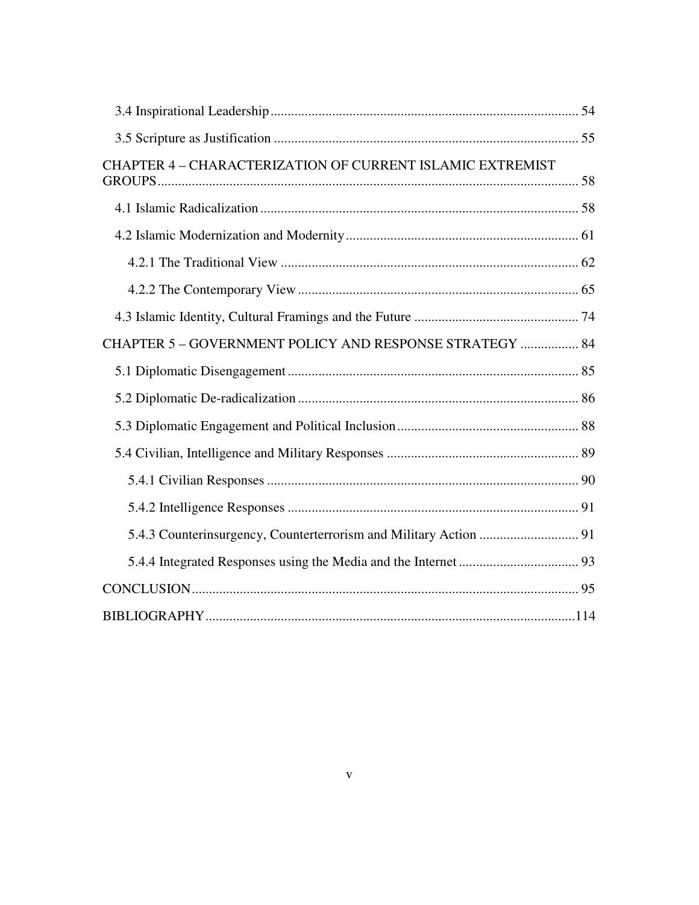3.4 Inspirational Leadership ........................................................................................ 54

3.5 Scripture as Justification ........................................................................................ 55

CHAPTER 4 – CHARACTERIZATION OF CURRENT ISLAMIC EXTREMIST GROUPS ........................................................................................................................... 58

4.1 Islamic Radicalization ........................................................................................... 58

4.2 Islamic Modernization and Modernity ................................................................... 61

4.2.1 The Traditional View ...................................................................................... 62

4.2.2 The Contemporary View ................................................................................. 65

4.3 Islamic Identity, Cultural Framings and the Future ............................................... 74

CHAPTER 5 – GOVERNMENT POLICY AND RESPONSE STRATEGY ................. 84

5.1 Diplomatic Disengagement .................................................................................... 85

5.2 Diplomatic De-radicalization ................................................................................. 86

5.3 Diplomatic Engagement and Political Inclusion .................................................... 88

5.4 Civilian, Intelligence and Military Responses ....................................................... 89

5.4.1 Civilian Responses .......................................................................................... 90

5.4.2 Intelligence Responses .................................................................................... 91

5.4.3 Counterinsurgency, Counterterrorism and Military Action ............................ 91

5.4.4 Integrated Responses using the Media and the Internet .................................. 93

CONCLUSION ............................................................................................................... 95

BIBLIOGRAPHY ..........................................................................................................114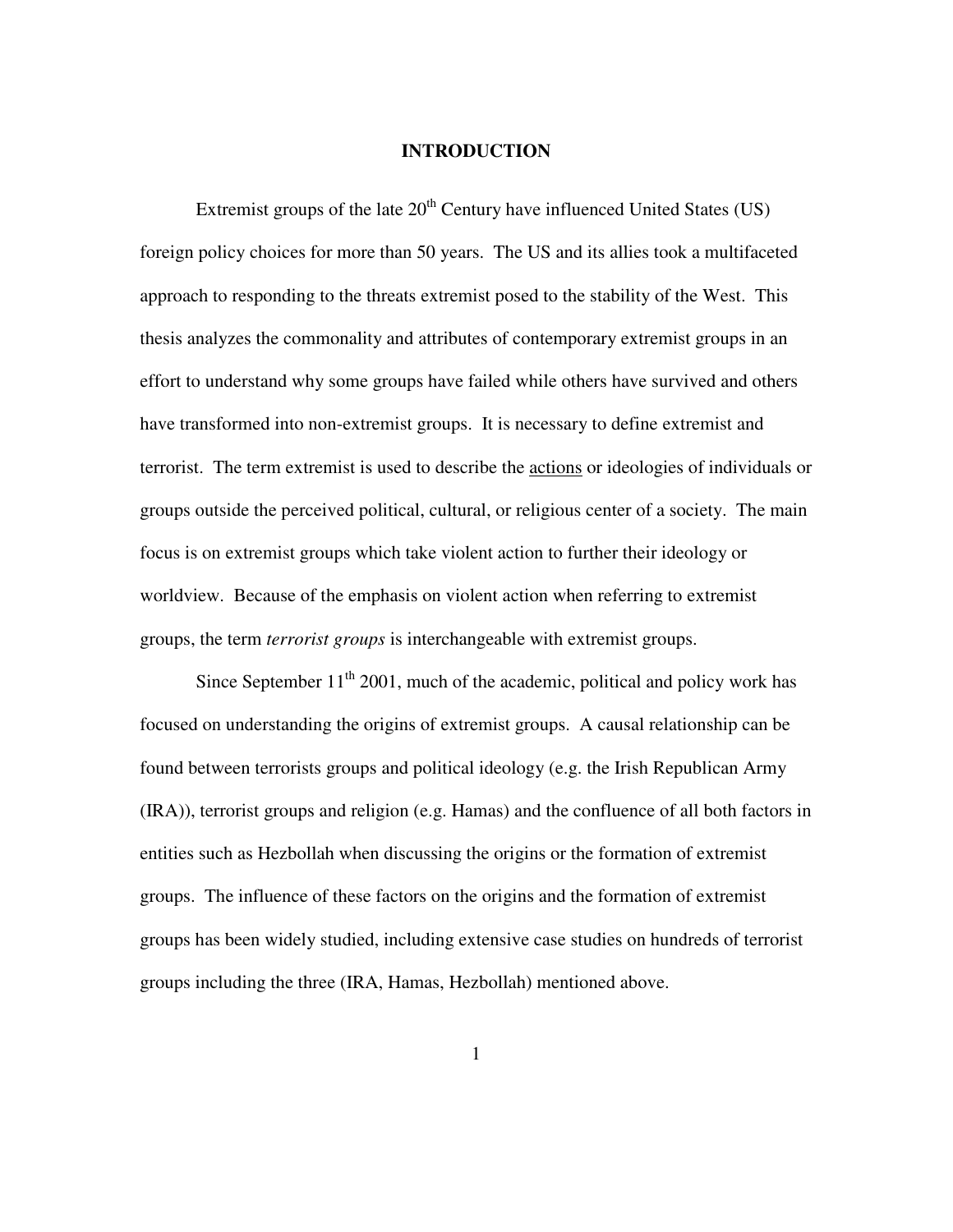# INTRODUCTION

Extremist groups of the late 20th Century have influenced United States (US) foreign policy choices for more than 50 years. The US and its allies took a multifaceted approach to responding to the threats extremist posed to the stability of the West. This thesis analyzes the commonality and attributes of contemporary extremist groups in an effort to understand why some groups have failed while others have survived and others have transformed into non-extremist groups. It is necessary to define extremist and terrorist. The term extremist is used to describe the <u>actions</u> or ideologies of individuals or groups outside the perceived political, cultural, or religious center of a society. The main focus is on extremist groups which take violent action to further their ideology or worldview. Because of the emphasis on violent action when referring to extremist groups, the term *terrorist groups* is interchangeable with extremist groups.

Since September 11th 2001, much of the academic, political and policy work has focused on understanding the origins of extremist groups. A causal relationship can be found between terrorists groups and political ideology (e.g. the Irish Republican Army (IRA)), terrorist groups and religion (e.g. Hamas) and the confluence of all both factors in entities such as Hezbollah when discussing the origins or the formation of extremist groups. The influence of these factors on the origins and the formation of extremist groups has been widely studied, including extensive case studies on hundreds of terrorist groups including the three (IRA, Hamas, Hezbollah) mentioned above.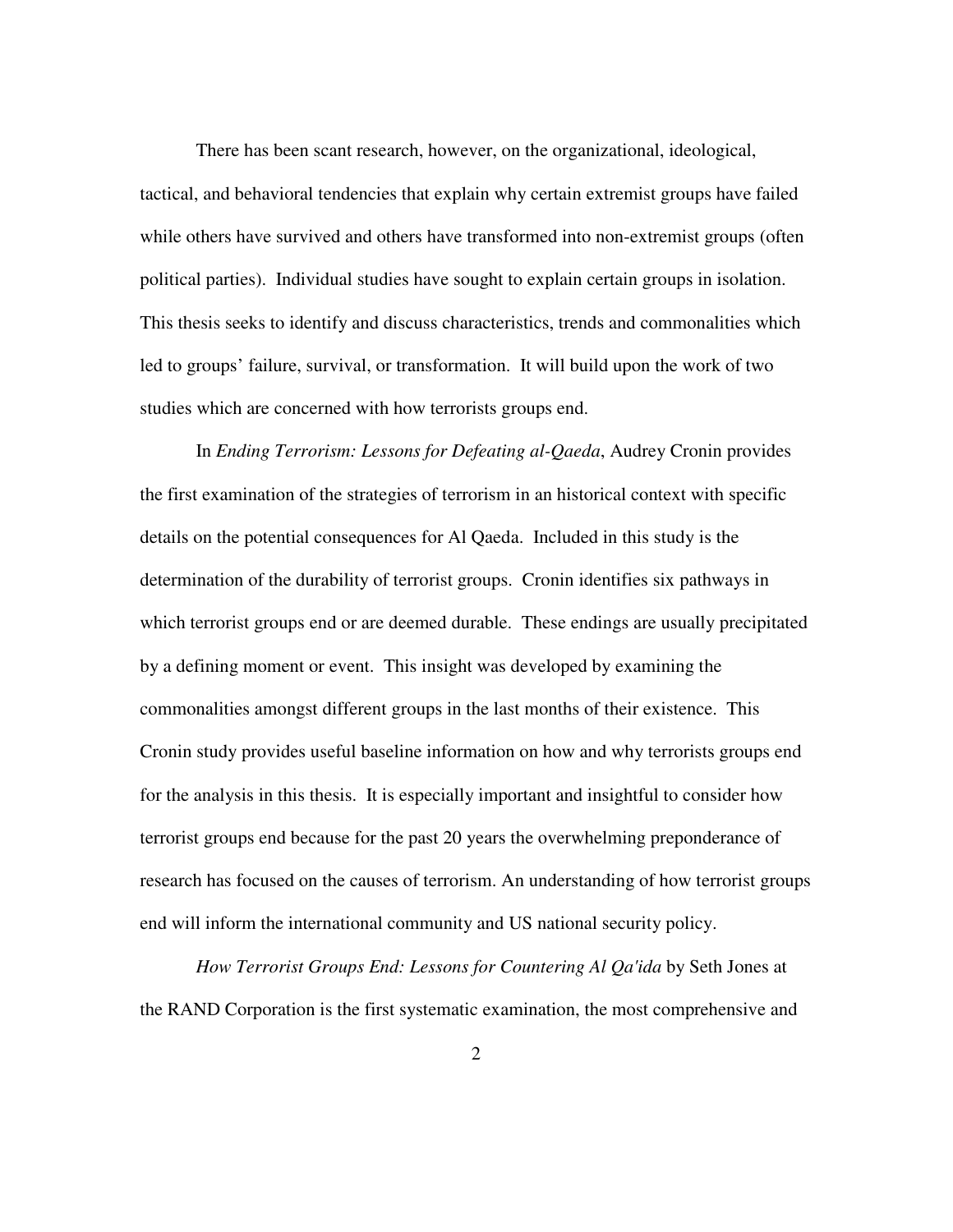There has been scant research, however, on the organizational, ideological, tactical, and behavioral tendencies that explain why certain extremist groups have failed while others have survived and others have transformed into non-extremist groups (often political parties). Individual studies have sought to explain certain groups in isolation. This thesis seeks to identify and discuss characteristics, trends and commonalities which led to groups' failure, survival, or transformation. It will build upon the work of two studies which are concerned with how terrorists groups end.

In *Ending Terrorism: Lessons for Defeating al-Qaeda*, Audrey Cronin provides the first examination of the strategies of terrorism in an historical context with specific details on the potential consequences for Al Qaeda. Included in this study is the determination of the durability of terrorist groups. Cronin identifies six pathways in which terrorist groups end or are deemed durable. These endings are usually precipitated by a defining moment or event. This insight was developed by examining the commonalities amongst different groups in the last months of their existence. This Cronin study provides useful baseline information on how and why terrorists groups end for the analysis in this thesis. It is especially important and insightful to consider how terrorist groups end because for the past 20 years the overwhelming preponderance of research has focused on the causes of terrorism. An understanding of how terrorist groups end will inform the international community and US national security policy.

*How Terrorist Groups End: Lessons for Countering Al Qa'ida* by Seth Jones at the RAND Corporation is the first systematic examination, the most comprehensive and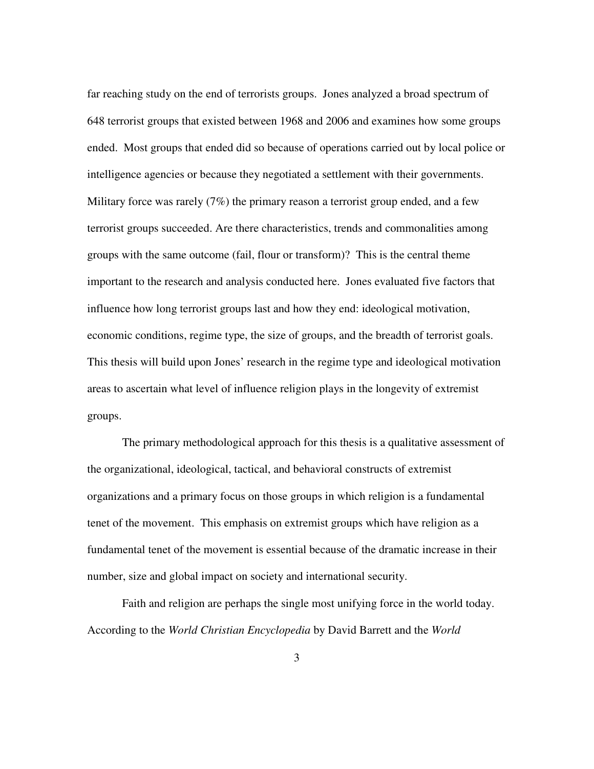far reaching study on the end of terrorists groups. Jones analyzed a broad spectrum of 648 terrorist groups that existed between 1968 and 2006 and examines how some groups ended. Most groups that ended did so because of operations carried out by local police or intelligence agencies or because they negotiated a settlement with their governments. Military force was rarely (7%) the primary reason a terrorist group ended, and a few terrorist groups succeeded. Are there characteristics, trends and commonalities among groups with the same outcome (fail, flour or transform)? This is the central theme important to the research and analysis conducted here. Jones evaluated five factors that influence how long terrorist groups last and how they end: ideological motivation, economic conditions, regime type, the size of groups, and the breadth of terrorist goals. This thesis will build upon Jones' research in the regime type and ideological motivation areas to ascertain what level of influence religion plays in the longevity of extremist groups.

The primary methodological approach for this thesis is a qualitative assessment of the organizational, ideological, tactical, and behavioral constructs of extremist organizations and a primary focus on those groups in which religion is a fundamental tenet of the movement. This emphasis on extremist groups which have religion as a fundamental tenet of the movement is essential because of the dramatic increase in their number, size and global impact on society and international security.

Faith and religion are perhaps the single most unifying force in the world today. According to the *World Christian Encyclopedia* by David Barrett and the *World*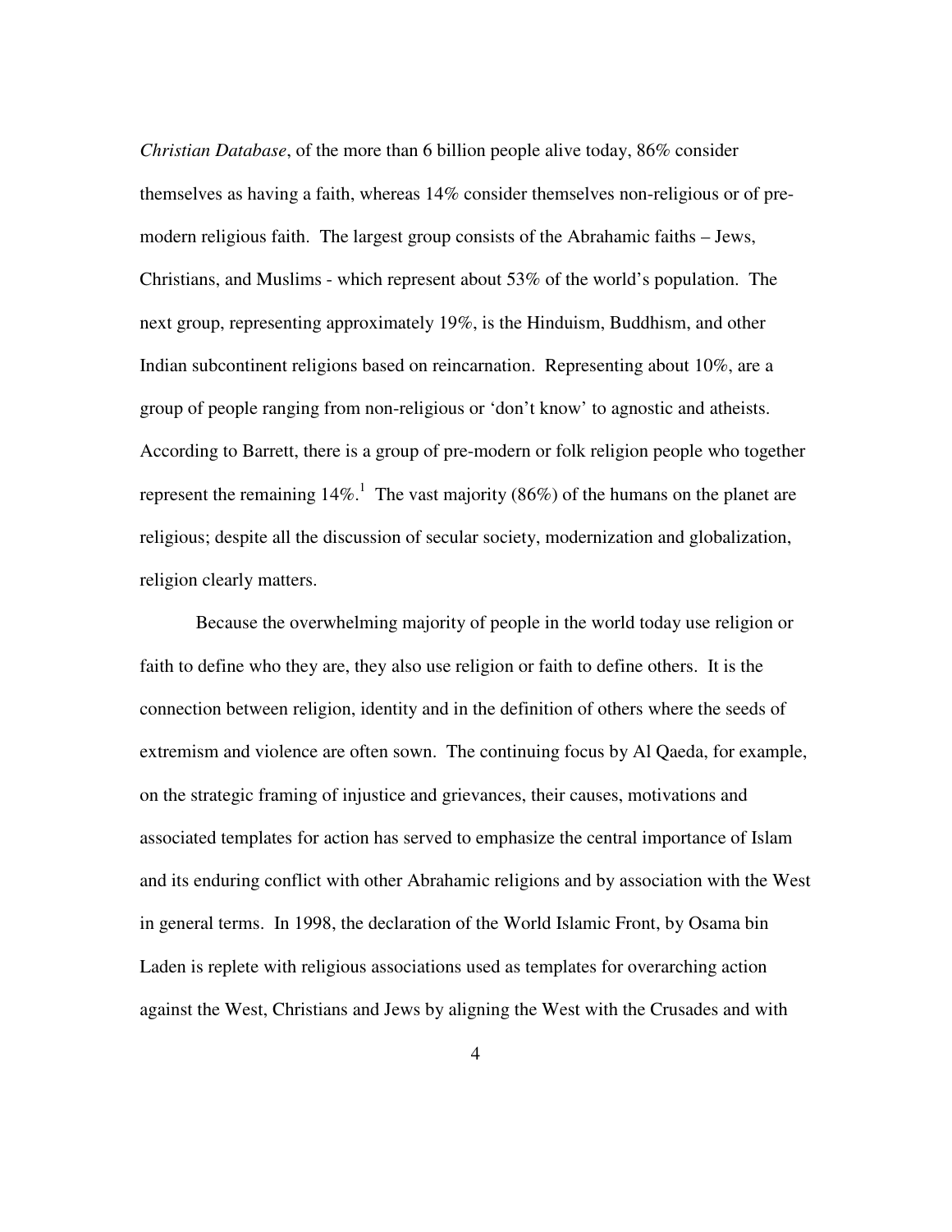*Christian Database*, of the more than 6 billion people alive today, 86% consider themselves as having a faith, whereas 14% consider themselves non-religious or of pre-modern religious faith. The largest group consists of the Abrahamic faiths – Jews, Christians, and Muslims - which represent about 53% of the world's population. The next group, representing approximately 19%, is the Hinduism, Buddhism, and other Indian subcontinent religions based on reincarnation. Representing about 10%, are a group of people ranging from non-religious or 'don't know' to agnostic and atheists. According to Barrett, there is a group of pre-modern or folk religion people who together represent the remaining 14%.[1] The vast majority (86%) of the humans on the planet are religious; despite all the discussion of secular society, modernization and globalization, religion clearly matters.

Because the overwhelming majority of people in the world today use religion or faith to define who they are, they also use religion or faith to define others. It is the connection between religion, identity and in the definition of others where the seeds of extremism and violence are often sown. The continuing focus by Al Qaeda, for example, on the strategic framing of injustice and grievances, their causes, motivations and associated templates for action has served to emphasize the central importance of Islam and its enduring conflict with other Abrahamic religions and by association with the West in general terms. In 1998, the declaration of the World Islamic Front, by Osama bin Laden is replete with religious associations used as templates for overarching action against the West, Christians and Jews by aligning the West with the Crusades and with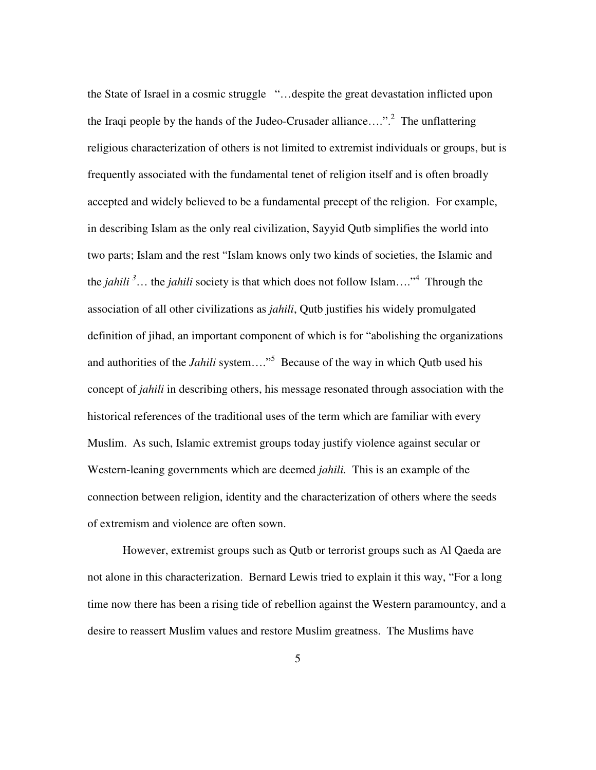the State of Israel in a cosmic struggle "…despite the great devastation inflicted upon the Iraqi people by the hands of the Judeo-Crusader alliance….".[2] The unflattering religious characterization of others is not limited to extremist individuals or groups, but is frequently associated with the fundamental tenet of religion itself and is often broadly accepted and widely believed to be a fundamental precept of the religion. For example, in describing Islam as the only real civilization, Sayyid Qutb simplifies the world into two parts; Islam and the rest "Islam knows only two kinds of societies, the Islamic and the *jahili* [3]… the *jahili* society is that which does not follow Islam…."[4] Through the association of all other civilizations as *jahili*, Qutb justifies his widely promulgated definition of jihad, an important component of which is for "abolishing the organizations and authorities of the *Jahili* system…."[5] Because of the way in which Qutb used his concept of *jahili* in describing others, his message resonated through association with the historical references of the traditional uses of the term which are familiar with every Muslim. As such, Islamic extremist groups today justify violence against secular or Western-leaning governments which are deemed *jahili.* This is an example of the connection between religion, identity and the characterization of others where the seeds of extremism and violence are often sown.

However, extremist groups such as Qutb or terrorist groups such as Al Qaeda are not alone in this characterization. Bernard Lewis tried to explain it this way, "For a long time now there has been a rising tide of rebellion against the Western paramountcy, and a desire to reassert Muslim values and restore Muslim greatness. The Muslims have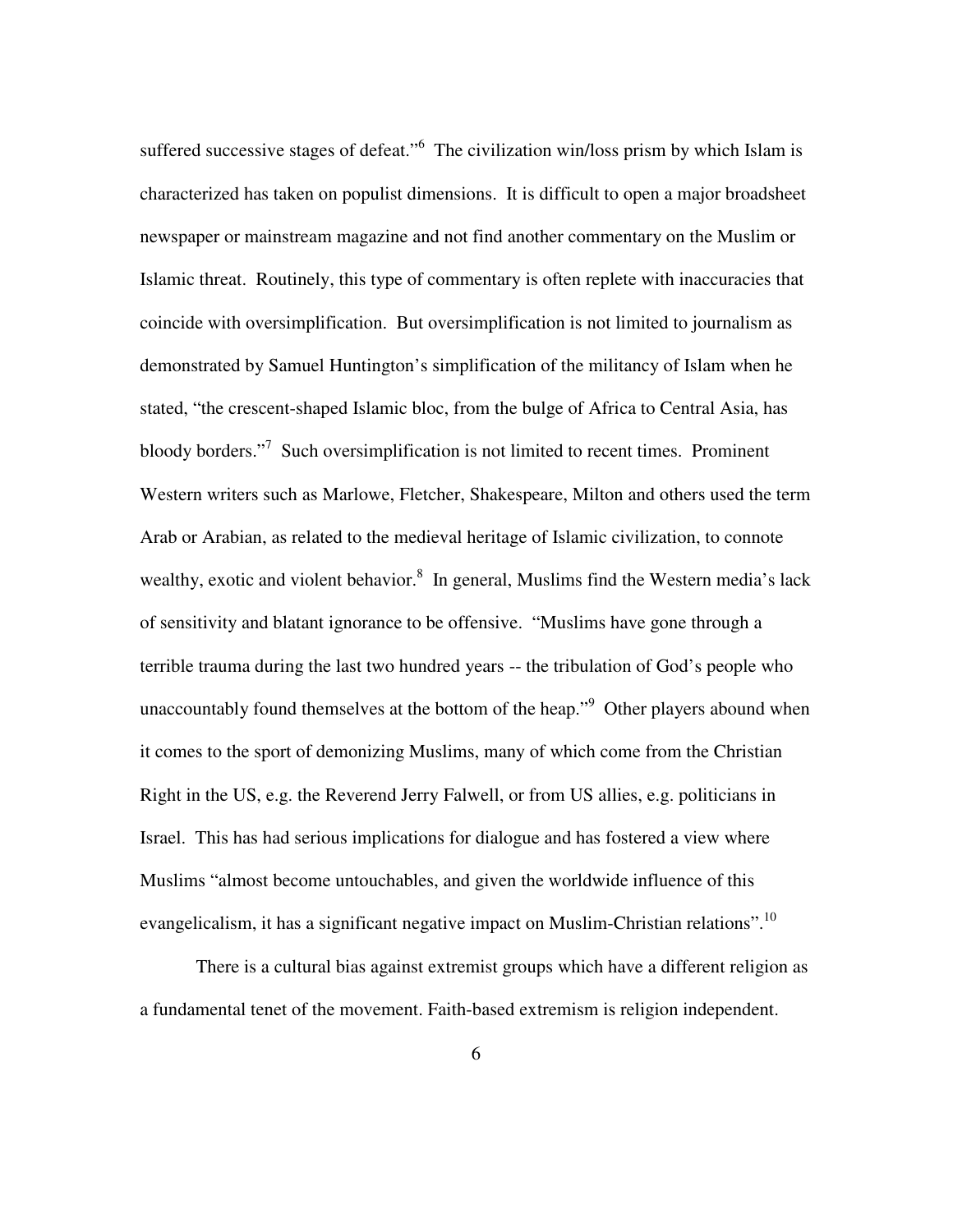suffered successive stages of defeat."[6] The civilization win/loss prism by which Islam is characterized has taken on populist dimensions. It is difficult to open a major broadsheet newspaper or mainstream magazine and not find another commentary on the Muslim or Islamic threat. Routinely, this type of commentary is often replete with inaccuracies that coincide with oversimplification. But oversimplification is not limited to journalism as demonstrated by Samuel Huntington's simplification of the militancy of Islam when he stated, "the crescent-shaped Islamic bloc, from the bulge of Africa to Central Asia, has bloody borders."[7] Such oversimplification is not limited to recent times. Prominent Western writers such as Marlowe, Fletcher, Shakespeare, Milton and others used the term Arab or Arabian, as related to the medieval heritage of Islamic civilization, to connote wealthy, exotic and violent behavior.[8] In general, Muslims find the Western media's lack of sensitivity and blatant ignorance to be offensive. "Muslims have gone through a terrible trauma during the last two hundred years -- the tribulation of God's people who unaccountably found themselves at the bottom of the heap."[9] Other players abound when it comes to the sport of demonizing Muslims, many of which come from the Christian Right in the US, e.g. the Reverend Jerry Falwell, or from US allies, e.g. politicians in Israel. This has had serious implications for dialogue and has fostered a view where Muslims "almost become untouchables, and given the worldwide influence of this evangelicalism, it has a significant negative impact on Muslim-Christian relations".[10]

There is a cultural bias against extremist groups which have a different religion as a fundamental tenet of the movement. Faith-based extremism is religion independent.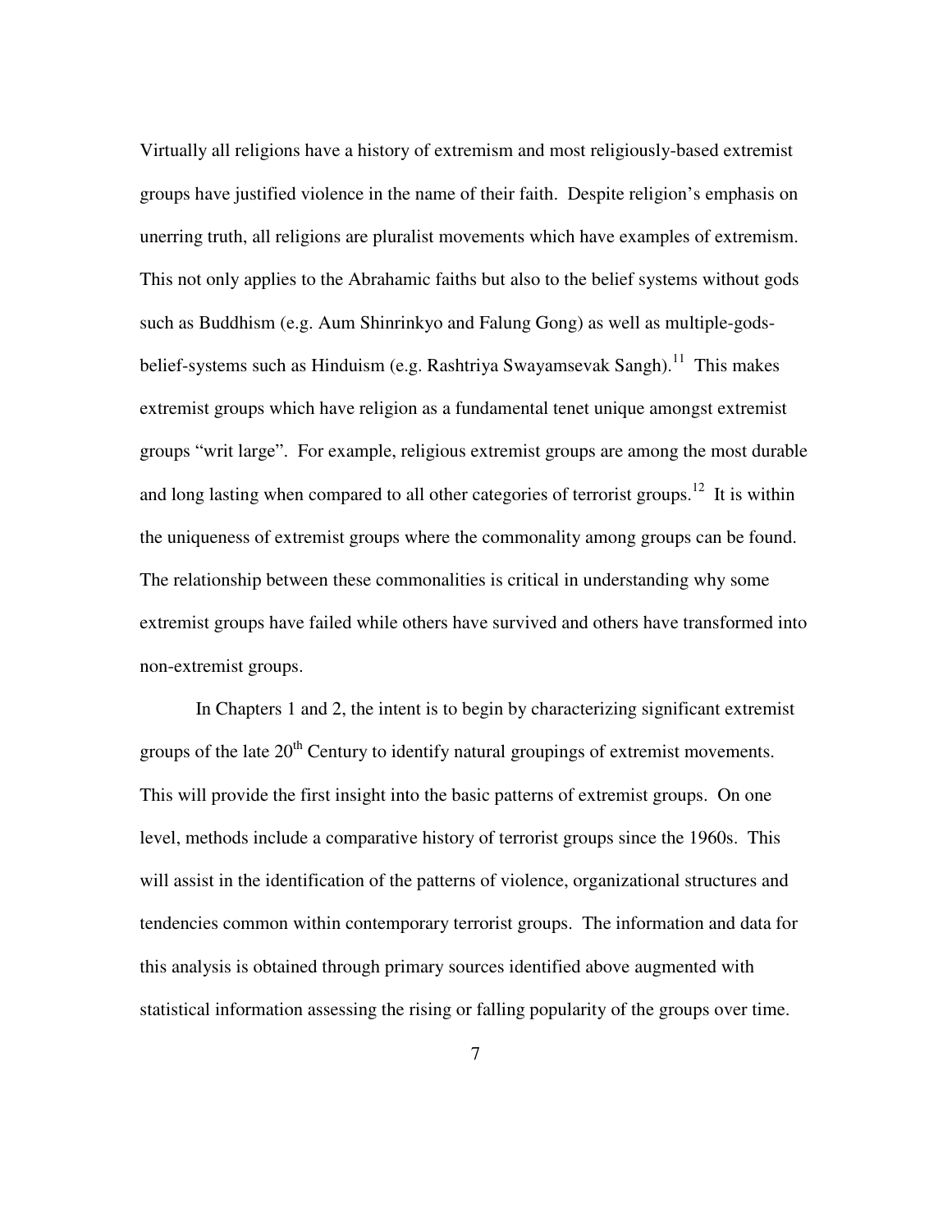Virtually all religions have a history of extremism and most religiously-based extremist groups have justified violence in the name of their faith. Despite religion's emphasis on unerring truth, all religions are pluralist movements which have examples of extremism. This not only applies to the Abrahamic faiths but also to the belief systems without gods such as Buddhism (e.g. Aum Shinrinkyo and Falung Gong) as well as multiple-gods-belief-systems such as Hinduism (e.g. Rashtriya Swayamsevak Sangh).[11] This makes extremist groups which have religion as a fundamental tenet unique amongst extremist groups "writ large". For example, religious extremist groups are among the most durable and long lasting when compared to all other categories of terrorist groups.[12] It is within the uniqueness of extremist groups where the commonality among groups can be found. The relationship between these commonalities is critical in understanding why some extremist groups have failed while others have survived and others have transformed into non-extremist groups.

In Chapters 1 and 2, the intent is to begin by characterizing significant extremist groups of the late 20th Century to identify natural groupings of extremist movements. This will provide the first insight into the basic patterns of extremist groups. On one level, methods include a comparative history of terrorist groups since the 1960s. This will assist in the identification of the patterns of violence, organizational structures and tendencies common within contemporary terrorist groups. The information and data for this analysis is obtained through primary sources identified above augmented with statistical information assessing the rising or falling popularity of the groups over time.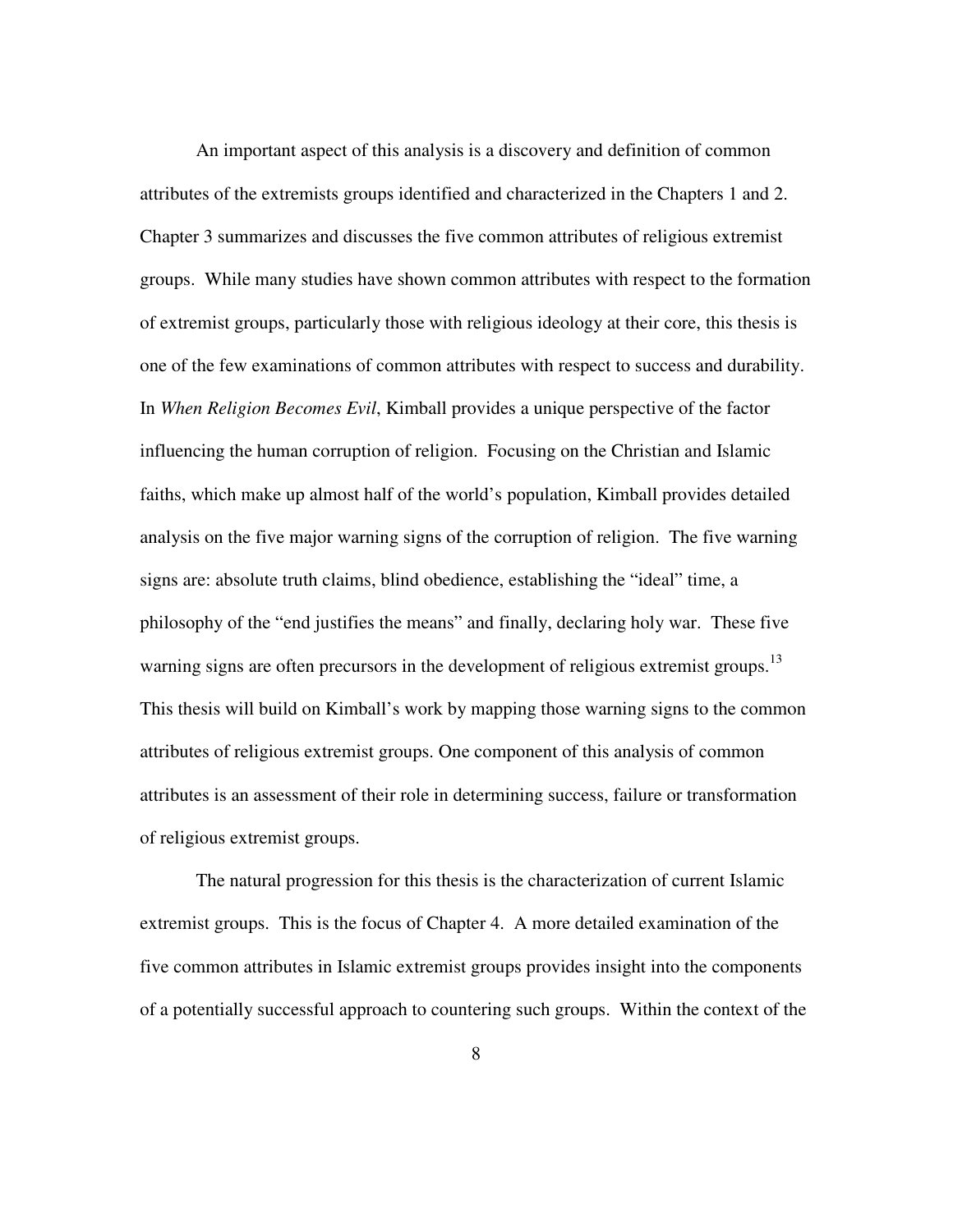An important aspect of this analysis is a discovery and definition of common attributes of the extremists groups identified and characterized in the Chapters 1 and 2. Chapter 3 summarizes and discusses the five common attributes of religious extremist groups. While many studies have shown common attributes with respect to the formation of extremist groups, particularly those with religious ideology at their core, this thesis is one of the few examinations of common attributes with respect to success and durability. In *When Religion Becomes Evil*, Kimball provides a unique perspective of the factor influencing the human corruption of religion. Focusing on the Christian and Islamic faiths, which make up almost half of the world's population, Kimball provides detailed analysis on the five major warning signs of the corruption of religion. The five warning signs are: absolute truth claims, blind obedience, establishing the "ideal" time, a philosophy of the "end justifies the means" and finally, declaring holy war. These five warning signs are often precursors in the development of religious extremist groups.[13] This thesis will build on Kimball's work by mapping those warning signs to the common attributes of religious extremist groups. One component of this analysis of common attributes is an assessment of their role in determining success, failure or transformation of religious extremist groups.

The natural progression for this thesis is the characterization of current Islamic extremist groups. This is the focus of Chapter 4. A more detailed examination of the five common attributes in Islamic extremist groups provides insight into the components of a potentially successful approach to countering such groups. Within the context of the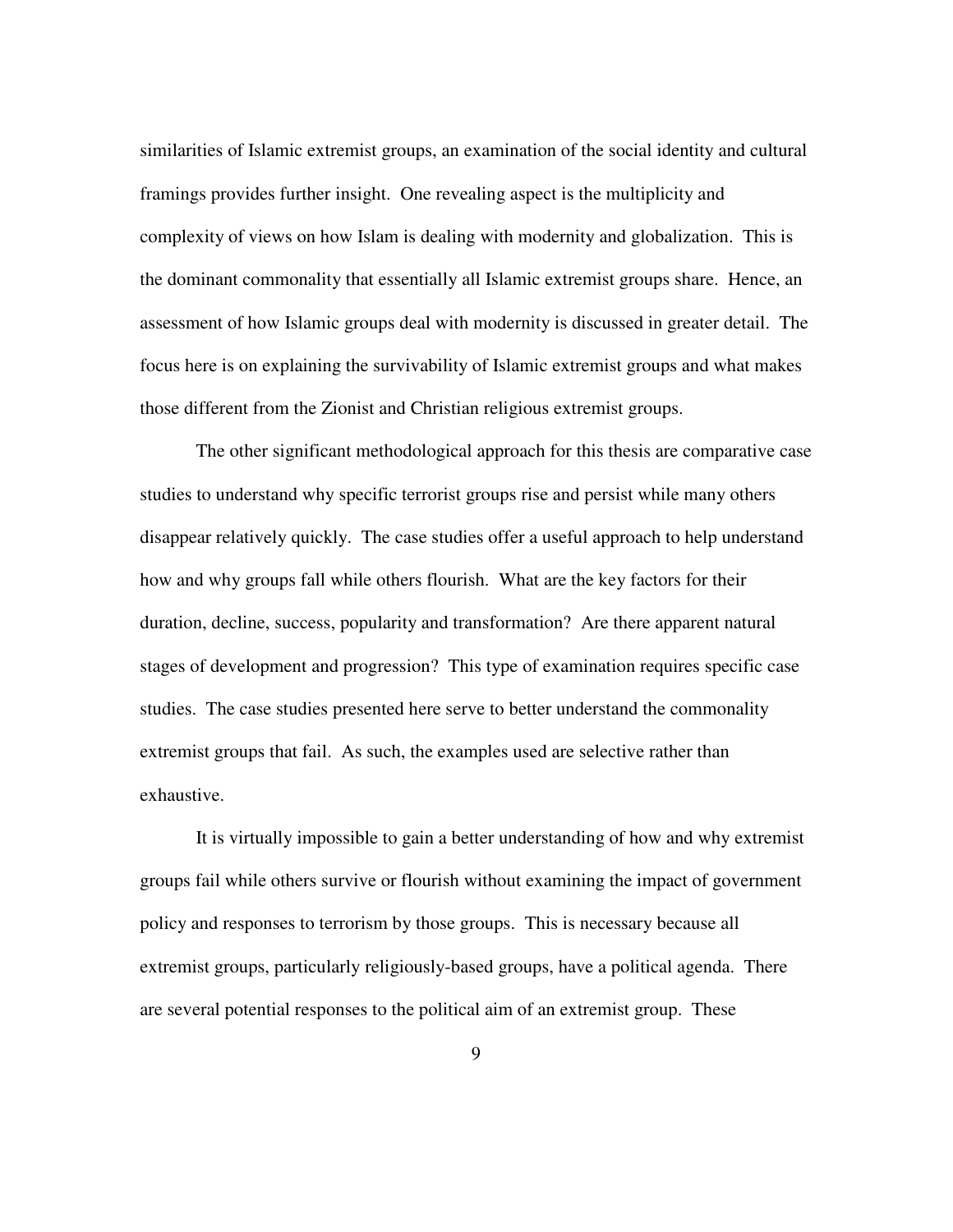similarities of Islamic extremist groups, an examination of the social identity and cultural framings provides further insight. One revealing aspect is the multiplicity and complexity of views on how Islam is dealing with modernity and globalization. This is the dominant commonality that essentially all Islamic extremist groups share. Hence, an assessment of how Islamic groups deal with modernity is discussed in greater detail. The focus here is on explaining the survivability of Islamic extremist groups and what makes those different from the Zionist and Christian religious extremist groups.

The other significant methodological approach for this thesis are comparative case studies to understand why specific terrorist groups rise and persist while many others disappear relatively quickly. The case studies offer a useful approach to help understand how and why groups fall while others flourish. What are the key factors for their duration, decline, success, popularity and transformation? Are there apparent natural stages of development and progression? This type of examination requires specific case studies. The case studies presented here serve to better understand the commonality extremist groups that fail. As such, the examples used are selective rather than exhaustive.

It is virtually impossible to gain a better understanding of how and why extremist groups fail while others survive or flourish without examining the impact of government policy and responses to terrorism by those groups. This is necessary because all extremist groups, particularly religiously-based groups, have a political agenda. There are several potential responses to the political aim of an extremist group. These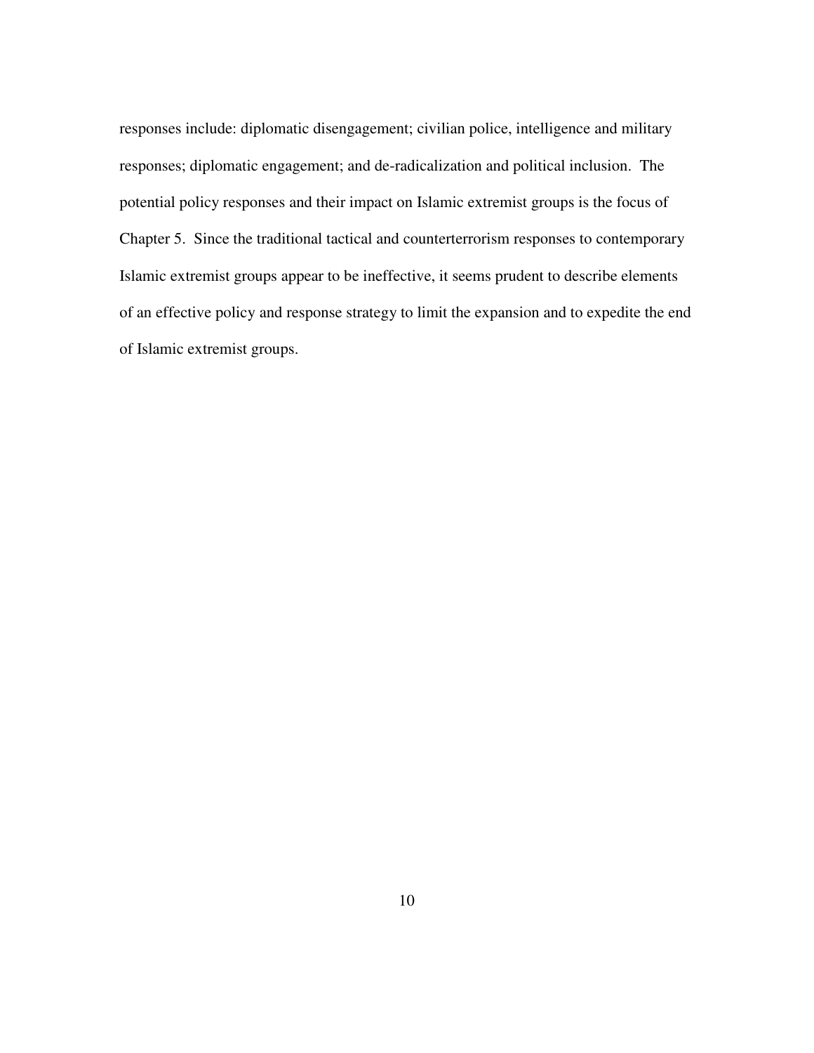responses include: diplomatic disengagement; civilian police, intelligence and military responses; diplomatic engagement; and de-radicalization and political inclusion. The potential policy responses and their impact on Islamic extremist groups is the focus of Chapter 5. Since the traditional tactical and counterterrorism responses to contemporary Islamic extremist groups appear to be ineffective, it seems prudent to describe elements of an effective policy and response strategy to limit the expansion and to expedite the end of Islamic extremist groups.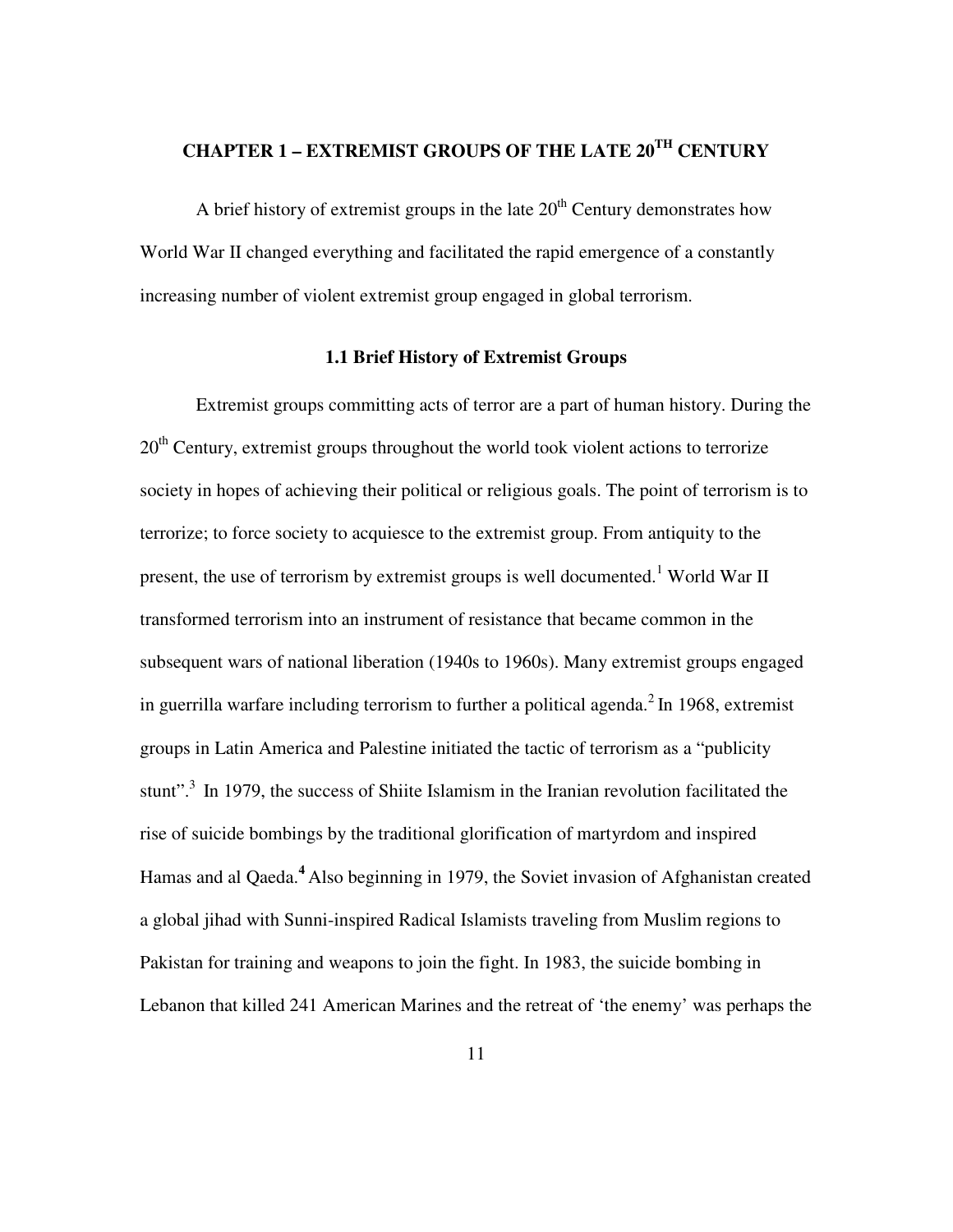# CHAPTER 1 – EXTREMIST GROUPS OF THE LATE 20TH CENTURY

A brief history of extremist groups in the late 20th Century demonstrates how World War II changed everything and facilitated the rapid emergence of a constantly increasing number of violent extremist group engaged in global terrorism.

## 1.1 Brief History of Extremist Groups

Extremist groups committing acts of terror are a part of human history. During the 20th Century, extremist groups throughout the world took violent actions to terrorize society in hopes of achieving their political or religious goals. The point of terrorism is to terrorize; to force society to acquiesce to the extremist group. From antiquity to the present, the use of terrorism by extremist groups is well documented.[1] World War II transformed terrorism into an instrument of resistance that became common in the subsequent wars of national liberation (1940s to 1960s). Many extremist groups engaged in guerrilla warfare including terrorism to further a political agenda.[2] In 1968, extremist groups in Latin America and Palestine initiated the tactic of terrorism as a "publicity stunt".[3] In 1979, the success of Shiite Islamism in the Iranian revolution facilitated the rise of suicide bombings by the traditional glorification of martyrdom and inspired Hamas and al Qaeda.[4] Also beginning in 1979, the Soviet invasion of Afghanistan created a global jihad with Sunni-inspired Radical Islamists traveling from Muslim regions to Pakistan for training and weapons to join the fight. In 1983, the suicide bombing in Lebanon that killed 241 American Marines and the retreat of 'the enemy' was perhaps the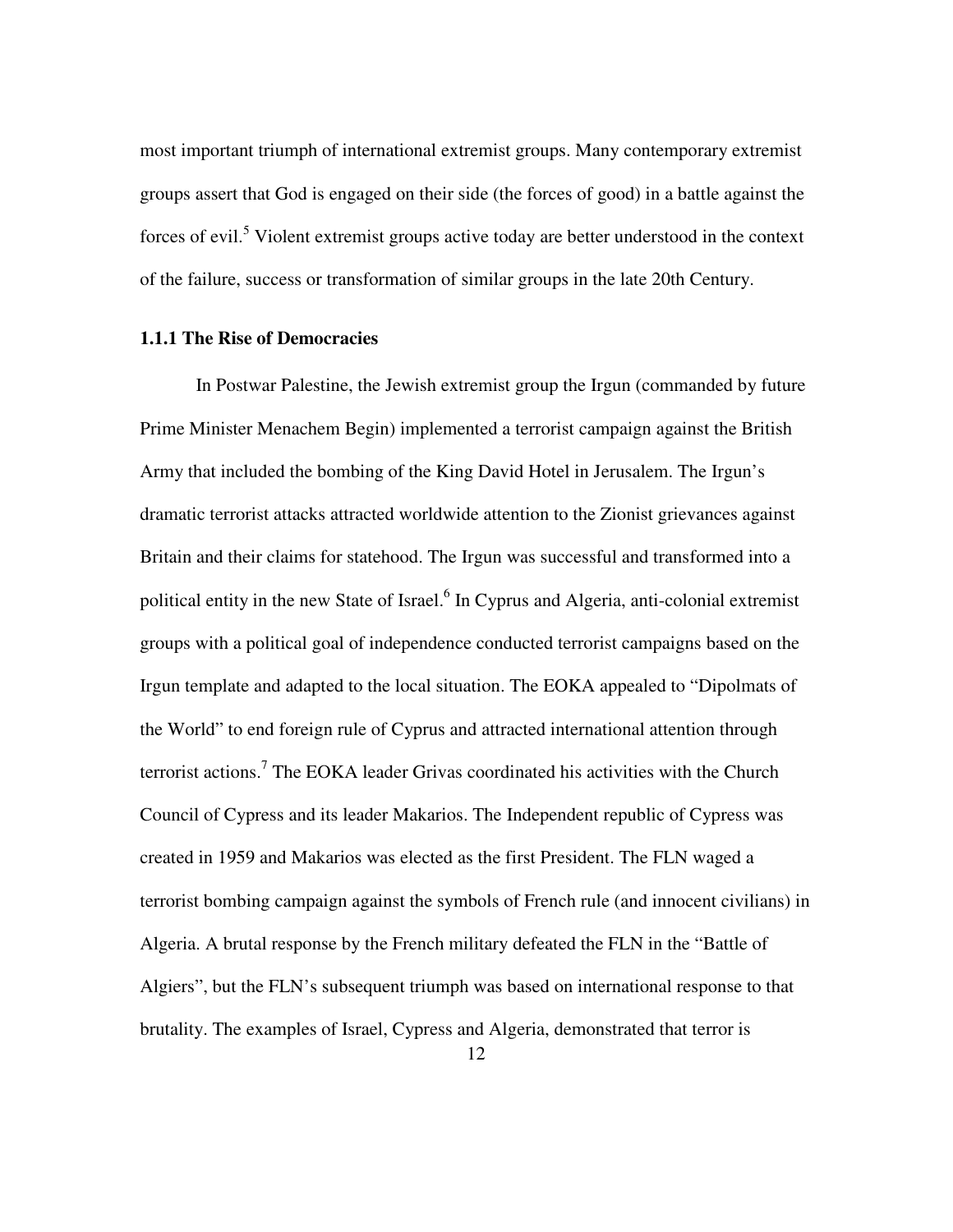most important triumph of international extremist groups. Many contemporary extremist groups assert that God is engaged on their side (the forces of good) in a battle against the forces of evil.[5] Violent extremist groups active today are better understood in the context of the failure, success or transformation of similar groups in the late 20th Century.

### 1.1.1 The Rise of Democracies

In Postwar Palestine, the Jewish extremist group the Irgun (commanded by future Prime Minister Menachem Begin) implemented a terrorist campaign against the British Army that included the bombing of the King David Hotel in Jerusalem. The Irgun's dramatic terrorist attacks attracted worldwide attention to the Zionist grievances against Britain and their claims for statehood. The Irgun was successful and transformed into a political entity in the new State of Israel.[6] In Cyprus and Algeria, anti-colonial extremist groups with a political goal of independence conducted terrorist campaigns based on the Irgun template and adapted to the local situation. The EOKA appealed to "Dipolmats of the World" to end foreign rule of Cyprus and attracted international attention through terrorist actions.[7] The EOKA leader Grivas coordinated his activities with the Church Council of Cypress and its leader Makarios. The Independent republic of Cypress was created in 1959 and Makarios was elected as the first President. The FLN waged a terrorist bombing campaign against the symbols of French rule (and innocent civilians) in Algeria. A brutal response by the French military defeated the FLN in the "Battle of Algiers", but the FLN's subsequent triumph was based on international response to that brutality. The examples of Israel, Cypress and Algeria, demonstrated that terror is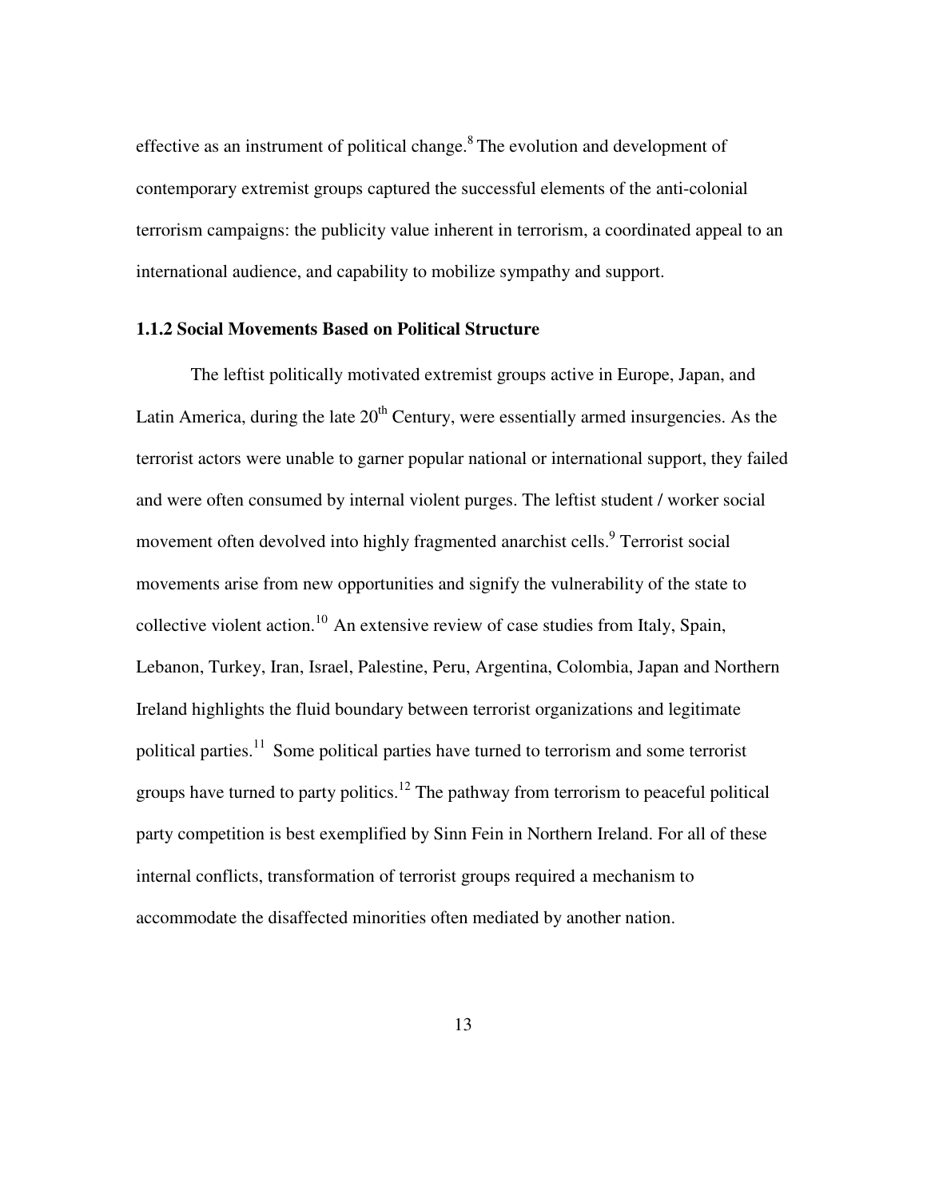effective as an instrument of political change.[8] The evolution and development of contemporary extremist groups captured the successful elements of the anti-colonial terrorism campaigns: the publicity value inherent in terrorism, a coordinated appeal to an international audience, and capability to mobilize sympathy and support.

### 1.1.2 Social Movements Based on Political Structure

The leftist politically motivated extremist groups active in Europe, Japan, and Latin America, during the late 20th Century, were essentially armed insurgencies. As the terrorist actors were unable to garner popular national or international support, they failed and were often consumed by internal violent purges. The leftist student / worker social movement often devolved into highly fragmented anarchist cells.[9] Terrorist social movements arise from new opportunities and signify the vulnerability of the state to collective violent action.[10] An extensive review of case studies from Italy, Spain, Lebanon, Turkey, Iran, Israel, Palestine, Peru, Argentina, Colombia, Japan and Northern Ireland highlights the fluid boundary between terrorist organizations and legitimate political parties.[11] Some political parties have turned to terrorism and some terrorist groups have turned to party politics.[12] The pathway from terrorism to peaceful political party competition is best exemplified by Sinn Fein in Northern Ireland. For all of these internal conflicts, transformation of terrorist groups required a mechanism to accommodate the disaffected minorities often mediated by another nation.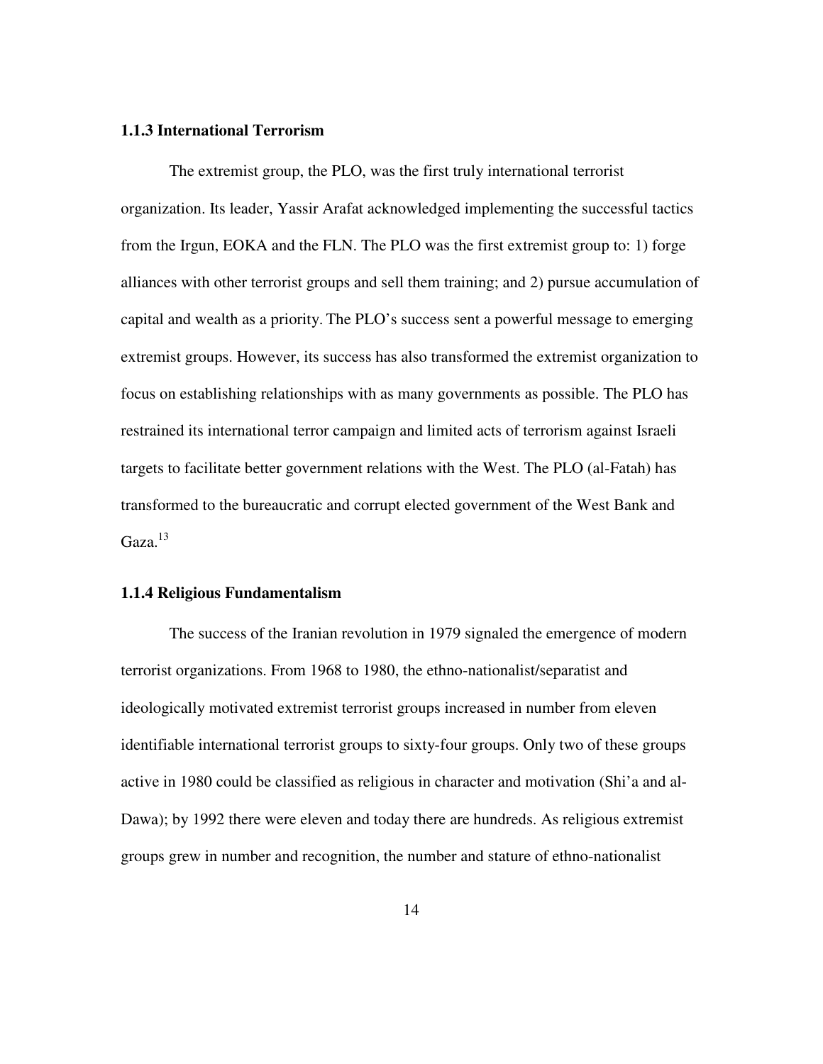### 1.1.3 International Terrorism

The extremist group, the PLO, was the first truly international terrorist organization. Its leader, Yassir Arafat acknowledged implementing the successful tactics from the Irgun, EOKA and the FLN. The PLO was the first extremist group to: 1) forge alliances with other terrorist groups and sell them training; and 2) pursue accumulation of capital and wealth as a priority. The PLO's success sent a powerful message to emerging extremist groups. However, its success has also transformed the extremist organization to focus on establishing relationships with as many governments as possible. The PLO has restrained its international terror campaign and limited acts of terrorism against Israeli targets to facilitate better government relations with the West. The PLO (al-Fatah) has transformed to the bureaucratic and corrupt elected government of the West Bank and Gaza.[13]

### 1.1.4 Religious Fundamentalism

The success of the Iranian revolution in 1979 signaled the emergence of modern terrorist organizations. From 1968 to 1980, the ethno-nationalist/separatist and ideologically motivated extremist terrorist groups increased in number from eleven identifiable international terrorist groups to sixty-four groups. Only two of these groups active in 1980 could be classified as religious in character and motivation (Shi'a and al-Dawa); by 1992 there were eleven and today there are hundreds. As religious extremist groups grew in number and recognition, the number and stature of ethno-nationalist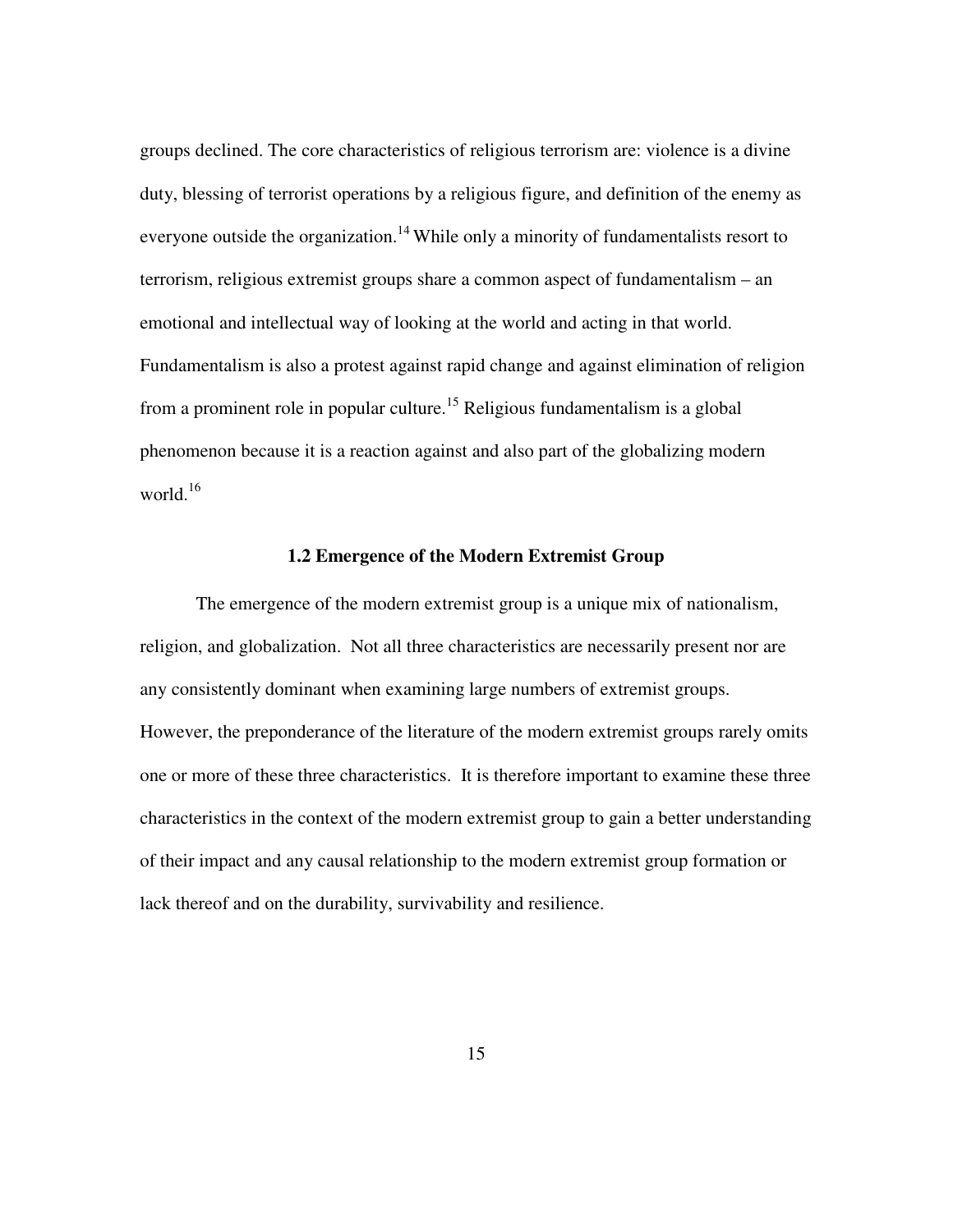groups declined. The core characteristics of religious terrorism are: violence is a divine duty, blessing of terrorist operations by a religious figure, and definition of the enemy as everyone outside the organization.[14] While only a minority of fundamentalists resort to terrorism, religious extremist groups share a common aspect of fundamentalism – an emotional and intellectual way of looking at the world and acting in that world. Fundamentalism is also a protest against rapid change and against elimination of religion from a prominent role in popular culture.[15] Religious fundamentalism is a global phenomenon because it is a reaction against and also part of the globalizing modern world.[16]

### 1.2 Emergence of the Modern Extremist Group

The emergence of the modern extremist group is a unique mix of nationalism, religion, and globalization. Not all three characteristics are necessarily present nor are any consistently dominant when examining large numbers of extremist groups. However, the preponderance of the literature of the modern extremist groups rarely omits one or more of these three characteristics. It is therefore important to examine these three characteristics in the context of the modern extremist group to gain a better understanding of their impact and any causal relationship to the modern extremist group formation or lack thereof and on the durability, survivability and resilience.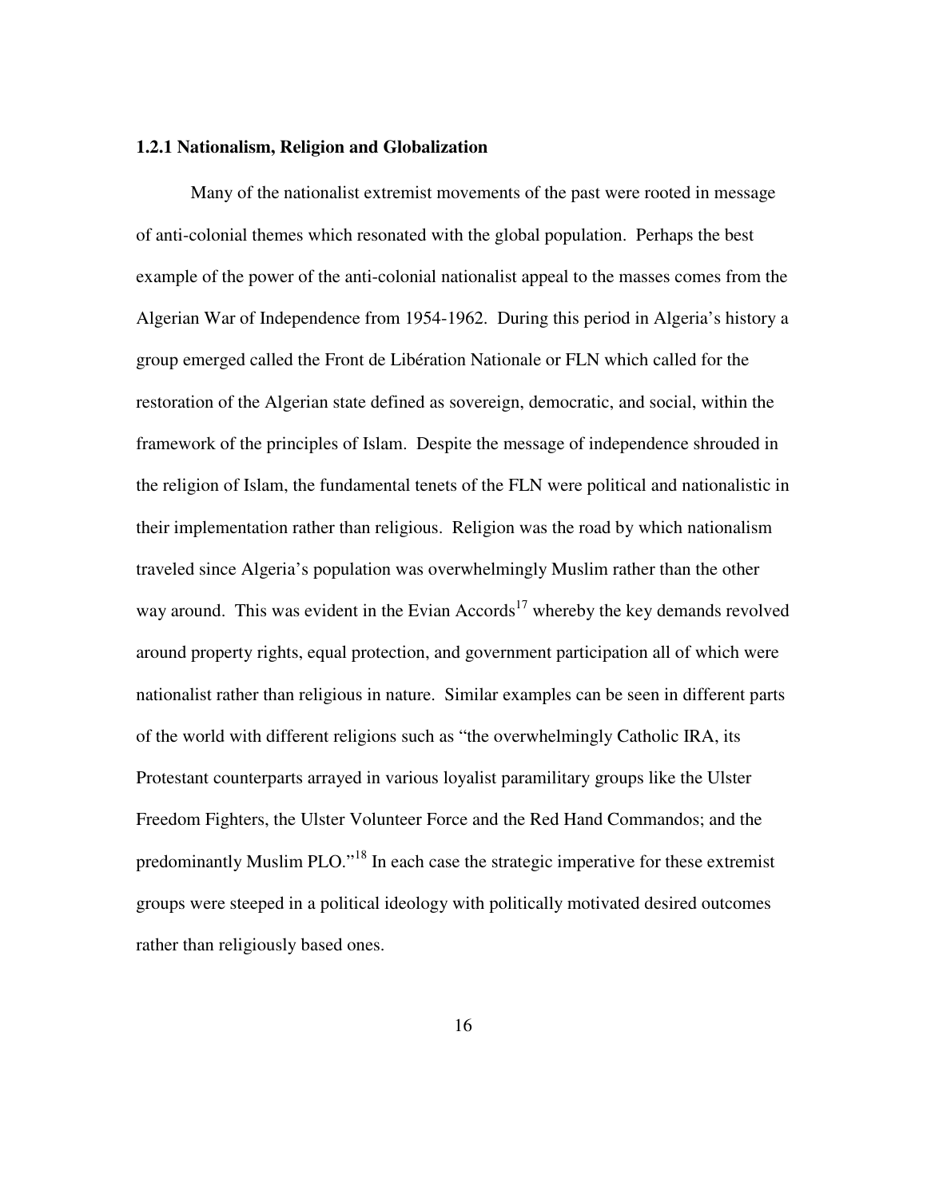### 1.2.1 Nationalism, Religion and Globalization

Many of the nationalist extremist movements of the past were rooted in message of anti-colonial themes which resonated with the global population. Perhaps the best example of the power of the anti-colonial nationalist appeal to the masses comes from the Algerian War of Independence from 1954-1962. During this period in Algeria's history a group emerged called the Front de Libération Nationale or FLN which called for the restoration of the Algerian state defined as sovereign, democratic, and social, within the framework of the principles of Islam. Despite the message of independence shrouded in the religion of Islam, the fundamental tenets of the FLN were political and nationalistic in their implementation rather than religious. Religion was the road by which nationalism traveled since Algeria's population was overwhelmingly Muslim rather than the other way around. This was evident in the Evian Accords[17] whereby the key demands revolved around property rights, equal protection, and government participation all of which were nationalist rather than religious in nature. Similar examples can be seen in different parts of the world with different religions such as "the overwhelmingly Catholic IRA, its Protestant counterparts arrayed in various loyalist paramilitary groups like the Ulster Freedom Fighters, the Ulster Volunteer Force and the Red Hand Commandos; and the predominantly Muslim PLO."[18] In each case the strategic imperative for these extremist groups were steeped in a political ideology with politically motivated desired outcomes rather than religiously based ones.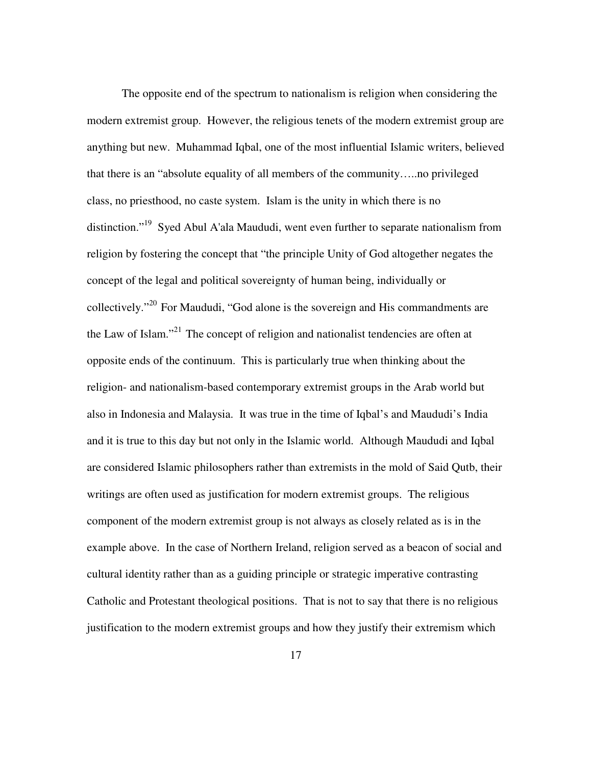The opposite end of the spectrum to nationalism is religion when considering the modern extremist group. However, the religious tenets of the modern extremist group are anything but new. Muhammad Iqbal, one of the most influential Islamic writers, believed that there is an "absolute equality of all members of the community…..no privileged class, no priesthood, no caste system. Islam is the unity in which there is no distinction."[19] Syed Abul A'ala Maududi, went even further to separate nationalism from religion by fostering the concept that "the principle Unity of God altogether negates the concept of the legal and political sovereignty of human being, individually or collectively."[20] For Maududi, "God alone is the sovereign and His commandments are the Law of Islam."[21] The concept of religion and nationalist tendencies are often at opposite ends of the continuum. This is particularly true when thinking about the religion- and nationalism-based contemporary extremist groups in the Arab world but also in Indonesia and Malaysia. It was true in the time of Iqbal's and Maududi's India and it is true to this day but not only in the Islamic world. Although Maududi and Iqbal are considered Islamic philosophers rather than extremists in the mold of Said Qutb, their writings are often used as justification for modern extremist groups. The religious component of the modern extremist group is not always as closely related as is in the example above. In the case of Northern Ireland, religion served as a beacon of social and cultural identity rather than as a guiding principle or strategic imperative contrasting Catholic and Protestant theological positions. That is not to say that there is no religious justification to the modern extremist groups and how they justify their extremism which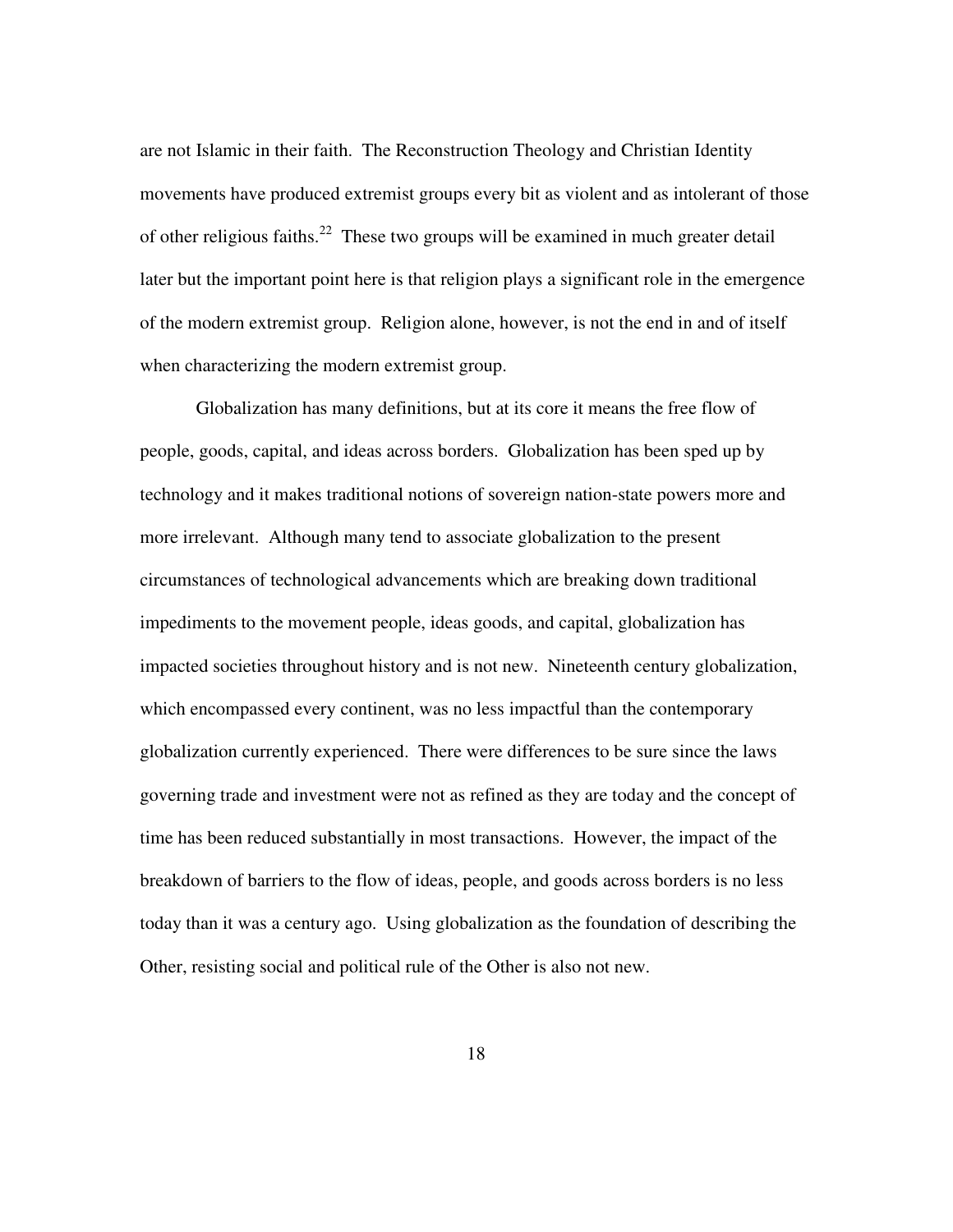are not Islamic in their faith. The Reconstruction Theology and Christian Identity movements have produced extremist groups every bit as violent and as intolerant of those of other religious faiths.[22] These two groups will be examined in much greater detail later but the important point here is that religion plays a significant role in the emergence of the modern extremist group. Religion alone, however, is not the end in and of itself when characterizing the modern extremist group.

Globalization has many definitions, but at its core it means the free flow of people, goods, capital, and ideas across borders. Globalization has been sped up by technology and it makes traditional notions of sovereign nation-state powers more and more irrelevant. Although many tend to associate globalization to the present circumstances of technological advancements which are breaking down traditional impediments to the movement people, ideas goods, and capital, globalization has impacted societies throughout history and is not new. Nineteenth century globalization, which encompassed every continent, was no less impactful than the contemporary globalization currently experienced. There were differences to be sure since the laws governing trade and investment were not as refined as they are today and the concept of time has been reduced substantially in most transactions. However, the impact of the breakdown of barriers to the flow of ideas, people, and goods across borders is no less today than it was a century ago. Using globalization as the foundation of describing the Other, resisting social and political rule of the Other is also not new.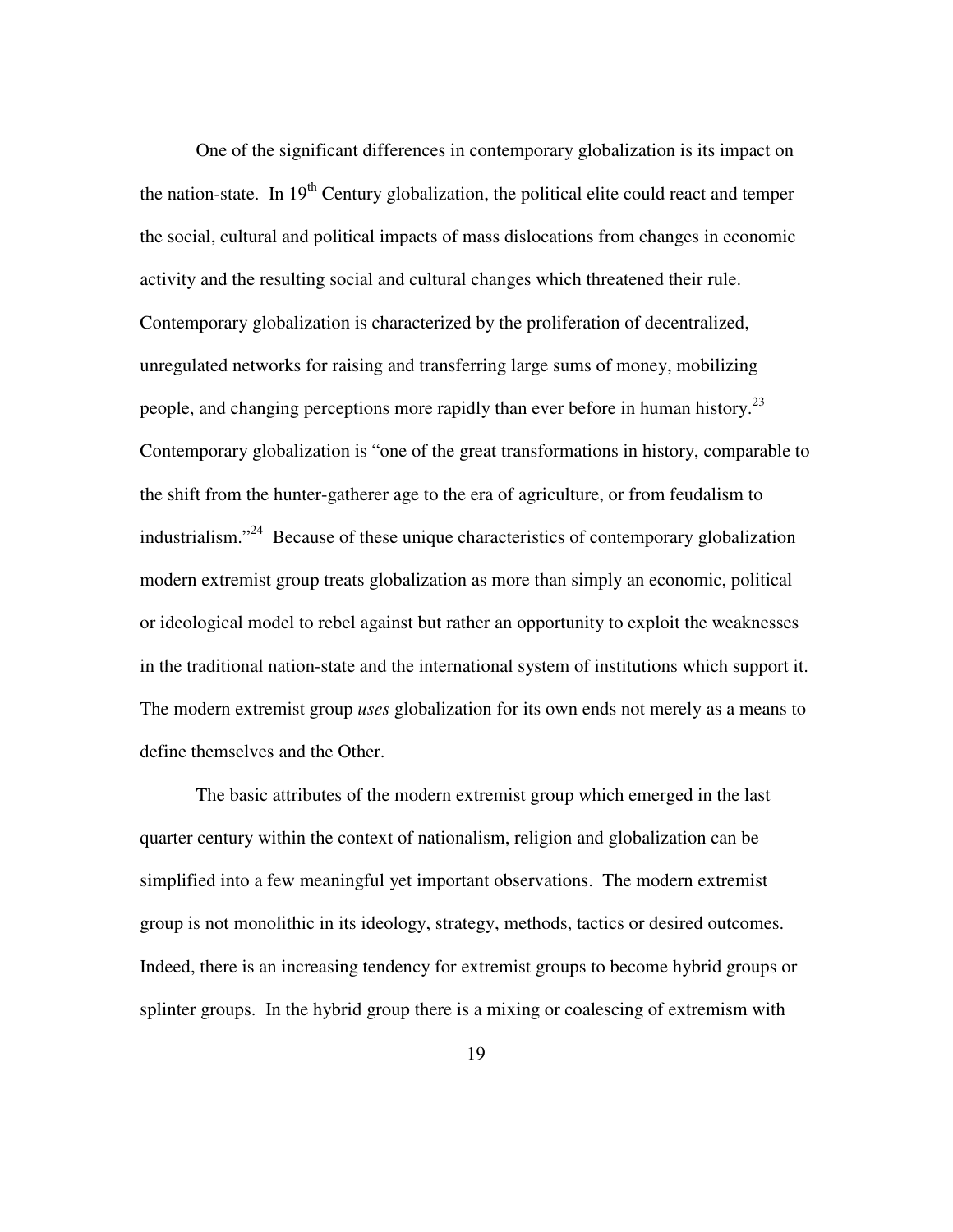One of the significant differences in contemporary globalization is its impact on the nation-state. In 19th Century globalization, the political elite could react and temper the social, cultural and political impacts of mass dislocations from changes in economic activity and the resulting social and cultural changes which threatened their rule. Contemporary globalization is characterized by the proliferation of decentralized, unregulated networks for raising and transferring large sums of money, mobilizing people, and changing perceptions more rapidly than ever before in human history.[23] Contemporary globalization is "one of the great transformations in history, comparable to the shift from the hunter-gatherer age to the era of agriculture, or from feudalism to industrialism."[24] Because of these unique characteristics of contemporary globalization modern extremist group treats globalization as more than simply an economic, political or ideological model to rebel against but rather an opportunity to exploit the weaknesses in the traditional nation-state and the international system of institutions which support it. The modern extremist group *uses* globalization for its own ends not merely as a means to define themselves and the Other.

The basic attributes of the modern extremist group which emerged in the last quarter century within the context of nationalism, religion and globalization can be simplified into a few meaningful yet important observations. The modern extremist group is not monolithic in its ideology, strategy, methods, tactics or desired outcomes. Indeed, there is an increasing tendency for extremist groups to become hybrid groups or splinter groups. In the hybrid group there is a mixing or coalescing of extremism with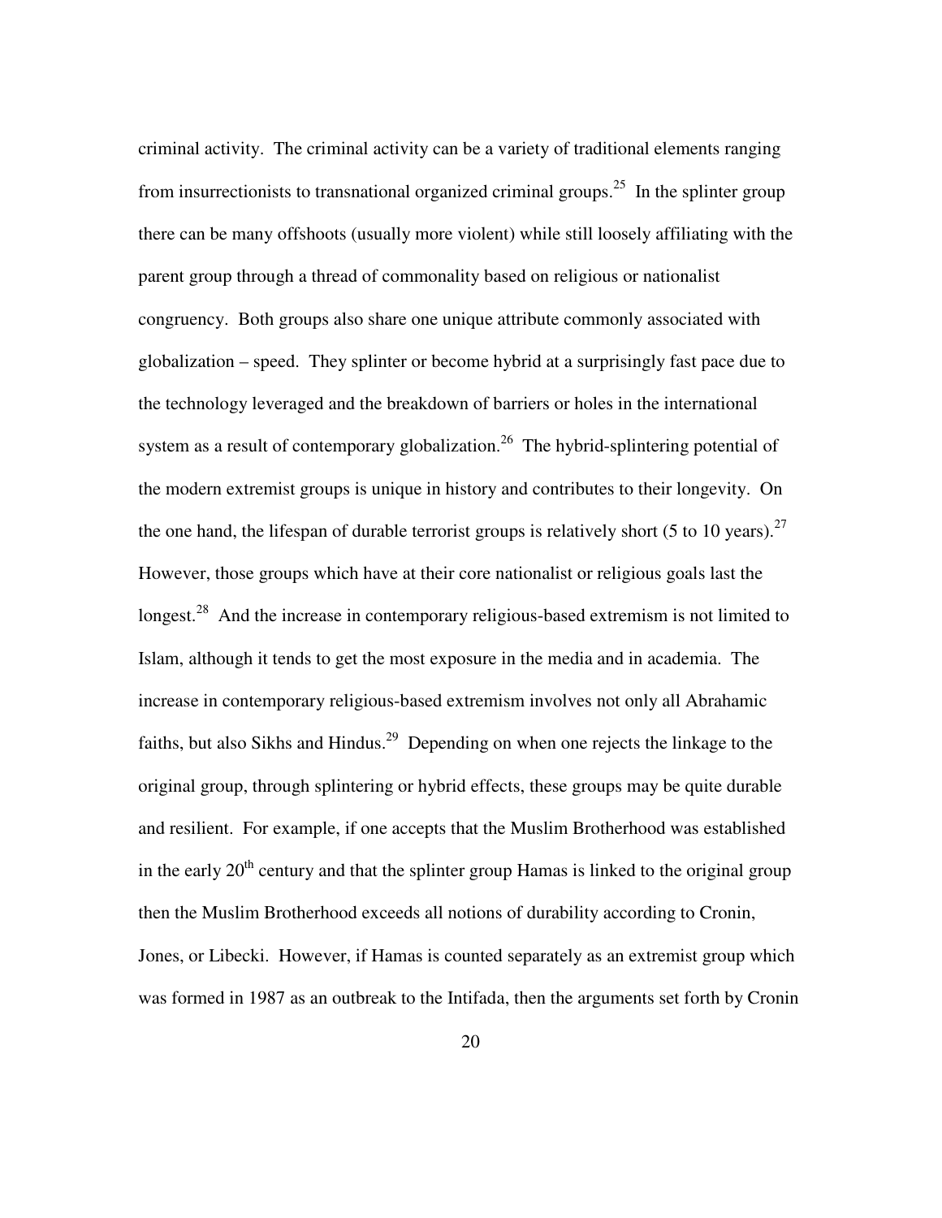criminal activity. The criminal activity can be a variety of traditional elements ranging from insurrectionists to transnational organized criminal groups.[25] In the splinter group there can be many offshoots (usually more violent) while still loosely affiliating with the parent group through a thread of commonality based on religious or nationalist congruency. Both groups also share one unique attribute commonly associated with globalization – speed. They splinter or become hybrid at a surprisingly fast pace due to the technology leveraged and the breakdown of barriers or holes in the international system as a result of contemporary globalization.[26] The hybrid-splintering potential of the modern extremist groups is unique in history and contributes to their longevity. On the one hand, the lifespan of durable terrorist groups is relatively short (5 to 10 years).[27] However, those groups which have at their core nationalist or religious goals last the longest.[28] And the increase in contemporary religious-based extremism is not limited to Islam, although it tends to get the most exposure in the media and in academia. The increase in contemporary religious-based extremism involves not only all Abrahamic faiths, but also Sikhs and Hindus.[29] Depending on when one rejects the linkage to the original group, through splintering or hybrid effects, these groups may be quite durable and resilient. For example, if one accepts that the Muslim Brotherhood was established in the early 20th century and that the splinter group Hamas is linked to the original group then the Muslim Brotherhood exceeds all notions of durability according to Cronin, Jones, or Libecki. However, if Hamas is counted separately as an extremist group which was formed in 1987 as an outbreak to the Intifada, then the arguments set forth by Cronin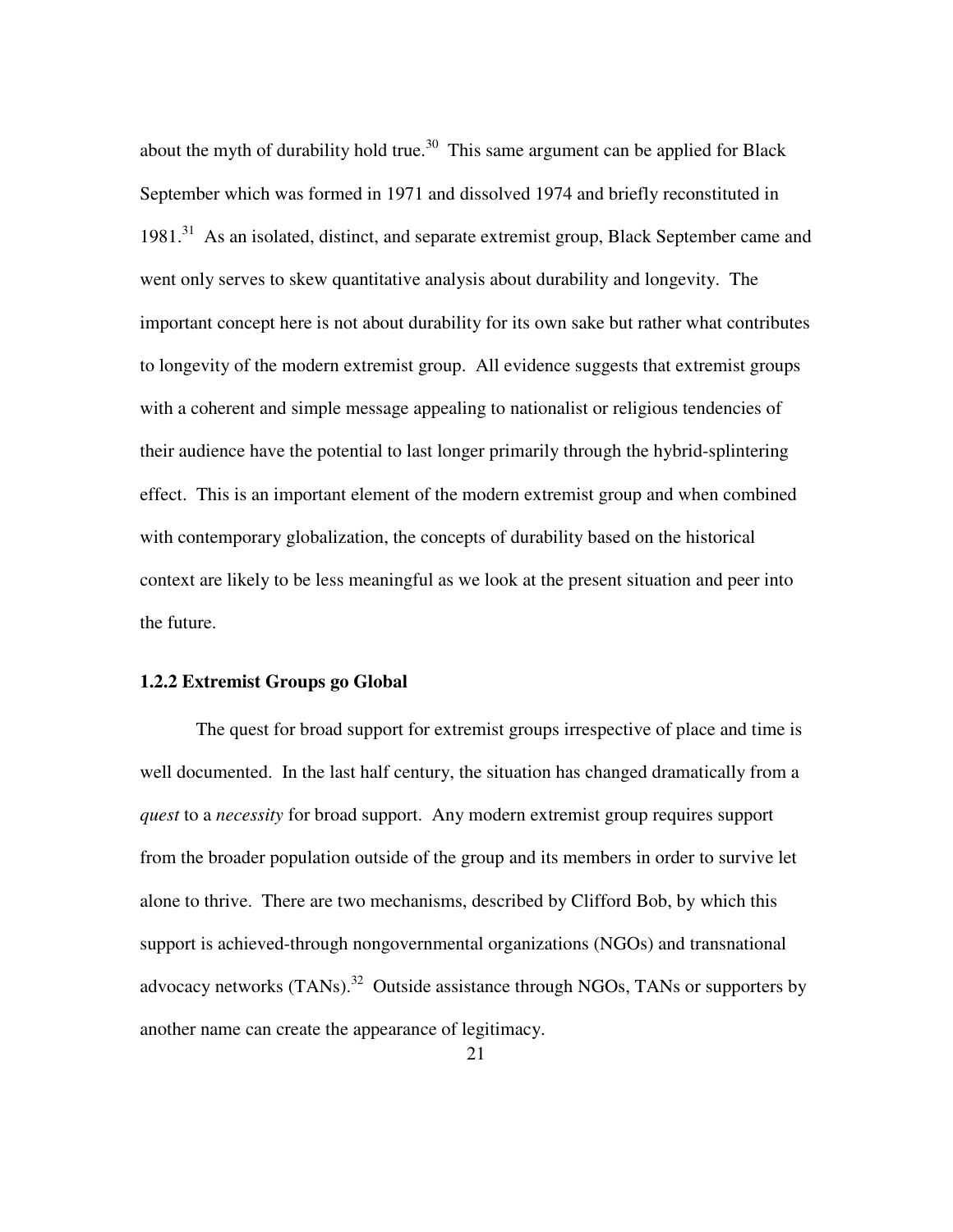about the myth of durability hold true.[30] This same argument can be applied for Black September which was formed in 1971 and dissolved 1974 and briefly reconstituted in 1981.[31] As an isolated, distinct, and separate extremist group, Black September came and went only serves to skew quantitative analysis about durability and longevity. The important concept here is not about durability for its own sake but rather what contributes to longevity of the modern extremist group. All evidence suggests that extremist groups with a coherent and simple message appealing to nationalist or religious tendencies of their audience have the potential to last longer primarily through the hybrid-splintering effect. This is an important element of the modern extremist group and when combined with contemporary globalization, the concepts of durability based on the historical context are likely to be less meaningful as we look at the present situation and peer into the future.

### 1.2.2 Extremist Groups go Global

The quest for broad support for extremist groups irrespective of place and time is well documented. In the last half century, the situation has changed dramatically from a *quest* to a *necessity* for broad support. Any modern extremist group requires support from the broader population outside of the group and its members in order to survive let alone to thrive. There are two mechanisms, described by Clifford Bob, by which this support is achieved-through nongovernmental organizations (NGOs) and transnational advocacy networks (TANs).[32] Outside assistance through NGOs, TANs or supporters by another name can create the appearance of legitimacy.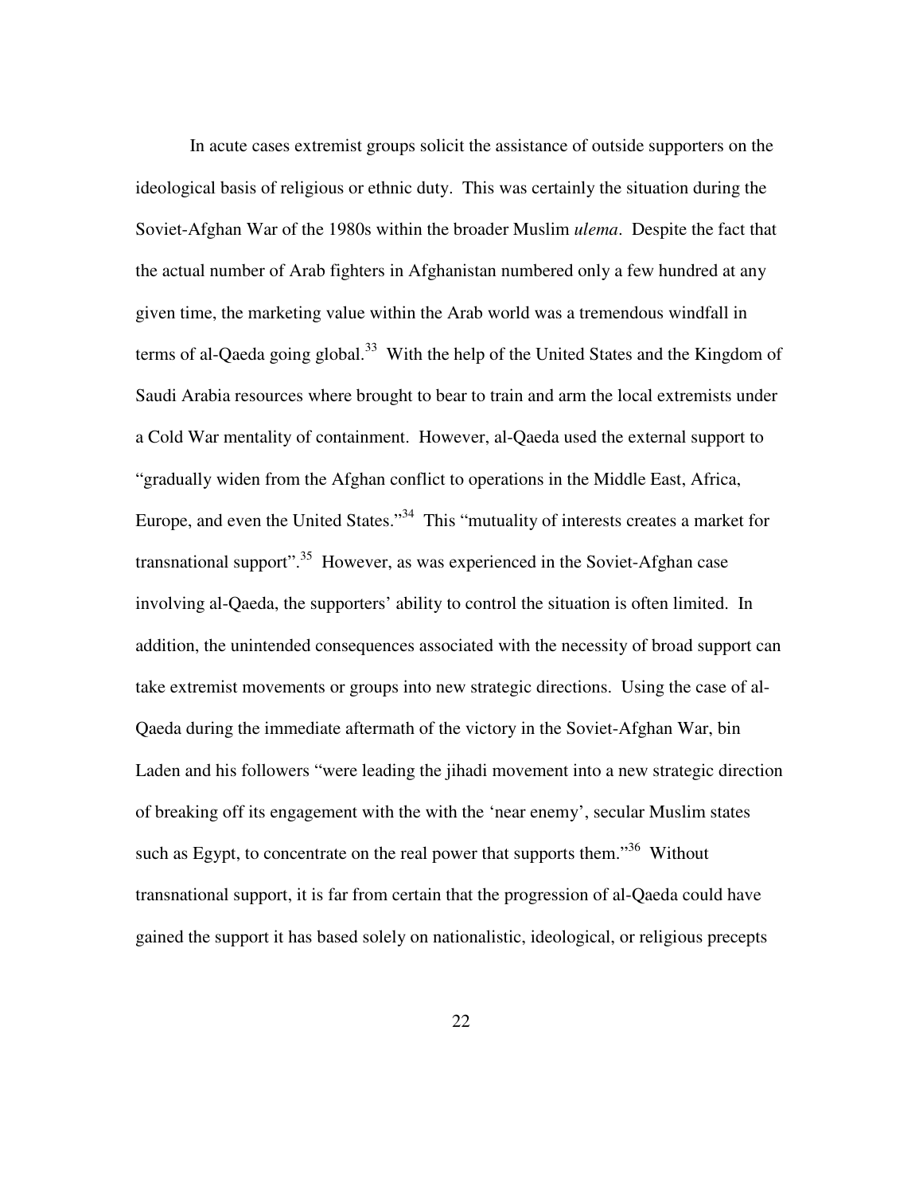In acute cases extremist groups solicit the assistance of outside supporters on the ideological basis of religious or ethnic duty. This was certainly the situation during the Soviet-Afghan War of the 1980s within the broader Muslim *ulema*. Despite the fact that the actual number of Arab fighters in Afghanistan numbered only a few hundred at any given time, the marketing value within the Arab world was a tremendous windfall in terms of al-Qaeda going global.[33] With the help of the United States and the Kingdom of Saudi Arabia resources where brought to bear to train and arm the local extremists under a Cold War mentality of containment. However, al-Qaeda used the external support to "gradually widen from the Afghan conflict to operations in the Middle East, Africa, Europe, and even the United States."[34] This "mutuality of interests creates a market for transnational support".[35] However, as was experienced in the Soviet-Afghan case involving al-Qaeda, the supporters' ability to control the situation is often limited. In addition, the unintended consequences associated with the necessity of broad support can take extremist movements or groups into new strategic directions. Using the case of al-Qaeda during the immediate aftermath of the victory in the Soviet-Afghan War, bin Laden and his followers "were leading the jihadi movement into a new strategic direction of breaking off its engagement with the with the 'near enemy', secular Muslim states such as Egypt, to concentrate on the real power that supports them."[36] Without transnational support, it is far from certain that the progression of al-Qaeda could have gained the support it has based solely on nationalistic, ideological, or religious precepts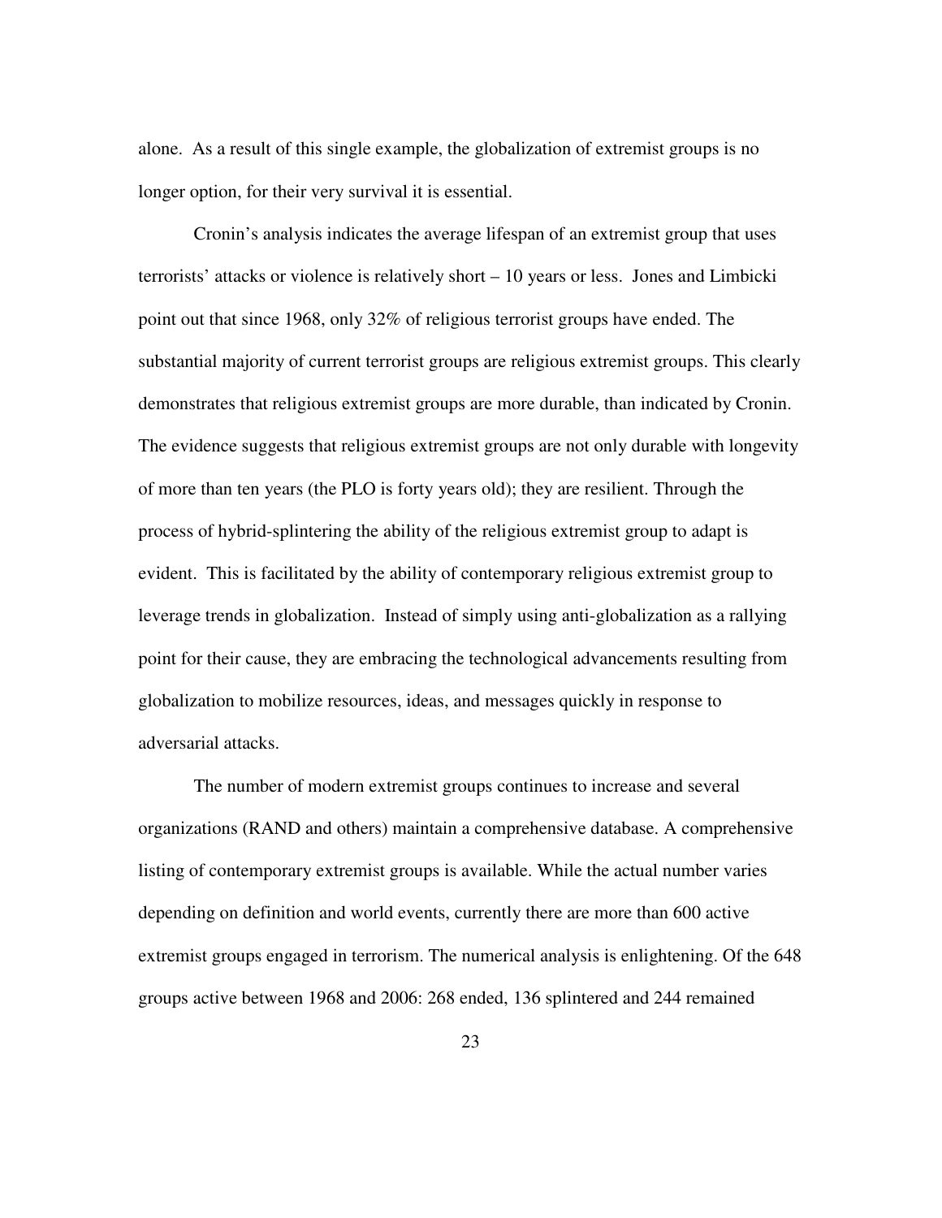alone. As a result of this single example, the globalization of extremist groups is no longer option, for their very survival it is essential.

Cronin's analysis indicates the average lifespan of an extremist group that uses terrorists' attacks or violence is relatively short – 10 years or less. Jones and Limbicki point out that since 1968, only 32% of religious terrorist groups have ended. The substantial majority of current terrorist groups are religious extremist groups. This clearly demonstrates that religious extremist groups are more durable, than indicated by Cronin. The evidence suggests that religious extremist groups are not only durable with longevity of more than ten years (the PLO is forty years old); they are resilient. Through the process of hybrid-splintering the ability of the religious extremist group to adapt is evident. This is facilitated by the ability of contemporary religious extremist group to leverage trends in globalization. Instead of simply using anti-globalization as a rallying point for their cause, they are embracing the technological advancements resulting from globalization to mobilize resources, ideas, and messages quickly in response to adversarial attacks.

The number of modern extremist groups continues to increase and several organizations (RAND and others) maintain a comprehensive database. A comprehensive listing of contemporary extremist groups is available. While the actual number varies depending on definition and world events, currently there are more than 600 active extremist groups engaged in terrorism. The numerical analysis is enlightening. Of the 648 groups active between 1968 and 2006: 268 ended, 136 splintered and 244 remained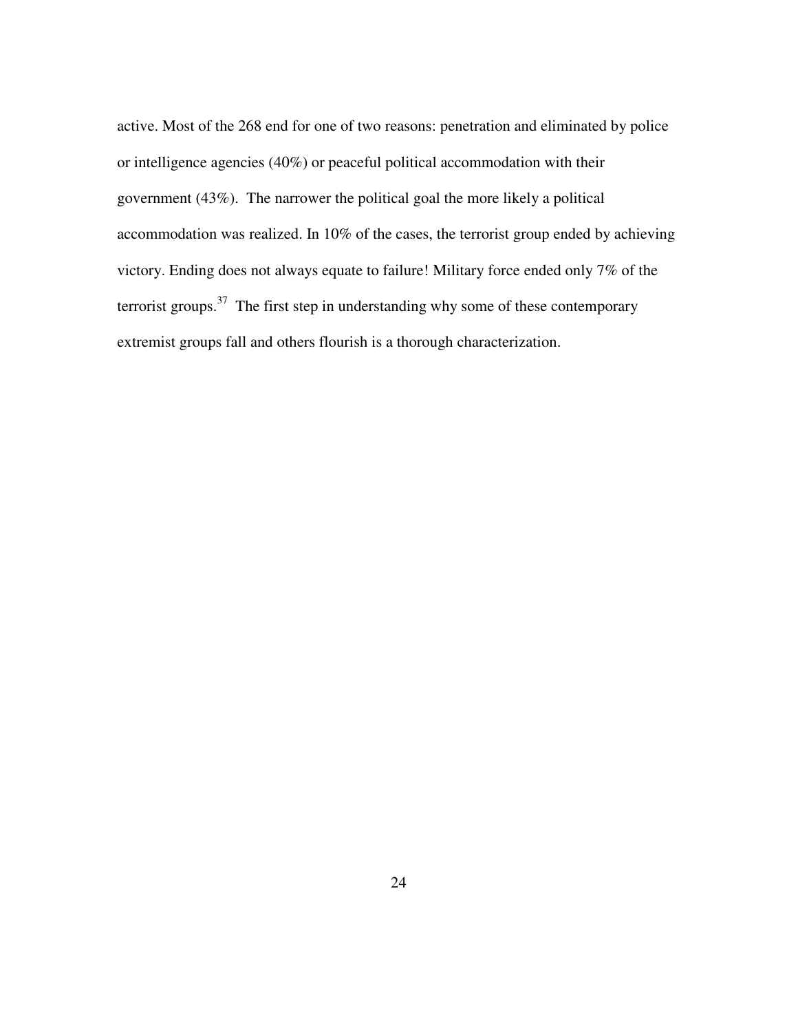active. Most of the 268 end for one of two reasons: penetration and eliminated by police or intelligence agencies (40%) or peaceful political accommodation with their government (43%).  The narrower the political goal the more likely a political accommodation was realized. In 10% of the cases, the terrorist group ended by achieving victory. Ending does not always equate to failure! Military force ended only 7% of the terrorist groups.[37]  The first step in understanding why some of these contemporary extremist groups fall and others flourish is a thorough characterization.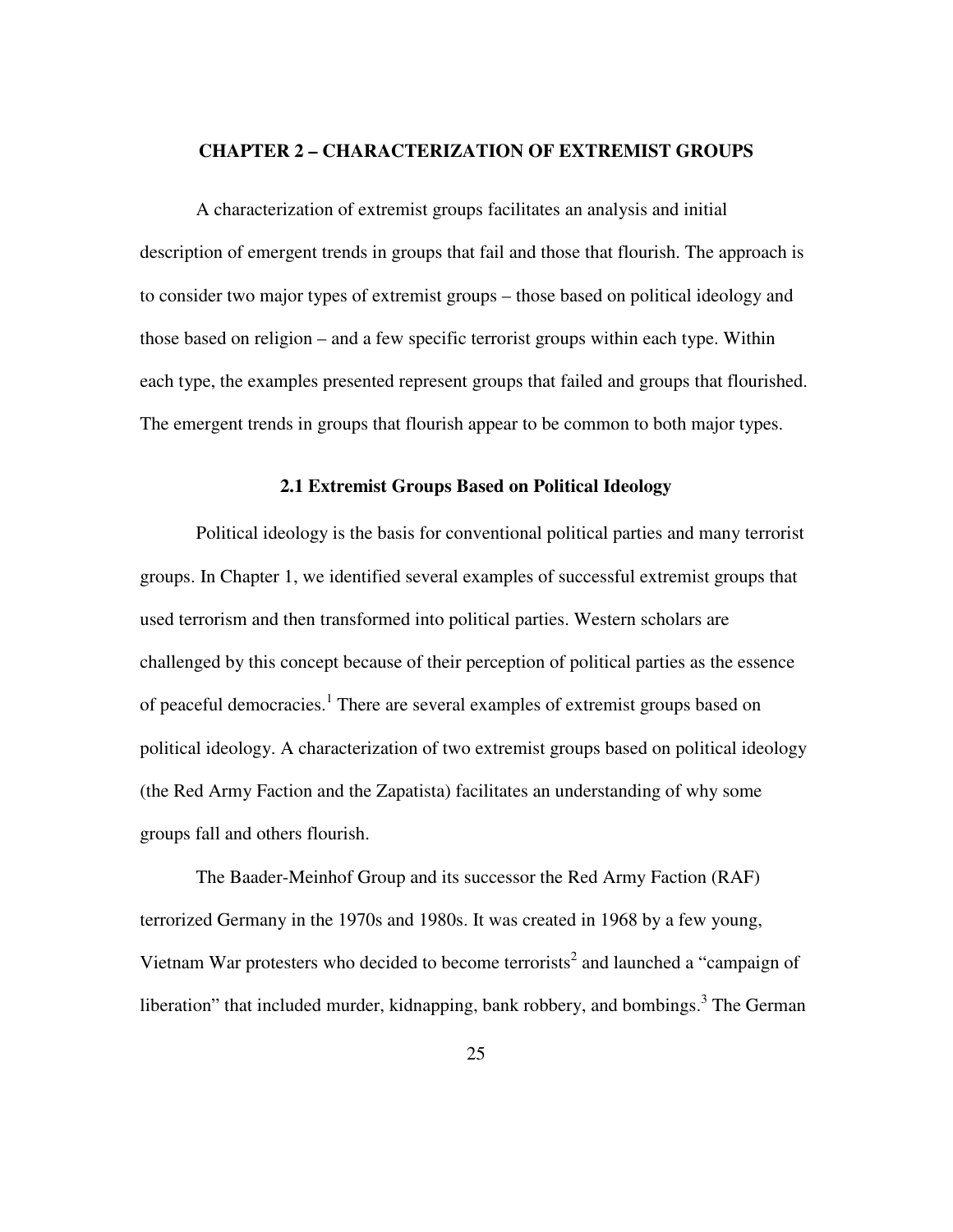# CHAPTER 2 – CHARACTERIZATION OF EXTREMIST GROUPS

A characterization of extremist groups facilitates an analysis and initial description of emergent trends in groups that fail and those that flourish. The approach is to consider two major types of extremist groups – those based on political ideology and those based on religion – and a few specific terrorist groups within each type. Within each type, the examples presented represent groups that failed and groups that flourished. The emergent trends in groups that flourish appear to be common to both major types.

## 2.1 Extremist Groups Based on Political Ideology

Political ideology is the basis for conventional political parties and many terrorist groups. In Chapter 1, we identified several examples of successful extremist groups that used terrorism and then transformed into political parties. Western scholars are challenged by this concept because of their perception of political parties as the essence of peaceful democracies.[1] There are several examples of extremist groups based on political ideology. A characterization of two extremist groups based on political ideology (the Red Army Faction and the Zapatista) facilitates an understanding of why some groups fall and others flourish.

The Baader-Meinhof Group and its successor the Red Army Faction (RAF) terrorized Germany in the 1970s and 1980s. It was created in 1968 by a few young, Vietnam War protesters who decided to become terrorists[2] and launched a "campaign of liberation" that included murder, kidnapping, bank robbery, and bombings.[3] The German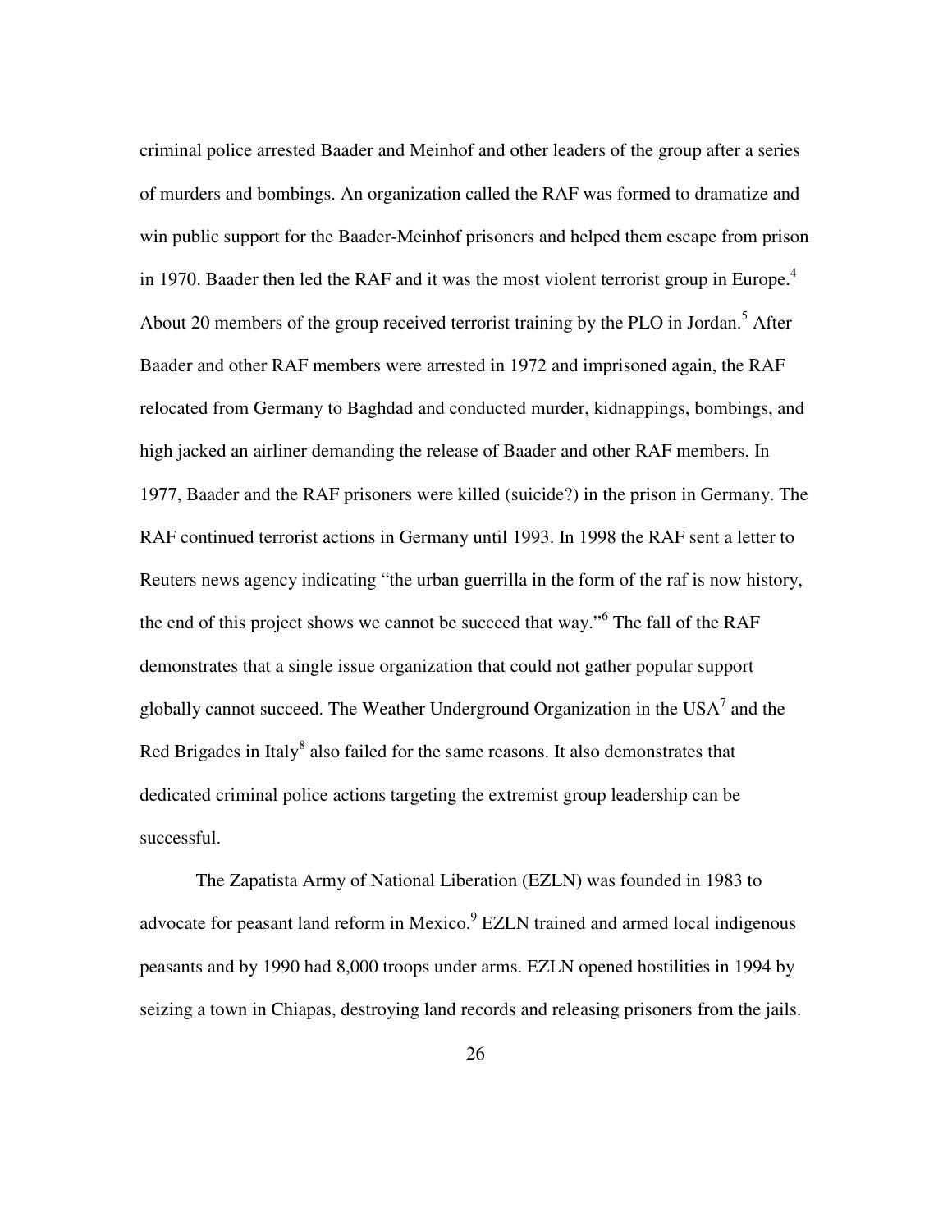criminal police arrested Baader and Meinhof and other leaders of the group after a series of murders and bombings. An organization called the RAF was formed to dramatize and win public support for the Baader-Meinhof prisoners and helped them escape from prison in 1970. Baader then led the RAF and it was the most violent terrorist group in Europe.[4] About 20 members of the group received terrorist training by the PLO in Jordan.[5] After Baader and other RAF members were arrested in 1972 and imprisoned again, the RAF relocated from Germany to Baghdad and conducted murder, kidnappings, bombings, and high jacked an airliner demanding the release of Baader and other RAF members. In 1977, Baader and the RAF prisoners were killed (suicide?) in the prison in Germany. The RAF continued terrorist actions in Germany until 1993. In 1998 the RAF sent a letter to Reuters news agency indicating "the urban guerrilla in the form of the raf is now history, the end of this project shows we cannot be succeed that way."[6] The fall of the RAF demonstrates that a single issue organization that could not gather popular support globally cannot succeed. The Weather Underground Organization in the USA[7] and the Red Brigades in Italy[8] also failed for the same reasons. It also demonstrates that dedicated criminal police actions targeting the extremist group leadership can be successful.

The Zapatista Army of National Liberation (EZLN) was founded in 1983 to advocate for peasant land reform in Mexico.[9] EZLN trained and armed local indigenous peasants and by 1990 had 8,000 troops under arms. EZLN opened hostilities in 1994 by seizing a town in Chiapas, destroying land records and releasing prisoners from the jails.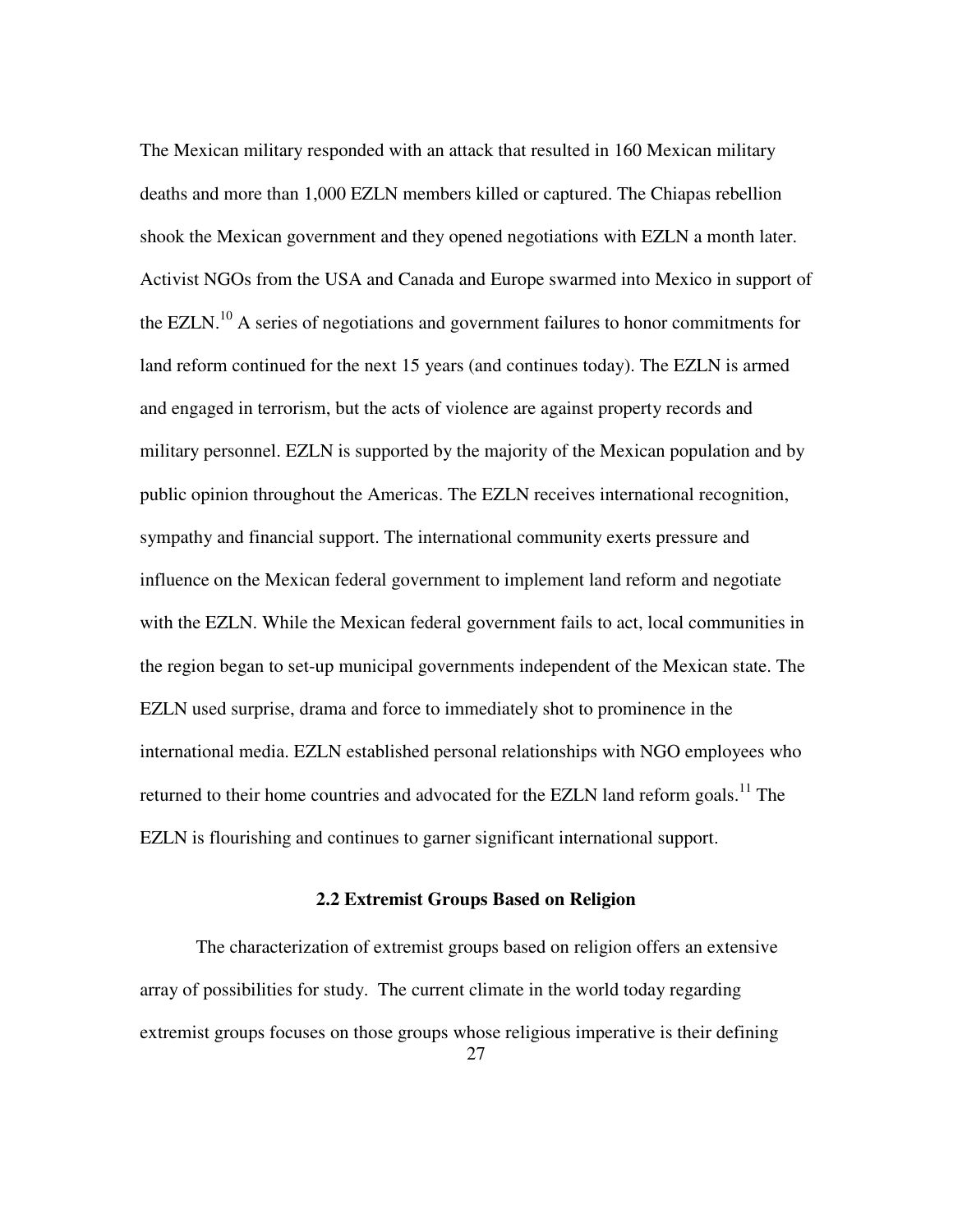The Mexican military responded with an attack that resulted in 160 Mexican military deaths and more than 1,000 EZLN members killed or captured. The Chiapas rebellion shook the Mexican government and they opened negotiations with EZLN a month later. Activist NGOs from the USA and Canada and Europe swarmed into Mexico in support of the EZLN.[10] A series of negotiations and government failures to honor commitments for land reform continued for the next 15 years (and continues today). The EZLN is armed and engaged in terrorism, but the acts of violence are against property records and military personnel. EZLN is supported by the majority of the Mexican population and by public opinion throughout the Americas. The EZLN receives international recognition, sympathy and financial support. The international community exerts pressure and influence on the Mexican federal government to implement land reform and negotiate with the EZLN. While the Mexican federal government fails to act, local communities in the region began to set-up municipal governments independent of the Mexican state. The EZLN used surprise, drama and force to immediately shot to prominence in the international media. EZLN established personal relationships with NGO employees who returned to their home countries and advocated for the EZLN land reform goals.[11] The EZLN is flourishing and continues to garner significant international support.

### 2.2 Extremist Groups Based on Religion

The characterization of extremist groups based on religion offers an extensive array of possibilities for study. The current climate in the world today regarding extremist groups focuses on those groups whose religious imperative is their defining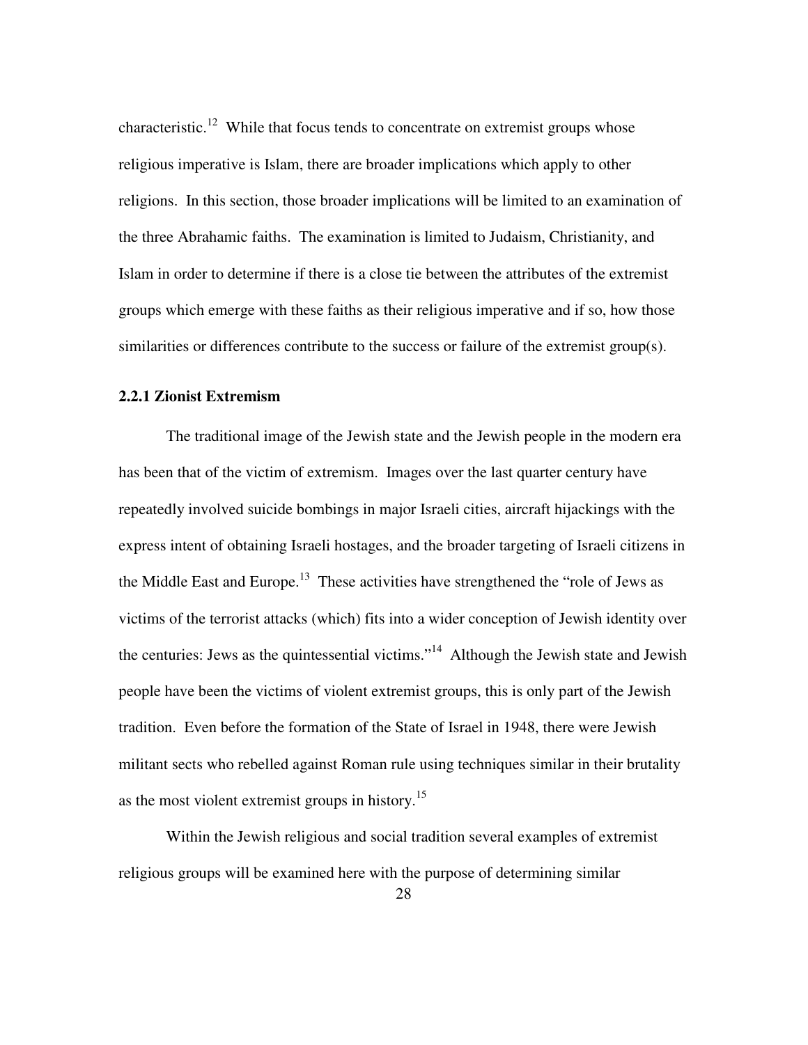characteristic.[12] While that focus tends to concentrate on extremist groups whose religious imperative is Islam, there are broader implications which apply to other religions. In this section, those broader implications will be limited to an examination of the three Abrahamic faiths. The examination is limited to Judaism, Christianity, and Islam in order to determine if there is a close tie between the attributes of the extremist groups which emerge with these faiths as their religious imperative and if so, how those similarities or differences contribute to the success or failure of the extremist group(s).

### 2.2.1 Zionist Extremism

The traditional image of the Jewish state and the Jewish people in the modern era has been that of the victim of extremism. Images over the last quarter century have repeatedly involved suicide bombings in major Israeli cities, aircraft hijackings with the express intent of obtaining Israeli hostages, and the broader targeting of Israeli citizens in the Middle East and Europe.[13] These activities have strengthened the "role of Jews as victims of the terrorist attacks (which) fits into a wider conception of Jewish identity over the centuries: Jews as the quintessential victims."[14] Although the Jewish state and Jewish people have been the victims of violent extremist groups, this is only part of the Jewish tradition. Even before the formation of the State of Israel in 1948, there were Jewish militant sects who rebelled against Roman rule using techniques similar in their brutality as the most violent extremist groups in history.[15]

Within the Jewish religious and social tradition several examples of extremist religious groups will be examined here with the purpose of determining similar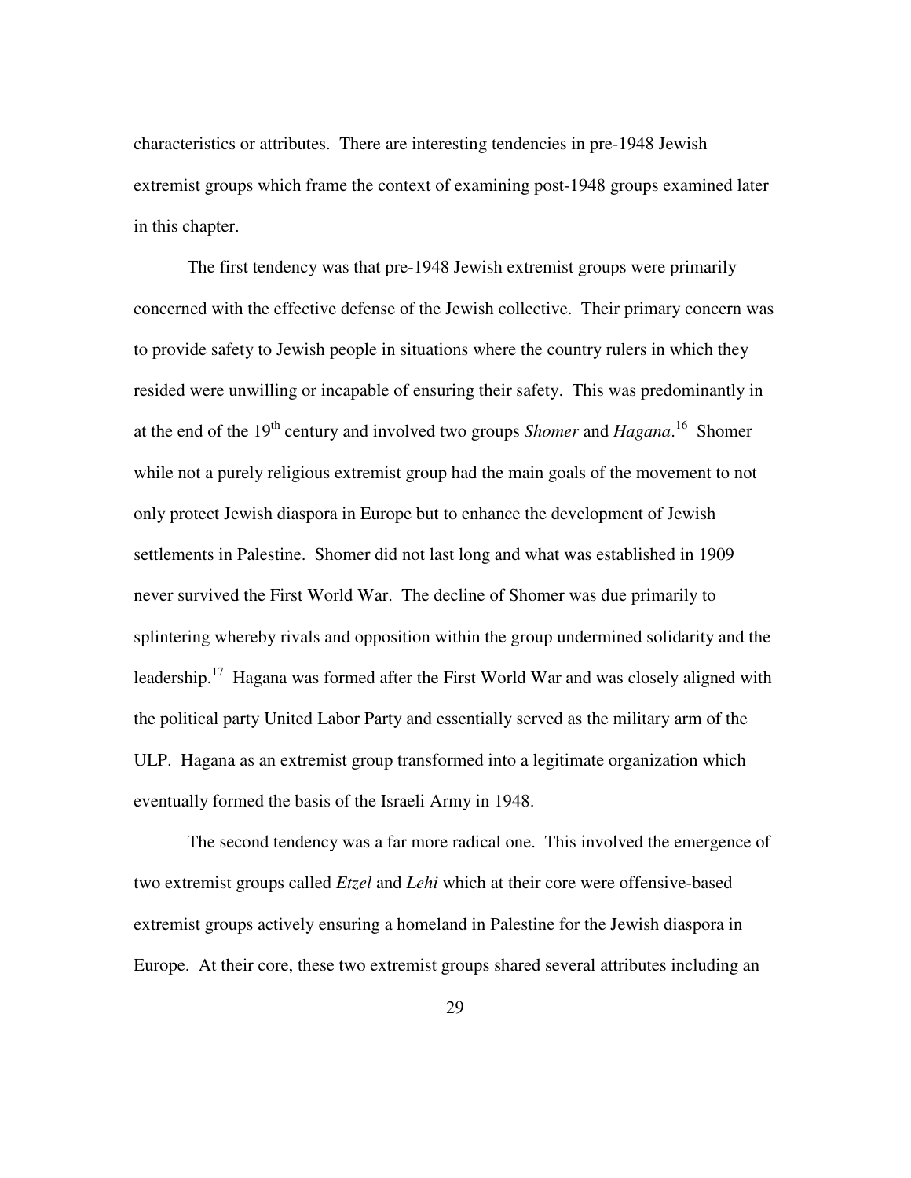characteristics or attributes. There are interesting tendencies in pre-1948 Jewish extremist groups which frame the context of examining post-1948 groups examined later in this chapter.

The first tendency was that pre-1948 Jewish extremist groups were primarily concerned with the effective defense of the Jewish collective. Their primary concern was to provide safety to Jewish people in situations where the country rulers in which they resided were unwilling or incapable of ensuring their safety. This was predominantly in at the end of the 19th century and involved two groups *Shomer* and *Hagana*.[16] Shomer while not a purely religious extremist group had the main goals of the movement to not only protect Jewish diaspora in Europe but to enhance the development of Jewish settlements in Palestine. Shomer did not last long and what was established in 1909 never survived the First World War. The decline of Shomer was due primarily to splintering whereby rivals and opposition within the group undermined solidarity and the leadership.[17] Hagana was formed after the First World War and was closely aligned with the political party United Labor Party and essentially served as the military arm of the ULP. Hagana as an extremist group transformed into a legitimate organization which eventually formed the basis of the Israeli Army in 1948.

The second tendency was a far more radical one. This involved the emergence of two extremist groups called *Etzel* and *Lehi* which at their core were offensive-based extremist groups actively ensuring a homeland in Palestine for the Jewish diaspora in Europe. At their core, these two extremist groups shared several attributes including an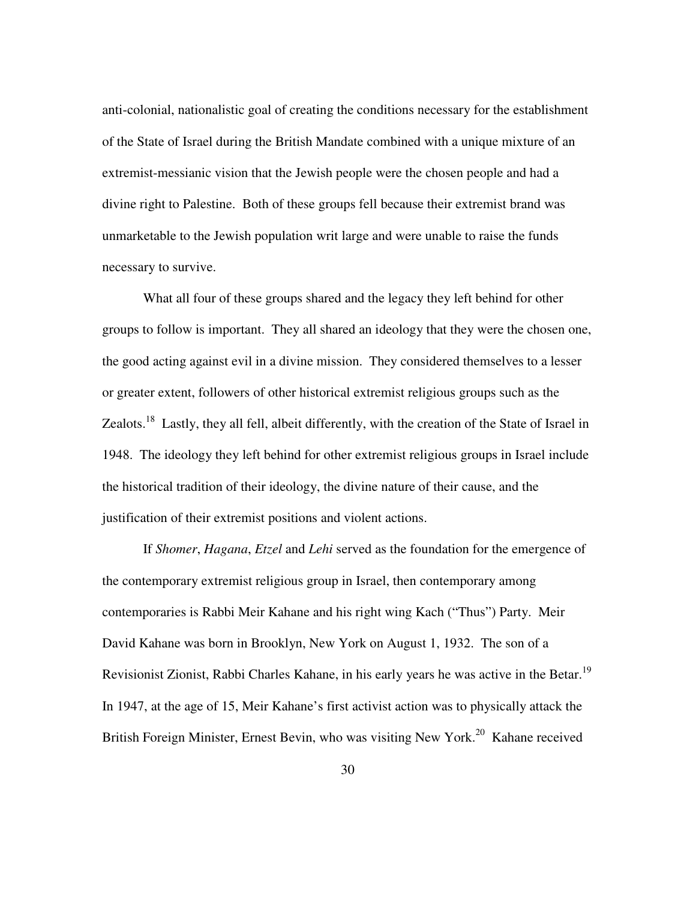anti-colonial, nationalistic goal of creating the conditions necessary for the establishment of the State of Israel during the British Mandate combined with a unique mixture of an extremist-messianic vision that the Jewish people were the chosen people and had a divine right to Palestine. Both of these groups fell because their extremist brand was unmarketable to the Jewish population writ large and were unable to raise the funds necessary to survive.

What all four of these groups shared and the legacy they left behind for other groups to follow is important. They all shared an ideology that they were the chosen one, the good acting against evil in a divine mission. They considered themselves to a lesser or greater extent, followers of other historical extremist religious groups such as the Zealots.[18] Lastly, they all fell, albeit differently, with the creation of the State of Israel in 1948. The ideology they left behind for other extremist religious groups in Israel include the historical tradition of their ideology, the divine nature of their cause, and the justification of their extremist positions and violent actions.

If *Shomer*, *Hagana*, *Etzel* and *Lehi* served as the foundation for the emergence of the contemporary extremist religious group in Israel, then contemporary among contemporaries is Rabbi Meir Kahane and his right wing Kach ("Thus") Party. Meir David Kahane was born in Brooklyn, New York on August 1, 1932. The son of a Revisionist Zionist, Rabbi Charles Kahane, in his early years he was active in the Betar.[19] In 1947, at the age of 15, Meir Kahane's first activist action was to physically attack the British Foreign Minister, Ernest Bevin, who was visiting New York.[20] Kahane received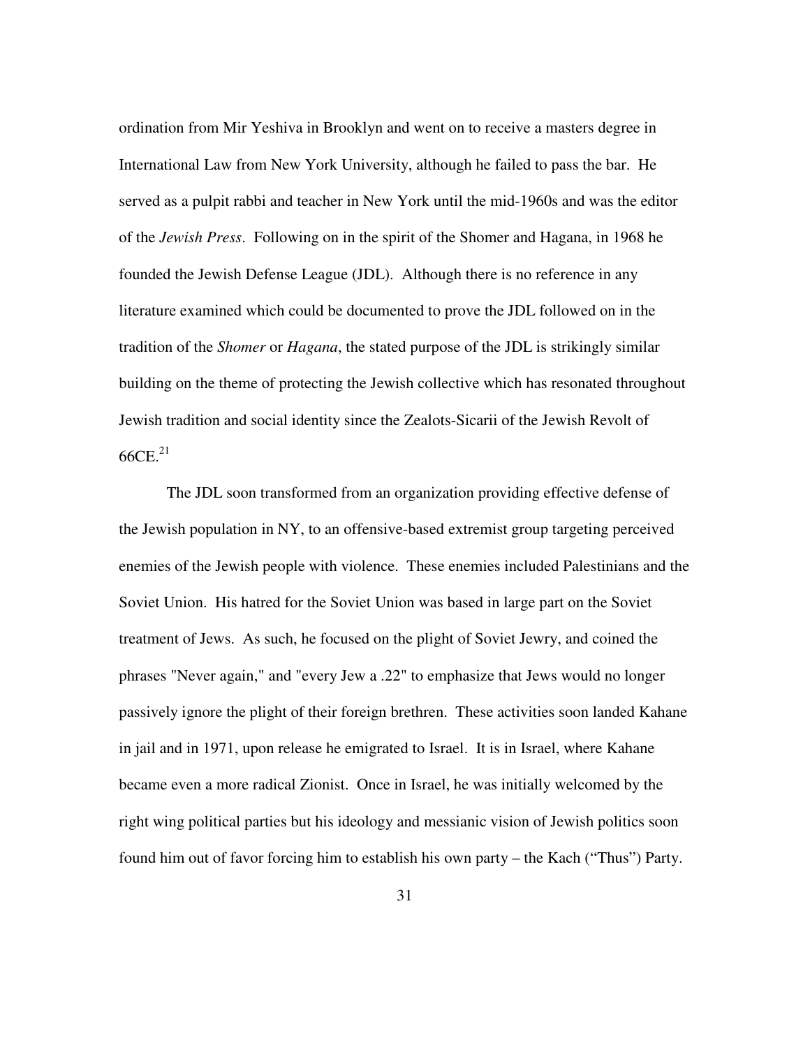ordination from Mir Yeshiva in Brooklyn and went on to receive a masters degree in International Law from New York University, although he failed to pass the bar. He served as a pulpit rabbi and teacher in New York until the mid-1960s and was the editor of the *Jewish Press*. Following on in the spirit of the Shomer and Hagana, in 1968 he founded the Jewish Defense League (JDL). Although there is no reference in any literature examined which could be documented to prove the JDL followed on in the tradition of the *Shomer* or *Hagana*, the stated purpose of the JDL is strikingly similar building on the theme of protecting the Jewish collective which has resonated throughout Jewish tradition and social identity since the Zealots-Sicarii of the Jewish Revolt of 66CE.[21]

The JDL soon transformed from an organization providing effective defense of the Jewish population in NY, to an offensive-based extremist group targeting perceived enemies of the Jewish people with violence. These enemies included Palestinians and the Soviet Union. His hatred for the Soviet Union was based in large part on the Soviet treatment of Jews. As such, he focused on the plight of Soviet Jewry, and coined the phrases "Never again," and "every Jew a .22" to emphasize that Jews would no longer passively ignore the plight of their foreign brethren. These activities soon landed Kahane in jail and in 1971, upon release he emigrated to Israel. It is in Israel, where Kahane became even a more radical Zionist. Once in Israel, he was initially welcomed by the right wing political parties but his ideology and messianic vision of Jewish politics soon found him out of favor forcing him to establish his own party – the Kach ("Thus") Party.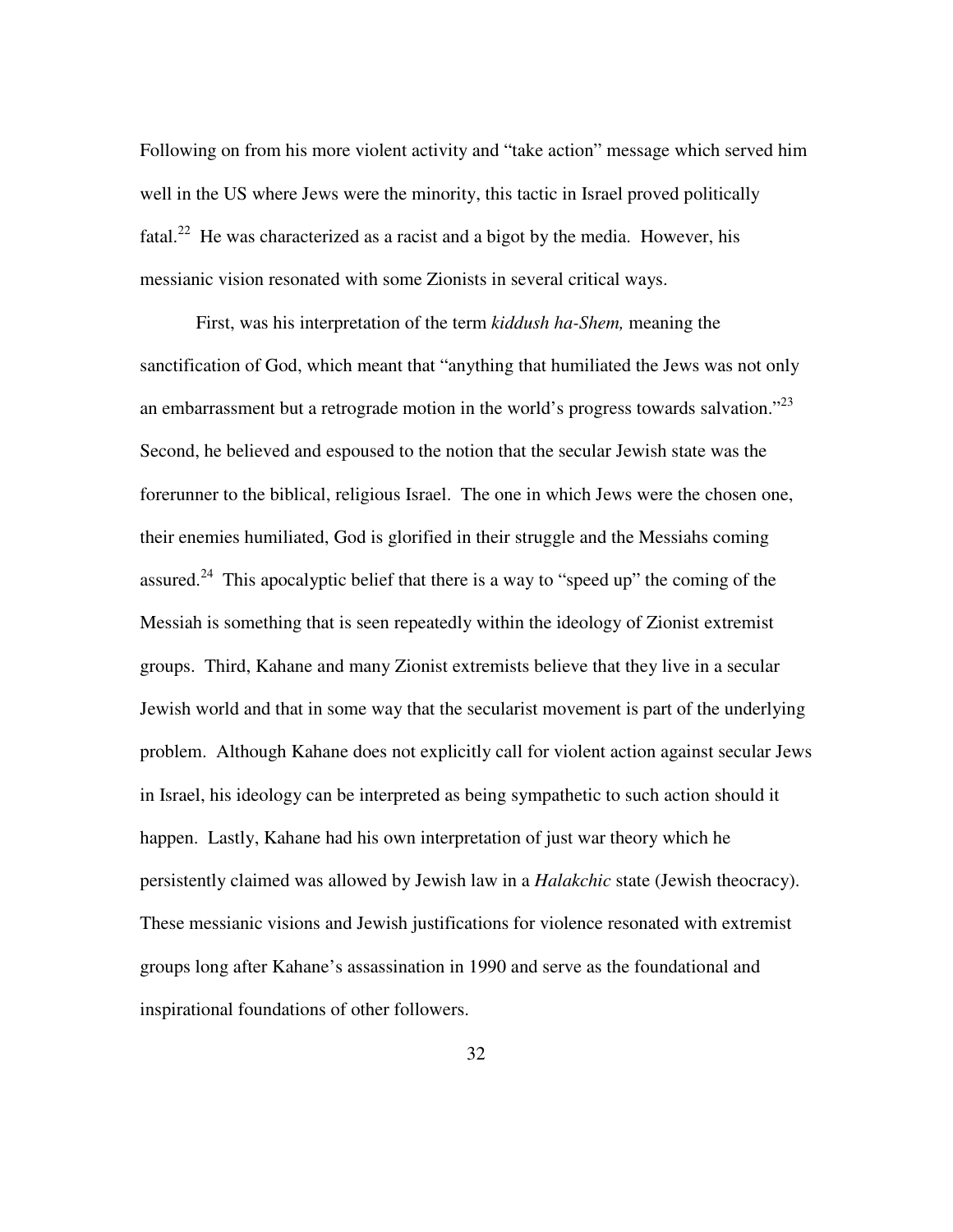Following on from his more violent activity and "take action" message which served him well in the US where Jews were the minority, this tactic in Israel proved politically fatal.[22] He was characterized as a racist and a bigot by the media. However, his messianic vision resonated with some Zionists in several critical ways.

First, was his interpretation of the term *kiddush ha-Shem,* meaning the sanctification of God, which meant that "anything that humiliated the Jews was not only an embarrassment but a retrograde motion in the world's progress towards salvation."[23] Second, he believed and espoused to the notion that the secular Jewish state was the forerunner to the biblical, religious Israel. The one in which Jews were the chosen one, their enemies humiliated, God is glorified in their struggle and the Messiahs coming assured.[24] This apocalyptic belief that there is a way to "speed up" the coming of the Messiah is something that is seen repeatedly within the ideology of Zionist extremist groups. Third, Kahane and many Zionist extremists believe that they live in a secular Jewish world and that in some way that the secularist movement is part of the underlying problem. Although Kahane does not explicitly call for violent action against secular Jews in Israel, his ideology can be interpreted as being sympathetic to such action should it happen. Lastly, Kahane had his own interpretation of just war theory which he persistently claimed was allowed by Jewish law in a *Halakchic* state (Jewish theocracy). These messianic visions and Jewish justifications for violence resonated with extremist groups long after Kahane's assassination in 1990 and serve as the foundational and inspirational foundations of other followers.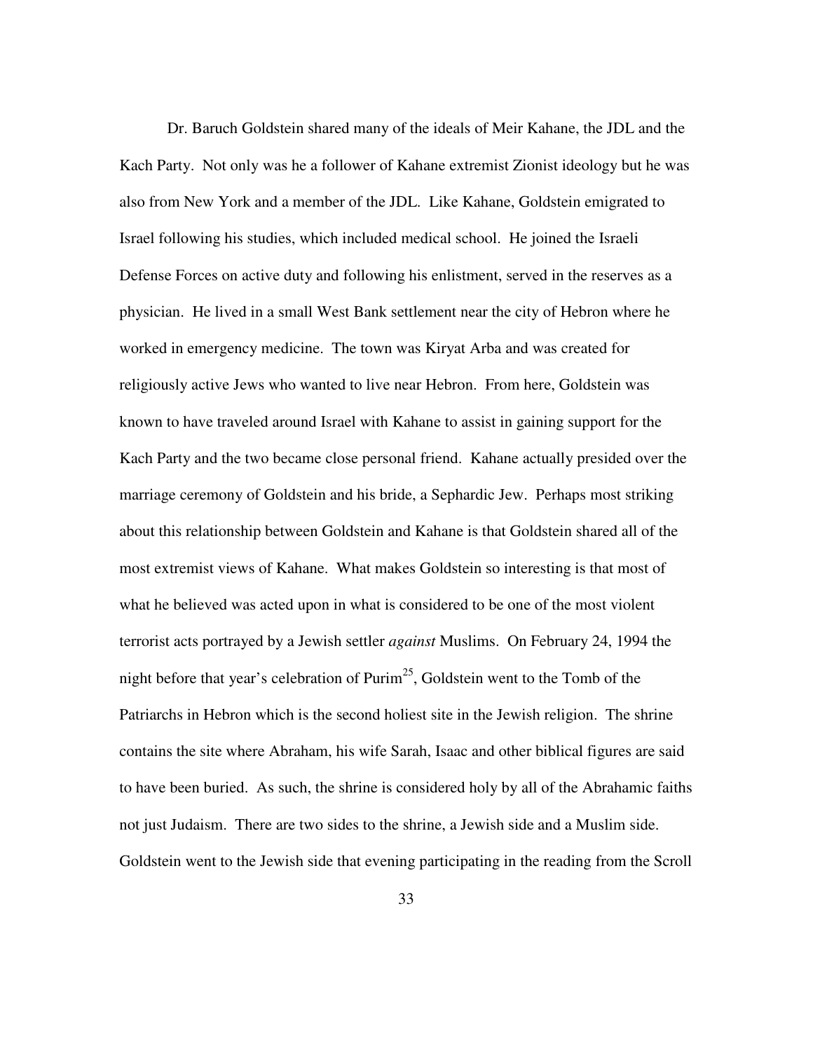Dr. Baruch Goldstein shared many of the ideals of Meir Kahane, the JDL and the Kach Party. Not only was he a follower of Kahane extremist Zionist ideology but he was also from New York and a member of the JDL. Like Kahane, Goldstein emigrated to Israel following his studies, which included medical school. He joined the Israeli Defense Forces on active duty and following his enlistment, served in the reserves as a physician. He lived in a small West Bank settlement near the city of Hebron where he worked in emergency medicine. The town was Kiryat Arba and was created for religiously active Jews who wanted to live near Hebron. From here, Goldstein was known to have traveled around Israel with Kahane to assist in gaining support for the Kach Party and the two became close personal friend. Kahane actually presided over the marriage ceremony of Goldstein and his bride, a Sephardic Jew. Perhaps most striking about this relationship between Goldstein and Kahane is that Goldstein shared all of the most extremist views of Kahane. What makes Goldstein so interesting is that most of what he believed was acted upon in what is considered to be one of the most violent terrorist acts portrayed by a Jewish settler *against* Muslims. On February 24, 1994 the night before that year's celebration of Purim[25], Goldstein went to the Tomb of the Patriarchs in Hebron which is the second holiest site in the Jewish religion. The shrine contains the site where Abraham, his wife Sarah, Isaac and other biblical figures are said to have been buried. As such, the shrine is considered holy by all of the Abrahamic faiths not just Judaism. There are two sides to the shrine, a Jewish side and a Muslim side. Goldstein went to the Jewish side that evening participating in the reading from the Scroll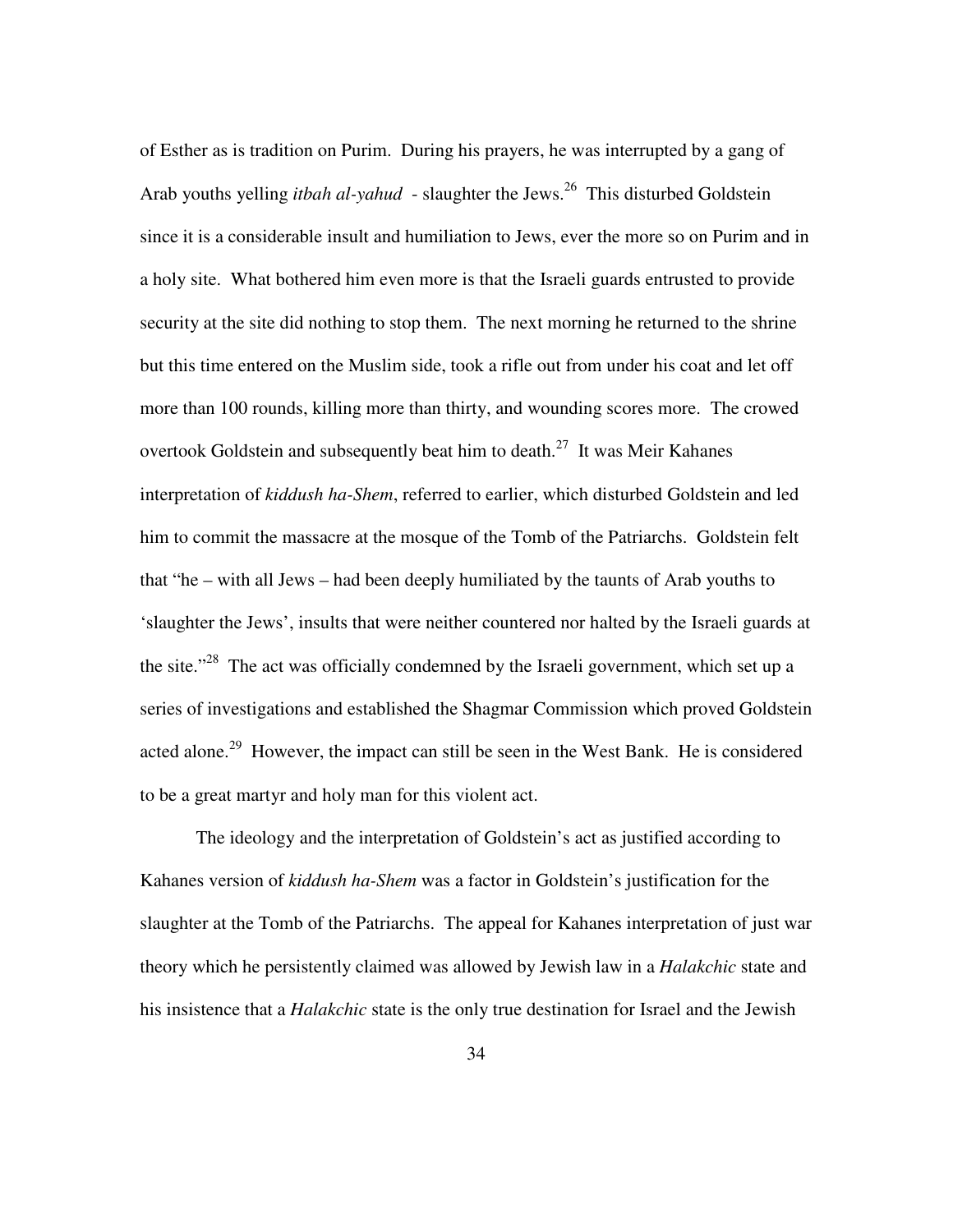of Esther as is tradition on Purim. During his prayers, he was interrupted by a gang of Arab youths yelling *itbah al-yahud* - slaughter the Jews.[26] This disturbed Goldstein since it is a considerable insult and humiliation to Jews, ever the more so on Purim and in a holy site. What bothered him even more is that the Israeli guards entrusted to provide security at the site did nothing to stop them. The next morning he returned to the shrine but this time entered on the Muslim side, took a rifle out from under his coat and let off more than 100 rounds, killing more than thirty, and wounding scores more. The crowed overtook Goldstein and subsequently beat him to death.[27] It was Meir Kahanes interpretation of *kiddush ha-Shem*, referred to earlier, which disturbed Goldstein and led him to commit the massacre at the mosque of the Tomb of the Patriarchs. Goldstein felt that "he – with all Jews – had been deeply humiliated by the taunts of Arab youths to 'slaughter the Jews', insults that were neither countered nor halted by the Israeli guards at the site."[28] The act was officially condemned by the Israeli government, which set up a series of investigations and established the Shagmar Commission which proved Goldstein acted alone.[29] However, the impact can still be seen in the West Bank. He is considered to be a great martyr and holy man for this violent act.

The ideology and the interpretation of Goldstein's act as justified according to Kahanes version of *kiddush ha-Shem* was a factor in Goldstein's justification for the slaughter at the Tomb of the Patriarchs. The appeal for Kahanes interpretation of just war theory which he persistently claimed was allowed by Jewish law in a *Halakchic* state and his insistence that a *Halakchic* state is the only true destination for Israel and the Jewish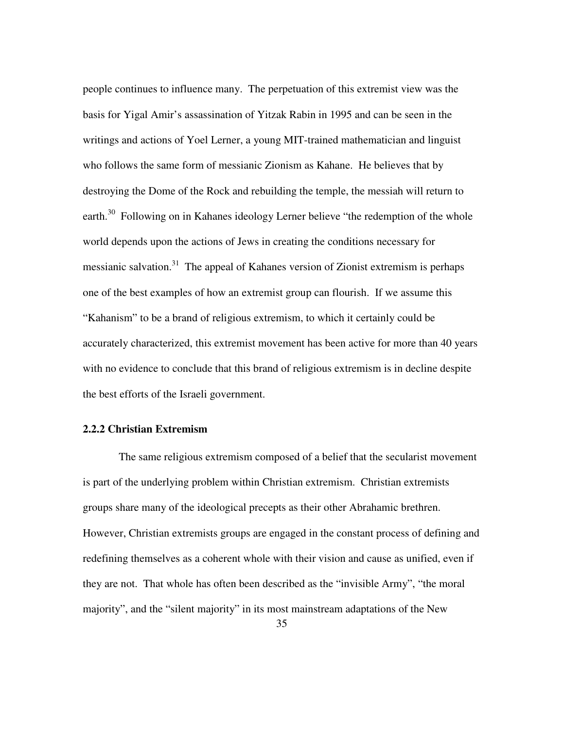people continues to influence many. The perpetuation of this extremist view was the basis for Yigal Amir's assassination of Yitzak Rabin in 1995 and can be seen in the writings and actions of Yoel Lerner, a young MIT-trained mathematician and linguist who follows the same form of messianic Zionism as Kahane. He believes that by destroying the Dome of the Rock and rebuilding the temple, the messiah will return to earth.[30] Following on in Kahanes ideology Lerner believe "the redemption of the whole world depends upon the actions of Jews in creating the conditions necessary for messianic salvation.[31] The appeal of Kahanes version of Zionist extremism is perhaps one of the best examples of how an extremist group can flourish. If we assume this "Kahanism" to be a brand of religious extremism, to which it certainly could be accurately characterized, this extremist movement has been active for more than 40 years with no evidence to conclude that this brand of religious extremism is in decline despite the best efforts of the Israeli government.

### 2.2.2 Christian Extremism

The same religious extremism composed of a belief that the secularist movement is part of the underlying problem within Christian extremism. Christian extremists groups share many of the ideological precepts as their other Abrahamic brethren. However, Christian extremists groups are engaged in the constant process of defining and redefining themselves as a coherent whole with their vision and cause as unified, even if they are not. That whole has often been described as the "invisible Army", "the moral majority", and the "silent majority" in its most mainstream adaptations of the New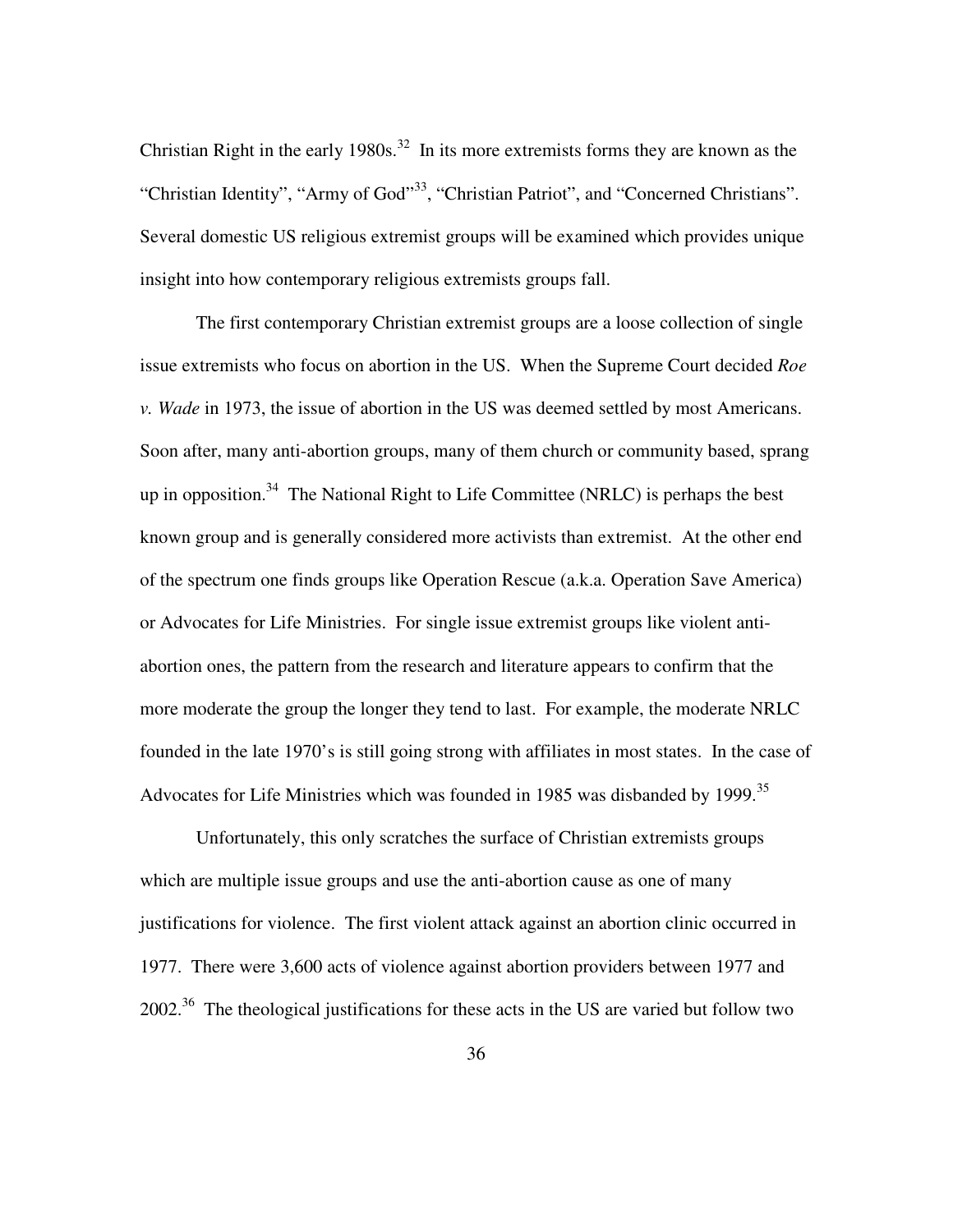Christian Right in the early 1980s.[32] In its more extremists forms they are known as the "Christian Identity", "Army of God"[33], "Christian Patriot", and "Concerned Christians". Several domestic US religious extremist groups will be examined which provides unique insight into how contemporary religious extremists groups fall.

The first contemporary Christian extremist groups are a loose collection of single issue extremists who focus on abortion in the US. When the Supreme Court decided *Roe v. Wade* in 1973, the issue of abortion in the US was deemed settled by most Americans. Soon after, many anti-abortion groups, many of them church or community based, sprang up in opposition.[34] The National Right to Life Committee (NRLC) is perhaps the best known group and is generally considered more activists than extremist. At the other end of the spectrum one finds groups like Operation Rescue (a.k.a. Operation Save America) or Advocates for Life Ministries. For single issue extremist groups like violent anti-abortion ones, the pattern from the research and literature appears to confirm that the more moderate the group the longer they tend to last. For example, the moderate NRLC founded in the late 1970's is still going strong with affiliates in most states. In the case of Advocates for Life Ministries which was founded in 1985 was disbanded by 1999.[35]

Unfortunately, this only scratches the surface of Christian extremists groups which are multiple issue groups and use the anti-abortion cause as one of many justifications for violence. The first violent attack against an abortion clinic occurred in 1977. There were 3,600 acts of violence against abortion providers between 1977 and 2002.[36] The theological justifications for these acts in the US are varied but follow two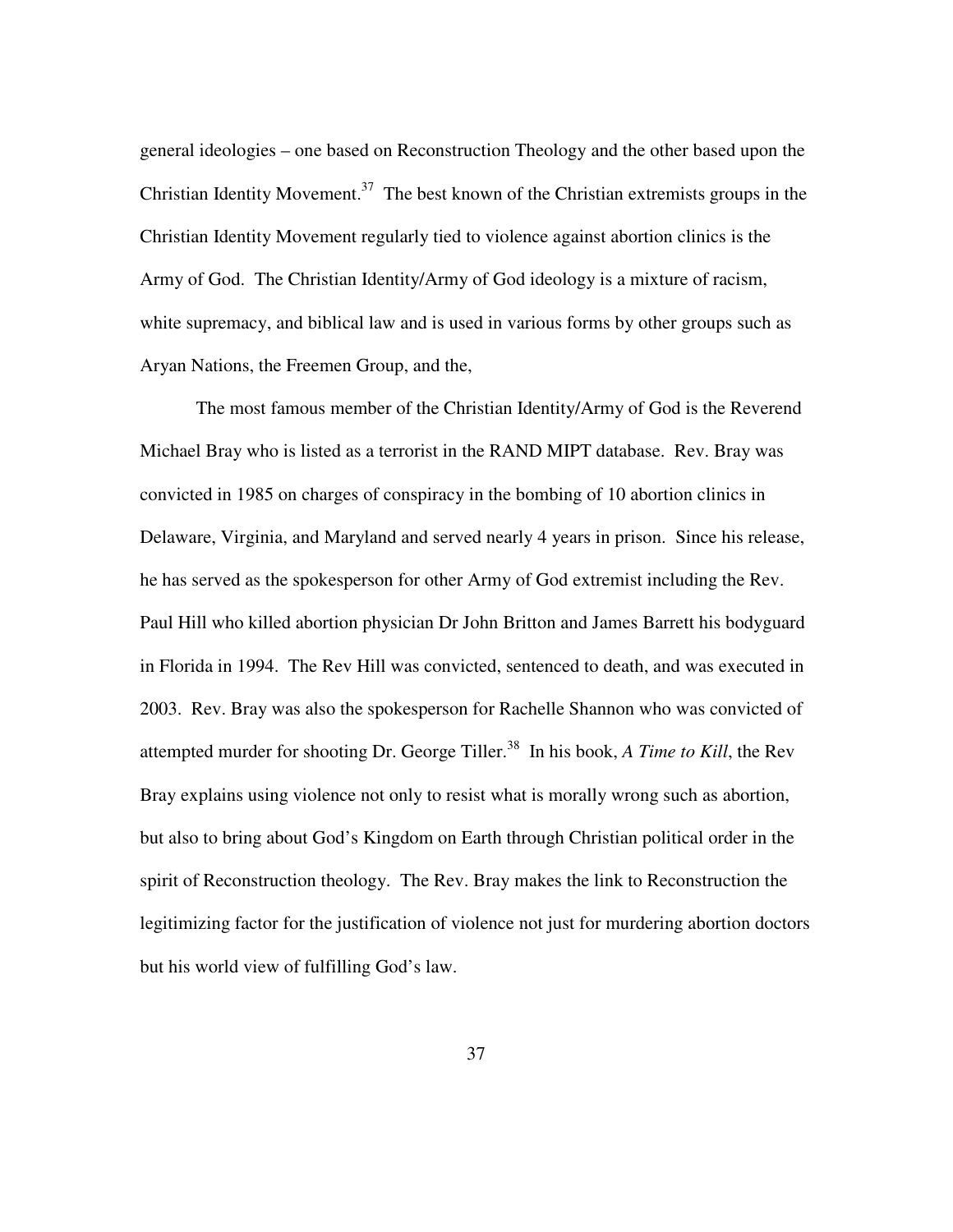general ideologies – one based on Reconstruction Theology and the other based upon the Christian Identity Movement.[37] The best known of the Christian extremists groups in the Christian Identity Movement regularly tied to violence against abortion clinics is the Army of God. The Christian Identity/Army of God ideology is a mixture of racism, white supremacy, and biblical law and is used in various forms by other groups such as Aryan Nations, the Freemen Group, and the,

The most famous member of the Christian Identity/Army of God is the Reverend Michael Bray who is listed as a terrorist in the RAND MIPT database. Rev. Bray was convicted in 1985 on charges of conspiracy in the bombing of 10 abortion clinics in Delaware, Virginia, and Maryland and served nearly 4 years in prison. Since his release, he has served as the spokesperson for other Army of God extremist including the Rev. Paul Hill who killed abortion physician Dr John Britton and James Barrett his bodyguard in Florida in 1994. The Rev Hill was convicted, sentenced to death, and was executed in 2003. Rev. Bray was also the spokesperson for Rachelle Shannon who was convicted of attempted murder for shooting Dr. George Tiller.[38] In his book, *A Time to Kill*, the Rev Bray explains using violence not only to resist what is morally wrong such as abortion, but also to bring about God's Kingdom on Earth through Christian political order in the spirit of Reconstruction theology. The Rev. Bray makes the link to Reconstruction the legitimizing factor for the justification of violence not just for murdering abortion doctors but his world view of fulfilling God's law.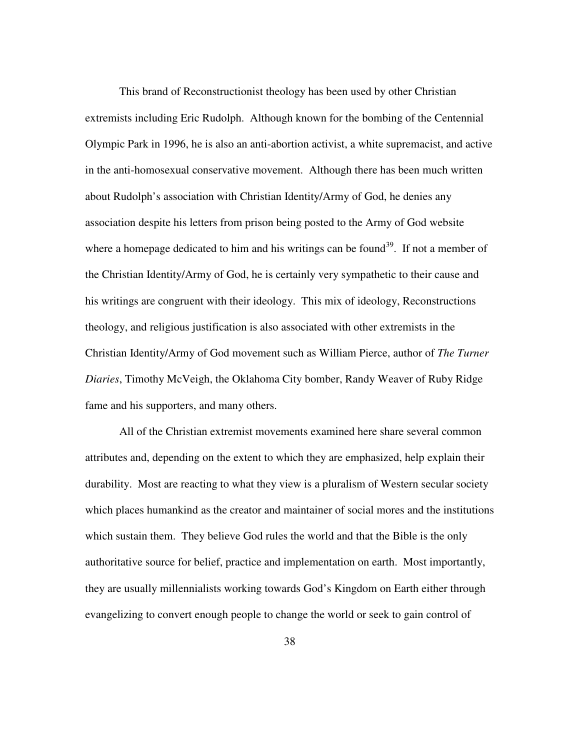This brand of Reconstructionist theology has been used by other Christian extremists including Eric Rudolph. Although known for the bombing of the Centennial Olympic Park in 1996, he is also an anti-abortion activist, a white supremacist, and active in the anti-homosexual conservative movement. Although there has been much written about Rudolph's association with Christian Identity/Army of God, he denies any association despite his letters from prison being posted to the Army of God website where a homepage dedicated to him and his writings can be found[39]. If not a member of the Christian Identity/Army of God, he is certainly very sympathetic to their cause and his writings are congruent with their ideology. This mix of ideology, Reconstructions theology, and religious justification is also associated with other extremists in the Christian Identity/Army of God movement such as William Pierce, author of *The Turner Diaries*, Timothy McVeigh, the Oklahoma City bomber, Randy Weaver of Ruby Ridge fame and his supporters, and many others.

All of the Christian extremist movements examined here share several common attributes and, depending on the extent to which they are emphasized, help explain their durability. Most are reacting to what they view is a pluralism of Western secular society which places humankind as the creator and maintainer of social mores and the institutions which sustain them. They believe God rules the world and that the Bible is the only authoritative source for belief, practice and implementation on earth. Most importantly, they are usually millennialists working towards God's Kingdom on Earth either through evangelizing to convert enough people to change the world or seek to gain control of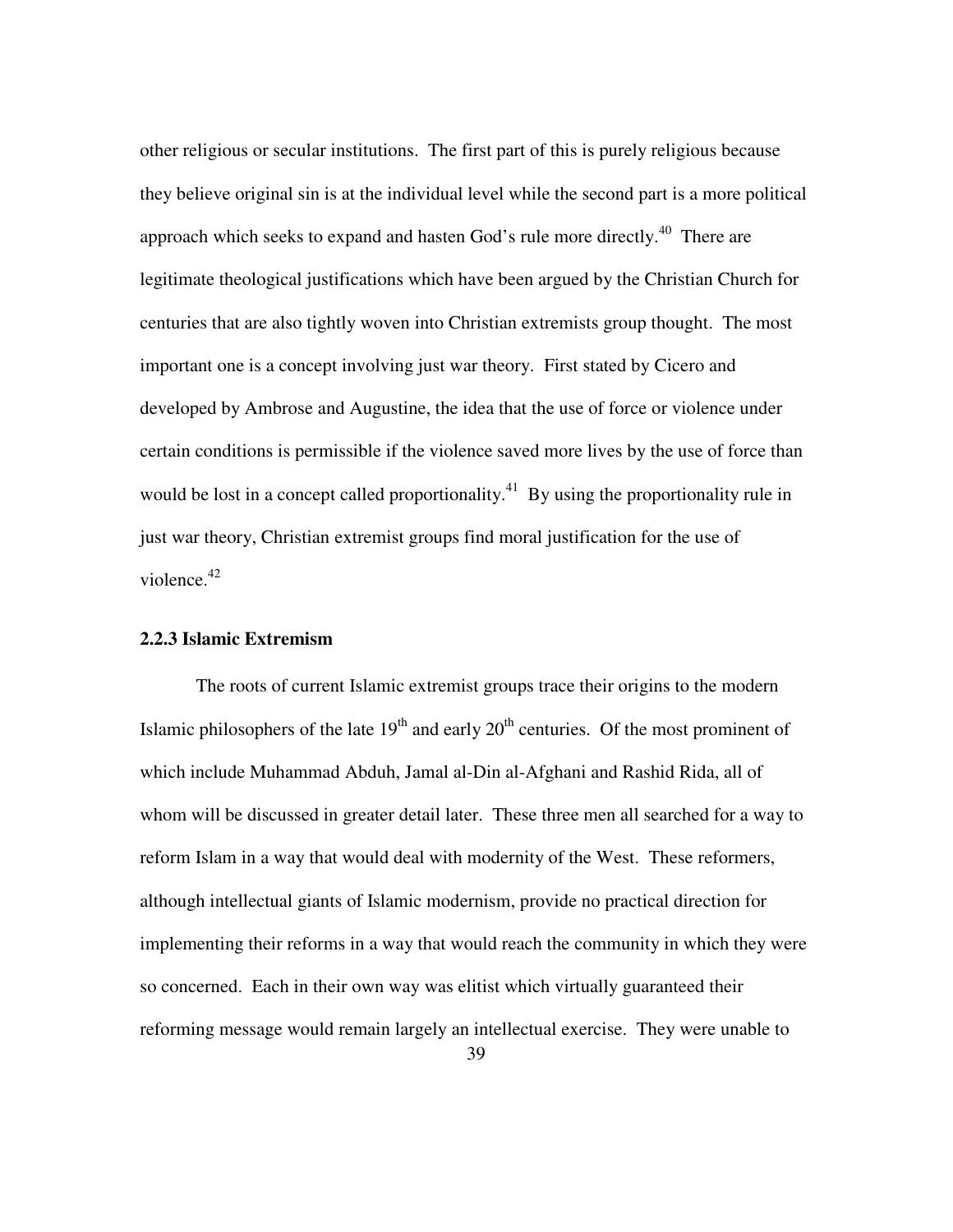other religious or secular institutions. The first part of this is purely religious because they believe original sin is at the individual level while the second part is a more political approach which seeks to expand and hasten God's rule more directly.[40] There are legitimate theological justifications which have been argued by the Christian Church for centuries that are also tightly woven into Christian extremists group thought. The most important one is a concept involving just war theory. First stated by Cicero and developed by Ambrose and Augustine, the idea that the use of force or violence under certain conditions is permissible if the violence saved more lives by the use of force than would be lost in a concept called proportionality.[41] By using the proportionality rule in just war theory, Christian extremist groups find moral justification for the use of violence.[42]

### 2.2.3 Islamic Extremism

The roots of current Islamic extremist groups trace their origins to the modern Islamic philosophers of the late 19th and early 20th centuries. Of the most prominent of which include Muhammad Abduh, Jamal al-Din al-Afghani and Rashid Rida, all of whom will be discussed in greater detail later. These three men all searched for a way to reform Islam in a way that would deal with modernity of the West. These reformers, although intellectual giants of Islamic modernism, provide no practical direction for implementing their reforms in a way that would reach the community in which they were so concerned. Each in their own way was elitist which virtually guaranteed their reforming message would remain largely an intellectual exercise. They were unable to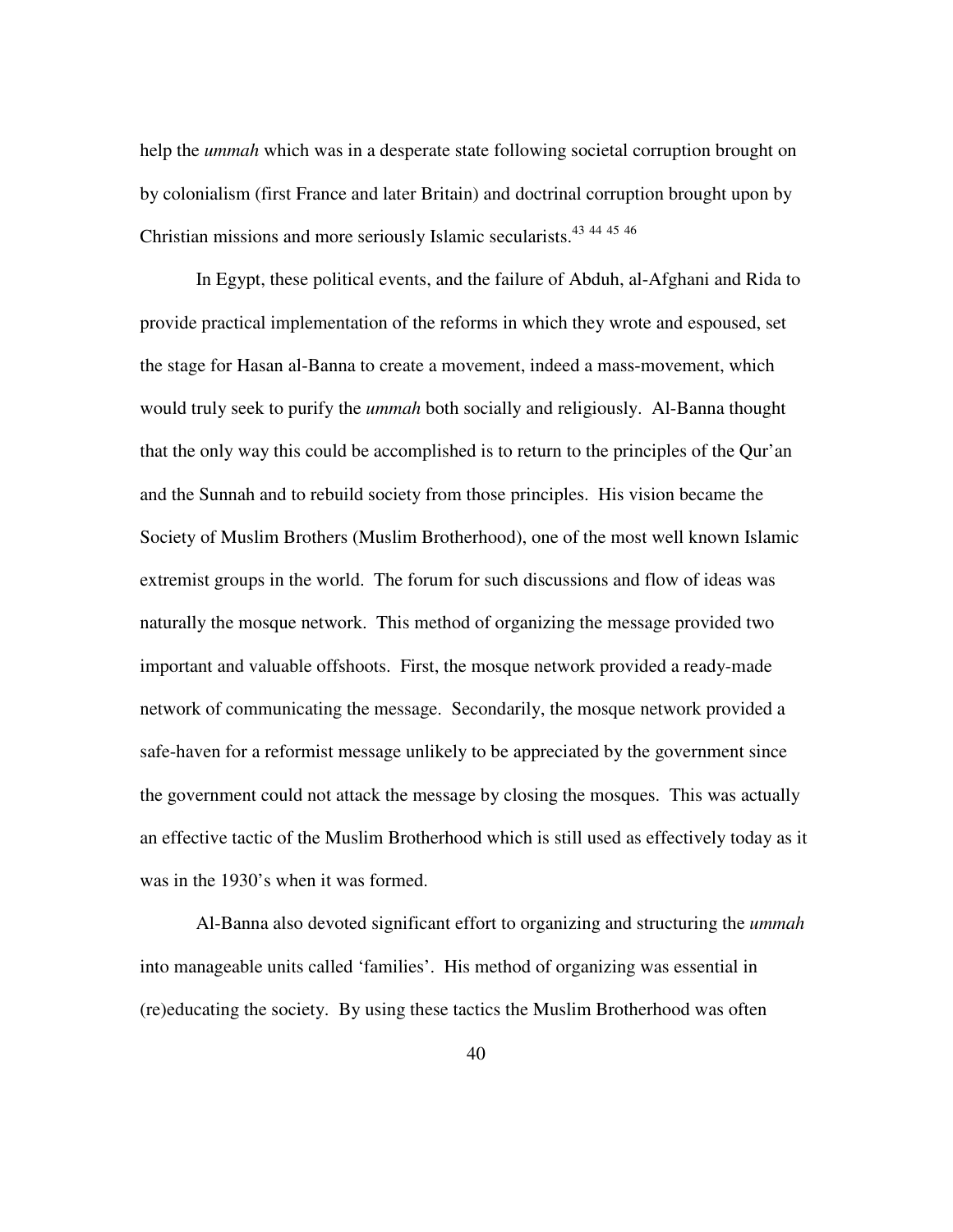help the *ummah* which was in a desperate state following societal corruption brought on by colonialism (first France and later Britain) and doctrinal corruption brought upon by Christian missions and more seriously Islamic secularists.[43] [44] [45] [46]

In Egypt, these political events, and the failure of Abduh, al-Afghani and Rida to provide practical implementation of the reforms in which they wrote and espoused, set the stage for Hasan al-Banna to create a movement, indeed a mass-movement, which would truly seek to purify the *ummah* both socially and religiously. Al-Banna thought that the only way this could be accomplished is to return to the principles of the Qur'an and the Sunnah and to rebuild society from those principles. His vision became the Society of Muslim Brothers (Muslim Brotherhood), one of the most well known Islamic extremist groups in the world. The forum for such discussions and flow of ideas was naturally the mosque network. This method of organizing the message provided two important and valuable offshoots. First, the mosque network provided a ready-made network of communicating the message. Secondarily, the mosque network provided a safe-haven for a reformist message unlikely to be appreciated by the government since the government could not attack the message by closing the mosques. This was actually an effective tactic of the Muslim Brotherhood which is still used as effectively today as it was in the 1930's when it was formed.

Al-Banna also devoted significant effort to organizing and structuring the *ummah* into manageable units called 'families'. His method of organizing was essential in (re)educating the society. By using these tactics the Muslim Brotherhood was often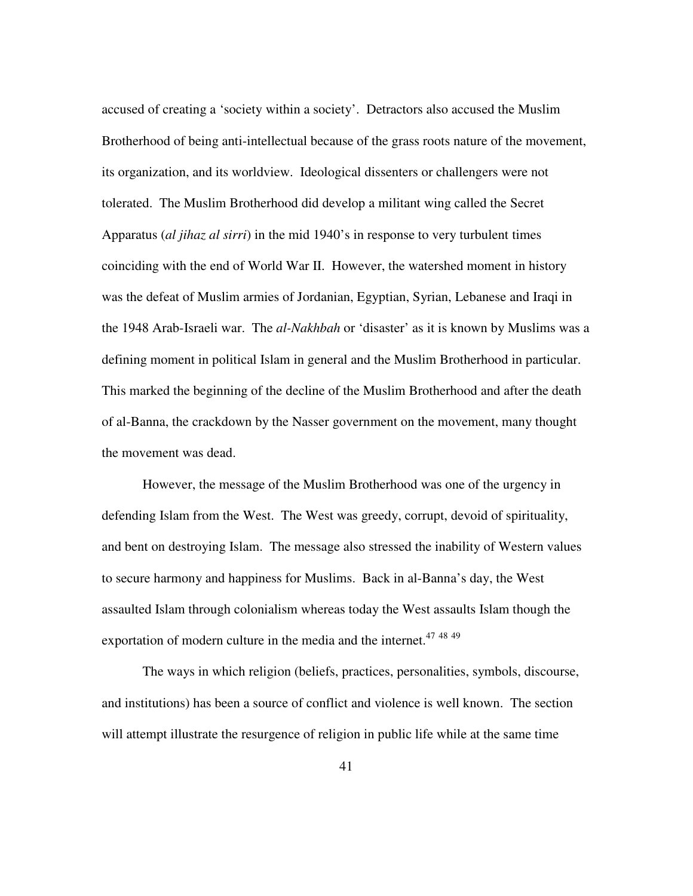accused of creating a 'society within a society'. Detractors also accused the Muslim Brotherhood of being anti-intellectual because of the grass roots nature of the movement, its organization, and its worldview. Ideological dissenters or challengers were not tolerated. The Muslim Brotherhood did develop a militant wing called the Secret Apparatus (*al jihaz al sirri*) in the mid 1940's in response to very turbulent times coinciding with the end of World War II. However, the watershed moment in history was the defeat of Muslim armies of Jordanian, Egyptian, Syrian, Lebanese and Iraqi in the 1948 Arab-Israeli war. The *al-Nakhbah* or 'disaster' as it is known by Muslims was a defining moment in political Islam in general and the Muslim Brotherhood in particular. This marked the beginning of the decline of the Muslim Brotherhood and after the death of al-Banna, the crackdown by the Nasser government on the movement, many thought the movement was dead.

However, the message of the Muslim Brotherhood was one of the urgency in defending Islam from the West. The West was greedy, corrupt, devoid of spirituality, and bent on destroying Islam. The message also stressed the inability of Western values to secure harmony and happiness for Muslims. Back in al-Banna's day, the West assaulted Islam through colonialism whereas today the West assaults Islam though the exportation of modern culture in the media and the internet.[47] [48] [49]

The ways in which religion (beliefs, practices, personalities, symbols, discourse, and institutions) has been a source of conflict and violence is well known. The section will attempt illustrate the resurgence of religion in public life while at the same time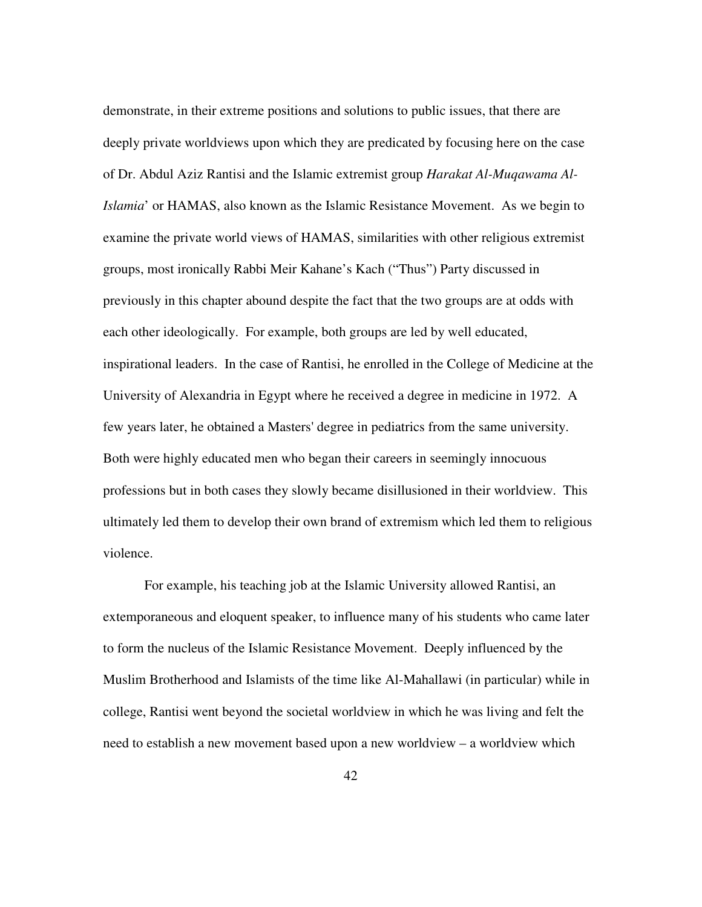demonstrate, in their extreme positions and solutions to public issues, that there are deeply private worldviews upon which they are predicated by focusing here on the case of Dr. Abdul Aziz Rantisi and the Islamic extremist group *Harakat Al-Muqawama Al-Islamia*' or HAMAS, also known as the Islamic Resistance Movement. As we begin to examine the private world views of HAMAS, similarities with other religious extremist groups, most ironically Rabbi Meir Kahane's Kach ("Thus") Party discussed in previously in this chapter abound despite the fact that the two groups are at odds with each other ideologically. For example, both groups are led by well educated, inspirational leaders. In the case of Rantisi, he enrolled in the College of Medicine at the University of Alexandria in Egypt where he received a degree in medicine in 1972. A few years later, he obtained a Masters' degree in pediatrics from the same university. Both were highly educated men who began their careers in seemingly innocuous professions but in both cases they slowly became disillusioned in their worldview. This ultimately led them to develop their own brand of extremism which led them to religious violence.

For example, his teaching job at the Islamic University allowed Rantisi, an extemporaneous and eloquent speaker, to influence many of his students who came later to form the nucleus of the Islamic Resistance Movement. Deeply influenced by the Muslim Brotherhood and Islamists of the time like Al-Mahallawi (in particular) while in college, Rantisi went beyond the societal worldview in which he was living and felt the need to establish a new movement based upon a new worldview – a worldview which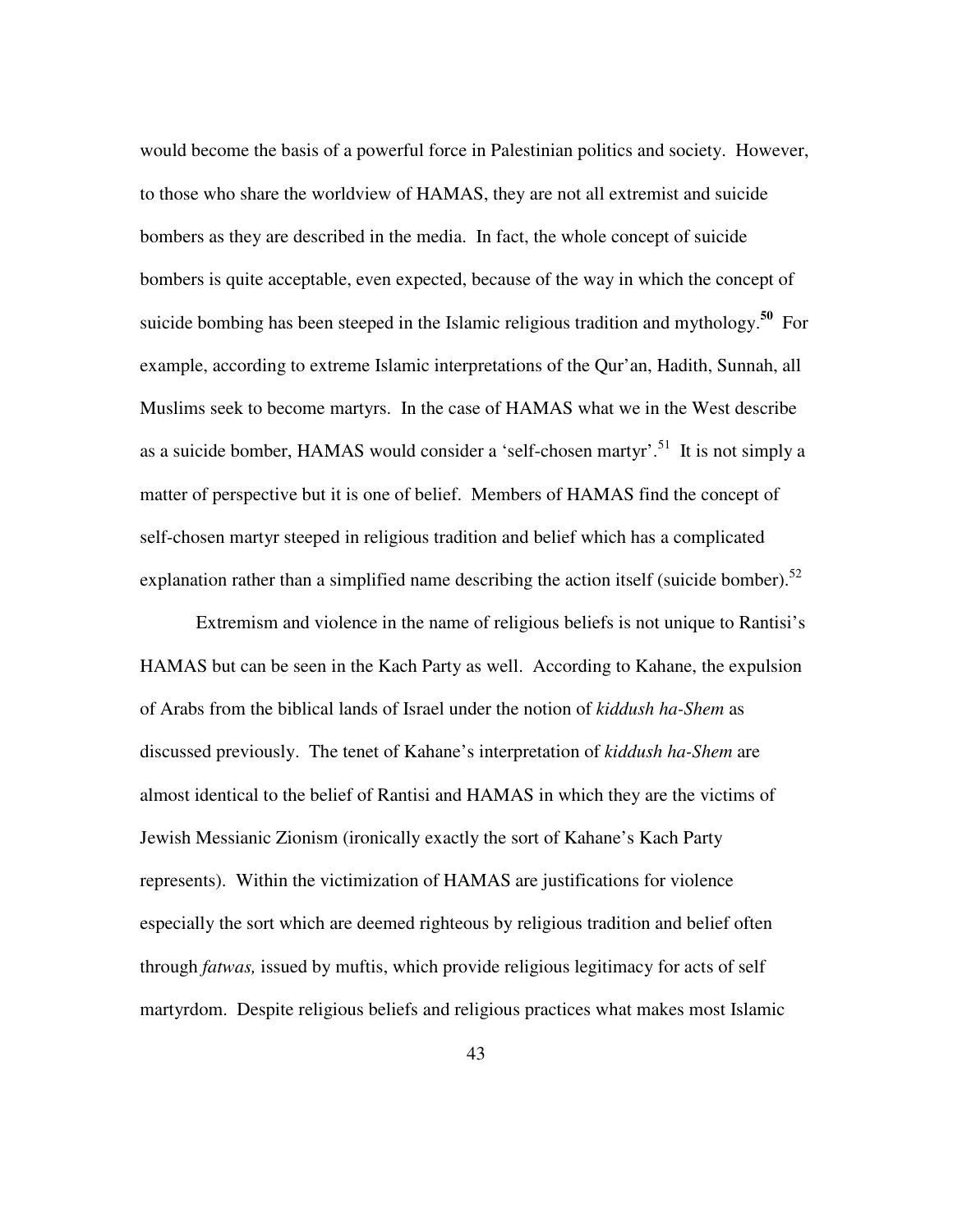would become the basis of a powerful force in Palestinian politics and society. However, to those who share the worldview of HAMAS, they are not all extremist and suicide bombers as they are described in the media. In fact, the whole concept of suicide bombers is quite acceptable, even expected, because of the way in which the concept of suicide bombing has been steeped in the Islamic religious tradition and mythology.[50] For example, according to extreme Islamic interpretations of the Qur'an, Hadith, Sunnah, all Muslims seek to become martyrs. In the case of HAMAS what we in the West describe as a suicide bomber, HAMAS would consider a 'self-chosen martyr'.[51] It is not simply a matter of perspective but it is one of belief. Members of HAMAS find the concept of self-chosen martyr steeped in religious tradition and belief which has a complicated explanation rather than a simplified name describing the action itself (suicide bomber).[52]

Extremism and violence in the name of religious beliefs is not unique to Rantisi's HAMAS but can be seen in the Kach Party as well. According to Kahane, the expulsion of Arabs from the biblical lands of Israel under the notion of *kiddush ha-Shem* as discussed previously. The tenet of Kahane's interpretation of *kiddush ha-Shem* are almost identical to the belief of Rantisi and HAMAS in which they are the victims of Jewish Messianic Zionism (ironically exactly the sort of Kahane's Kach Party represents). Within the victimization of HAMAS are justifications for violence especially the sort which are deemed righteous by religious tradition and belief often through *fatwas,* issued by muftis, which provide religious legitimacy for acts of self martyrdom. Despite religious beliefs and religious practices what makes most Islamic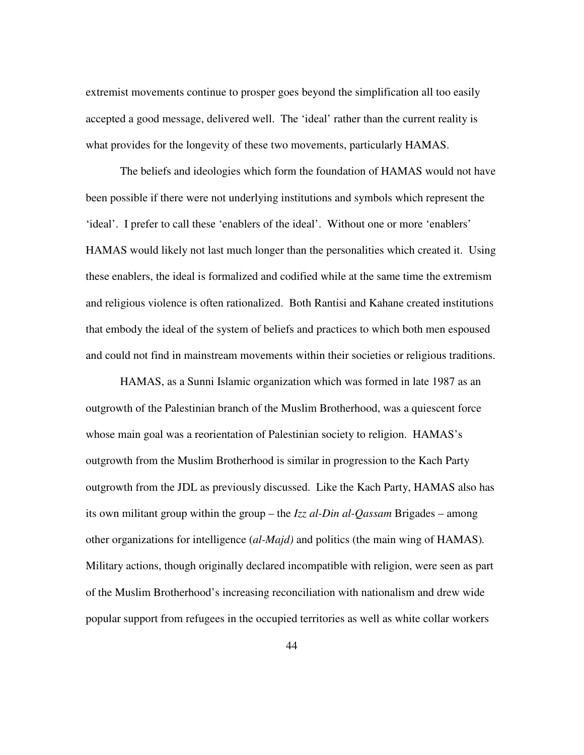extremist movements continue to prosper goes beyond the simplification all too easily accepted a good message, delivered well. The 'ideal' rather than the current reality is what provides for the longevity of these two movements, particularly HAMAS.

The beliefs and ideologies which form the foundation of HAMAS would not have been possible if there were not underlying institutions and symbols which represent the 'ideal'. I prefer to call these 'enablers of the ideal'. Without one or more 'enablers' HAMAS would likely not last much longer than the personalities which created it. Using these enablers, the ideal is formalized and codified while at the same time the extremism and religious violence is often rationalized. Both Rantisi and Kahane created institutions that embody the ideal of the system of beliefs and practices to which both men espoused and could not find in mainstream movements within their societies or religious traditions.

HAMAS, as a Sunni Islamic organization which was formed in late 1987 as an outgrowth of the Palestinian branch of the Muslim Brotherhood, was a quiescent force whose main goal was a reorientation of Palestinian society to religion. HAMAS's outgrowth from the Muslim Brotherhood is similar in progression to the Kach Party outgrowth from the JDL as previously discussed. Like the Kach Party, HAMAS also has its own militant group within the group – the *Izz al-Din al-Qassam* Brigades – among other organizations for intelligence (*al-Majd)* and politics (the main wing of HAMAS). Military actions, though originally declared incompatible with religion, were seen as part of the Muslim Brotherhood's increasing reconciliation with nationalism and drew wide popular support from refugees in the occupied territories as well as white collar workers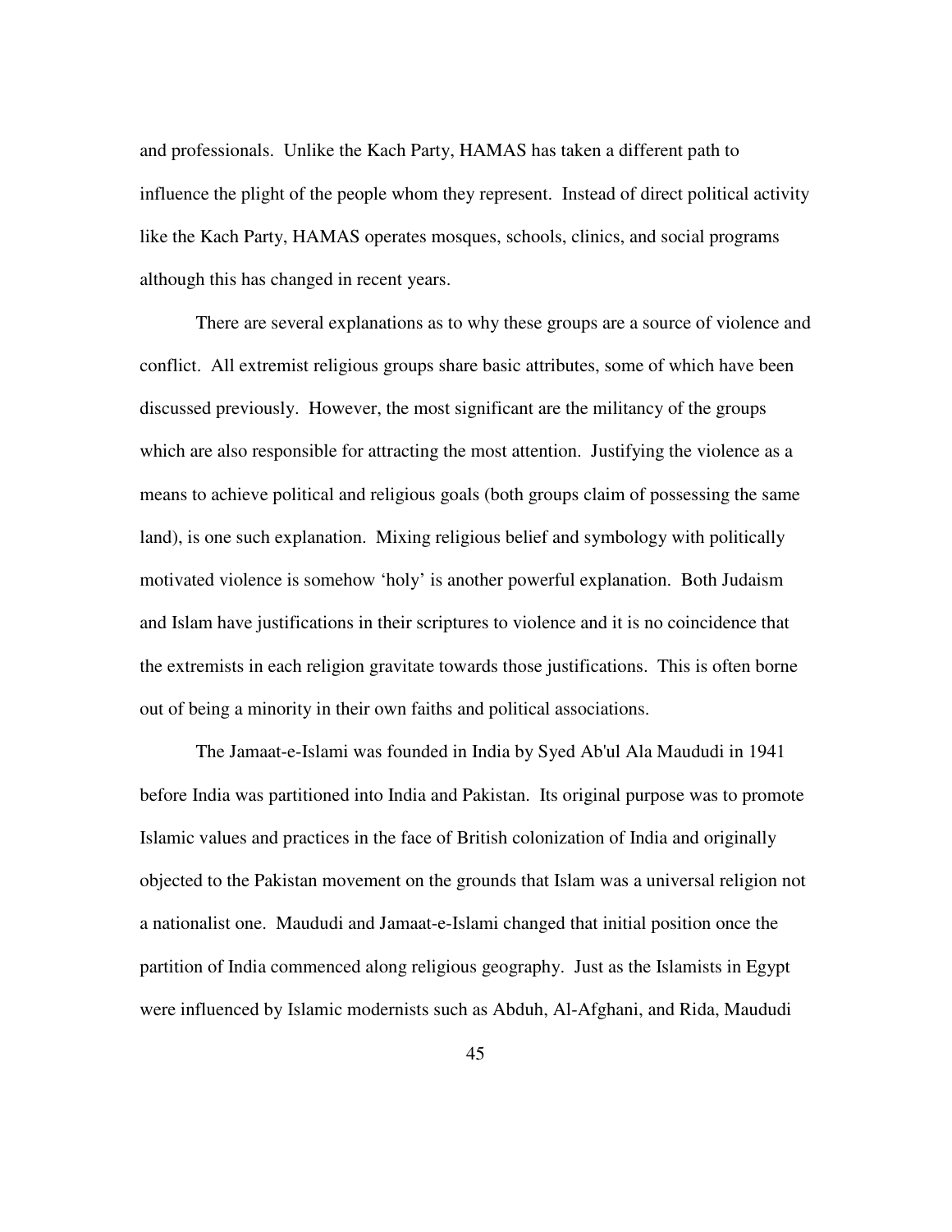and professionals. Unlike the Kach Party, HAMAS has taken a different path to influence the plight of the people whom they represent. Instead of direct political activity like the Kach Party, HAMAS operates mosques, schools, clinics, and social programs although this has changed in recent years.

There are several explanations as to why these groups are a source of violence and conflict. All extremist religious groups share basic attributes, some of which have been discussed previously. However, the most significant are the militancy of the groups which are also responsible for attracting the most attention. Justifying the violence as a means to achieve political and religious goals (both groups claim of possessing the same land), is one such explanation. Mixing religious belief and symbology with politically motivated violence is somehow 'holy' is another powerful explanation. Both Judaism and Islam have justifications in their scriptures to violence and it is no coincidence that the extremists in each religion gravitate towards those justifications. This is often borne out of being a minority in their own faiths and political associations.

The Jamaat-e-Islami was founded in India by Syed Ab'ul Ala Maududi in 1941 before India was partitioned into India and Pakistan. Its original purpose was to promote Islamic values and practices in the face of British colonization of India and originally objected to the Pakistan movement on the grounds that Islam was a universal religion not a nationalist one. Maududi and Jamaat-e-Islami changed that initial position once the partition of India commenced along religious geography. Just as the Islamists in Egypt were influenced by Islamic modernists such as Abduh, Al-Afghani, and Rida, Maududi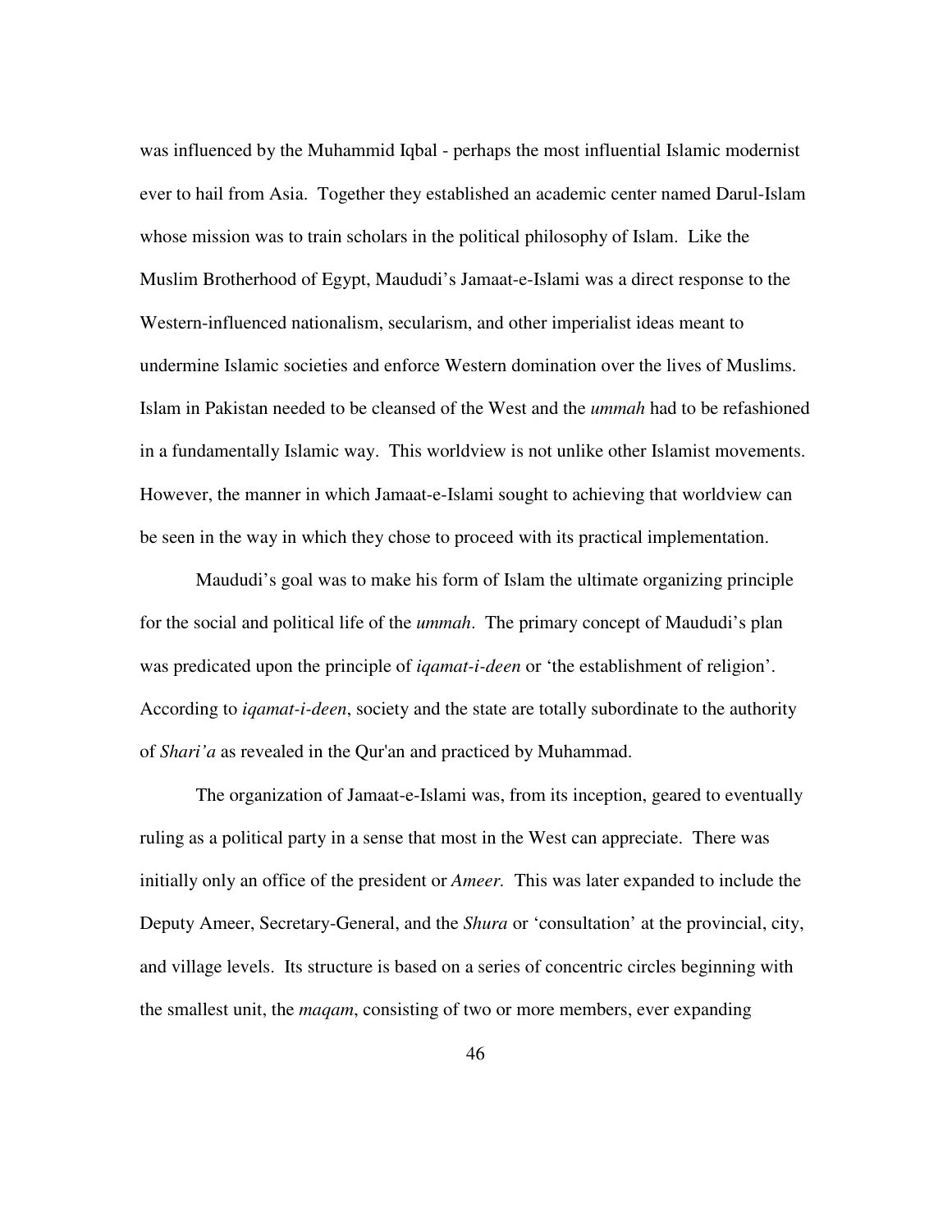was influenced by the Muhammid Iqbal - perhaps the most influential Islamic modernist ever to hail from Asia. Together they established an academic center named Darul-Islam whose mission was to train scholars in the political philosophy of Islam. Like the Muslim Brotherhood of Egypt, Maududi's Jamaat-e-Islami was a direct response to the Western-influenced nationalism, secularism, and other imperialist ideas meant to undermine Islamic societies and enforce Western domination over the lives of Muslims. Islam in Pakistan needed to be cleansed of the West and the *ummah* had to be refashioned in a fundamentally Islamic way. This worldview is not unlike other Islamist movements. However, the manner in which Jamaat-e-Islami sought to achieving that worldview can be seen in the way in which they chose to proceed with its practical implementation.

Maududi's goal was to make his form of Islam the ultimate organizing principle for the social and political life of the *ummah*. The primary concept of Maududi's plan was predicated upon the principle of *iqamat-i-deen* or 'the establishment of religion'. According to *iqamat-i-deen*, society and the state are totally subordinate to the authority of *Shari'a* as revealed in the Qur'an and practiced by Muhammad.

The organization of Jamaat-e-Islami was, from its inception, geared to eventually ruling as a political party in a sense that most in the West can appreciate. There was initially only an office of the president or *Ameer.* This was later expanded to include the Deputy Ameer, Secretary-General, and the *Shura* or 'consultation' at the provincial, city, and village levels. Its structure is based on a series of concentric circles beginning with the smallest unit, the *maqam*, consisting of two or more members, ever expanding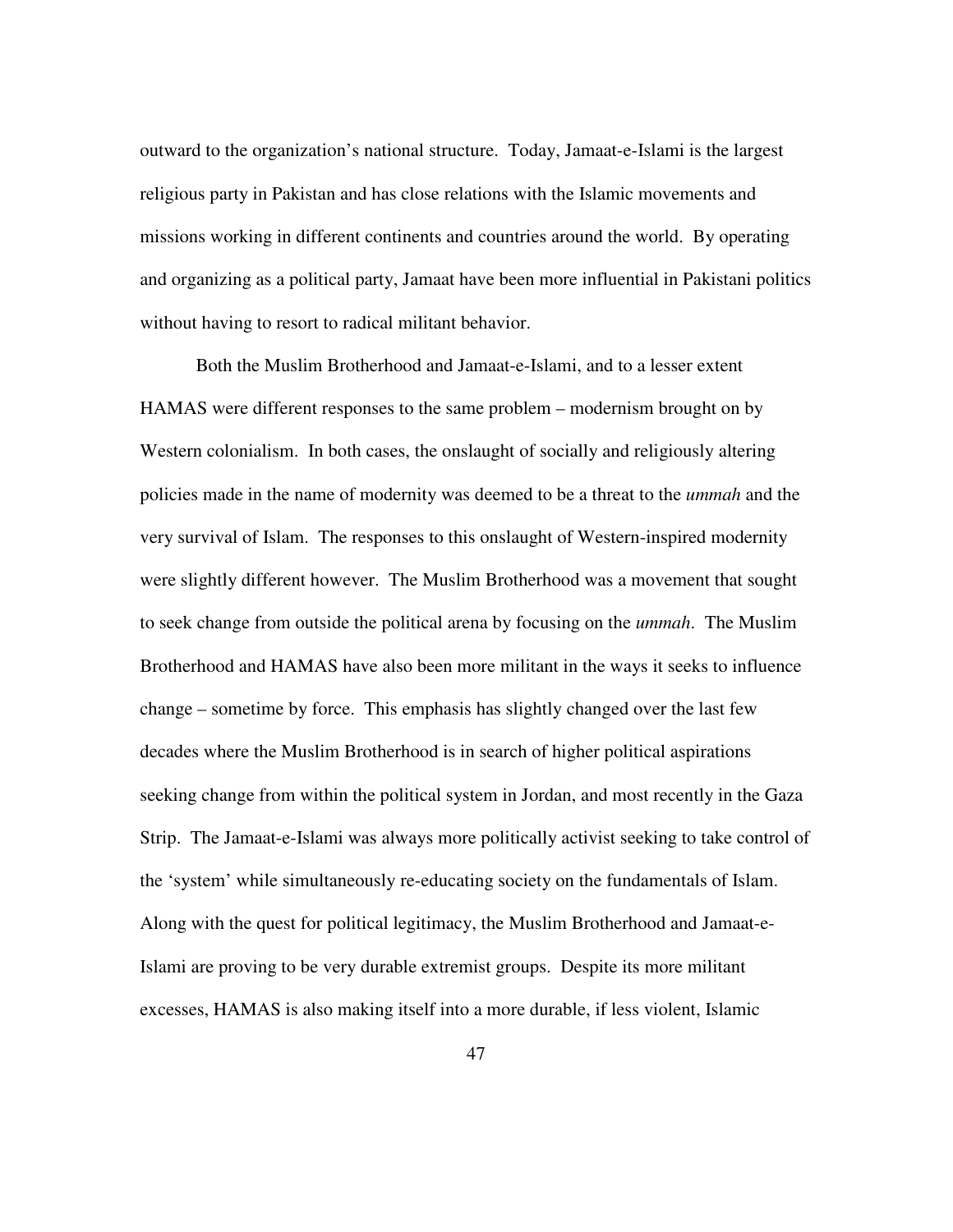outward to the organization's national structure. Today, Jamaat-e-Islami is the largest religious party in Pakistan and has close relations with the Islamic movements and missions working in different continents and countries around the world. By operating and organizing as a political party, Jamaat have been more influential in Pakistani politics without having to resort to radical militant behavior.

Both the Muslim Brotherhood and Jamaat-e-Islami, and to a lesser extent HAMAS were different responses to the same problem – modernism brought on by Western colonialism. In both cases, the onslaught of socially and religiously altering policies made in the name of modernity was deemed to be a threat to the *ummah* and the very survival of Islam. The responses to this onslaught of Western-inspired modernity were slightly different however. The Muslim Brotherhood was a movement that sought to seek change from outside the political arena by focusing on the *ummah*. The Muslim Brotherhood and HAMAS have also been more militant in the ways it seeks to influence change – sometime by force. This emphasis has slightly changed over the last few decades where the Muslim Brotherhood is in search of higher political aspirations seeking change from within the political system in Jordan, and most recently in the Gaza Strip. The Jamaat-e-Islami was always more politically activist seeking to take control of the 'system' while simultaneously re-educating society on the fundamentals of Islam. Along with the quest for political legitimacy, the Muslim Brotherhood and Jamaat-e-Islami are proving to be very durable extremist groups. Despite its more militant excesses, HAMAS is also making itself into a more durable, if less violent, Islamic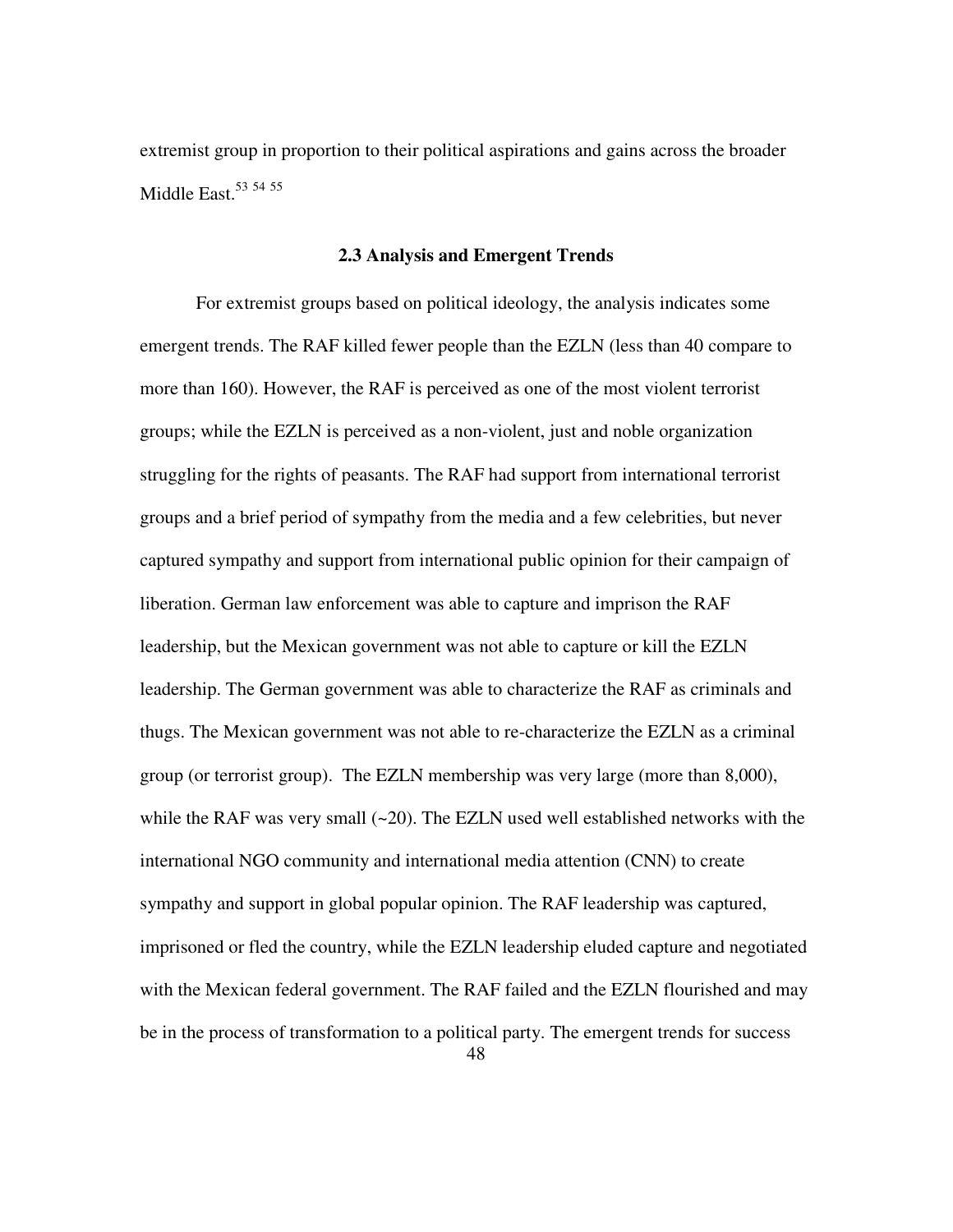extremist group in proportion to their political aspirations and gains across the broader Middle East.[53] [54] [55]

### 2.3 Analysis and Emergent Trends

For extremist groups based on political ideology, the analysis indicates some emergent trends. The RAF killed fewer people than the EZLN (less than 40 compare to more than 160). However, the RAF is perceived as one of the most violent terrorist groups; while the EZLN is perceived as a non-violent, just and noble organization struggling for the rights of peasants. The RAF had support from international terrorist groups and a brief period of sympathy from the media and a few celebrities, but never captured sympathy and support from international public opinion for their campaign of liberation. German law enforcement was able to capture and imprison the RAF leadership, but the Mexican government was not able to capture or kill the EZLN leadership. The German government was able to characterize the RAF as criminals and thugs. The Mexican government was not able to re-characterize the EZLN as a criminal group (or terrorist group). The EZLN membership was very large (more than 8,000), while the RAF was very small (~20). The EZLN used well established networks with the international NGO community and international media attention (CNN) to create sympathy and support in global popular opinion. The RAF leadership was captured, imprisoned or fled the country, while the EZLN leadership eluded capture and negotiated with the Mexican federal government. The RAF failed and the EZLN flourished and may be in the process of transformation to a political party. The emergent trends for success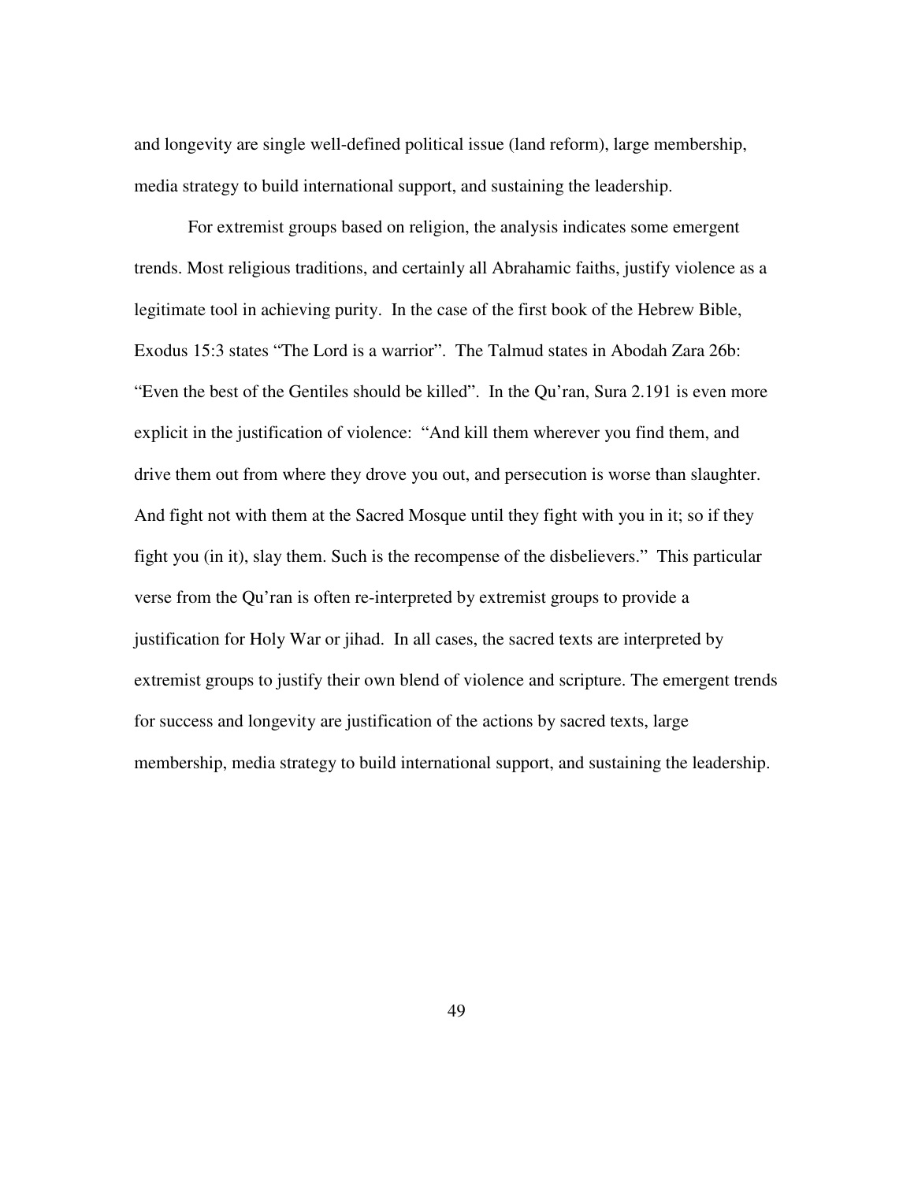and longevity are single well-defined political issue (land reform), large membership, media strategy to build international support, and sustaining the leadership.

For extremist groups based on religion, the analysis indicates some emergent trends. Most religious traditions, and certainly all Abrahamic faiths, justify violence as a legitimate tool in achieving purity. In the case of the first book of the Hebrew Bible, Exodus 15:3 states "The Lord is a warrior". The Talmud states in Abodah Zara 26b: "Even the best of the Gentiles should be killed". In the Qu'ran, Sura 2.191 is even more explicit in the justification of violence: "And kill them wherever you find them, and drive them out from where they drove you out, and persecution is worse than slaughter. And fight not with them at the Sacred Mosque until they fight with you in it; so if they fight you (in it), slay them. Such is the recompense of the disbelievers." This particular verse from the Qu'ran is often re-interpreted by extremist groups to provide a justification for Holy War or jihad. In all cases, the sacred texts are interpreted by extremist groups to justify their own blend of violence and scripture. The emergent trends for success and longevity are justification of the actions by sacred texts, large membership, media strategy to build international support, and sustaining the leadership.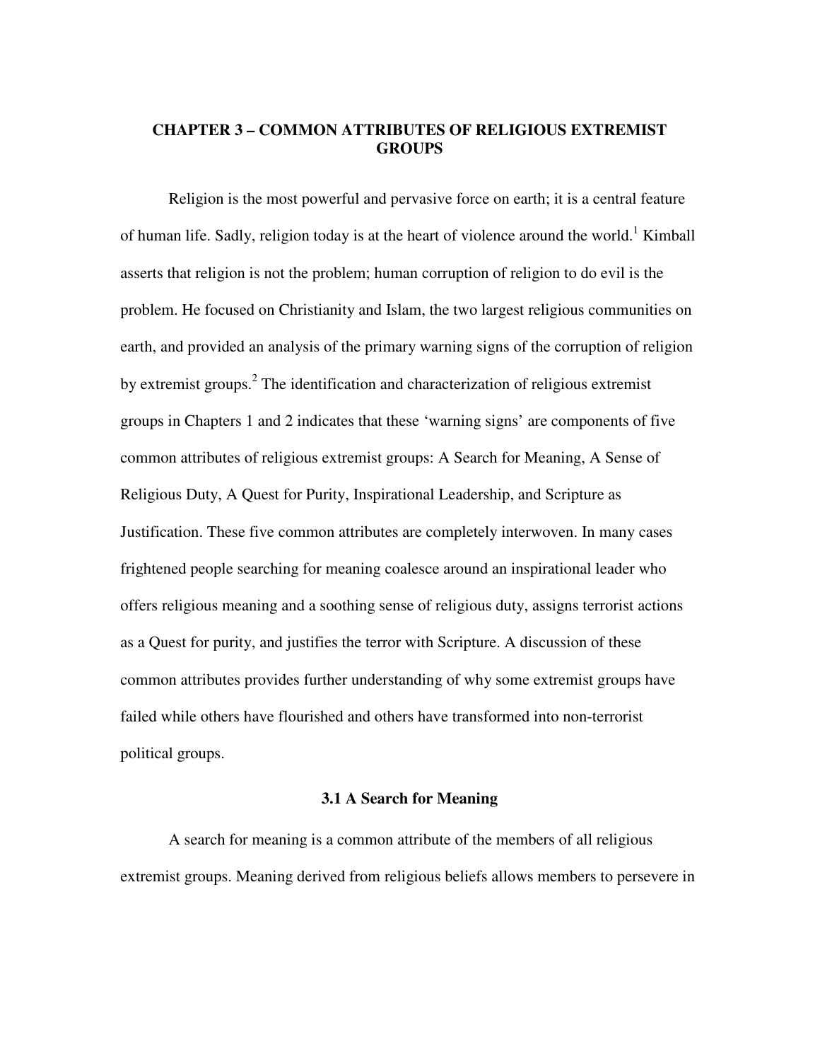# CHAPTER 3 – COMMON ATTRIBUTES OF RELIGIOUS EXTREMIST GROUPS

Religion is the most powerful and pervasive force on earth; it is a central feature of human life. Sadly, religion today is at the heart of violence around the world.[1] Kimball asserts that religion is not the problem; human corruption of religion to do evil is the problem. He focused on Christianity and Islam, the two largest religious communities on earth, and provided an analysis of the primary warning signs of the corruption of religion by extremist groups.[2] The identification and characterization of religious extremist groups in Chapters 1 and 2 indicates that these 'warning signs' are components of five common attributes of religious extremist groups: A Search for Meaning, A Sense of Religious Duty, A Quest for Purity, Inspirational Leadership, and Scripture as Justification. These five common attributes are completely interwoven. In many cases frightened people searching for meaning coalesce around an inspirational leader who offers religious meaning and a soothing sense of religious duty, assigns terrorist actions as a Quest for purity, and justifies the terror with Scripture. A discussion of these common attributes provides further understanding of why some extremist groups have failed while others have flourished and others have transformed into non-terrorist political groups.

## 3.1 A Search for Meaning

A search for meaning is a common attribute of the members of all religious extremist groups. Meaning derived from religious beliefs allows members to persevere in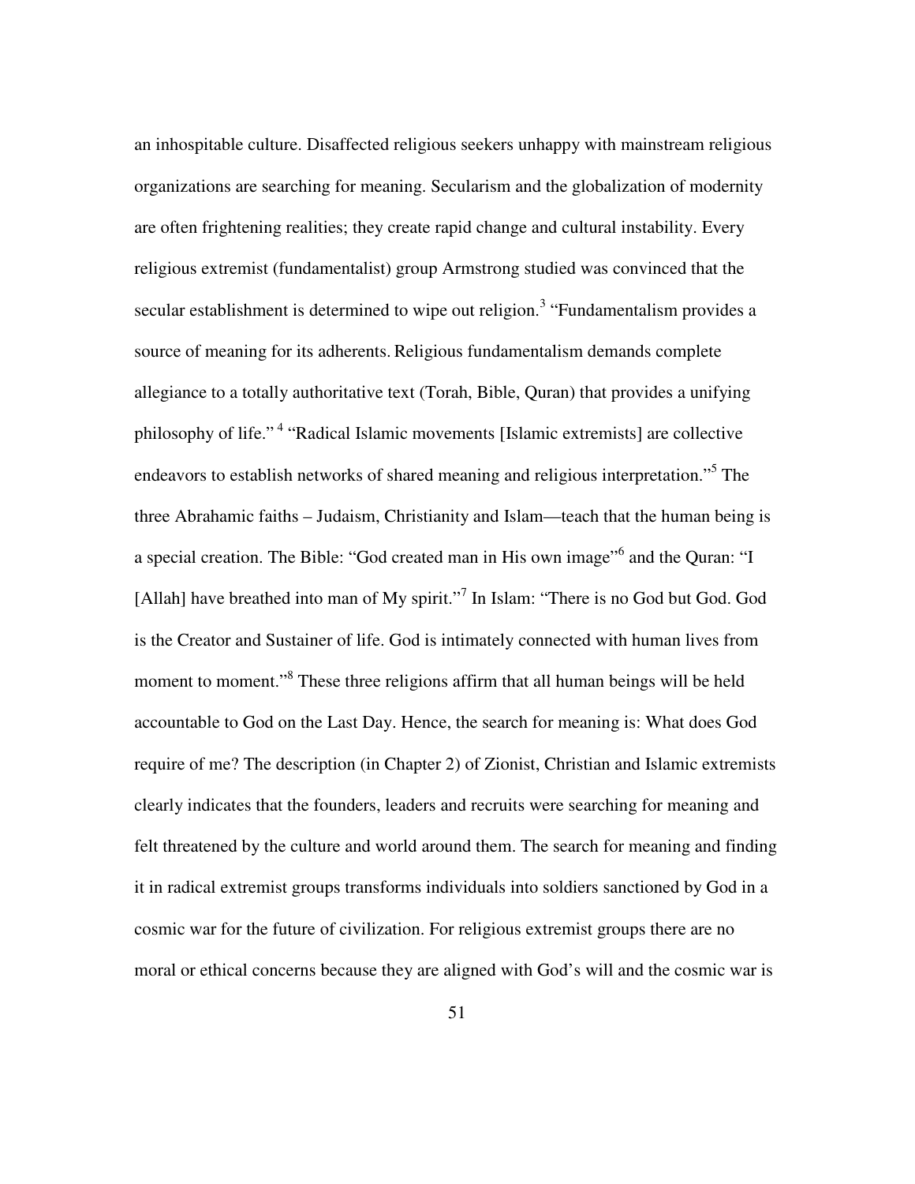an inhospitable culture. Disaffected religious seekers unhappy with mainstream religious organizations are searching for meaning. Secularism and the globalization of modernity are often frightening realities; they create rapid change and cultural instability. Every religious extremist (fundamentalist) group Armstrong studied was convinced that the secular establishment is determined to wipe out religion.[3] "Fundamentalism provides a source of meaning for its adherents. Religious fundamentalism demands complete allegiance to a totally authoritative text (Torah, Bible, Quran) that provides a unifying philosophy of life." [4] "Radical Islamic movements [Islamic extremists] are collective endeavors to establish networks of shared meaning and religious interpretation."[5] The three Abrahamic faiths – Judaism, Christianity and Islam—teach that the human being is a special creation. The Bible: "God created man in His own image"[6] and the Quran: "I [Allah] have breathed into man of My spirit."[7] In Islam: "There is no God but God. God is the Creator and Sustainer of life. God is intimately connected with human lives from moment to moment."[8] These three religions affirm that all human beings will be held accountable to God on the Last Day. Hence, the search for meaning is: What does God require of me? The description (in Chapter 2) of Zionist, Christian and Islamic extremists clearly indicates that the founders, leaders and recruits were searching for meaning and felt threatened by the culture and world around them. The search for meaning and finding it in radical extremist groups transforms individuals into soldiers sanctioned by God in a cosmic war for the future of civilization. For religious extremist groups there are no moral or ethical concerns because they are aligned with God's will and the cosmic war is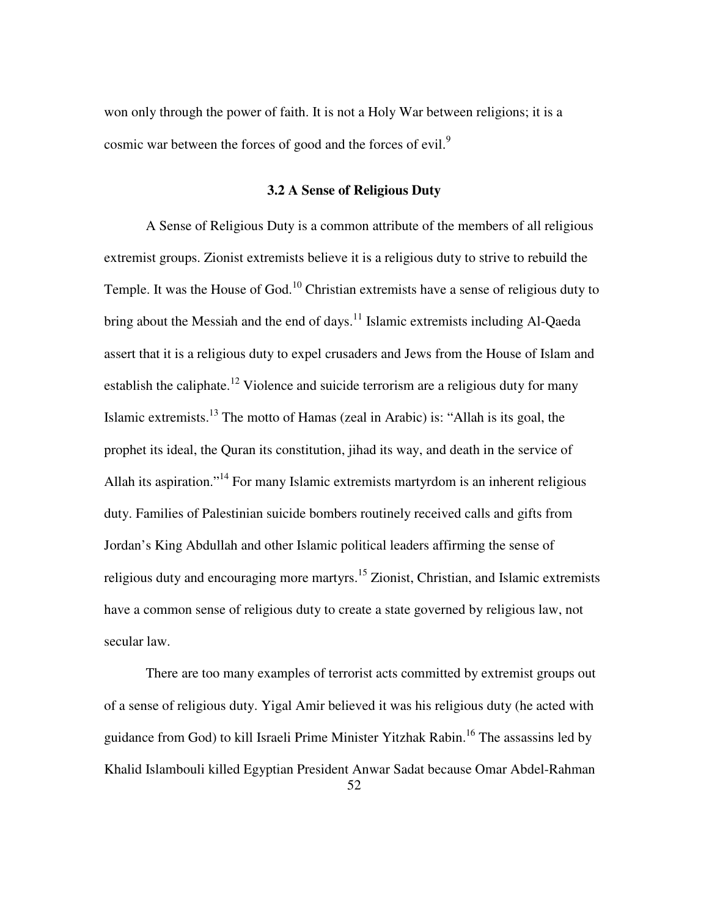won only through the power of faith. It is not a Holy War between religions; it is a cosmic war between the forces of good and the forces of evil.[9]

### 3.2 A Sense of Religious Duty

A Sense of Religious Duty is a common attribute of the members of all religious extremist groups. Zionist extremists believe it is a religious duty to strive to rebuild the Temple. It was the House of God.[10] Christian extremists have a sense of religious duty to bring about the Messiah and the end of days.[11] Islamic extremists including Al-Qaeda assert that it is a religious duty to expel crusaders and Jews from the House of Islam and establish the caliphate.[12] Violence and suicide terrorism are a religious duty for many Islamic extremists.[13] The motto of Hamas (zeal in Arabic) is: "Allah is its goal, the prophet its ideal, the Quran its constitution, jihad its way, and death in the service of Allah its aspiration."[14] For many Islamic extremists martyrdom is an inherent religious duty. Families of Palestinian suicide bombers routinely received calls and gifts from Jordan's King Abdullah and other Islamic political leaders affirming the sense of religious duty and encouraging more martyrs.[15] Zionist, Christian, and Islamic extremists have a common sense of religious duty to create a state governed by religious law, not secular law.

There are too many examples of terrorist acts committed by extremist groups out of a sense of religious duty. Yigal Amir believed it was his religious duty (he acted with guidance from God) to kill Israeli Prime Minister Yitzhak Rabin.[16] The assassins led by Khalid Islambouli killed Egyptian President Anwar Sadat because Omar Abdel-Rahman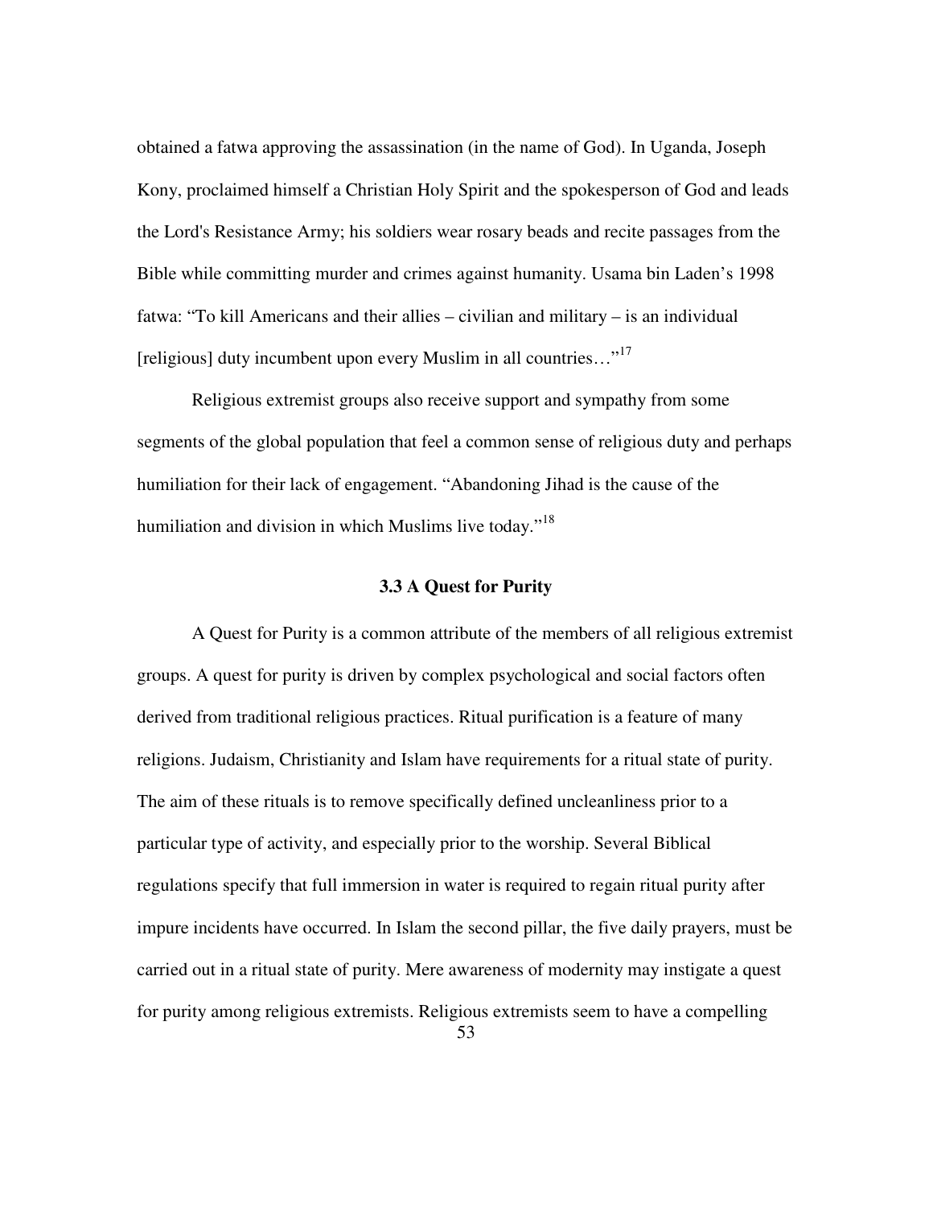obtained a fatwa approving the assassination (in the name of God). In Uganda, Joseph Kony, proclaimed himself a Christian Holy Spirit and the spokesperson of God and leads the Lord's Resistance Army; his soldiers wear rosary beads and recite passages from the Bible while committing murder and crimes against humanity. Usama bin Laden's 1998 fatwa: "To kill Americans and their allies – civilian and military – is an individual [religious] duty incumbent upon every Muslim in all countries…"[17]

Religious extremist groups also receive support and sympathy from some segments of the global population that feel a common sense of religious duty and perhaps humiliation for their lack of engagement. "Abandoning Jihad is the cause of the humiliation and division in which Muslims live today."[18]

### 3.3 A Quest for Purity

A Quest for Purity is a common attribute of the members of all religious extremist groups. A quest for purity is driven by complex psychological and social factors often derived from traditional religious practices. Ritual purification is a feature of many religions. Judaism, Christianity and Islam have requirements for a ritual state of purity. The aim of these rituals is to remove specifically defined uncleanliness prior to a particular type of activity, and especially prior to the worship. Several Biblical regulations specify that full immersion in water is required to regain ritual purity after impure incidents have occurred. In Islam the second pillar, the five daily prayers, must be carried out in a ritual state of purity. Mere awareness of modernity may instigate a quest for purity among religious extremists. Religious extremists seem to have a compelling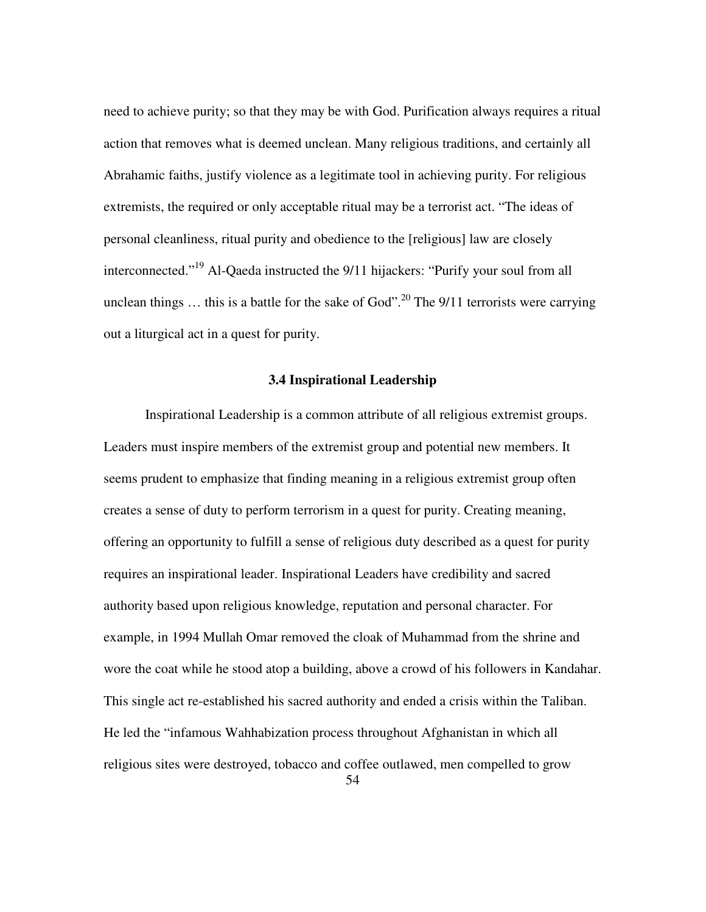need to achieve purity; so that they may be with God. Purification always requires a ritual action that removes what is deemed unclean. Many religious traditions, and certainly all Abrahamic faiths, justify violence as a legitimate tool in achieving purity. For religious extremists, the required or only acceptable ritual may be a terrorist act. "The ideas of personal cleanliness, ritual purity and obedience to the [religious] law are closely interconnected."[19] Al-Qaeda instructed the 9/11 hijackers: "Purify your soul from all unclean things … this is a battle for the sake of God".[20] The 9/11 terrorists were carrying out a liturgical act in a quest for purity.

### 3.4 Inspirational Leadership

Inspirational Leadership is a common attribute of all religious extremist groups. Leaders must inspire members of the extremist group and potential new members. It seems prudent to emphasize that finding meaning in a religious extremist group often creates a sense of duty to perform terrorism in a quest for purity. Creating meaning, offering an opportunity to fulfill a sense of religious duty described as a quest for purity requires an inspirational leader. Inspirational Leaders have credibility and sacred authority based upon religious knowledge, reputation and personal character. For example, in 1994 Mullah Omar removed the cloak of Muhammad from the shrine and wore the coat while he stood atop a building, above a crowd of his followers in Kandahar. This single act re-established his sacred authority and ended a crisis within the Taliban. He led the "infamous Wahhabization process throughout Afghanistan in which all religious sites were destroyed, tobacco and coffee outlawed, men compelled to grow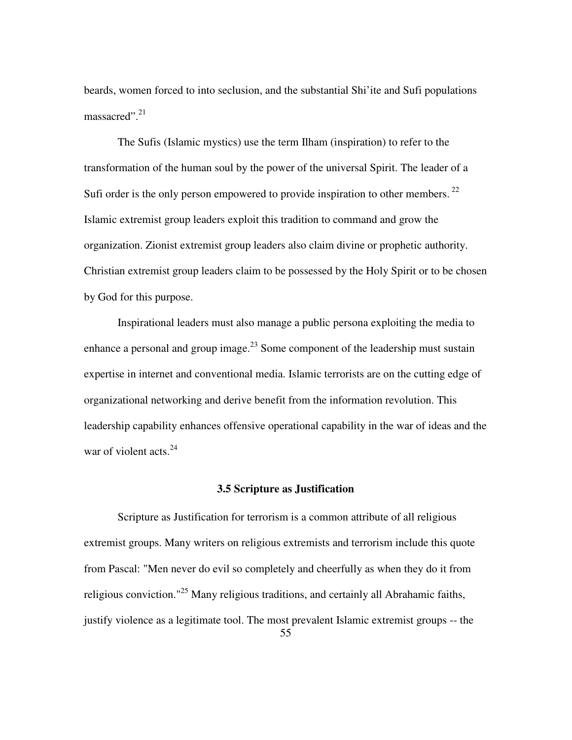beards, women forced to into seclusion, and the substantial Shi'ite and Sufi populations massacred".[21]

The Sufis (Islamic mystics) use the term Ilham (inspiration) to refer to the transformation of the human soul by the power of the universal Spirit. The leader of a Sufi order is the only person empowered to provide inspiration to other members.[22] Islamic extremist group leaders exploit this tradition to command and grow the organization. Zionist extremist group leaders also claim divine or prophetic authority. Christian extremist group leaders claim to be possessed by the Holy Spirit or to be chosen by God for this purpose.

Inspirational leaders must also manage a public persona exploiting the media to enhance a personal and group image.[23] Some component of the leadership must sustain expertise in internet and conventional media. Islamic terrorists are on the cutting edge of organizational networking and derive benefit from the information revolution. This leadership capability enhances offensive operational capability in the war of ideas and the war of violent acts.[24]

### 3.5 Scripture as Justification

Scripture as Justification for terrorism is a common attribute of all religious extremist groups. Many writers on religious extremists and terrorism include this quote from Pascal: "Men never do evil so completely and cheerfully as when they do it from religious conviction."[25] Many religious traditions, and certainly all Abrahamic faiths, justify violence as a legitimate tool. The most prevalent Islamic extremist groups -- the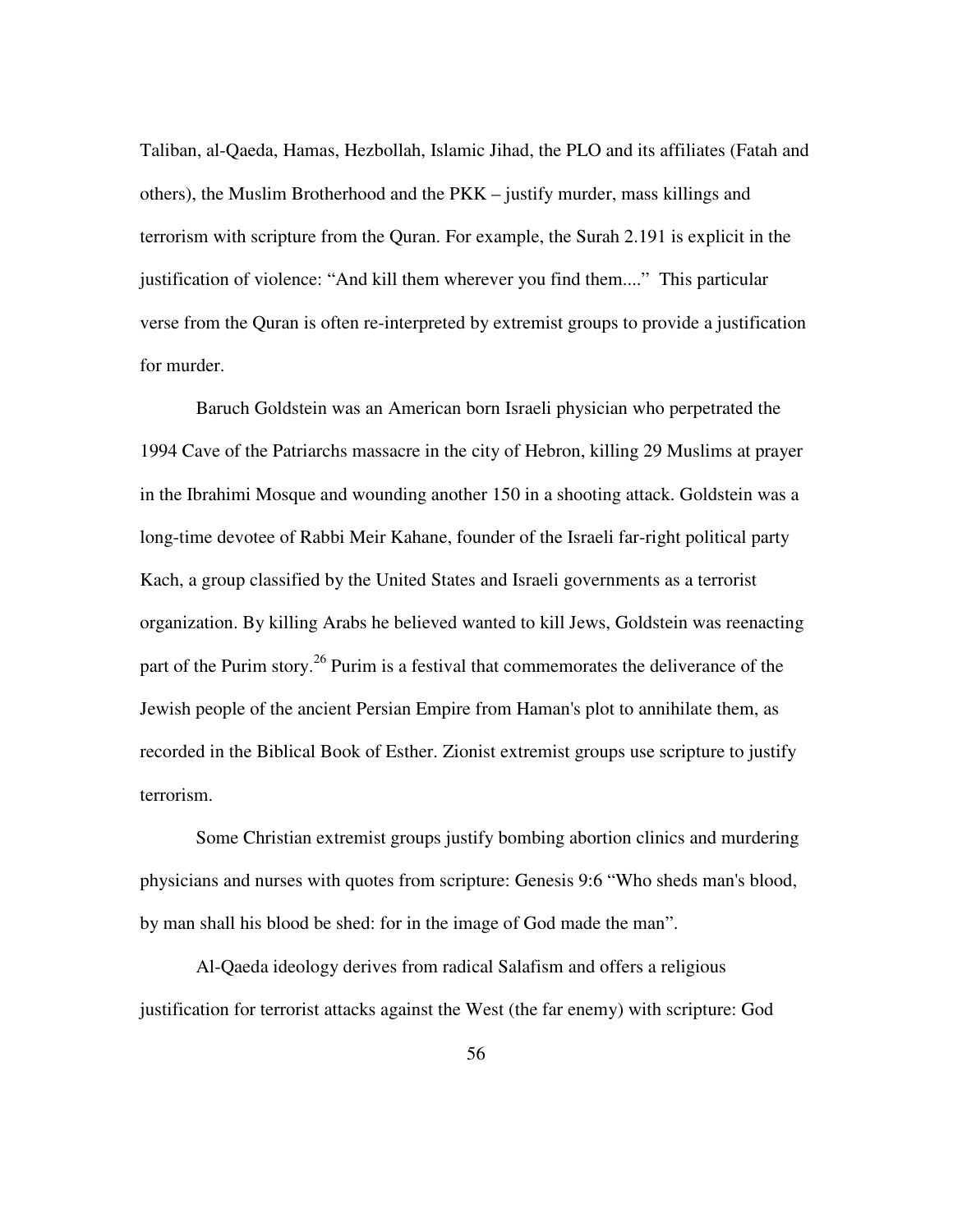Taliban, al-Qaeda, Hamas, Hezbollah, Islamic Jihad, the PLO and its affiliates (Fatah and others), the Muslim Brotherhood and the PKK – justify murder, mass killings and terrorism with scripture from the Quran. For example, the Surah 2.191 is explicit in the justification of violence: "And kill them wherever you find them...." This particular verse from the Quran is often re-interpreted by extremist groups to provide a justification for murder.

Baruch Goldstein was an American born Israeli physician who perpetrated the 1994 Cave of the Patriarchs massacre in the city of Hebron, killing 29 Muslims at prayer in the Ibrahimi Mosque and wounding another 150 in a shooting attack. Goldstein was a long-time devotee of Rabbi Meir Kahane, founder of the Israeli far-right political party Kach, a group classified by the United States and Israeli governments as a terrorist organization. By killing Arabs he believed wanted to kill Jews, Goldstein was reenacting part of the Purim story.[26] Purim is a festival that commemorates the deliverance of the Jewish people of the ancient Persian Empire from Haman's plot to annihilate them, as recorded in the Biblical Book of Esther. Zionist extremist groups use scripture to justify terrorism.

Some Christian extremist groups justify bombing abortion clinics and murdering physicians and nurses with quotes from scripture: Genesis 9:6 "Who sheds man's blood, by man shall his blood be shed: for in the image of God made the man".

Al-Qaeda ideology derives from radical Salafism and offers a religious justification for terrorist attacks against the West (the far enemy) with scripture: God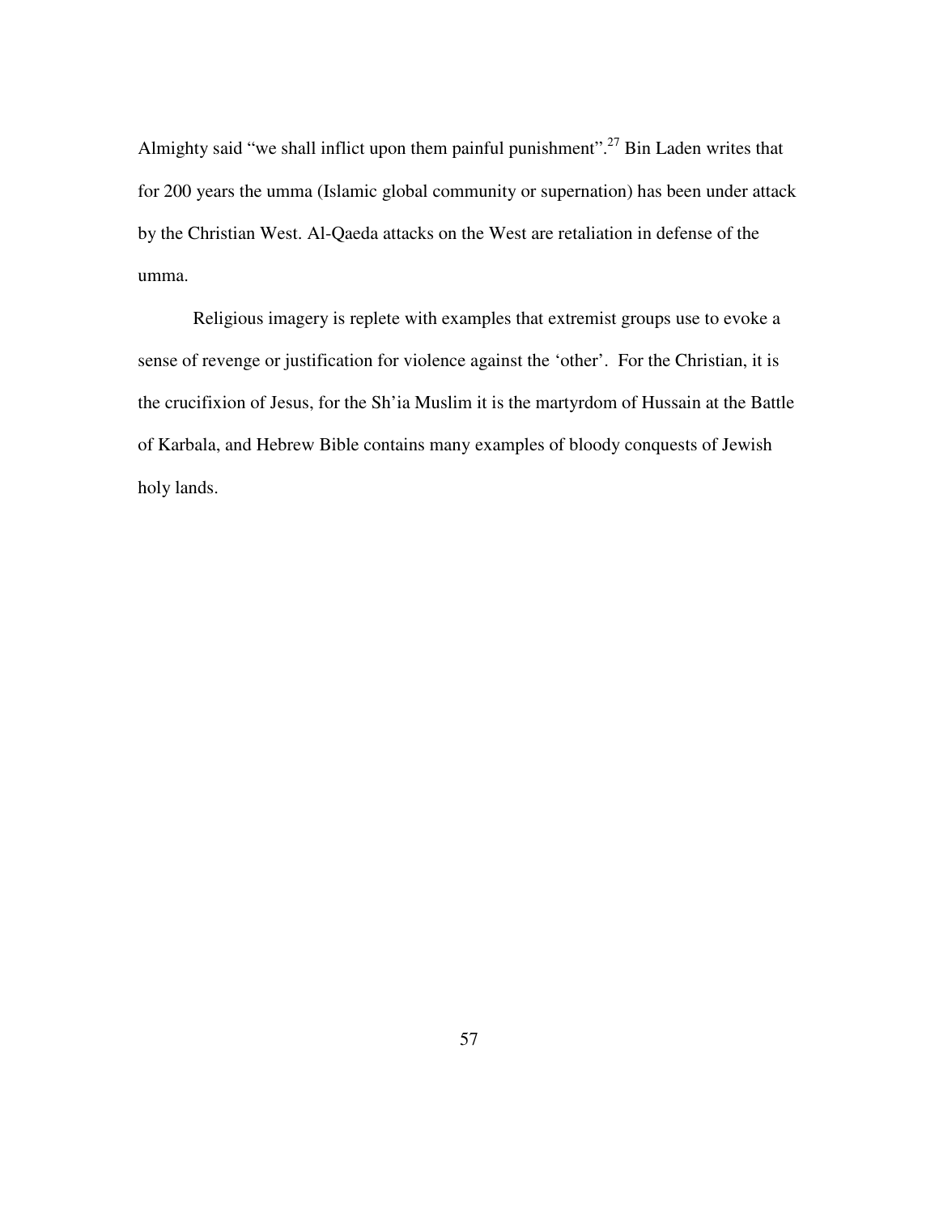Almighty said “we shall inflict upon them painful punishment”.[27] Bin Laden writes that for 200 years the umma (Islamic global community or supernation) has been under attack by the Christian West. Al-Qaeda attacks on the West are retaliation in defense of the umma.

Religious imagery is replete with examples that extremist groups use to evoke a sense of revenge or justification for violence against the ‘other’. For the Christian, it is the crucifixion of Jesus, for the Sh’ia Muslim it is the martyrdom of Hussain at the Battle of Karbala, and Hebrew Bible contains many examples of bloody conquests of Jewish holy lands.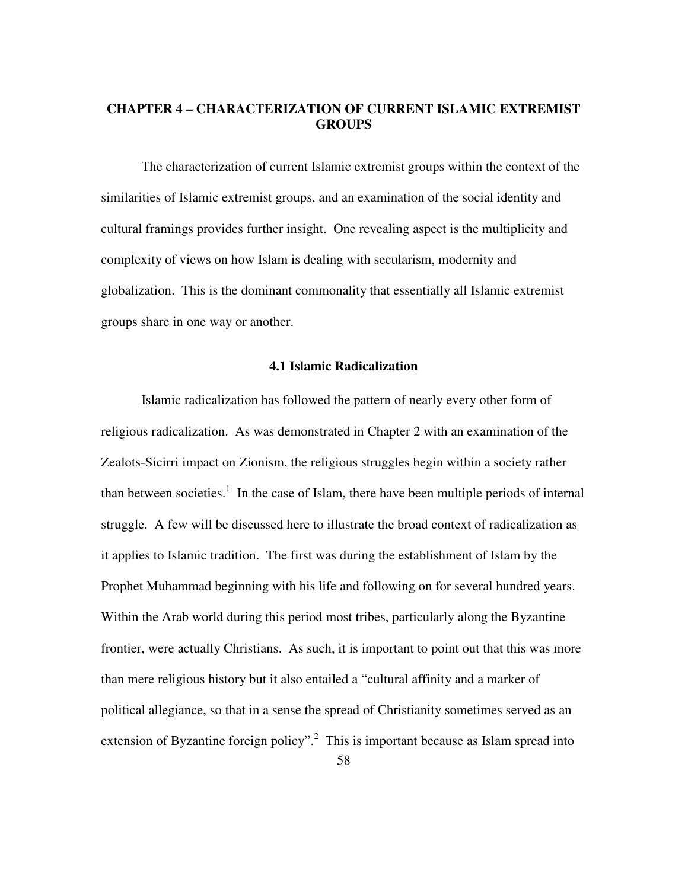# CHAPTER 4 – CHARACTERIZATION OF CURRENT ISLAMIC EXTREMIST GROUPS

The characterization of current Islamic extremist groups within the context of the similarities of Islamic extremist groups, and an examination of the social identity and cultural framings provides further insight. One revealing aspect is the multiplicity and complexity of views on how Islam is dealing with secularism, modernity and globalization. This is the dominant commonality that essentially all Islamic extremist groups share in one way or another.

## 4.1 Islamic Radicalization

Islamic radicalization has followed the pattern of nearly every other form of religious radicalization. As was demonstrated in Chapter 2 with an examination of the Zealots-Sicirri impact on Zionism, the religious struggles begin within a society rather than between societies.[1] In the case of Islam, there have been multiple periods of internal struggle. A few will be discussed here to illustrate the broad context of radicalization as it applies to Islamic tradition. The first was during the establishment of Islam by the Prophet Muhammad beginning with his life and following on for several hundred years. Within the Arab world during this period most tribes, particularly along the Byzantine frontier, were actually Christians. As such, it is important to point out that this was more than mere religious history but it also entailed a "cultural affinity and a marker of political allegiance, so that in a sense the spread of Christianity sometimes served as an extension of Byzantine foreign policy".[2] This is important because as Islam spread into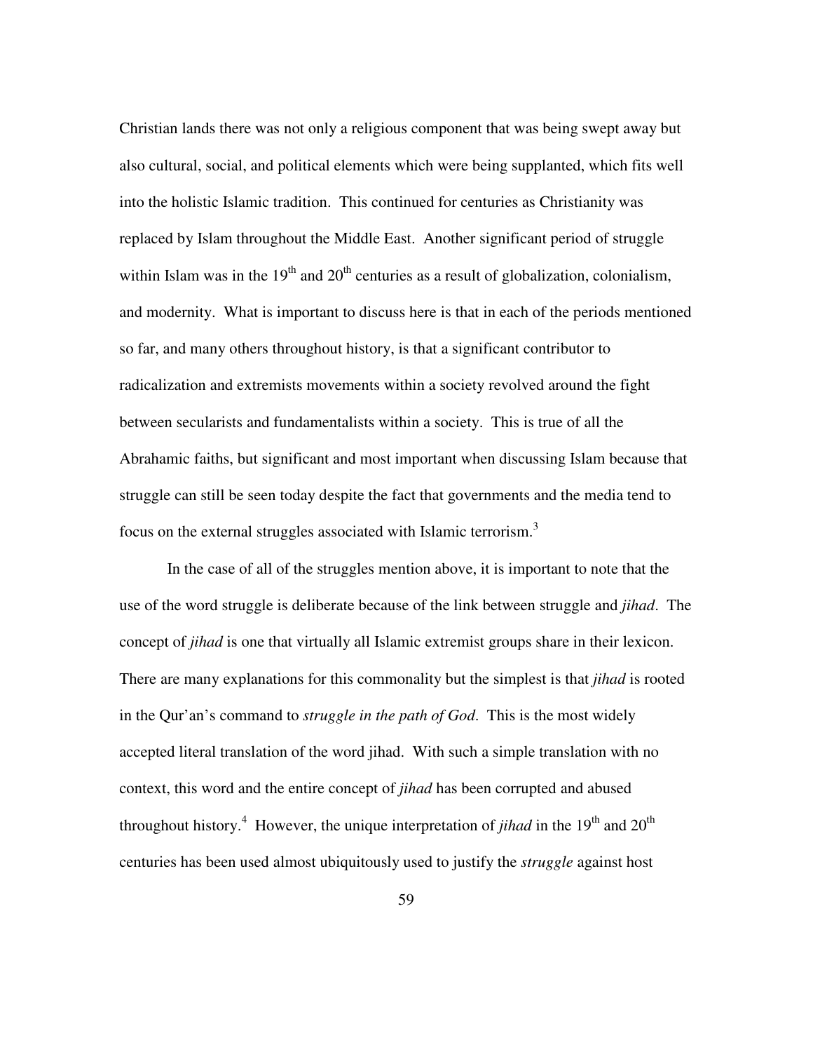Christian lands there was not only a religious component that was being swept away but also cultural, social, and political elements which were being supplanted, which fits well into the holistic Islamic tradition. This continued for centuries as Christianity was replaced by Islam throughout the Middle East. Another significant period of struggle within Islam was in the 19th and 20th centuries as a result of globalization, colonialism, and modernity. What is important to discuss here is that in each of the periods mentioned so far, and many others throughout history, is that a significant contributor to radicalization and extremists movements within a society revolved around the fight between secularists and fundamentalists within a society. This is true of all the Abrahamic faiths, but significant and most important when discussing Islam because that struggle can still be seen today despite the fact that governments and the media tend to focus on the external struggles associated with Islamic terrorism.[3]

In the case of all of the struggles mention above, it is important to note that the use of the word struggle is deliberate because of the link between struggle and *jihad*. The concept of *jihad* is one that virtually all Islamic extremist groups share in their lexicon. There are many explanations for this commonality but the simplest is that *jihad* is rooted in the Qur'an's command to *struggle in the path of God*. This is the most widely accepted literal translation of the word jihad. With such a simple translation with no context, this word and the entire concept of *jihad* has been corrupted and abused throughout history.[4] However, the unique interpretation of *jihad* in the 19th and 20th centuries has been used almost ubiquitously used to justify the *struggle* against host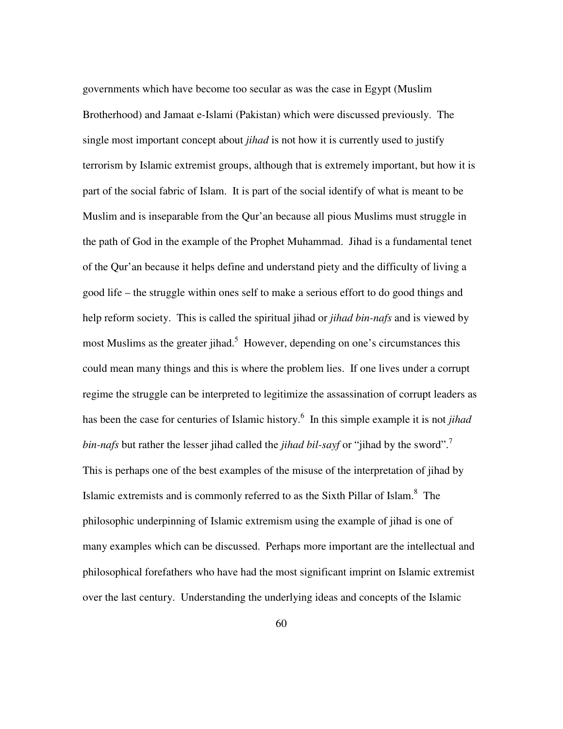governments which have become too secular as was the case in Egypt (Muslim Brotherhood) and Jamaat e-Islami (Pakistan) which were discussed previously. The single most important concept about *jihad* is not how it is currently used to justify terrorism by Islamic extremist groups, although that is extremely important, but how it is part of the social fabric of Islam. It is part of the social identify of what is meant to be Muslim and is inseparable from the Qur'an because all pious Muslims must struggle in the path of God in the example of the Prophet Muhammad. Jihad is a fundamental tenet of the Qur'an because it helps define and understand piety and the difficulty of living a good life – the struggle within ones self to make a serious effort to do good things and help reform society. This is called the spiritual jihad or *jihad bin-nafs* and is viewed by most Muslims as the greater jihad.[5] However, depending on one's circumstances this could mean many things and this is where the problem lies. If one lives under a corrupt regime the struggle can be interpreted to legitimize the assassination of corrupt leaders as has been the case for centuries of Islamic history.[6] In this simple example it is not *jihad bin-nafs* but rather the lesser jihad called the *jihad bil-sayf* or "jihad by the sword".[7] This is perhaps one of the best examples of the misuse of the interpretation of jihad by Islamic extremists and is commonly referred to as the Sixth Pillar of Islam.[8] The philosophic underpinning of Islamic extremism using the example of jihad is one of many examples which can be discussed. Perhaps more important are the intellectual and philosophical forefathers who have had the most significant imprint on Islamic extremist over the last century. Understanding the underlying ideas and concepts of the Islamic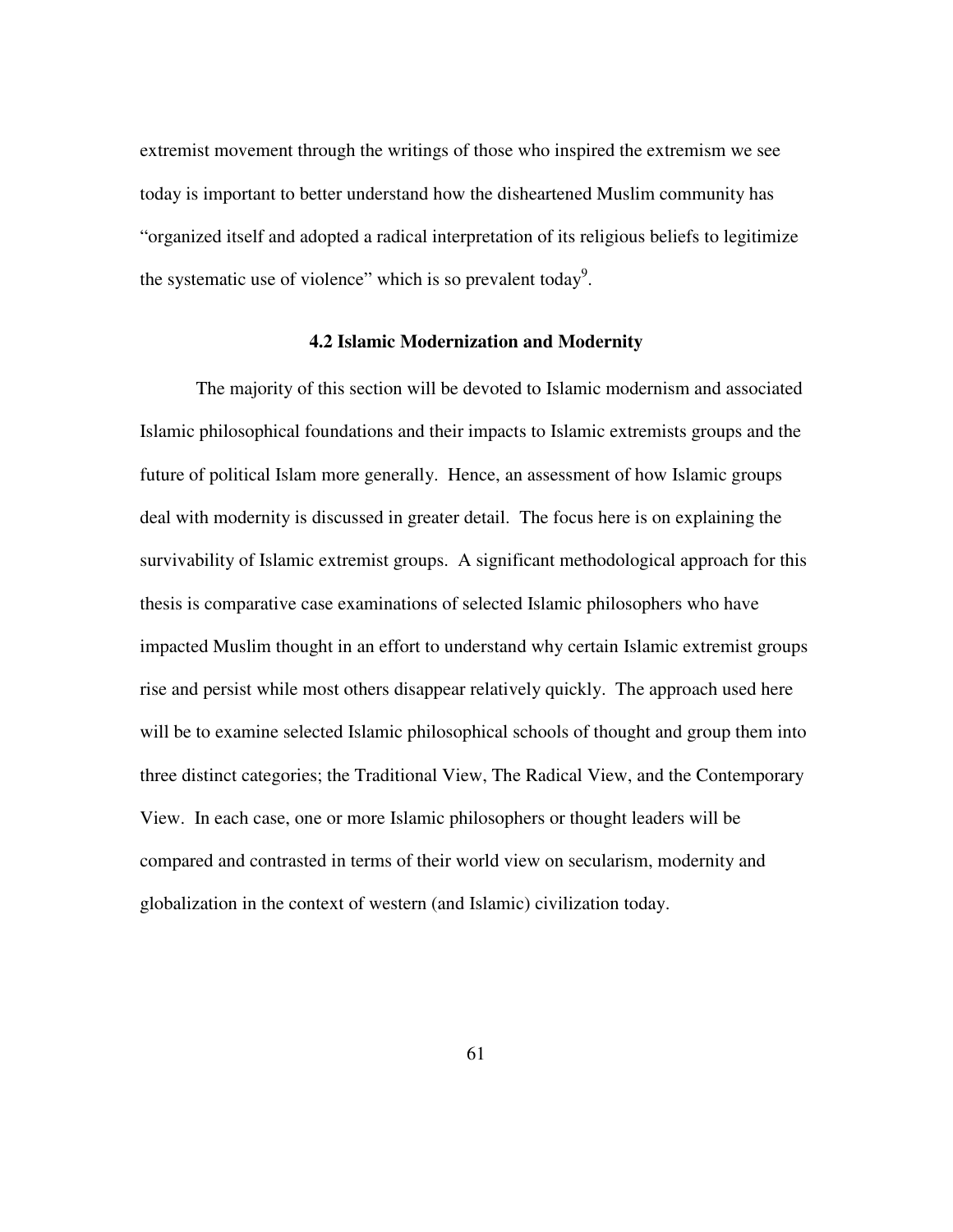extremist movement through the writings of those who inspired the extremism we see today is important to better understand how the disheartened Muslim community has "organized itself and adopted a radical interpretation of its religious beliefs to legitimize the systematic use of violence" which is so prevalent today[9].

### 4.2 Islamic Modernization and Modernity

The majority of this section will be devoted to Islamic modernism and associated Islamic philosophical foundations and their impacts to Islamic extremists groups and the future of political Islam more generally. Hence, an assessment of how Islamic groups deal with modernity is discussed in greater detail. The focus here is on explaining the survivability of Islamic extremist groups. A significant methodological approach for this thesis is comparative case examinations of selected Islamic philosophers who have impacted Muslim thought in an effort to understand why certain Islamic extremist groups rise and persist while most others disappear relatively quickly. The approach used here will be to examine selected Islamic philosophical schools of thought and group them into three distinct categories; the Traditional View, The Radical View, and the Contemporary View. In each case, one or more Islamic philosophers or thought leaders will be compared and contrasted in terms of their world view on secularism, modernity and globalization in the context of western (and Islamic) civilization today.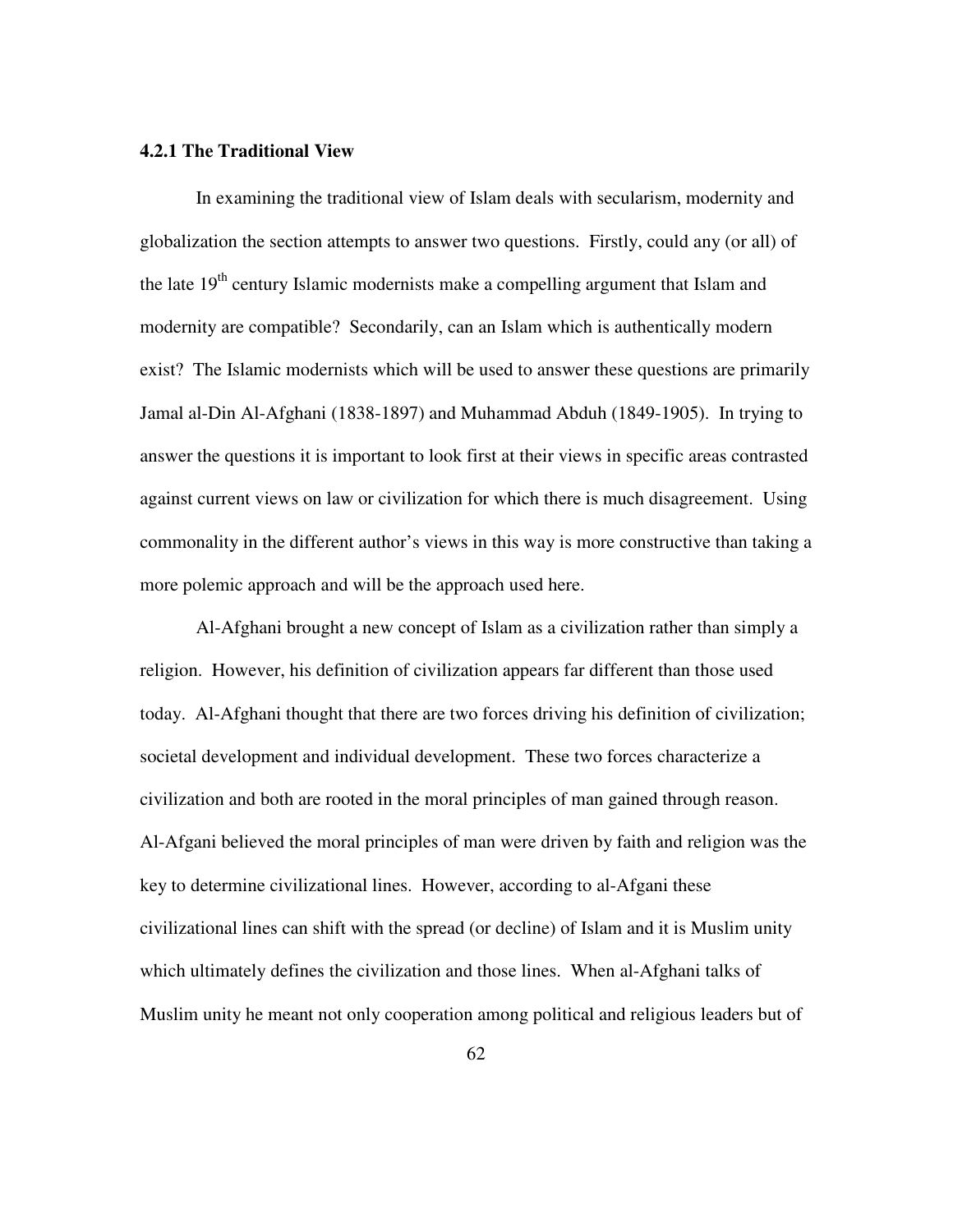### 4.2.1 The Traditional View

In examining the traditional view of Islam deals with secularism, modernity and globalization the section attempts to answer two questions. Firstly, could any (or all) of the late 19th century Islamic modernists make a compelling argument that Islam and modernity are compatible? Secondarily, can an Islam which is authentically modern exist? The Islamic modernists which will be used to answer these questions are primarily Jamal al-Din Al-Afghani (1838-1897) and Muhammad Abduh (1849-1905). In trying to answer the questions it is important to look first at their views in specific areas contrasted against current views on law or civilization for which there is much disagreement. Using commonality in the different author's views in this way is more constructive than taking a more polemic approach and will be the approach used here.

Al-Afghani brought a new concept of Islam as a civilization rather than simply a religion. However, his definition of civilization appears far different than those used today. Al-Afghani thought that there are two forces driving his definition of civilization; societal development and individual development. These two forces characterize a civilization and both are rooted in the moral principles of man gained through reason. Al-Afgani believed the moral principles of man were driven by faith and religion was the key to determine civilizational lines. However, according to al-Afgani these civilizational lines can shift with the spread (or decline) of Islam and it is Muslim unity which ultimately defines the civilization and those lines. When al-Afghani talks of Muslim unity he meant not only cooperation among political and religious leaders but of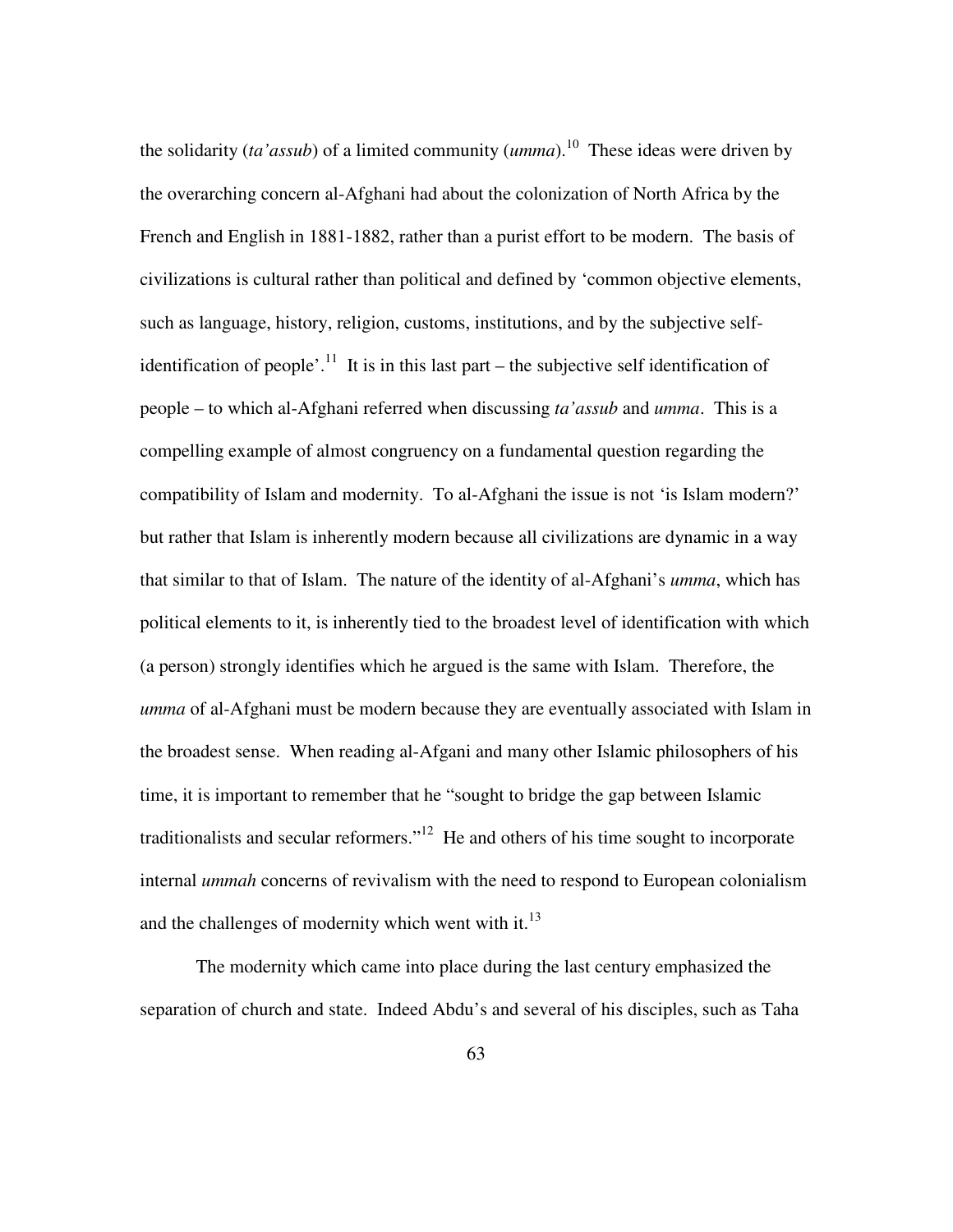the solidarity (*ta'assub*) of a limited community (*umma*).[10] These ideas were driven by the overarching concern al-Afghani had about the colonization of North Africa by the French and English in 1881-1882, rather than a purist effort to be modern. The basis of civilizations is cultural rather than political and defined by 'common objective elements, such as language, history, religion, customs, institutions, and by the subjective self-identification of people'.[11] It is in this last part – the subjective self identification of people – to which al-Afghani referred when discussing *ta'assub* and *umma*. This is a compelling example of almost congruency on a fundamental question regarding the compatibility of Islam and modernity. To al-Afghani the issue is not 'is Islam modern?' but rather that Islam is inherently modern because all civilizations are dynamic in a way that similar to that of Islam. The nature of the identity of al-Afghani's *umma*, which has political elements to it, is inherently tied to the broadest level of identification with which (a person) strongly identifies which he argued is the same with Islam. Therefore, the *umma* of al-Afghani must be modern because they are eventually associated with Islam in the broadest sense. When reading al-Afgani and many other Islamic philosophers of his time, it is important to remember that he "sought to bridge the gap between Islamic traditionalists and secular reformers."[12] He and others of his time sought to incorporate internal *ummah* concerns of revivalism with the need to respond to European colonialism and the challenges of modernity which went with it.[13]

The modernity which came into place during the last century emphasized the separation of church and state. Indeed Abdu's and several of his disciples, such as Taha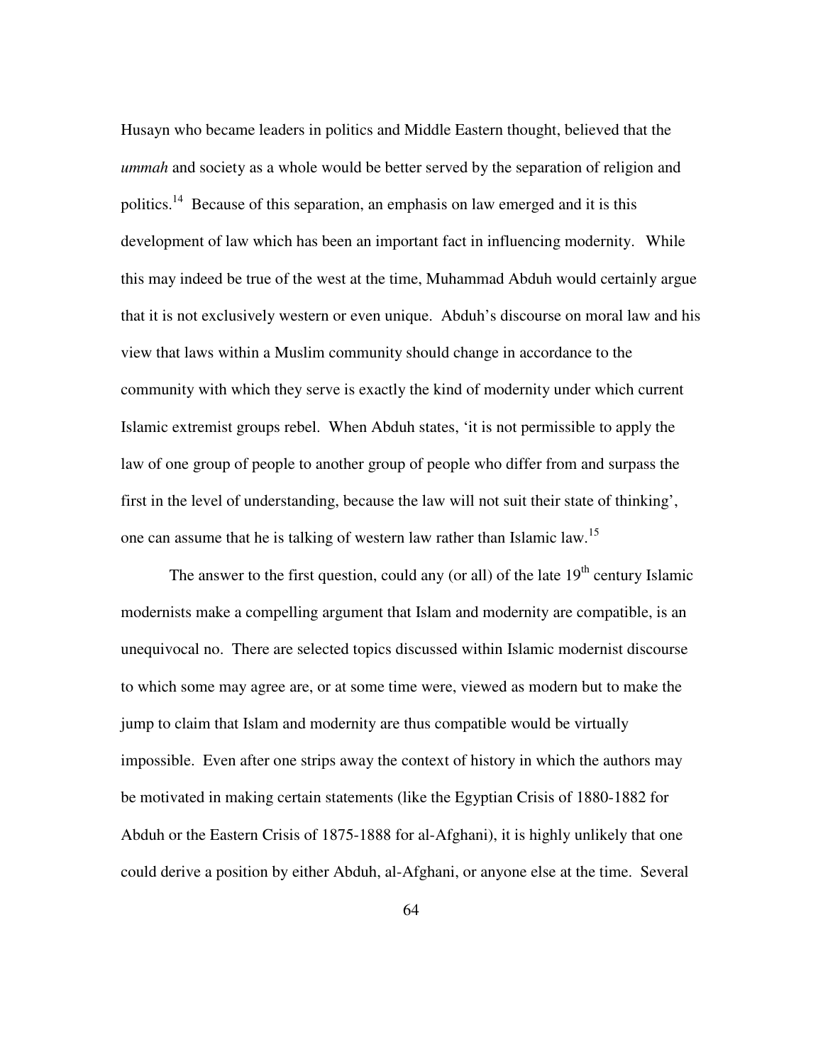Husayn who became leaders in politics and Middle Eastern thought, believed that the *ummah* and society as a whole would be better served by the separation of religion and politics.[14] Because of this separation, an emphasis on law emerged and it is this development of law which has been an important fact in influencing modernity. While this may indeed be true of the west at the time, Muhammad Abduh would certainly argue that it is not exclusively western or even unique. Abduh's discourse on moral law and his view that laws within a Muslim community should change in accordance to the community with which they serve is exactly the kind of modernity under which current Islamic extremist groups rebel. When Abduh states, 'it is not permissible to apply the law of one group of people to another group of people who differ from and surpass the first in the level of understanding, because the law will not suit their state of thinking', one can assume that he is talking of western law rather than Islamic law.[15]

The answer to the first question, could any (or all) of the late 19th century Islamic modernists make a compelling argument that Islam and modernity are compatible, is an unequivocal no. There are selected topics discussed within Islamic modernist discourse to which some may agree are, or at some time were, viewed as modern but to make the jump to claim that Islam and modernity are thus compatible would be virtually impossible. Even after one strips away the context of history in which the authors may be motivated in making certain statements (like the Egyptian Crisis of 1880-1882 for Abduh or the Eastern Crisis of 1875-1888 for al-Afghani), it is highly unlikely that one could derive a position by either Abduh, al-Afghani, or anyone else at the time. Several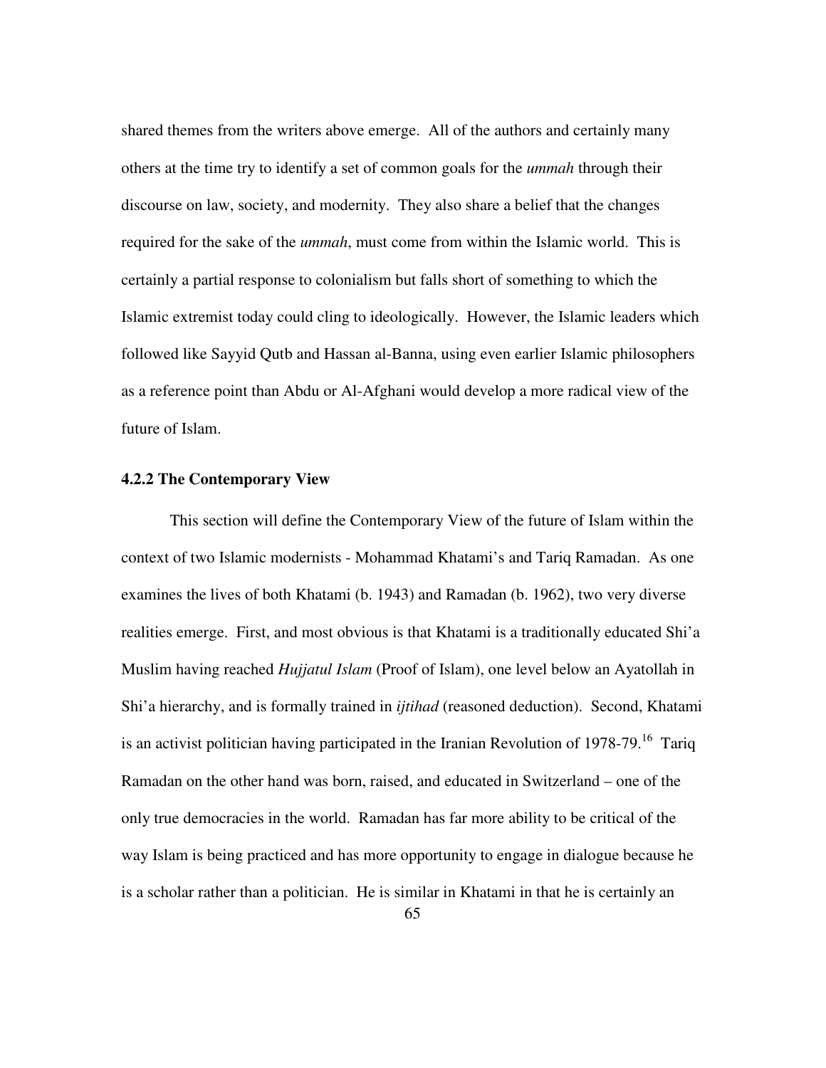shared themes from the writers above emerge. All of the authors and certainly many others at the time try to identify a set of common goals for the *ummah* through their discourse on law, society, and modernity. They also share a belief that the changes required for the sake of the *ummah*, must come from within the Islamic world. This is certainly a partial response to colonialism but falls short of something to which the Islamic extremist today could cling to ideologically. However, the Islamic leaders which followed like Sayyid Qutb and Hassan al-Banna, using even earlier Islamic philosophers as a reference point than Abdu or Al-Afghani would develop a more radical view of the future of Islam.

### 4.2.2 The Contemporary View

This section will define the Contemporary View of the future of Islam within the context of two Islamic modernists - Mohammad Khatami's and Tariq Ramadan. As one examines the lives of both Khatami (b. 1943) and Ramadan (b. 1962), two very diverse realities emerge. First, and most obvious is that Khatami is a traditionally educated Shi'a Muslim having reached *Hujjatul Islam* (Proof of Islam), one level below an Ayatollah in Shi'a hierarchy, and is formally trained in *ijtihad* (reasoned deduction). Second, Khatami is an activist politician having participated in the Iranian Revolution of 1978-79.[16] Tariq Ramadan on the other hand was born, raised, and educated in Switzerland – one of the only true democracies in the world. Ramadan has far more ability to be critical of the way Islam is being practiced and has more opportunity to engage in dialogue because he is a scholar rather than a politician. He is similar in Khatami in that he is certainly an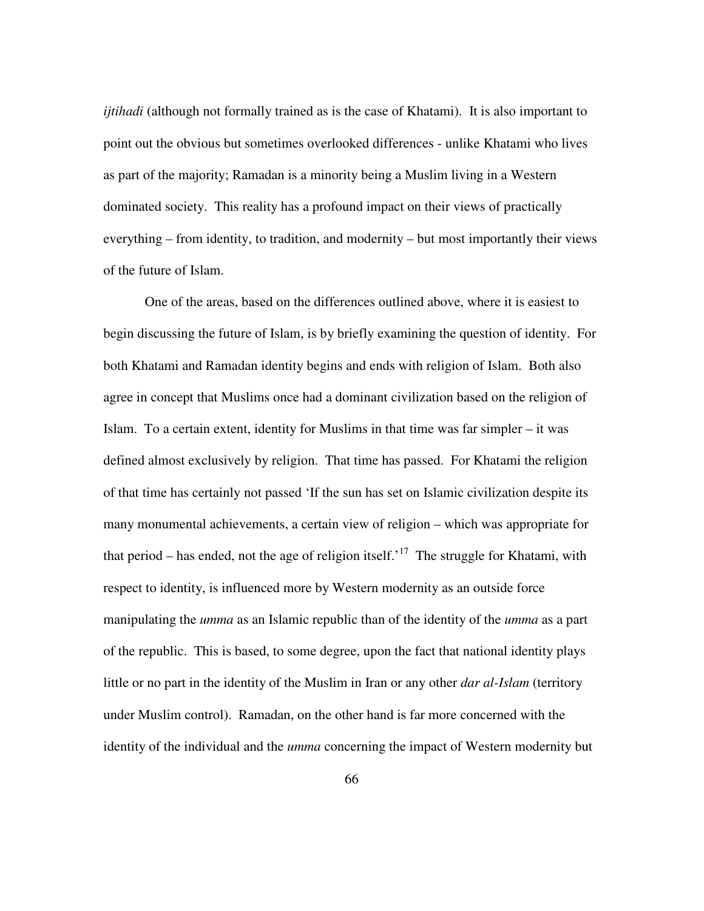*ijtihadi* (although not formally trained as is the case of Khatami). It is also important to point out the obvious but sometimes overlooked differences - unlike Khatami who lives as part of the majority; Ramadan is a minority being a Muslim living in a Western dominated society. This reality has a profound impact on their views of practically everything – from identity, to tradition, and modernity – but most importantly their views of the future of Islam.

One of the areas, based on the differences outlined above, where it is easiest to begin discussing the future of Islam, is by briefly examining the question of identity. For both Khatami and Ramadan identity begins and ends with religion of Islam. Both also agree in concept that Muslims once had a dominant civilization based on the religion of Islam. To a certain extent, identity for Muslims in that time was far simpler – it was defined almost exclusively by religion. That time has passed. For Khatami the religion of that time has certainly not passed 'If the sun has set on Islamic civilization despite its many monumental achievements, a certain view of religion – which was appropriate for that period – has ended, not the age of religion itself.'[17] The struggle for Khatami, with respect to identity, is influenced more by Western modernity as an outside force manipulating the *umma* as an Islamic republic than of the identity of the *umma* as a part of the republic. This is based, to some degree, upon the fact that national identity plays little or no part in the identity of the Muslim in Iran or any other *dar al-Islam* (territory under Muslim control). Ramadan, on the other hand is far more concerned with the identity of the individual and the *umma* concerning the impact of Western modernity but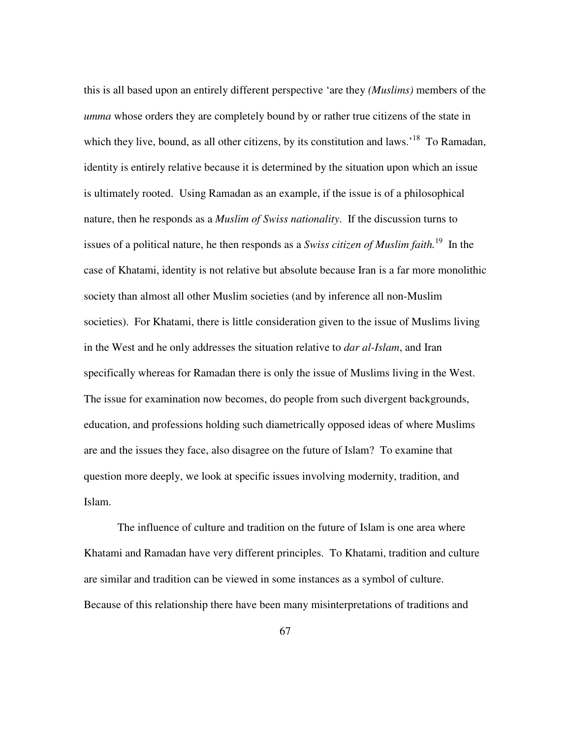this is all based upon an entirely different perspective 'are they *(Muslims)* members of the *umma* whose orders they are completely bound by or rather true citizens of the state in which they live, bound, as all other citizens, by its constitution and laws.'[18] To Ramadan, identity is entirely relative because it is determined by the situation upon which an issue is ultimately rooted. Using Ramadan as an example, if the issue is of a philosophical nature, then he responds as a *Muslim of Swiss nationality*. If the discussion turns to issues of a political nature, he then responds as a *Swiss citizen of Muslim faith.*[19] In the case of Khatami, identity is not relative but absolute because Iran is a far more monolithic society than almost all other Muslim societies (and by inference all non-Muslim societies). For Khatami, there is little consideration given to the issue of Muslims living in the West and he only addresses the situation relative to *dar al-Islam*, and Iran specifically whereas for Ramadan there is only the issue of Muslims living in the West. The issue for examination now becomes, do people from such divergent backgrounds, education, and professions holding such diametrically opposed ideas of where Muslims are and the issues they face, also disagree on the future of Islam? To examine that question more deeply, we look at specific issues involving modernity, tradition, and Islam.

The influence of culture and tradition on the future of Islam is one area where Khatami and Ramadan have very different principles. To Khatami, tradition and culture are similar and tradition can be viewed in some instances as a symbol of culture. Because of this relationship there have been many misinterpretations of traditions and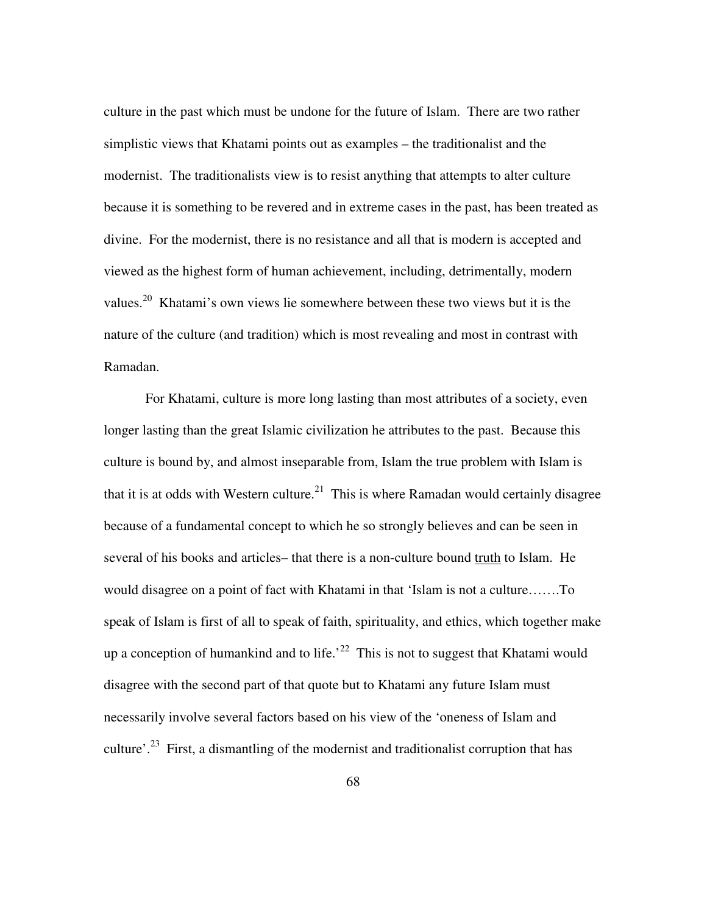culture in the past which must be undone for the future of Islam. There are two rather simplistic views that Khatami points out as examples – the traditionalist and the modernist. The traditionalists view is to resist anything that attempts to alter culture because it is something to be revered and in extreme cases in the past, has been treated as divine. For the modernist, there is no resistance and all that is modern is accepted and viewed as the highest form of human achievement, including, detrimentally, modern values.[20] Khatami's own views lie somewhere between these two views but it is the nature of the culture (and tradition) which is most revealing and most in contrast with Ramadan.

For Khatami, culture is more long lasting than most attributes of a society, even longer lasting than the great Islamic civilization he attributes to the past. Because this culture is bound by, and almost inseparable from, Islam the true problem with Islam is that it is at odds with Western culture.[21] This is where Ramadan would certainly disagree because of a fundamental concept to which he so strongly believes and can be seen in several of his books and articles– that there is a non-culture bound <u>truth</u> to Islam. He would disagree on a point of fact with Khatami in that 'Islam is not a culture…….To speak of Islam is first of all to speak of faith, spirituality, and ethics, which together make up a conception of humankind and to life.'[22] This is not to suggest that Khatami would disagree with the second part of that quote but to Khatami any future Islam must necessarily involve several factors based on his view of the 'oneness of Islam and culture'.[23] First, a dismantling of the modernist and traditionalist corruption that has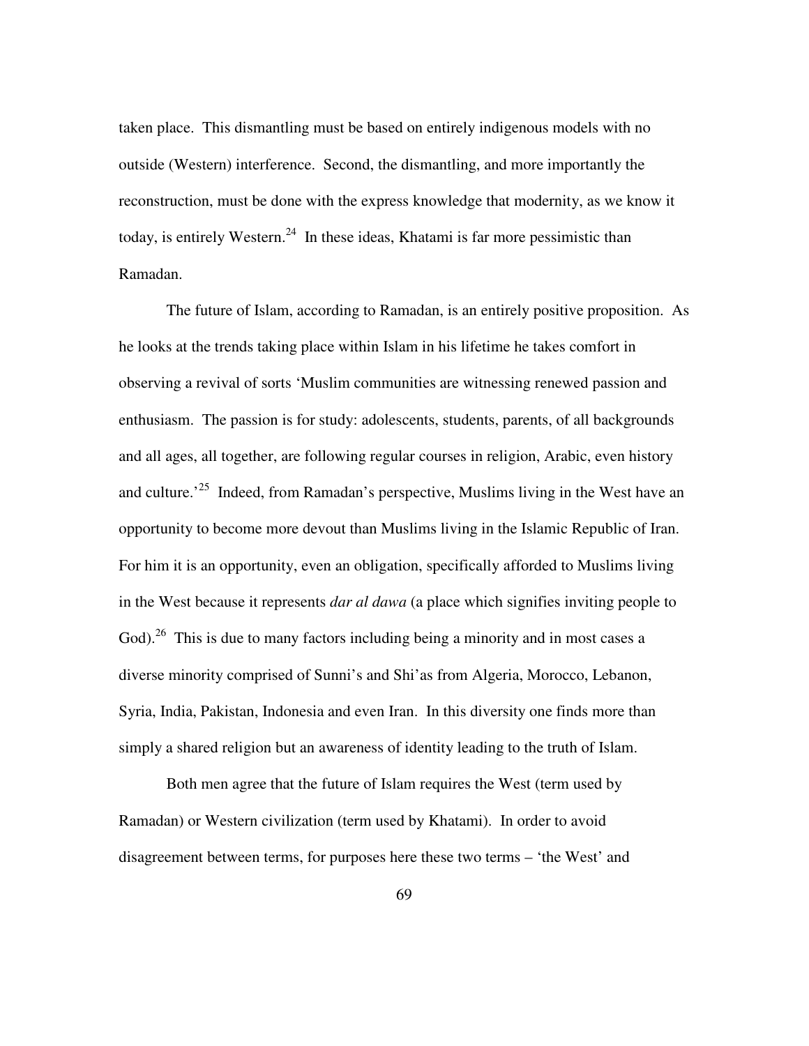taken place. This dismantling must be based on entirely indigenous models with no outside (Western) interference. Second, the dismantling, and more importantly the reconstruction, must be done with the express knowledge that modernity, as we know it today, is entirely Western.[24] In these ideas, Khatami is far more pessimistic than Ramadan.

The future of Islam, according to Ramadan, is an entirely positive proposition. As he looks at the trends taking place within Islam in his lifetime he takes comfort in observing a revival of sorts 'Muslim communities are witnessing renewed passion and enthusiasm. The passion is for study: adolescents, students, parents, of all backgrounds and all ages, all together, are following regular courses in religion, Arabic, even history and culture.'[25] Indeed, from Ramadan's perspective, Muslims living in the West have an opportunity to become more devout than Muslims living in the Islamic Republic of Iran. For him it is an opportunity, even an obligation, specifically afforded to Muslims living in the West because it represents *dar al dawa* (a place which signifies inviting people to God).[26] This is due to many factors including being a minority and in most cases a diverse minority comprised of Sunni's and Shi'as from Algeria, Morocco, Lebanon, Syria, India, Pakistan, Indonesia and even Iran. In this diversity one finds more than simply a shared religion but an awareness of identity leading to the truth of Islam.

Both men agree that the future of Islam requires the West (term used by Ramadan) or Western civilization (term used by Khatami). In order to avoid disagreement between terms, for purposes here these two terms – 'the West' and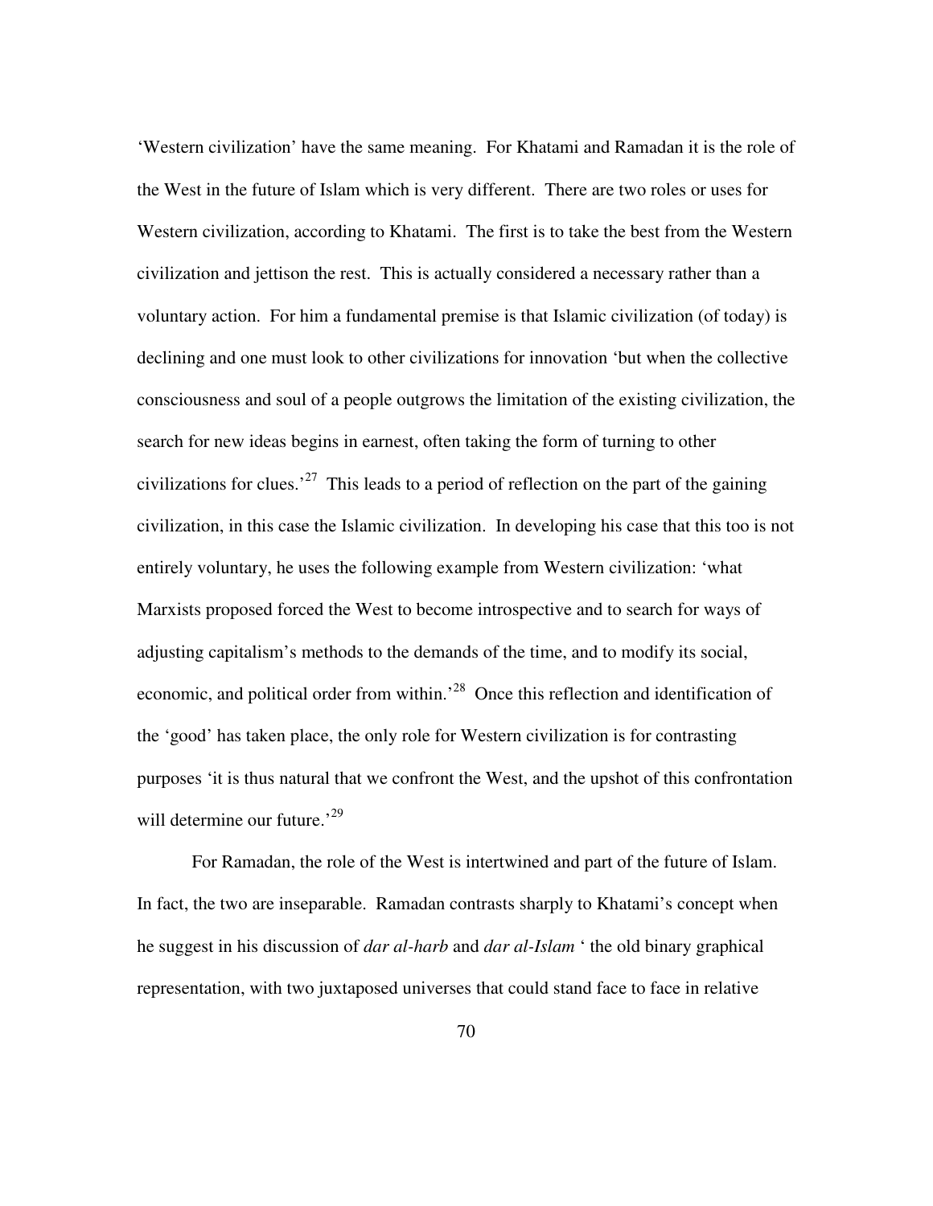'Western civilization' have the same meaning. For Khatami and Ramadan it is the role of the West in the future of Islam which is very different. There are two roles or uses for Western civilization, according to Khatami. The first is to take the best from the Western civilization and jettison the rest. This is actually considered a necessary rather than a voluntary action. For him a fundamental premise is that Islamic civilization (of today) is declining and one must look to other civilizations for innovation 'but when the collective consciousness and soul of a people outgrows the limitation of the existing civilization, the search for new ideas begins in earnest, often taking the form of turning to other civilizations for clues.'[27] This leads to a period of reflection on the part of the gaining civilization, in this case the Islamic civilization. In developing his case that this too is not entirely voluntary, he uses the following example from Western civilization: 'what Marxists proposed forced the West to become introspective and to search for ways of adjusting capitalism's methods to the demands of the time, and to modify its social, economic, and political order from within.'[28] Once this reflection and identification of the 'good' has taken place, the only role for Western civilization is for contrasting purposes 'it is thus natural that we confront the West, and the upshot of this confrontation will determine our future.'[29]

For Ramadan, the role of the West is intertwined and part of the future of Islam. In fact, the two are inseparable. Ramadan contrasts sharply to Khatami's concept when he suggest in his discussion of *dar al-harb* and *dar al-Islam* ' the old binary graphical representation, with two juxtaposed universes that could stand face to face in relative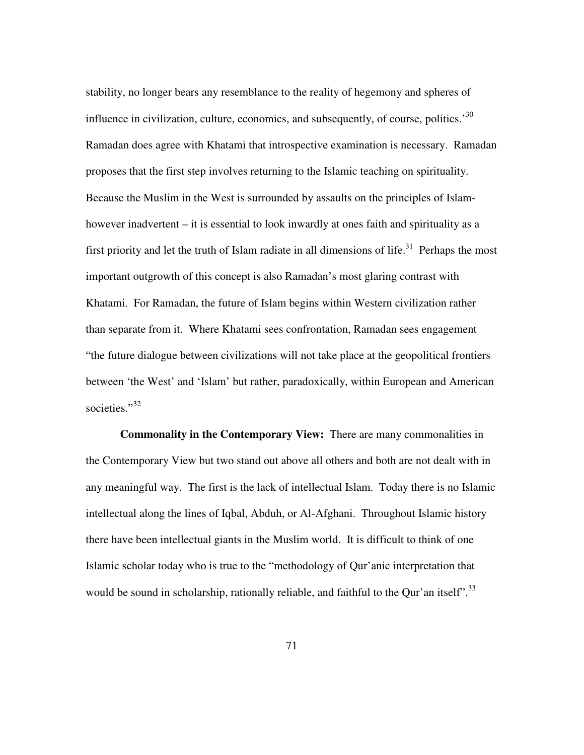stability, no longer bears any resemblance to the reality of hegemony and spheres of influence in civilization, culture, economics, and subsequently, of course, politics.'[30] Ramadan does agree with Khatami that introspective examination is necessary. Ramadan proposes that the first step involves returning to the Islamic teaching on spirituality. Because the Muslim in the West is surrounded by assaults on the principles of Islam- however inadvertent – it is essential to look inwardly at ones faith and spirituality as a first priority and let the truth of Islam radiate in all dimensions of life.[31] Perhaps the most important outgrowth of this concept is also Ramadan's most glaring contrast with Khatami. For Ramadan, the future of Islam begins within Western civilization rather than separate from it. Where Khatami sees confrontation, Ramadan sees engagement "the future dialogue between civilizations will not take place at the geopolitical frontiers between 'the West' and 'Islam' but rather, paradoxically, within European and American societies."[32]

**Commonality in the Contemporary View:** There are many commonalities in the Contemporary View but two stand out above all others and both are not dealt with in any meaningful way. The first is the lack of intellectual Islam. Today there is no Islamic intellectual along the lines of Iqbal, Abduh, or Al-Afghani. Throughout Islamic history there have been intellectual giants in the Muslim world. It is difficult to think of one Islamic scholar today who is true to the "methodology of Qur'anic interpretation that would be sound in scholarship, rationally reliable, and faithful to the Qur'an itself".[33]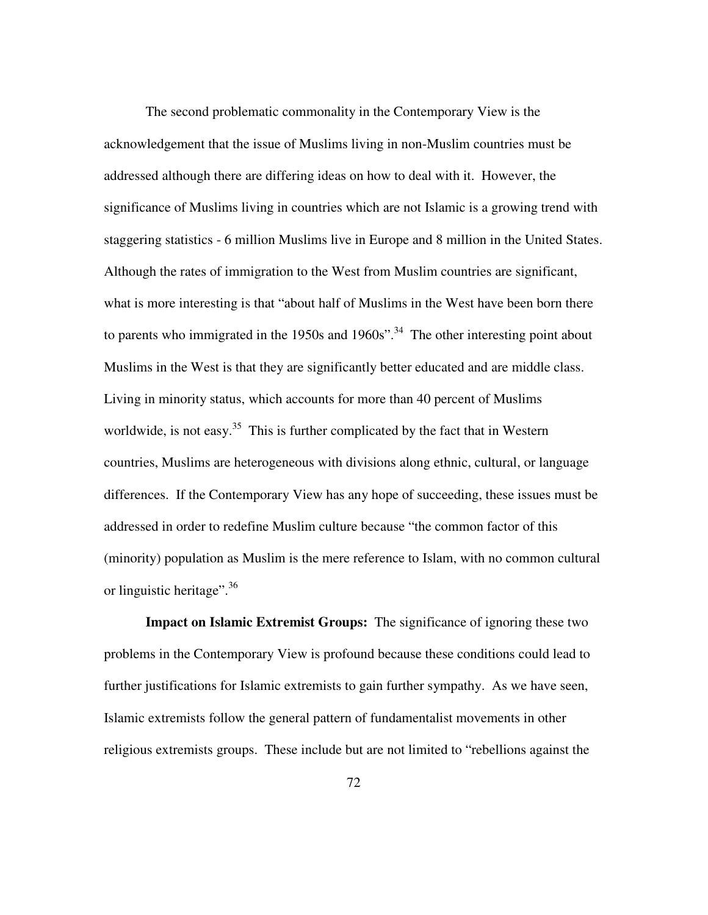The second problematic commonality in the Contemporary View is the acknowledgement that the issue of Muslims living in non-Muslim countries must be addressed although there are differing ideas on how to deal with it. However, the significance of Muslims living in countries which are not Islamic is a growing trend with staggering statistics - 6 million Muslims live in Europe and 8 million in the United States. Although the rates of immigration to the West from Muslim countries are significant, what is more interesting is that "about half of Muslims in the West have been born there to parents who immigrated in the 1950s and 1960s".[34] The other interesting point about Muslims in the West is that they are significantly better educated and are middle class. Living in minority status, which accounts for more than 40 percent of Muslims worldwide, is not easy.[35] This is further complicated by the fact that in Western countries, Muslims are heterogeneous with divisions along ethnic, cultural, or language differences. If the Contemporary View has any hope of succeeding, these issues must be addressed in order to redefine Muslim culture because "the common factor of this (minority) population as Muslim is the mere reference to Islam, with no common cultural or linguistic heritage".[36]

**Impact on Islamic Extremist Groups:** The significance of ignoring these two problems in the Contemporary View is profound because these conditions could lead to further justifications for Islamic extremists to gain further sympathy. As we have seen, Islamic extremists follow the general pattern of fundamentalist movements in other religious extremists groups. These include but are not limited to "rebellions against the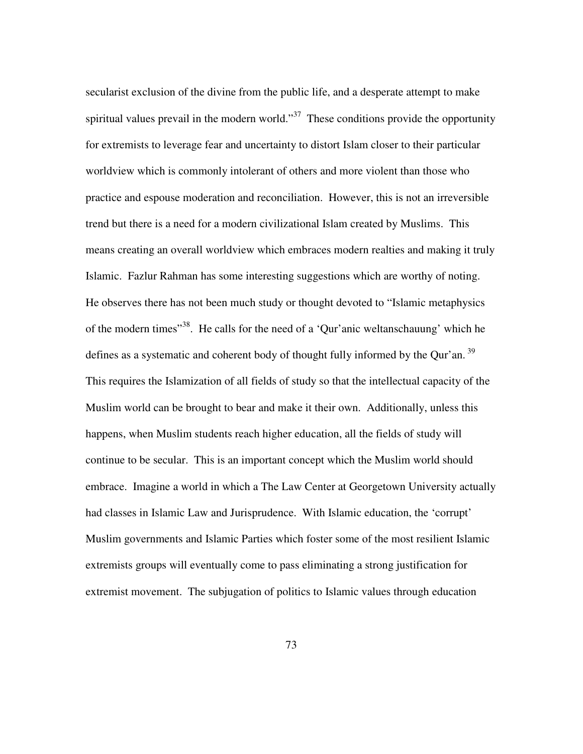secularist exclusion of the divine from the public life, and a desperate attempt to make spiritual values prevail in the modern world."[37] These conditions provide the opportunity for extremists to leverage fear and uncertainty to distort Islam closer to their particular worldview which is commonly intolerant of others and more violent than those who practice and espouse moderation and reconciliation. However, this is not an irreversible trend but there is a need for a modern civilizational Islam created by Muslims. This means creating an overall worldview which embraces modern realties and making it truly Islamic. Fazlur Rahman has some interesting suggestions which are worthy of noting. He observes there has not been much study or thought devoted to "Islamic metaphysics of the modern times"[38]. He calls for the need of a 'Qur'anic weltanschauung' which he defines as a systematic and coherent body of thought fully informed by the Qur'an.[39] This requires the Islamization of all fields of study so that the intellectual capacity of the Muslim world can be brought to bear and make it their own. Additionally, unless this happens, when Muslim students reach higher education, all the fields of study will continue to be secular. This is an important concept which the Muslim world should embrace. Imagine a world in which a The Law Center at Georgetown University actually had classes in Islamic Law and Jurisprudence. With Islamic education, the 'corrupt' Muslim governments and Islamic Parties which foster some of the most resilient Islamic extremists groups will eventually come to pass eliminating a strong justification for extremist movement. The subjugation of politics to Islamic values through education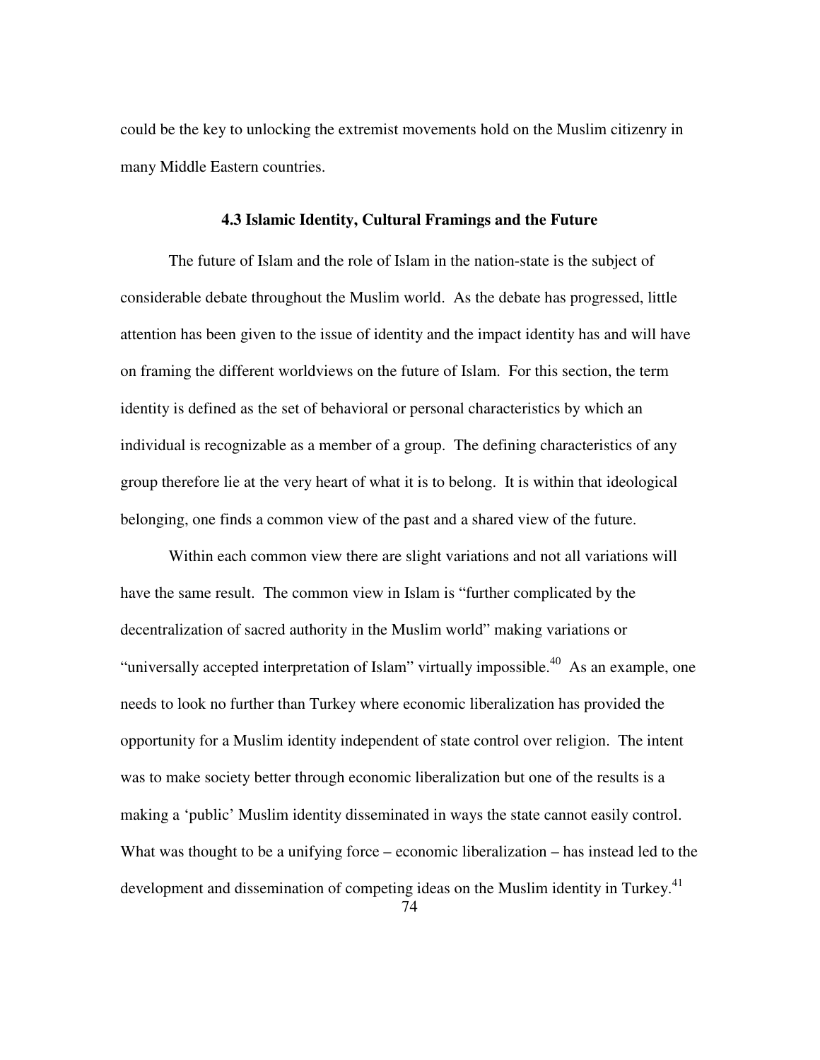could be the key to unlocking the extremist movements hold on the Muslim citizenry in many Middle Eastern countries.

### 4.3 Islamic Identity, Cultural Framings and the Future

The future of Islam and the role of Islam in the nation-state is the subject of considerable debate throughout the Muslim world. As the debate has progressed, little attention has been given to the issue of identity and the impact identity has and will have on framing the different worldviews on the future of Islam. For this section, the term identity is defined as the set of behavioral or personal characteristics by which an individual is recognizable as a member of a group. The defining characteristics of any group therefore lie at the very heart of what it is to belong. It is within that ideological belonging, one finds a common view of the past and a shared view of the future.

Within each common view there are slight variations and not all variations will have the same result. The common view in Islam is "further complicated by the decentralization of sacred authority in the Muslim world" making variations or "universally accepted interpretation of Islam" virtually impossible.[40] As an example, one needs to look no further than Turkey where economic liberalization has provided the opportunity for a Muslim identity independent of state control over religion. The intent was to make society better through economic liberalization but one of the results is a making a 'public' Muslim identity disseminated in ways the state cannot easily control. What was thought to be a unifying force – economic liberalization – has instead led to the development and dissemination of competing ideas on the Muslim identity in Turkey.[41]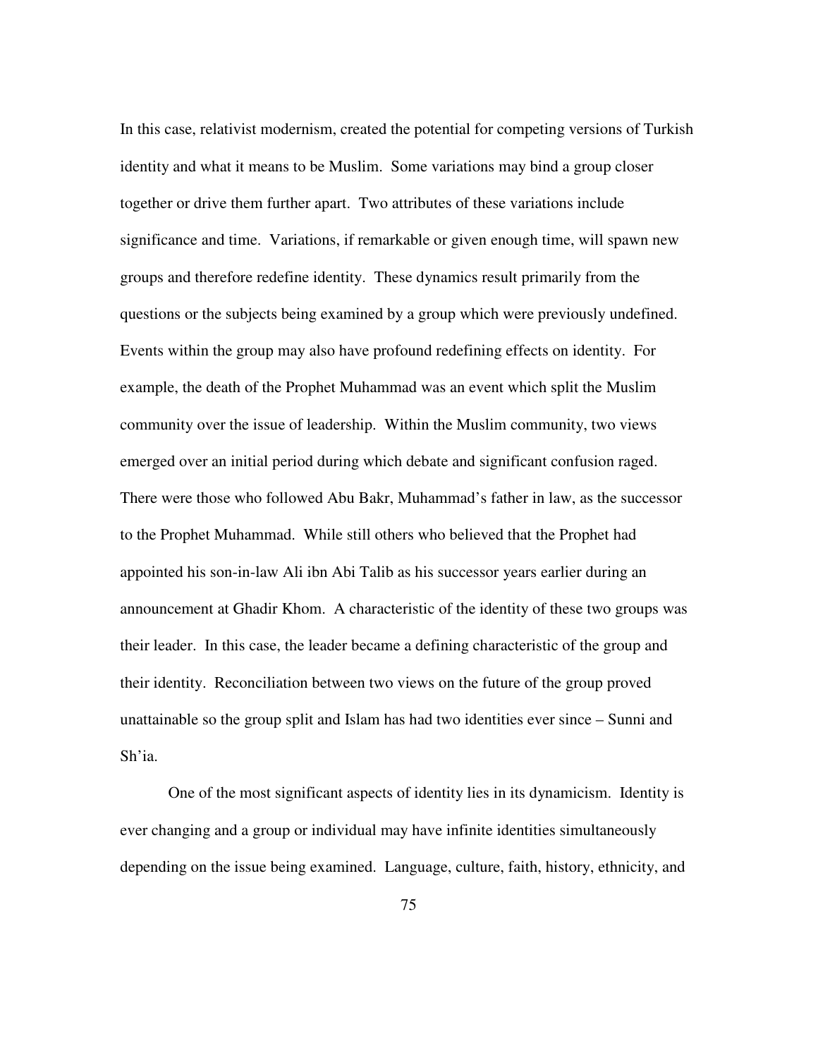In this case, relativist modernism, created the potential for competing versions of Turkish identity and what it means to be Muslim. Some variations may bind a group closer together or drive them further apart. Two attributes of these variations include significance and time. Variations, if remarkable or given enough time, will spawn new groups and therefore redefine identity. These dynamics result primarily from the questions or the subjects being examined by a group which were previously undefined. Events within the group may also have profound redefining effects on identity. For example, the death of the Prophet Muhammad was an event which split the Muslim community over the issue of leadership. Within the Muslim community, two views emerged over an initial period during which debate and significant confusion raged. There were those who followed Abu Bakr, Muhammad's father in law, as the successor to the Prophet Muhammad. While still others who believed that the Prophet had appointed his son-in-law Ali ibn Abi Talib as his successor years earlier during an announcement at Ghadir Khom. A characteristic of the identity of these two groups was their leader. In this case, the leader became a defining characteristic of the group and their identity. Reconciliation between two views on the future of the group proved unattainable so the group split and Islam has had two identities ever since – Sunni and Sh'ia.

One of the most significant aspects of identity lies in its dynamicism. Identity is ever changing and a group or individual may have infinite identities simultaneously depending on the issue being examined. Language, culture, faith, history, ethnicity, and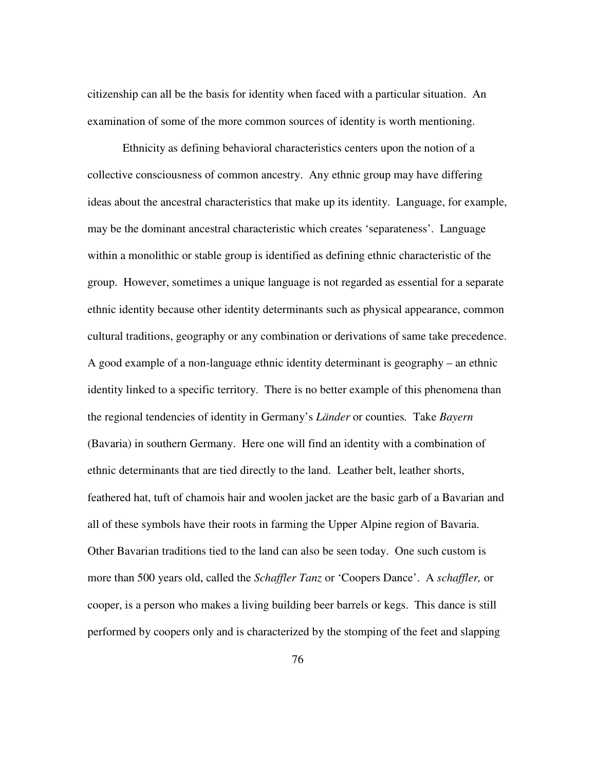citizenship can all be the basis for identity when faced with a particular situation. An examination of some of the more common sources of identity is worth mentioning.

Ethnicity as defining behavioral characteristics centers upon the notion of a collective consciousness of common ancestry. Any ethnic group may have differing ideas about the ancestral characteristics that make up its identity. Language, for example, may be the dominant ancestral characteristic which creates 'separateness'. Language within a monolithic or stable group is identified as defining ethnic characteristic of the group. However, sometimes a unique language is not regarded as essential for a separate ethnic identity because other identity determinants such as physical appearance, common cultural traditions, geography or any combination or derivations of same take precedence. A good example of a non-language ethnic identity determinant is geography – an ethnic identity linked to a specific territory. There is no better example of this phenomena than the regional tendencies of identity in Germany's *Länder* or counties. Take *Bayern* (Bavaria) in southern Germany. Here one will find an identity with a combination of ethnic determinants that are tied directly to the land. Leather belt, leather shorts, feathered hat, tuft of chamois hair and woolen jacket are the basic garb of a Bavarian and all of these symbols have their roots in farming the Upper Alpine region of Bavaria. Other Bavarian traditions tied to the land can also be seen today. One such custom is more than 500 years old, called the *Schaffler Tanz* or 'Coopers Dance'. A *schaffler,* or cooper, is a person who makes a living building beer barrels or kegs. This dance is still performed by coopers only and is characterized by the stomping of the feet and slapping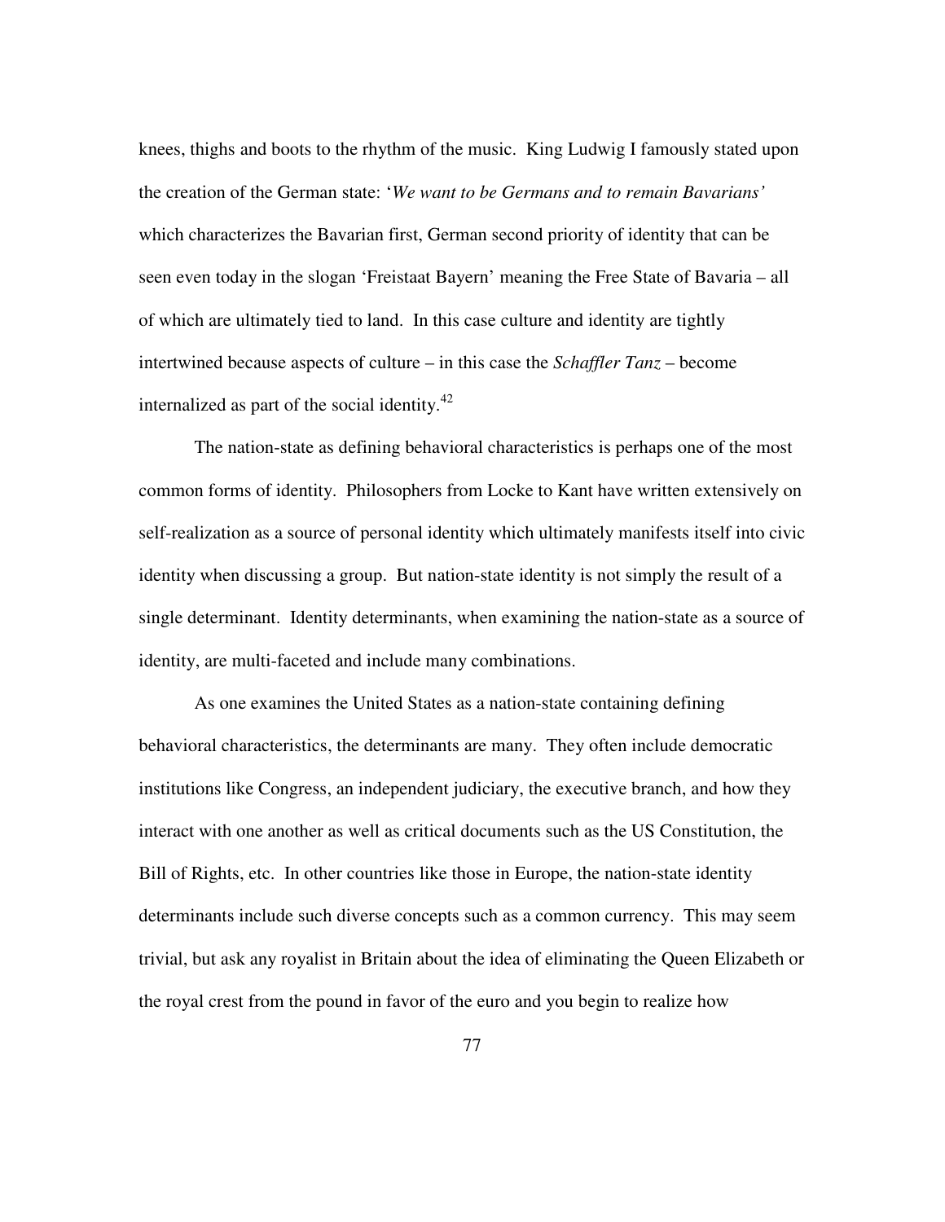knees, thighs and boots to the rhythm of the music. King Ludwig I famously stated upon the creation of the German state: '*We want to be Germans and to remain Bavarians'* which characterizes the Bavarian first, German second priority of identity that can be seen even today in the slogan 'Freistaat Bayern' meaning the Free State of Bavaria – all of which are ultimately tied to land. In this case culture and identity are tightly intertwined because aspects of culture – in this case the *Schaffler Tanz* – become internalized as part of the social identity.[42]

The nation-state as defining behavioral characteristics is perhaps one of the most common forms of identity. Philosophers from Locke to Kant have written extensively on self-realization as a source of personal identity which ultimately manifests itself into civic identity when discussing a group. But nation-state identity is not simply the result of a single determinant. Identity determinants, when examining the nation-state as a source of identity, are multi-faceted and include many combinations.

As one examines the United States as a nation-state containing defining behavioral characteristics, the determinants are many. They often include democratic institutions like Congress, an independent judiciary, the executive branch, and how they interact with one another as well as critical documents such as the US Constitution, the Bill of Rights, etc. In other countries like those in Europe, the nation-state identity determinants include such diverse concepts such as a common currency. This may seem trivial, but ask any royalist in Britain about the idea of eliminating the Queen Elizabeth or the royal crest from the pound in favor of the euro and you begin to realize how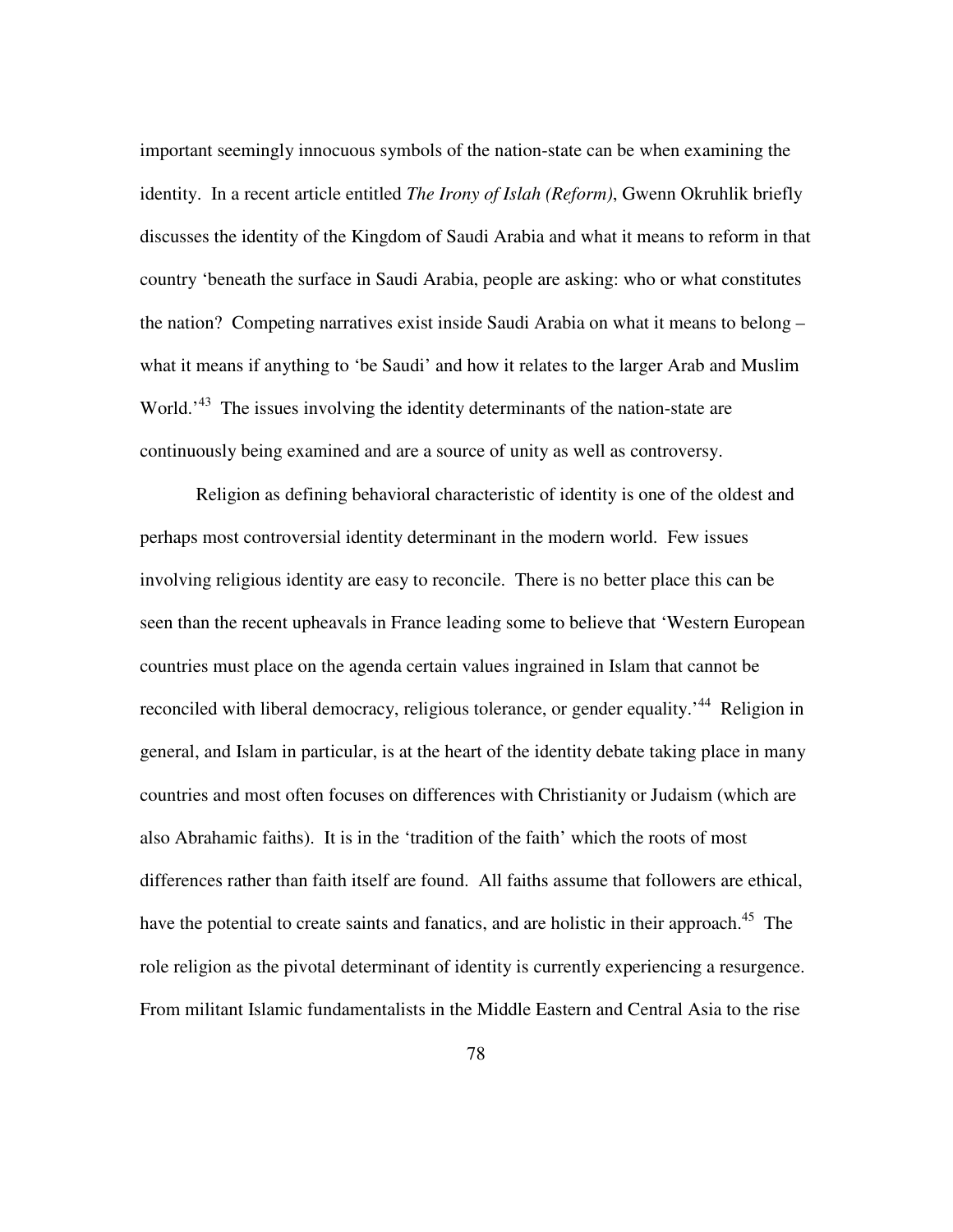important seemingly innocuous symbols of the nation-state can be when examining the identity. In a recent article entitled *The Irony of Islah (Reform)*, Gwenn Okruhlik briefly discusses the identity of the Kingdom of Saudi Arabia and what it means to reform in that country 'beneath the surface in Saudi Arabia, people are asking: who or what constitutes the nation? Competing narratives exist inside Saudi Arabia on what it means to belong – what it means if anything to 'be Saudi' and how it relates to the larger Arab and Muslim World.'[43] The issues involving the identity determinants of the nation-state are continuously being examined and are a source of unity as well as controversy.

Religion as defining behavioral characteristic of identity is one of the oldest and perhaps most controversial identity determinant in the modern world. Few issues involving religious identity are easy to reconcile. There is no better place this can be seen than the recent upheavals in France leading some to believe that 'Western European countries must place on the agenda certain values ingrained in Islam that cannot be reconciled with liberal democracy, religious tolerance, or gender equality.'[44] Religion in general, and Islam in particular, is at the heart of the identity debate taking place in many countries and most often focuses on differences with Christianity or Judaism (which are also Abrahamic faiths). It is in the 'tradition of the faith' which the roots of most differences rather than faith itself are found. All faiths assume that followers are ethical, have the potential to create saints and fanatics, and are holistic in their approach.[45] The role religion as the pivotal determinant of identity is currently experiencing a resurgence. From militant Islamic fundamentalists in the Middle Eastern and Central Asia to the rise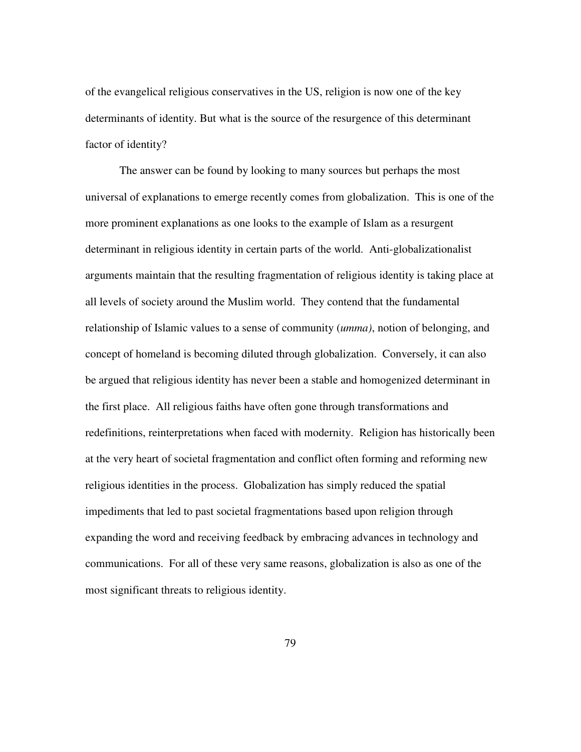of the evangelical religious conservatives in the US, religion is now one of the key determinants of identity. But what is the source of the resurgence of this determinant factor of identity?

The answer can be found by looking to many sources but perhaps the most universal of explanations to emerge recently comes from globalization. This is one of the more prominent explanations as one looks to the example of Islam as a resurgent determinant in religious identity in certain parts of the world. Anti-globalizationalist arguments maintain that the resulting fragmentation of religious identity is taking place at all levels of society around the Muslim world. They contend that the fundamental relationship of Islamic values to a sense of community (*umma)*, notion of belonging, and concept of homeland is becoming diluted through globalization. Conversely, it can also be argued that religious identity has never been a stable and homogenized determinant in the first place. All religious faiths have often gone through transformations and redefinitions, reinterpretations when faced with modernity. Religion has historically been at the very heart of societal fragmentation and conflict often forming and reforming new religious identities in the process. Globalization has simply reduced the spatial impediments that led to past societal fragmentations based upon religion through expanding the word and receiving feedback by embracing advances in technology and communications. For all of these very same reasons, globalization is also as one of the most significant threats to religious identity.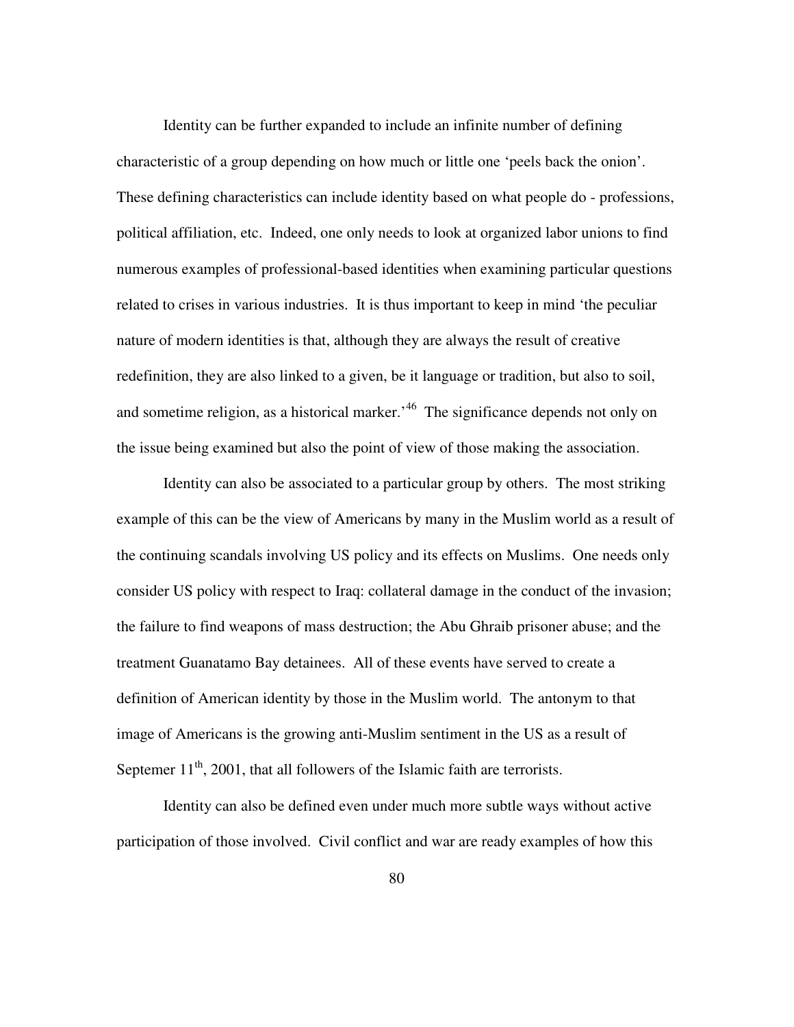Identity can be further expanded to include an infinite number of defining characteristic of a group depending on how much or little one 'peels back the onion'. These defining characteristics can include identity based on what people do - professions, political affiliation, etc. Indeed, one only needs to look at organized labor unions to find numerous examples of professional-based identities when examining particular questions related to crises in various industries. It is thus important to keep in mind 'the peculiar nature of modern identities is that, although they are always the result of creative redefinition, they are also linked to a given, be it language or tradition, but also to soil, and sometime religion, as a historical marker.'[46] The significance depends not only on the issue being examined but also the point of view of those making the association.

Identity can also be associated to a particular group by others. The most striking example of this can be the view of Americans by many in the Muslim world as a result of the continuing scandals involving US policy and its effects on Muslims. One needs only consider US policy with respect to Iraq: collateral damage in the conduct of the invasion; the failure to find weapons of mass destruction; the Abu Ghraib prisoner abuse; and the treatment Guanatamo Bay detainees. All of these events have served to create a definition of American identity by those in the Muslim world. The antonym to that image of Americans is the growing anti-Muslim sentiment in the US as a result of Septemer 11th, 2001, that all followers of the Islamic faith are terrorists.

Identity can also be defined even under much more subtle ways without active participation of those involved. Civil conflict and war are ready examples of how this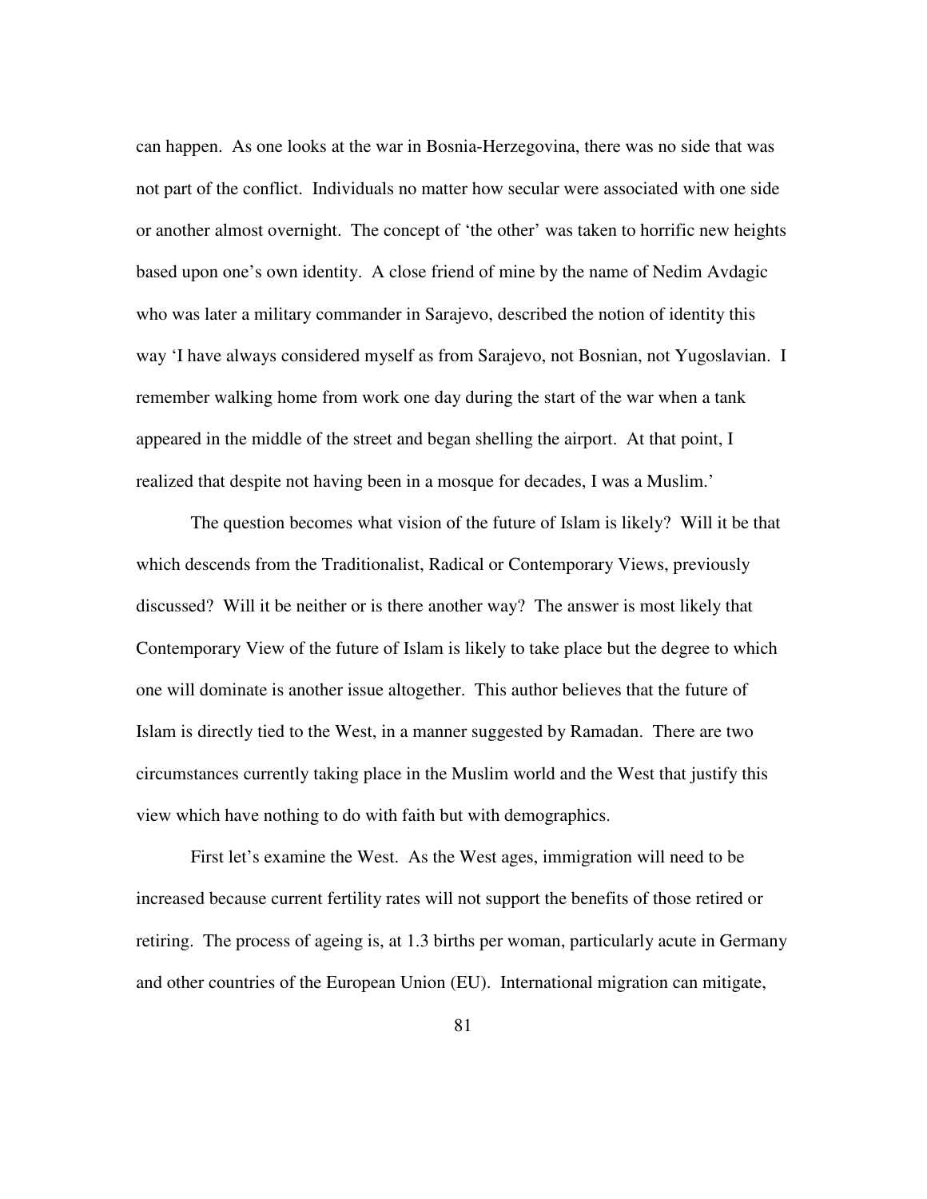can happen. As one looks at the war in Bosnia-Herzegovina, there was no side that was not part of the conflict. Individuals no matter how secular were associated with one side or another almost overnight. The concept of 'the other' was taken to horrific new heights based upon one's own identity. A close friend of mine by the name of Nedim Avdagic who was later a military commander in Sarajevo, described the notion of identity this way 'I have always considered myself as from Sarajevo, not Bosnian, not Yugoslavian. I remember walking home from work one day during the start of the war when a tank appeared in the middle of the street and began shelling the airport. At that point, I realized that despite not having been in a mosque for decades, I was a Muslim.'

The question becomes what vision of the future of Islam is likely? Will it be that which descends from the Traditionalist, Radical or Contemporary Views, previously discussed? Will it be neither or is there another way? The answer is most likely that Contemporary View of the future of Islam is likely to take place but the degree to which one will dominate is another issue altogether. This author believes that the future of Islam is directly tied to the West, in a manner suggested by Ramadan. There are two circumstances currently taking place in the Muslim world and the West that justify this view which have nothing to do with faith but with demographics.

First let's examine the West. As the West ages, immigration will need to be increased because current fertility rates will not support the benefits of those retired or retiring. The process of ageing is, at 1.3 births per woman, particularly acute in Germany and other countries of the European Union (EU). International migration can mitigate,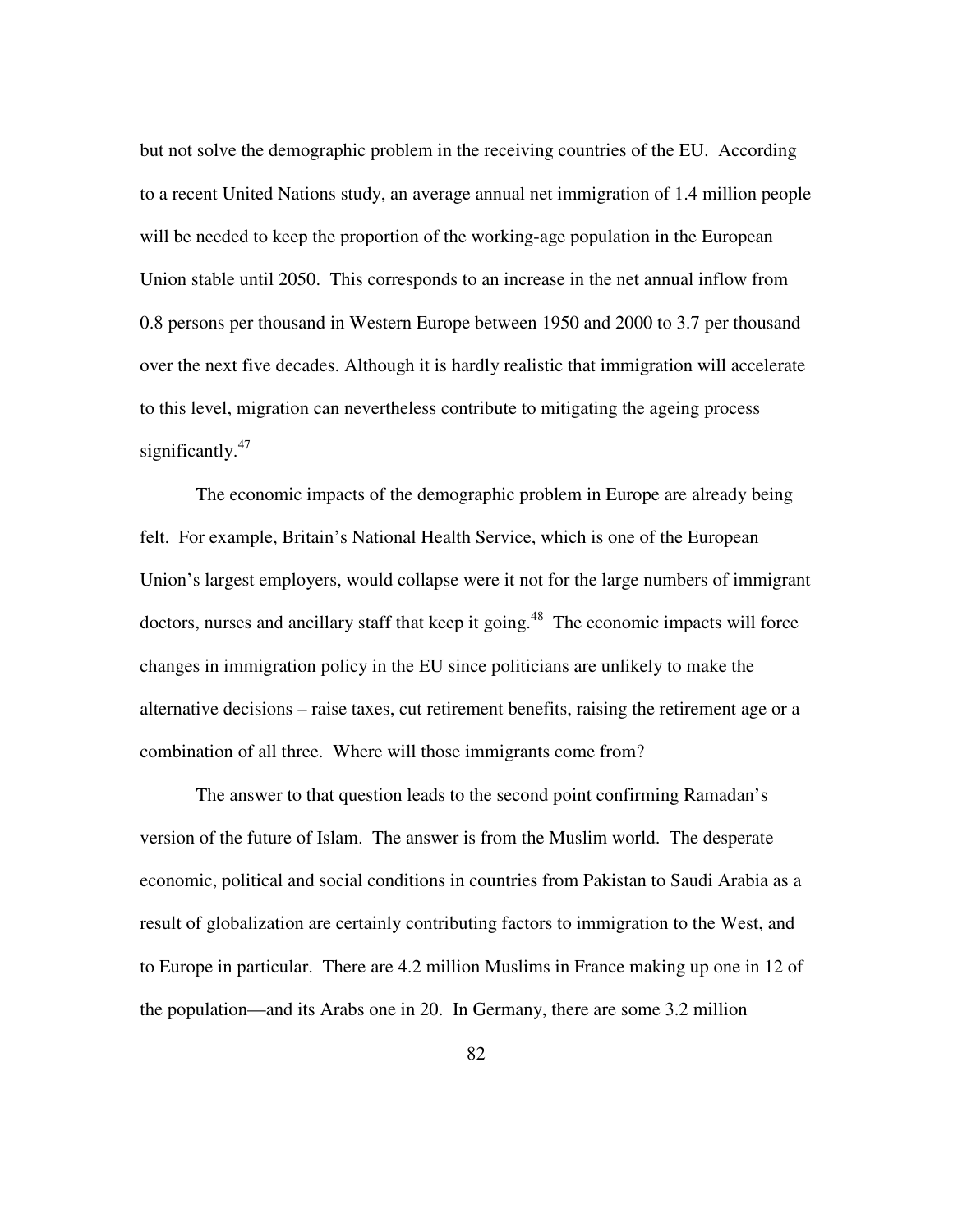but not solve the demographic problem in the receiving countries of the EU. According to a recent United Nations study, an average annual net immigration of 1.4 million people will be needed to keep the proportion of the working-age population in the European Union stable until 2050. This corresponds to an increase in the net annual inflow from 0.8 persons per thousand in Western Europe between 1950 and 2000 to 3.7 per thousand over the next five decades. Although it is hardly realistic that immigration will accelerate to this level, migration can nevertheless contribute to mitigating the ageing process significantly.[47]

The economic impacts of the demographic problem in Europe are already being felt. For example, Britain's National Health Service, which is one of the European Union's largest employers, would collapse were it not for the large numbers of immigrant doctors, nurses and ancillary staff that keep it going.[48] The economic impacts will force changes in immigration policy in the EU since politicians are unlikely to make the alternative decisions – raise taxes, cut retirement benefits, raising the retirement age or a combination of all three. Where will those immigrants come from?

The answer to that question leads to the second point confirming Ramadan's version of the future of Islam. The answer is from the Muslim world. The desperate economic, political and social conditions in countries from Pakistan to Saudi Arabia as a result of globalization are certainly contributing factors to immigration to the West, and to Europe in particular. There are 4.2 million Muslims in France making up one in 12 of the population—and its Arabs one in 20. In Germany, there are some 3.2 million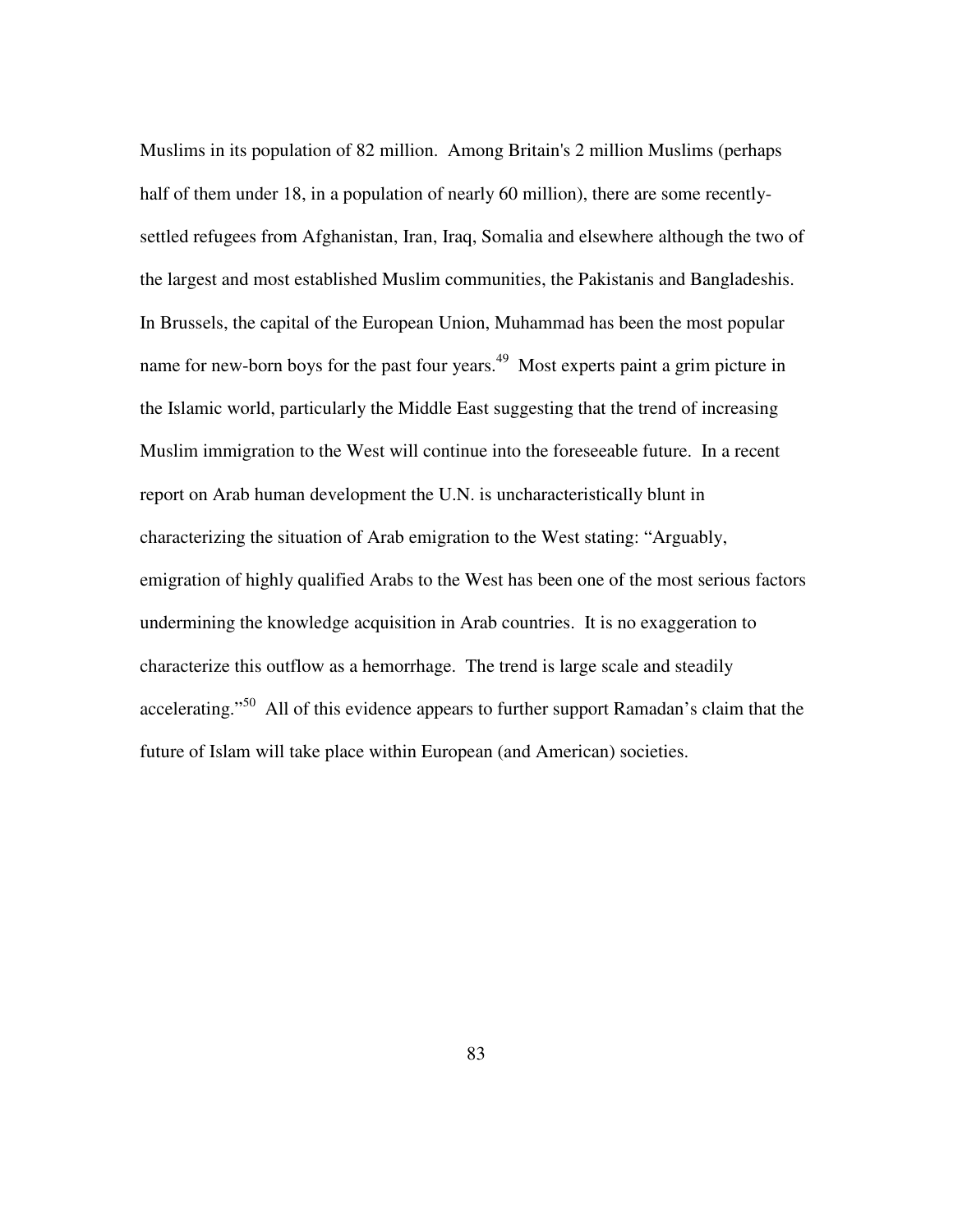Muslims in its population of 82 million. Among Britain's 2 million Muslims (perhaps half of them under 18, in a population of nearly 60 million), there are some recently-settled refugees from Afghanistan, Iran, Iraq, Somalia and elsewhere although the two of the largest and most established Muslim communities, the Pakistanis and Bangladeshis. In Brussels, the capital of the European Union, Muhammad has been the most popular name for new-born boys for the past four years.[49] Most experts paint a grim picture in the Islamic world, particularly the Middle East suggesting that the trend of increasing Muslim immigration to the West will continue into the foreseeable future. In a recent report on Arab human development the U.N. is uncharacteristically blunt in characterizing the situation of Arab emigration to the West stating: "Arguably, emigration of highly qualified Arabs to the West has been one of the most serious factors undermining the knowledge acquisition in Arab countries. It is no exaggeration to characterize this outflow as a hemorrhage. The trend is large scale and steadily accelerating."[50] All of this evidence appears to further support Ramadan's claim that the future of Islam will take place within European (and American) societies.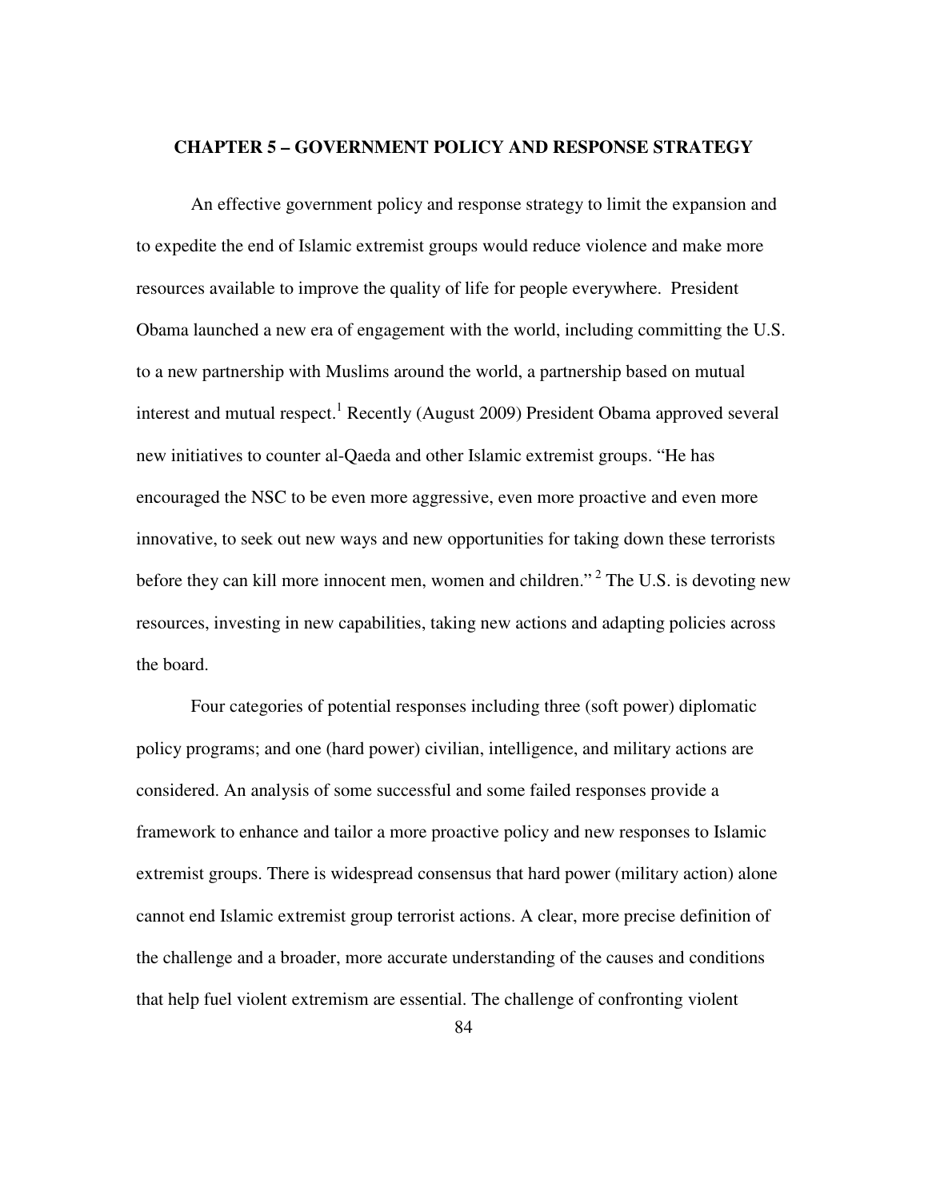## CHAPTER 5 – GOVERNMENT POLICY AND RESPONSE STRATEGY

An effective government policy and response strategy to limit the expansion and to expedite the end of Islamic extremist groups would reduce violence and make more resources available to improve the quality of life for people everywhere. President Obama launched a new era of engagement with the world, including committing the U.S. to a new partnership with Muslims around the world, a partnership based on mutual interest and mutual respect.[1] Recently (August 2009) President Obama approved several new initiatives to counter al-Qaeda and other Islamic extremist groups. "He has encouraged the NSC to be even more aggressive, even more proactive and even more innovative, to seek out new ways and new opportunities for taking down these terrorists before they can kill more innocent men, women and children." [2] The U.S. is devoting new resources, investing in new capabilities, taking new actions and adapting policies across the board.

Four categories of potential responses including three (soft power) diplomatic policy programs; and one (hard power) civilian, intelligence, and military actions are considered. An analysis of some successful and some failed responses provide a framework to enhance and tailor a more proactive policy and new responses to Islamic extremist groups. There is widespread consensus that hard power (military action) alone cannot end Islamic extremist group terrorist actions. A clear, more precise definition of the challenge and a broader, more accurate understanding of the causes and conditions that help fuel violent extremism are essential. The challenge of confronting violent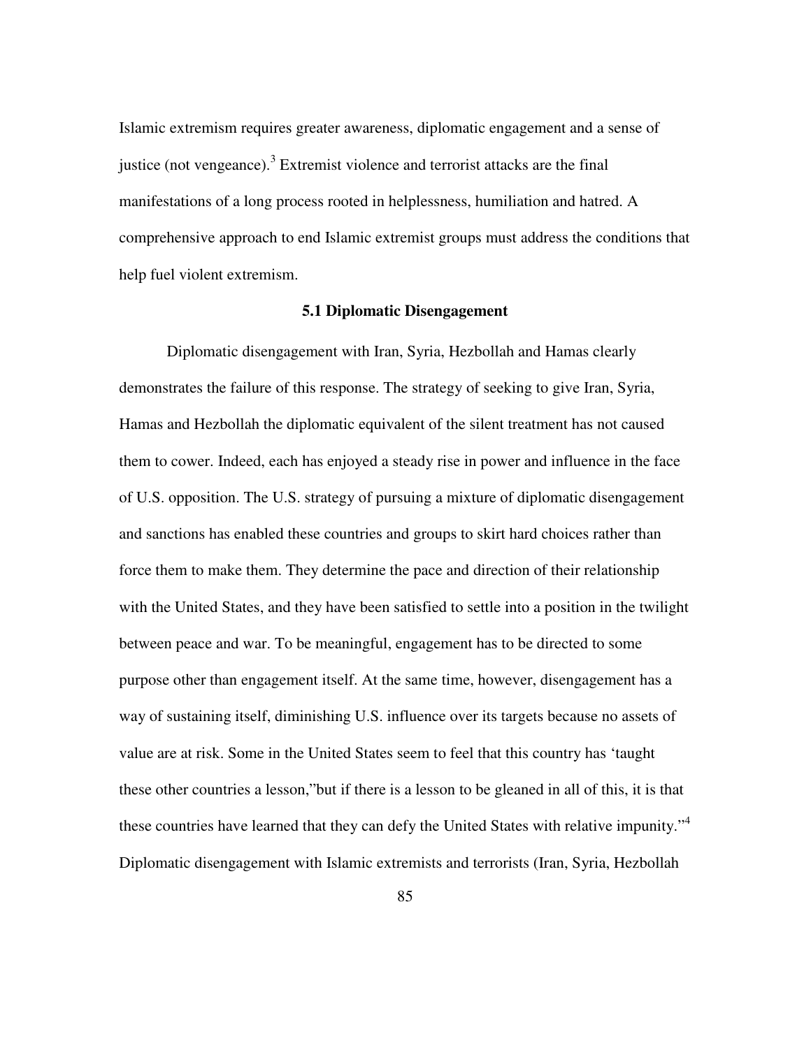Islamic extremism requires greater awareness, diplomatic engagement and a sense of justice (not vengeance).[3] Extremist violence and terrorist attacks are the final manifestations of a long process rooted in helplessness, humiliation and hatred. A comprehensive approach to end Islamic extremist groups must address the conditions that help fuel violent extremism.

### 5.1 Diplomatic Disengagement

Diplomatic disengagement with Iran, Syria, Hezbollah and Hamas clearly demonstrates the failure of this response. The strategy of seeking to give Iran, Syria, Hamas and Hezbollah the diplomatic equivalent of the silent treatment has not caused them to cower. Indeed, each has enjoyed a steady rise in power and influence in the face of U.S. opposition. The U.S. strategy of pursuing a mixture of diplomatic disengagement and sanctions has enabled these countries and groups to skirt hard choices rather than force them to make them. They determine the pace and direction of their relationship with the United States, and they have been satisfied to settle into a position in the twilight between peace and war. To be meaningful, engagement has to be directed to some purpose other than engagement itself. At the same time, however, disengagement has a way of sustaining itself, diminishing U.S. influence over its targets because no assets of value are at risk. Some in the United States seem to feel that this country has 'taught these other countries a lesson,"but if there is a lesson to be gleaned in all of this, it is that these countries have learned that they can defy the United States with relative impunity."[4] Diplomatic disengagement with Islamic extremists and terrorists (Iran, Syria, Hezbollah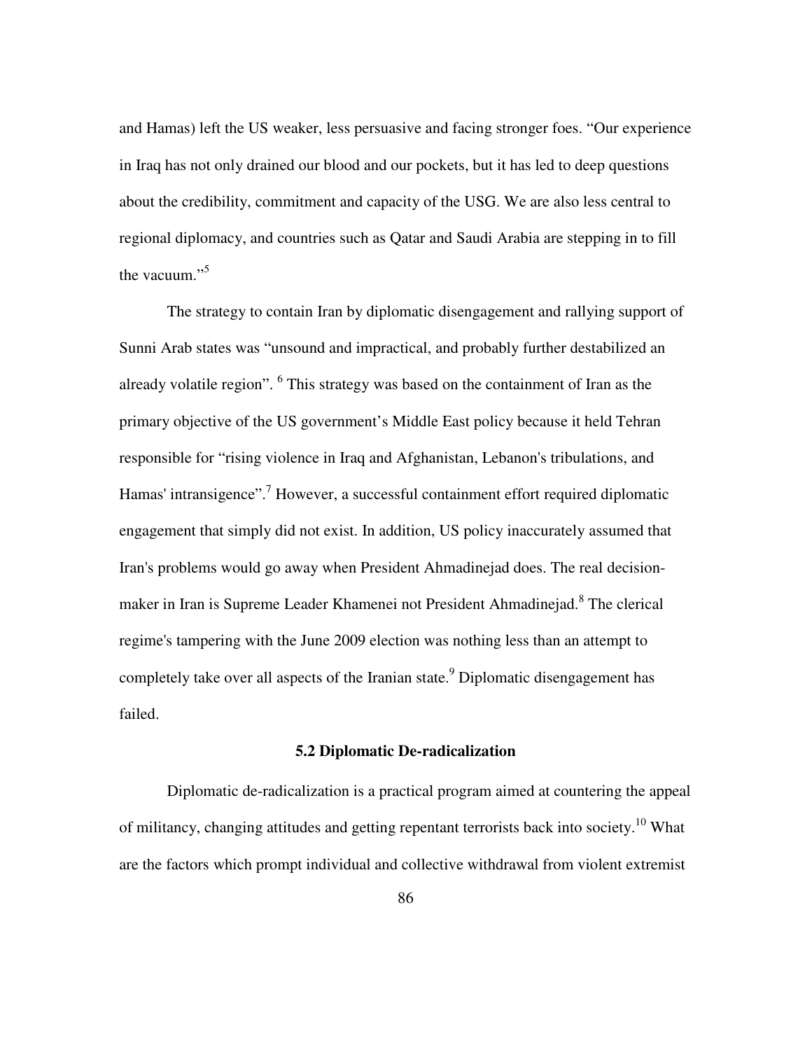and Hamas) left the US weaker, less persuasive and facing stronger foes. "Our experience in Iraq has not only drained our blood and our pockets, but it has led to deep questions about the credibility, commitment and capacity of the USG. We are also less central to regional diplomacy, and countries such as Qatar and Saudi Arabia are stepping in to fill the vacuum."[5]

The strategy to contain Iran by diplomatic disengagement and rallying support of Sunni Arab states was "unsound and impractical, and probably further destabilized an already volatile region". [6] This strategy was based on the containment of Iran as the primary objective of the US government's Middle East policy because it held Tehran responsible for "rising violence in Iraq and Afghanistan, Lebanon's tribulations, and Hamas' intransigence".[7] However, a successful containment effort required diplomatic engagement that simply did not exist. In addition, US policy inaccurately assumed that Iran's problems would go away when President Ahmadinejad does. The real decision-maker in Iran is Supreme Leader Khamenei not President Ahmadinejad.[8] The clerical regime's tampering with the June 2009 election was nothing less than an attempt to completely take over all aspects of the Iranian state.[9] Diplomatic disengagement has failed.

### 5.2 Diplomatic De-radicalization

Diplomatic de-radicalization is a practical program aimed at countering the appeal of militancy, changing attitudes and getting repentant terrorists back into society.[10] What are the factors which prompt individual and collective withdrawal from violent extremist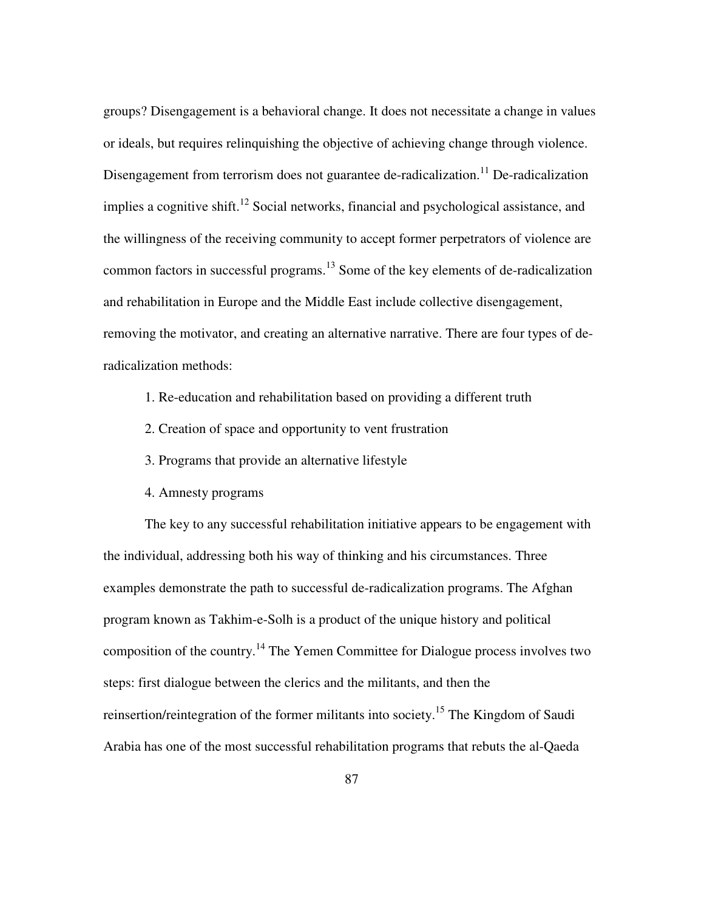groups? Disengagement is a behavioral change. It does not necessitate a change in values or ideals, but requires relinquishing the objective of achieving change through violence. Disengagement from terrorism does not guarantee de-radicalization.[11] De-radicalization implies a cognitive shift.[12] Social networks, financial and psychological assistance, and the willingness of the receiving community to accept former perpetrators of violence are common factors in successful programs.[13] Some of the key elements of de-radicalization and rehabilitation in Europe and the Middle East include collective disengagement, removing the motivator, and creating an alternative narrative. There are four types of de-radicalization methods:

1. Re-education and rehabilitation based on providing a different truth
2. Creation of space and opportunity to vent frustration
3. Programs that provide an alternative lifestyle
4. Amnesty programs

The key to any successful rehabilitation initiative appears to be engagement with the individual, addressing both his way of thinking and his circumstances. Three examples demonstrate the path to successful de-radicalization programs. The Afghan program known as Takhim-e-Solh is a product of the unique history and political composition of the country.[14] The Yemen Committee for Dialogue process involves two steps: first dialogue between the clerics and the militants, and then the reinsertion/reintegration of the former militants into society.[15] The Kingdom of Saudi Arabia has one of the most successful rehabilitation programs that rebuts the al-Qaeda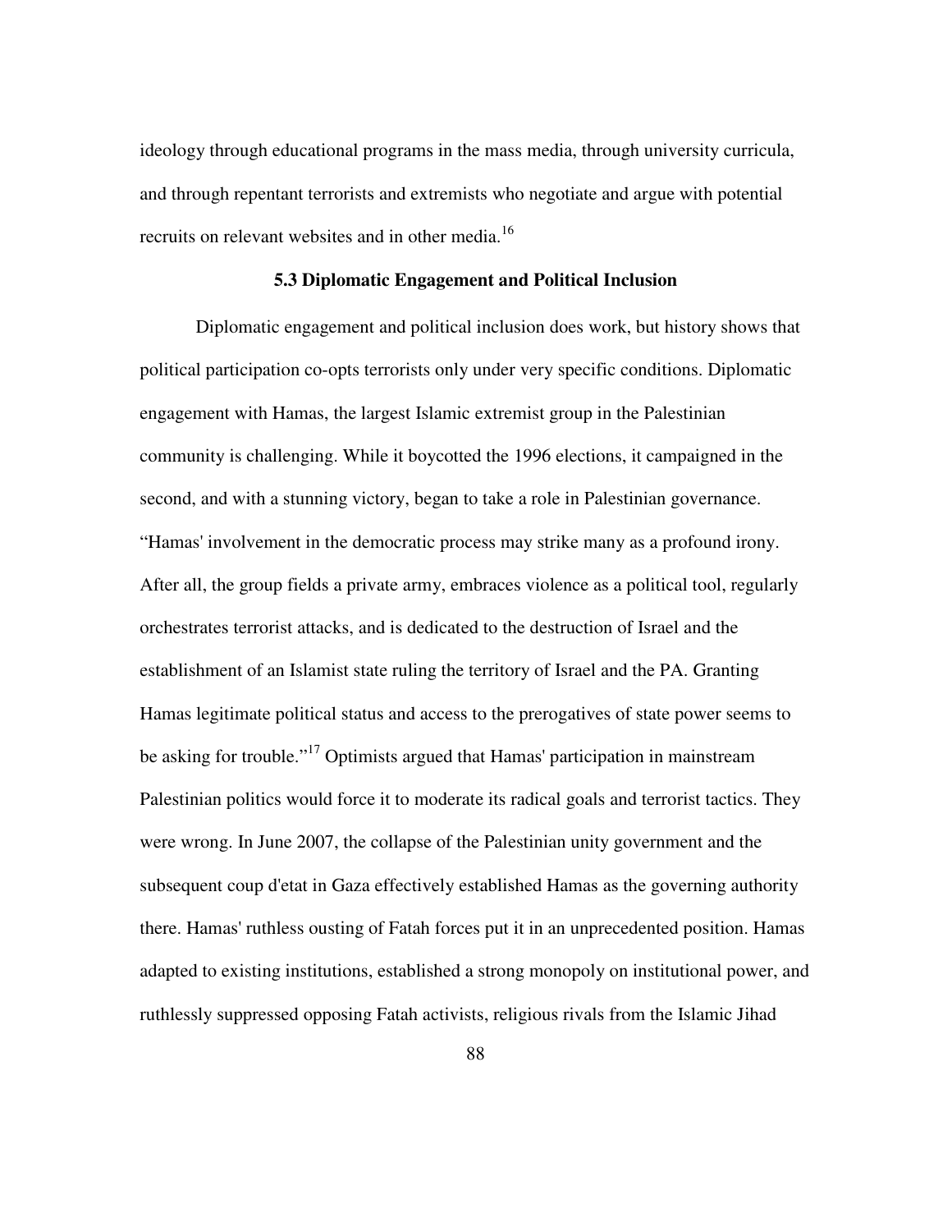ideology through educational programs in the mass media, through university curricula, and through repentant terrorists and extremists who negotiate and argue with potential recruits on relevant websites and in other media.[16]

### 5.3 Diplomatic Engagement and Political Inclusion

Diplomatic engagement and political inclusion does work, but history shows that political participation co-opts terrorists only under very specific conditions. Diplomatic engagement with Hamas, the largest Islamic extremist group in the Palestinian community is challenging. While it boycotted the 1996 elections, it campaigned in the second, and with a stunning victory, began to take a role in Palestinian governance. "Hamas' involvement in the democratic process may strike many as a profound irony. After all, the group fields a private army, embraces violence as a political tool, regularly orchestrates terrorist attacks, and is dedicated to the destruction of Israel and the establishment of an Islamist state ruling the territory of Israel and the PA. Granting Hamas legitimate political status and access to the prerogatives of state power seems to be asking for trouble."[17] Optimists argued that Hamas' participation in mainstream Palestinian politics would force it to moderate its radical goals and terrorist tactics. They were wrong. In June 2007, the collapse of the Palestinian unity government and the subsequent coup d'etat in Gaza effectively established Hamas as the governing authority there. Hamas' ruthless ousting of Fatah forces put it in an unprecedented position. Hamas adapted to existing institutions, established a strong monopoly on institutional power, and ruthlessly suppressed opposing Fatah activists, religious rivals from the Islamic Jihad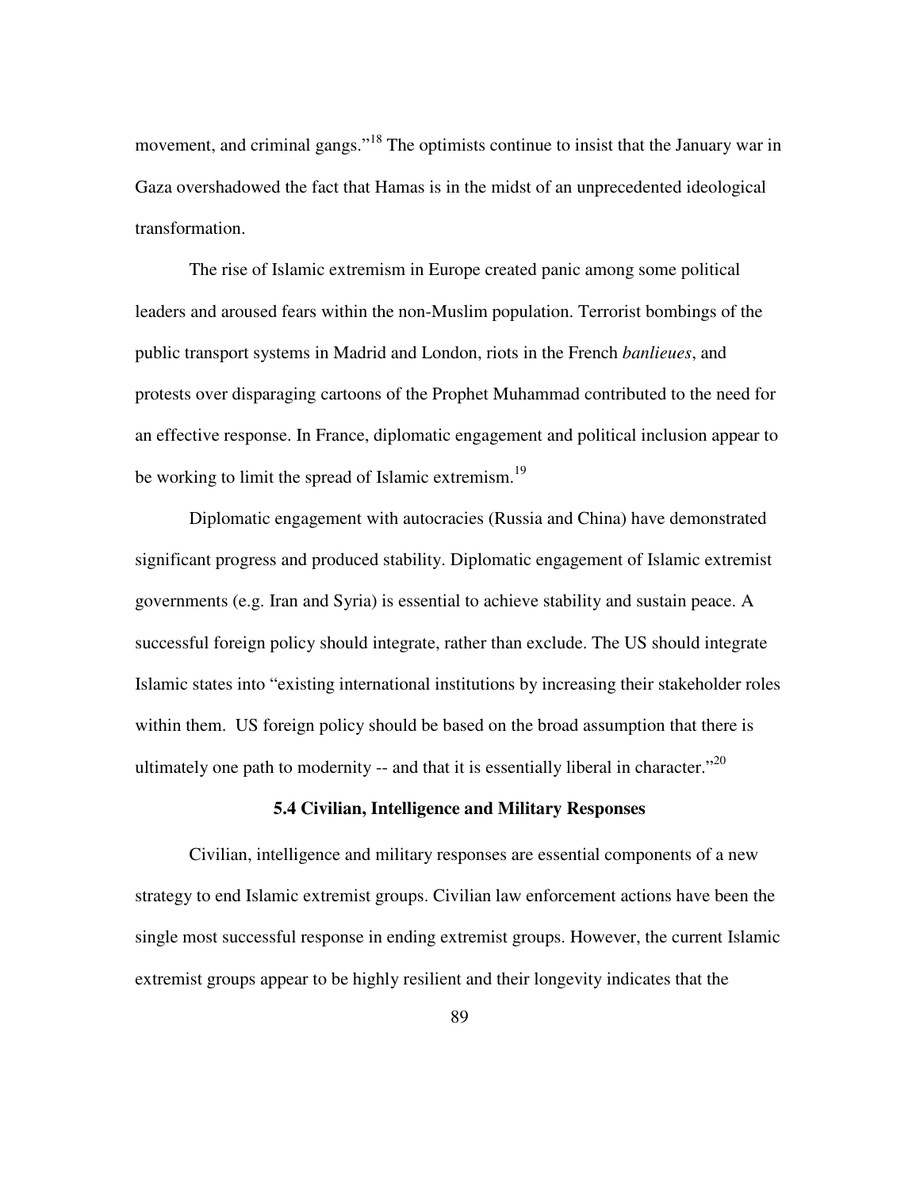movement, and criminal gangs."[18] The optimists continue to insist that the January war in Gaza overshadowed the fact that Hamas is in the midst of an unprecedented ideological transformation.

The rise of Islamic extremism in Europe created panic among some political leaders and aroused fears within the non-Muslim population. Terrorist bombings of the public transport systems in Madrid and London, riots in the French *banlieues*, and protests over disparaging cartoons of the Prophet Muhammad contributed to the need for an effective response. In France, diplomatic engagement and political inclusion appear to be working to limit the spread of Islamic extremism.[19]

Diplomatic engagement with autocracies (Russia and China) have demonstrated significant progress and produced stability. Diplomatic engagement of Islamic extremist governments (e.g. Iran and Syria) is essential to achieve stability and sustain peace. A successful foreign policy should integrate, rather than exclude. The US should integrate Islamic states into "existing international institutions by increasing their stakeholder roles within them. US foreign policy should be based on the broad assumption that there is ultimately one path to modernity -- and that it is essentially liberal in character."[20]

### 5.4 Civilian, Intelligence and Military Responses

Civilian, intelligence and military responses are essential components of a new strategy to end Islamic extremist groups. Civilian law enforcement actions have been the single most successful response in ending extremist groups. However, the current Islamic extremist groups appear to be highly resilient and their longevity indicates that the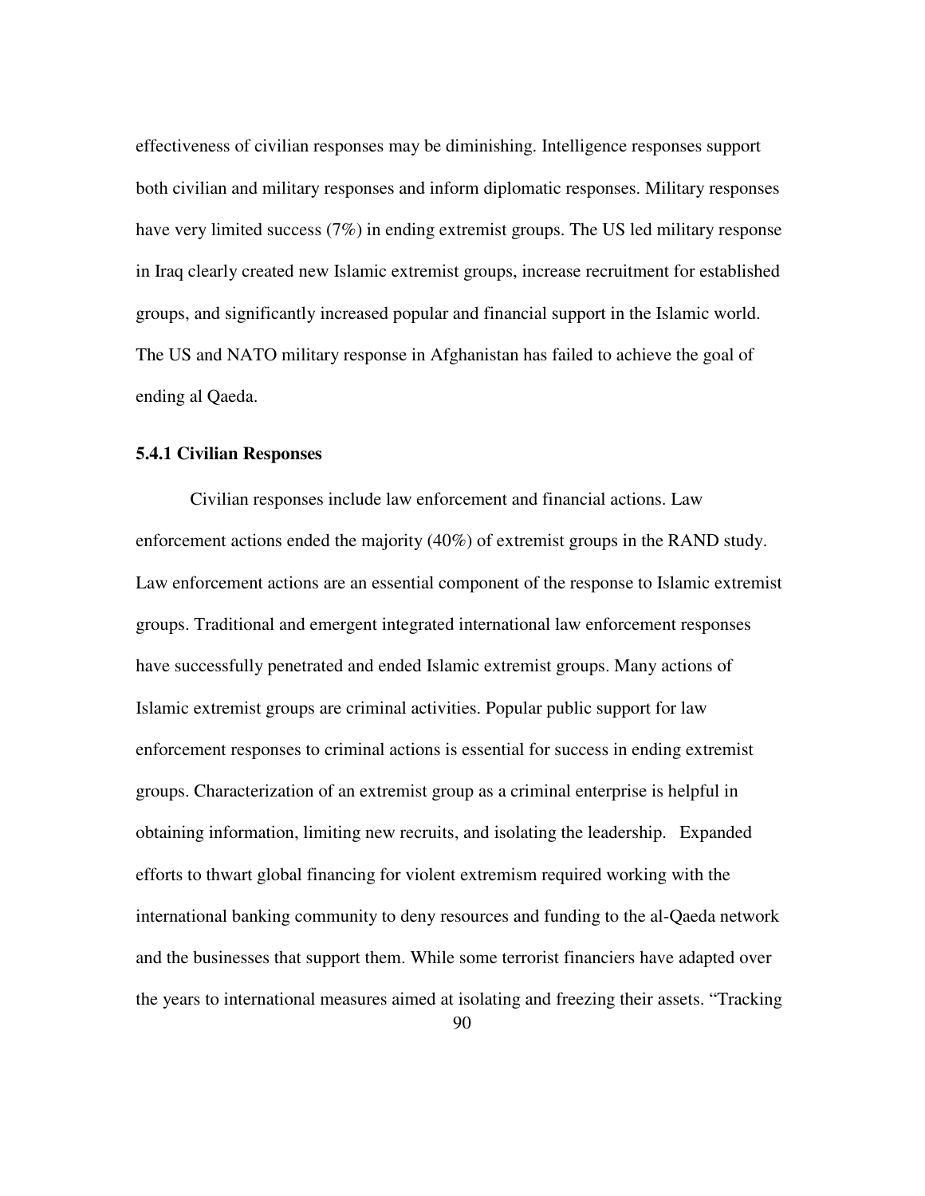effectiveness of civilian responses may be diminishing. Intelligence responses support both civilian and military responses and inform diplomatic responses. Military responses have very limited success (7%) in ending extremist groups. The US led military response in Iraq clearly created new Islamic extremist groups, increase recruitment for established groups, and significantly increased popular and financial support in the Islamic world. The US and NATO military response in Afghanistan has failed to achieve the goal of ending al Qaeda.

### 5.4.1 Civilian Responses

Civilian responses include law enforcement and financial actions. Law enforcement actions ended the majority (40%) of extremist groups in the RAND study. Law enforcement actions are an essential component of the response to Islamic extremist groups. Traditional and emergent integrated international law enforcement responses have successfully penetrated and ended Islamic extremist groups. Many actions of Islamic extremist groups are criminal activities. Popular public support for law enforcement responses to criminal actions is essential for success in ending extremist groups. Characterization of an extremist group as a criminal enterprise is helpful in obtaining information, limiting new recruits, and isolating the leadership. Expanded efforts to thwart global financing for violent extremism required working with the international banking community to deny resources and funding to the al-Qaeda network and the businesses that support them. While some terrorist financiers have adapted over the years to international measures aimed at isolating and freezing their assets. "Tracking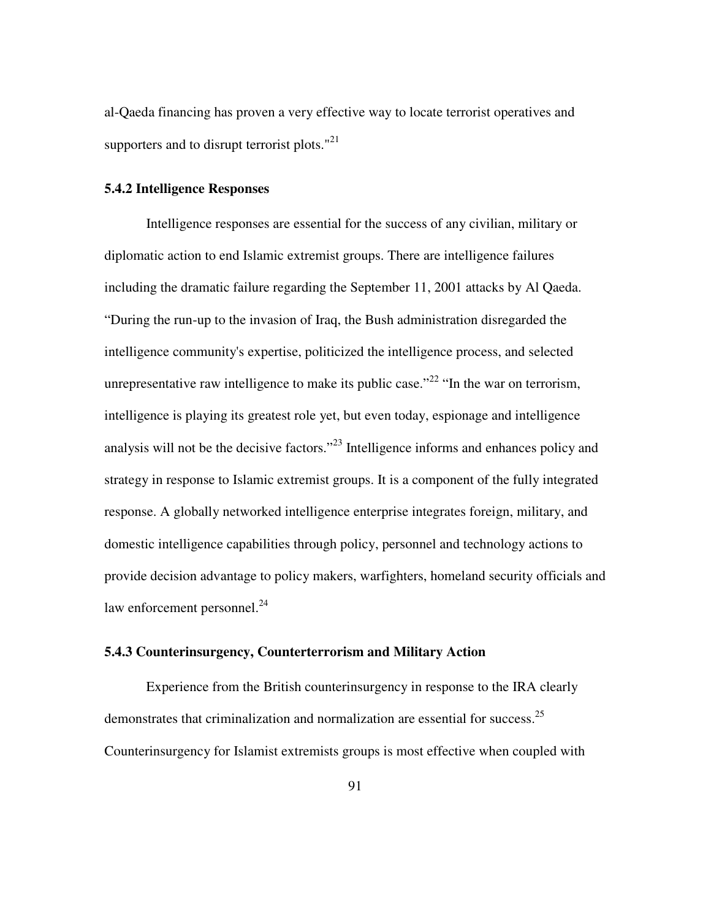al-Qaeda financing has proven a very effective way to locate terrorist operatives and supporters and to disrupt terrorist plots."[21]

### 5.4.2 Intelligence Responses

Intelligence responses are essential for the success of any civilian, military or diplomatic action to end Islamic extremist groups. There are intelligence failures including the dramatic failure regarding the September 11, 2001 attacks by Al Qaeda. "During the run-up to the invasion of Iraq, the Bush administration disregarded the intelligence community's expertise, politicized the intelligence process, and selected unrepresentative raw intelligence to make its public case."[22] "In the war on terrorism, intelligence is playing its greatest role yet, but even today, espionage and intelligence analysis will not be the decisive factors."[23] Intelligence informs and enhances policy and strategy in response to Islamic extremist groups. It is a component of the fully integrated response. A globally networked intelligence enterprise integrates foreign, military, and domestic intelligence capabilities through policy, personnel and technology actions to provide decision advantage to policy makers, warfighters, homeland security officials and law enforcement personnel.[24]

### 5.4.3 Counterinsurgency, Counterterrorism and Military Action

Experience from the British counterinsurgency in response to the IRA clearly demonstrates that criminalization and normalization are essential for success.[25] Counterinsurgency for Islamist extremists groups is most effective when coupled with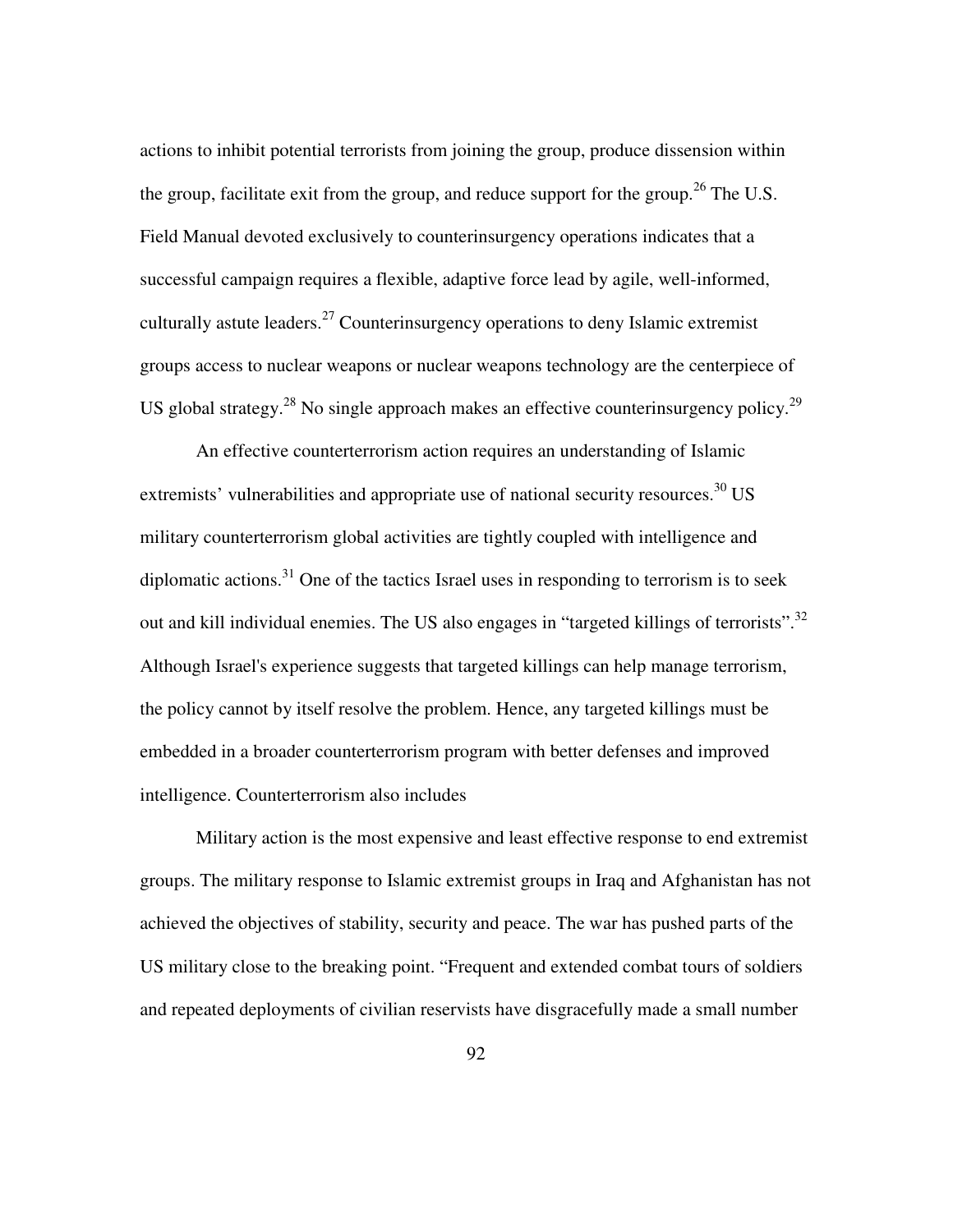actions to inhibit potential terrorists from joining the group, produce dissension within the group, facilitate exit from the group, and reduce support for the group.[26] The U.S. Field Manual devoted exclusively to counterinsurgency operations indicates that a successful campaign requires a flexible, adaptive force lead by agile, well-informed, culturally astute leaders.[27] Counterinsurgency operations to deny Islamic extremist groups access to nuclear weapons or nuclear weapons technology are the centerpiece of US global strategy.[28] No single approach makes an effective counterinsurgency policy.[29]

An effective counterterrorism action requires an understanding of Islamic extremists' vulnerabilities and appropriate use of national security resources.[30] US military counterterrorism global activities are tightly coupled with intelligence and diplomatic actions.[31] One of the tactics Israel uses in responding to terrorism is to seek out and kill individual enemies. The US also engages in "targeted killings of terrorists".[32] Although Israel's experience suggests that targeted killings can help manage terrorism, the policy cannot by itself resolve the problem. Hence, any targeted killings must be embedded in a broader counterterrorism program with better defenses and improved intelligence. Counterterrorism also includes

Military action is the most expensive and least effective response to end extremist groups. The military response to Islamic extremist groups in Iraq and Afghanistan has not achieved the objectives of stability, security and peace. The war has pushed parts of the US military close to the breaking point. "Frequent and extended combat tours of soldiers and repeated deployments of civilian reservists have disgracefully made a small number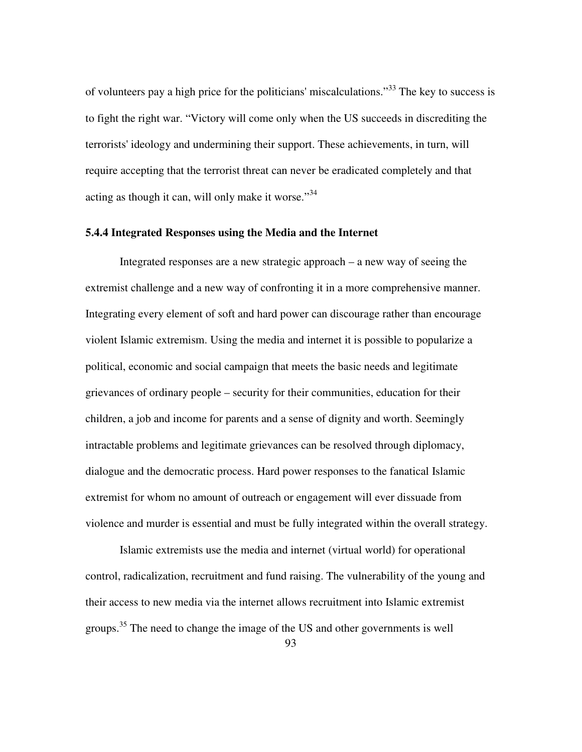of volunteers pay a high price for the politicians' miscalculations."[33] The key to success is to fight the right war. "Victory will come only when the US succeeds in discrediting the terrorists' ideology and undermining their support. These achievements, in turn, will require accepting that the terrorist threat can never be eradicated completely and that acting as though it can, will only make it worse."[34]

### 5.4.4 Integrated Responses using the Media and the Internet

Integrated responses are a new strategic approach – a new way of seeing the extremist challenge and a new way of confronting it in a more comprehensive manner. Integrating every element of soft and hard power can discourage rather than encourage violent Islamic extremism. Using the media and internet it is possible to popularize a political, economic and social campaign that meets the basic needs and legitimate grievances of ordinary people – security for their communities, education for their children, a job and income for parents and a sense of dignity and worth. Seemingly intractable problems and legitimate grievances can be resolved through diplomacy, dialogue and the democratic process. Hard power responses to the fanatical Islamic extremist for whom no amount of outreach or engagement will ever dissuade from violence and murder is essential and must be fully integrated within the overall strategy.

Islamic extremists use the media and internet (virtual world) for operational control, radicalization, recruitment and fund raising. The vulnerability of the young and their access to new media via the internet allows recruitment into Islamic extremist groups.[35] The need to change the image of the US and other governments is well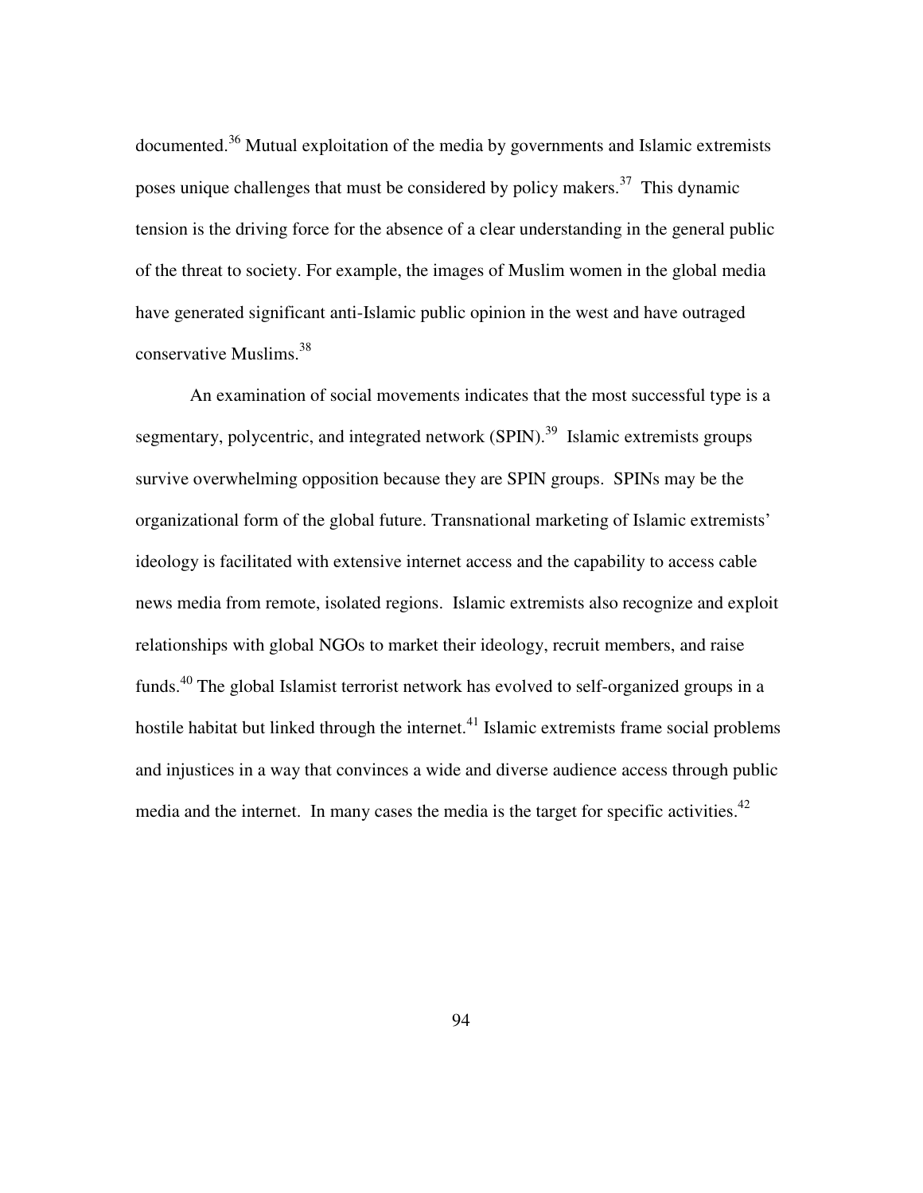documented.[36] Mutual exploitation of the media by governments and Islamic extremists poses unique challenges that must be considered by policy makers.[37] This dynamic tension is the driving force for the absence of a clear understanding in the general public of the threat to society. For example, the images of Muslim women in the global media have generated significant anti-Islamic public opinion in the west and have outraged conservative Muslims.[38]

An examination of social movements indicates that the most successful type is a segmentary, polycentric, and integrated network (SPIN).[39] Islamic extremists groups survive overwhelming opposition because they are SPIN groups. SPINs may be the organizational form of the global future. Transnational marketing of Islamic extremists' ideology is facilitated with extensive internet access and the capability to access cable news media from remote, isolated regions. Islamic extremists also recognize and exploit relationships with global NGOs to market their ideology, recruit members, and raise funds.[40] The global Islamist terrorist network has evolved to self-organized groups in a hostile habitat but linked through the internet.[41] Islamic extremists frame social problems and injustices in a way that convinces a wide and diverse audience access through public media and the internet. In many cases the media is the target for specific activities.[42]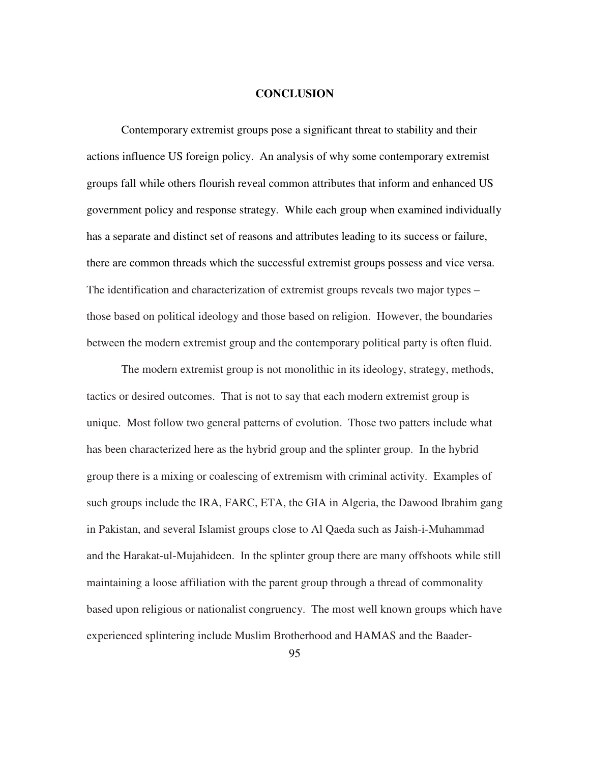# CONCLUSION

Contemporary extremist groups pose a significant threat to stability and their actions influence US foreign policy. An analysis of why some contemporary extremist groups fall while others flourish reveal common attributes that inform and enhanced US government policy and response strategy. While each group when examined individually has a separate and distinct set of reasons and attributes leading to its success or failure, there are common threads which the successful extremist groups possess and vice versa. The identification and characterization of extremist groups reveals two major types – those based on political ideology and those based on religion. However, the boundaries between the modern extremist group and the contemporary political party is often fluid.

The modern extremist group is not monolithic in its ideology, strategy, methods, tactics or desired outcomes. That is not to say that each modern extremist group is unique. Most follow two general patterns of evolution. Those two patters include what has been characterized here as the hybrid group and the splinter group. In the hybrid group there is a mixing or coalescing of extremism with criminal activity. Examples of such groups include the IRA, FARC, ETA, the GIA in Algeria, the Dawood Ibrahim gang in Pakistan, and several Islamist groups close to Al Qaeda such as Jaish-i-Muhammad and the Harakat-ul-Mujahideen. In the splinter group there are many offshoots while still maintaining a loose affiliation with the parent group through a thread of commonality based upon religious or nationalist congruency. The most well known groups which have experienced splintering include Muslim Brotherhood and HAMAS and the Baader-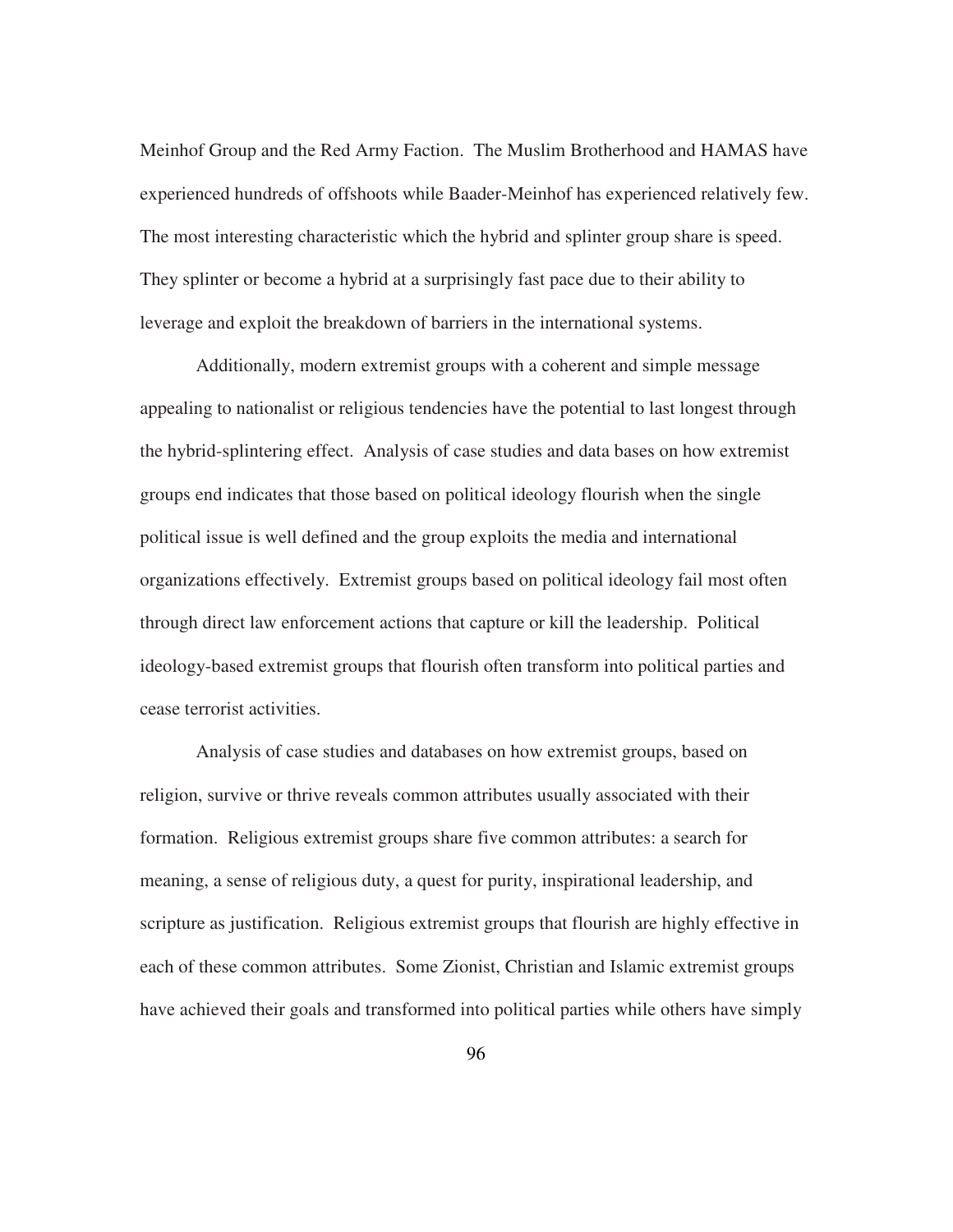Meinhof Group and the Red Army Faction. The Muslim Brotherhood and HAMAS have experienced hundreds of offshoots while Baader-Meinhof has experienced relatively few. The most interesting characteristic which the hybrid and splinter group share is speed. They splinter or become a hybrid at a surprisingly fast pace due to their ability to leverage and exploit the breakdown of barriers in the international systems.

Additionally, modern extremist groups with a coherent and simple message appealing to nationalist or religious tendencies have the potential to last longest through the hybrid-splintering effect. Analysis of case studies and data bases on how extremist groups end indicates that those based on political ideology flourish when the single political issue is well defined and the group exploits the media and international organizations effectively. Extremist groups based on political ideology fail most often through direct law enforcement actions that capture or kill the leadership. Political ideology-based extremist groups that flourish often transform into political parties and cease terrorist activities.

Analysis of case studies and databases on how extremist groups, based on religion, survive or thrive reveals common attributes usually associated with their formation. Religious extremist groups share five common attributes: a search for meaning, a sense of religious duty, a quest for purity, inspirational leadership, and scripture as justification. Religious extremist groups that flourish are highly effective in each of these common attributes. Some Zionist, Christian and Islamic extremist groups have achieved their goals and transformed into political parties while others have simply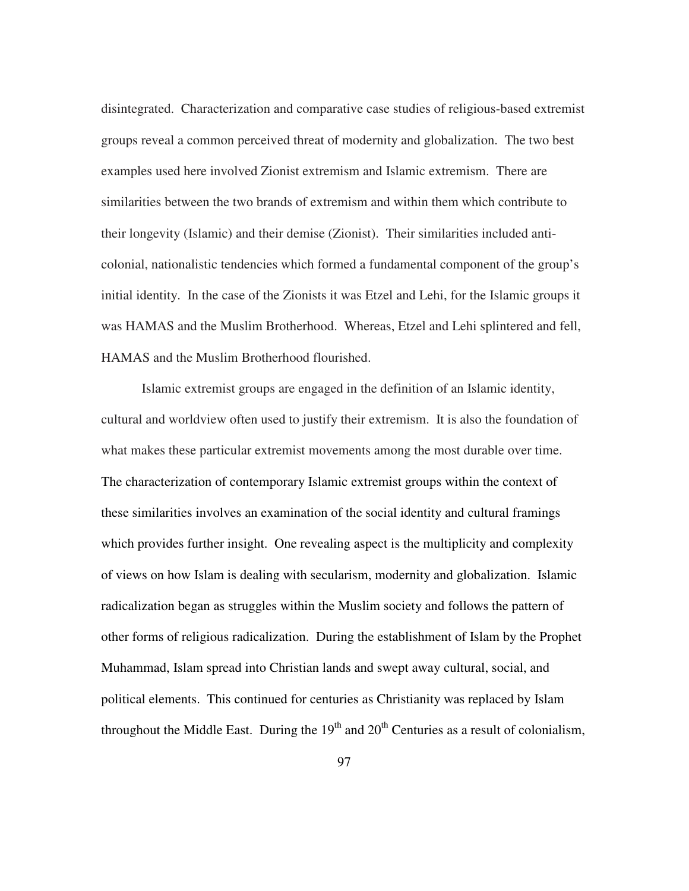disintegrated. Characterization and comparative case studies of religious-based extremist groups reveal a common perceived threat of modernity and globalization. The two best examples used here involved Zionist extremism and Islamic extremism. There are similarities between the two brands of extremism and within them which contribute to their longevity (Islamic) and their demise (Zionist). Their similarities included anti-colonial, nationalistic tendencies which formed a fundamental component of the group's initial identity. In the case of the Zionists it was Etzel and Lehi, for the Islamic groups it was HAMAS and the Muslim Brotherhood. Whereas, Etzel and Lehi splintered and fell, HAMAS and the Muslim Brotherhood flourished.

Islamic extremist groups are engaged in the definition of an Islamic identity, cultural and worldview often used to justify their extremism. It is also the foundation of what makes these particular extremist movements among the most durable over time. The characterization of contemporary Islamic extremist groups within the context of these similarities involves an examination of the social identity and cultural framings which provides further insight. One revealing aspect is the multiplicity and complexity of views on how Islam is dealing with secularism, modernity and globalization. Islamic radicalization began as struggles within the Muslim society and follows the pattern of other forms of religious radicalization. During the establishment of Islam by the Prophet Muhammad, Islam spread into Christian lands and swept away cultural, social, and political elements. This continued for centuries as Christianity was replaced by Islam throughout the Middle East. During the 19th and 20th Centuries as a result of colonialism,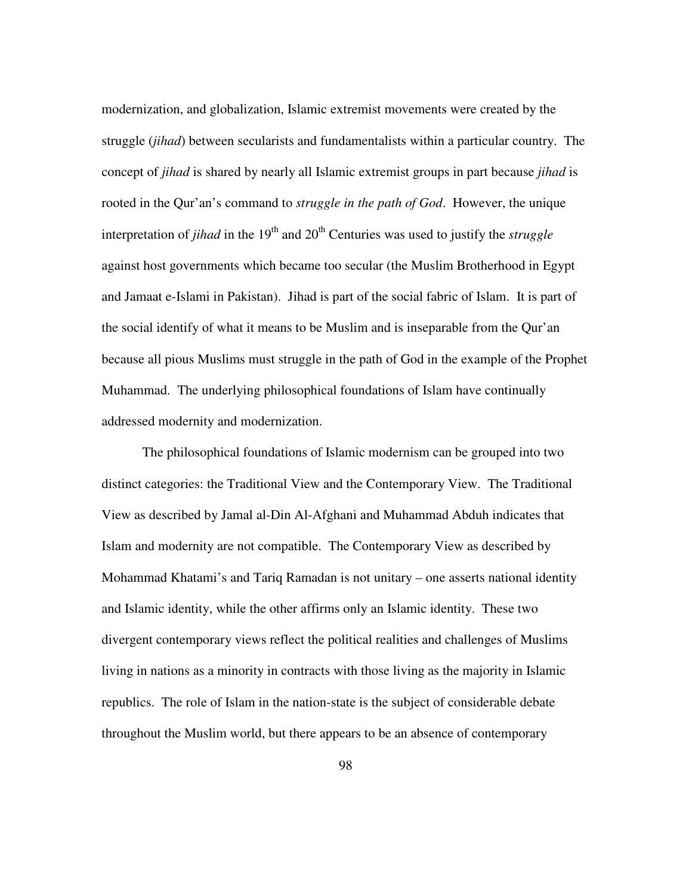modernization, and globalization, Islamic extremist movements were created by the struggle (*jihad*) between secularists and fundamentalists within a particular country. The concept of *jihad* is shared by nearly all Islamic extremist groups in part because *jihad* is rooted in the Qur'an's command to *struggle in the path of God*. However, the unique interpretation of *jihad* in the 19th and 20th Centuries was used to justify the *struggle* against host governments which became too secular (the Muslim Brotherhood in Egypt and Jamaat e-Islami in Pakistan). Jihad is part of the social fabric of Islam. It is part of the social identify of what it means to be Muslim and is inseparable from the Qur'an because all pious Muslims must struggle in the path of God in the example of the Prophet Muhammad. The underlying philosophical foundations of Islam have continually addressed modernity and modernization.

The philosophical foundations of Islamic modernism can be grouped into two distinct categories: the Traditional View and the Contemporary View. The Traditional View as described by Jamal al-Din Al-Afghani and Muhammad Abduh indicates that Islam and modernity are not compatible. The Contemporary View as described by Mohammad Khatami's and Tariq Ramadan is not unitary – one asserts national identity and Islamic identity, while the other affirms only an Islamic identity. These two divergent contemporary views reflect the political realities and challenges of Muslims living in nations as a minority in contracts with those living as the majority in Islamic republics. The role of Islam in the nation-state is the subject of considerable debate throughout the Muslim world, but there appears to be an absence of contemporary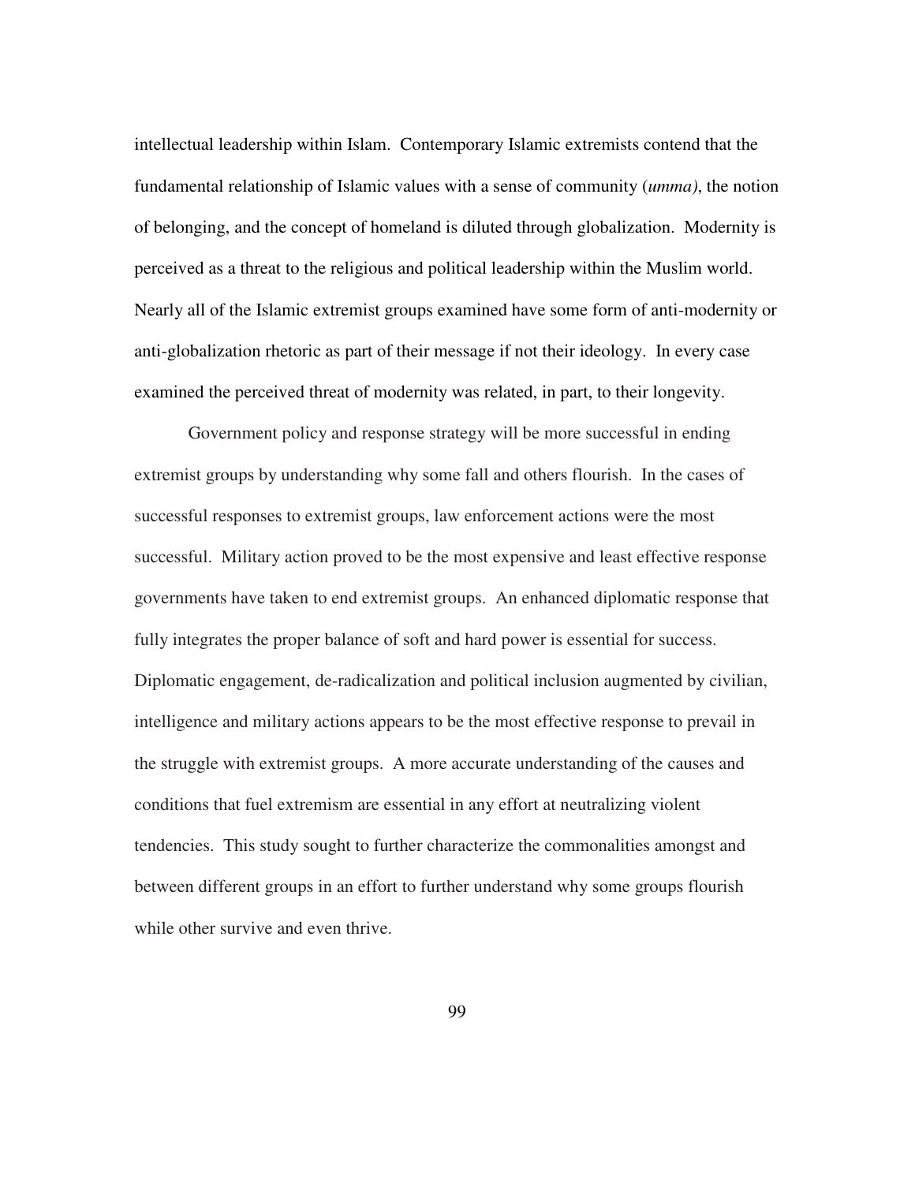intellectual leadership within Islam. Contemporary Islamic extremists contend that the fundamental relationship of Islamic values with a sense of community (*umma)*, the notion of belonging, and the concept of homeland is diluted through globalization. Modernity is perceived as a threat to the religious and political leadership within the Muslim world. Nearly all of the Islamic extremist groups examined have some form of anti-modernity or anti-globalization rhetoric as part of their message if not their ideology. In every case examined the perceived threat of modernity was related, in part, to their longevity.

Government policy and response strategy will be more successful in ending extremist groups by understanding why some fall and others flourish. In the cases of successful responses to extremist groups, law enforcement actions were the most successful. Military action proved to be the most expensive and least effective response governments have taken to end extremist groups. An enhanced diplomatic response that fully integrates the proper balance of soft and hard power is essential for success. Diplomatic engagement, de-radicalization and political inclusion augmented by civilian, intelligence and military actions appears to be the most effective response to prevail in the struggle with extremist groups. A more accurate understanding of the causes and conditions that fuel extremism are essential in any effort at neutralizing violent tendencies. This study sought to further characterize the commonalities amongst and between different groups in an effort to further understand why some groups flourish while other survive and even thrive.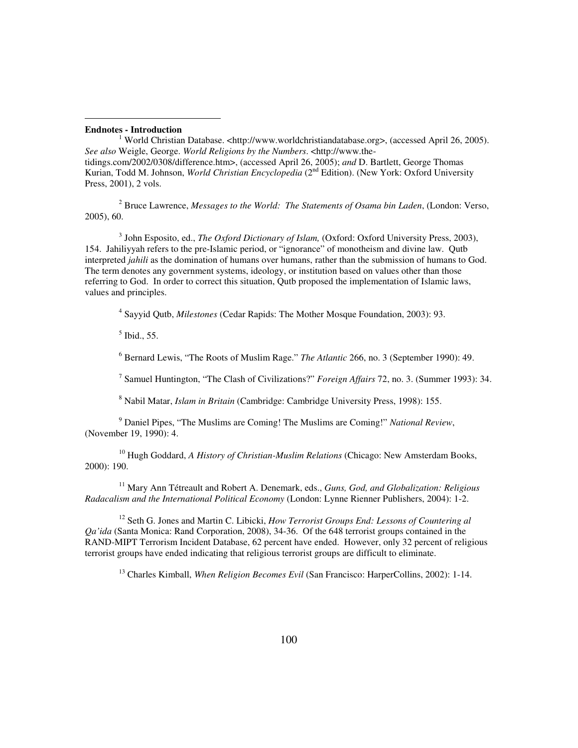**Endnotes - Introduction**

[1] World Christian Database. <http://www.worldchristiandatabase.org>, (accessed April 26, 2005). *See also* Weigle, George. *World Religions by the Numbers*. <http://www.the-tidings.com/2002/0308/difference.htm>, (accessed April 26, 2005); *and* D. Bartlett, George Thomas Kurian, Todd M. Johnson, *World Christian Encyclopedia* (2nd Edition). (New York: Oxford University Press, 2001), 2 vols.

[2] Bruce Lawrence, *Messages to the World: The Statements of Osama bin Laden*, (London: Verso, 2005), 60.

[3] John Esposito, ed., *The Oxford Dictionary of Islam,* (Oxford: Oxford University Press, 2003), 154. Jahiliyyah refers to the pre-Islamic period, or "ignorance" of monotheism and divine law. Qutb interpreted *jahili* as the domination of humans over humans, rather than the submission of humans to God. The term denotes any government systems, ideology, or institution based on values other than those referring to God. In order to correct this situation, Qutb proposed the implementation of Islamic laws, values and principles.

[4] Sayyid Qutb, *Milestones* (Cedar Rapids: The Mother Mosque Foundation, 2003): 93.

[5] Ibid., 55.

[6] Bernard Lewis, "The Roots of Muslim Rage." *The Atlantic* 266, no. 3 (September 1990): 49.

[7] Samuel Huntington, "The Clash of Civilizations?" *Foreign Affairs* 72, no. 3. (Summer 1993): 34.

[8] Nabil Matar, *Islam in Britain* (Cambridge: Cambridge University Press, 1998): 155.

[9] Daniel Pipes, "The Muslims are Coming! The Muslims are Coming!" *National Review*, (November 19, 1990): 4.

[10] Hugh Goddard, *A History of Christian-Muslim Relations* (Chicago: New Amsterdam Books, 2000): 190.

[11] Mary Ann Tétreault and Robert A. Denemark, eds., *Guns, God, and Globalization: Religious Radacalism and the International Political Economy* (London: Lynne Rienner Publishers, 2004): 1-2.

[12] Seth G. Jones and Martin C. Libicki, *How Terrorist Groups End: Lessons of Countering al Qa'ida* (Santa Monica: Rand Corporation, 2008), 34-36. Of the 648 terrorist groups contained in the RAND-MIPT Terrorism Incident Database, 62 percent have ended. However, only 32 percent of religious terrorist groups have ended indicating that religious terrorist groups are difficult to eliminate.

[13] Charles Kimball, *When Religion Becomes Evil* (San Francisco: HarperCollins, 2002): 1-14.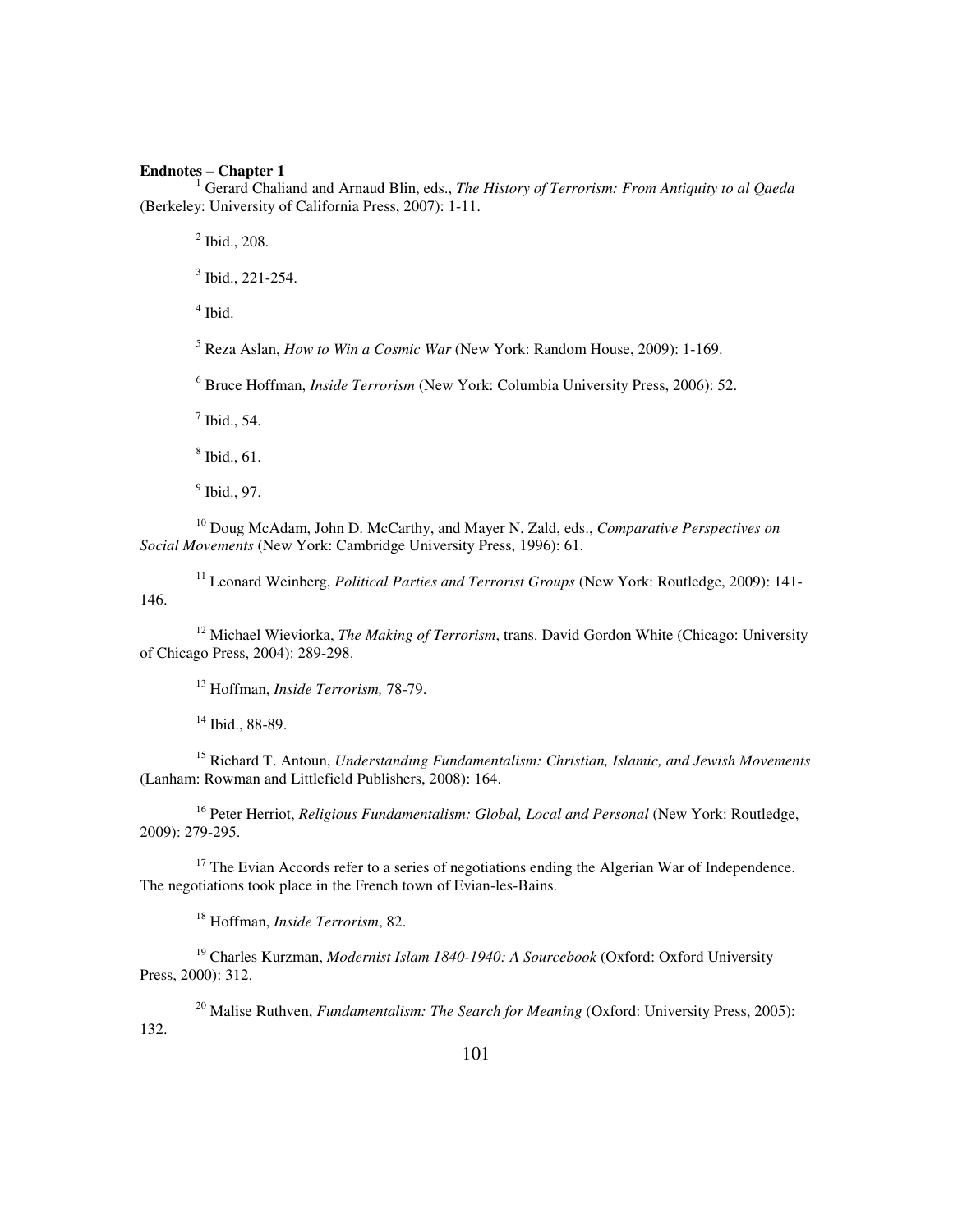**Endnotes – Chapter 1**

[1] Gerard Chaliand and Arnaud Blin, eds., *The History of Terrorism: From Antiquity to al Qaeda* (Berkeley: University of California Press, 2007): 1-11.

[2] Ibid., 208.

[3] Ibid., 221-254.

[4] Ibid.

[5] Reza Aslan, *How to Win a Cosmic War* (New York: Random House, 2009): 1-169.

[6] Bruce Hoffman, *Inside Terrorism* (New York: Columbia University Press, 2006): 52.

[7] Ibid., 54.

[8] Ibid., 61.

[9] Ibid., 97.

[10] Doug McAdam, John D. McCarthy, and Mayer N. Zald, eds., *Comparative Perspectives on Social Movements* (New York: Cambridge University Press, 1996): 61.

[11] Leonard Weinberg, *Political Parties and Terrorist Groups* (New York: Routledge, 2009): 141-146.

[12] Michael Wieviorka, *The Making of Terrorism*, trans. David Gordon White (Chicago: University of Chicago Press, 2004): 289-298.

[13] Hoffman, *Inside Terrorism,* 78-79.

[14] Ibid., 88-89.

[15] Richard T. Antoun, *Understanding Fundamentalism: Christian, Islamic, and Jewish Movements* (Lanham: Rowman and Littlefield Publishers, 2008): 164.

[16] Peter Herriot, *Religious Fundamentalism: Global, Local and Personal* (New York: Routledge, 2009): 279-295.

[17] The Evian Accords refer to a series of negotiations ending the Algerian War of Independence. The negotiations took place in the French town of Evian-les-Bains.

[18] Hoffman, *Inside Terrorism*, 82.

[19] Charles Kurzman, *Modernist Islam 1840-1940: A Sourcebook* (Oxford: Oxford University Press, 2000): 312.

[20] Malise Ruthven, *Fundamentalism: The Search for Meaning* (Oxford: University Press, 2005): 132.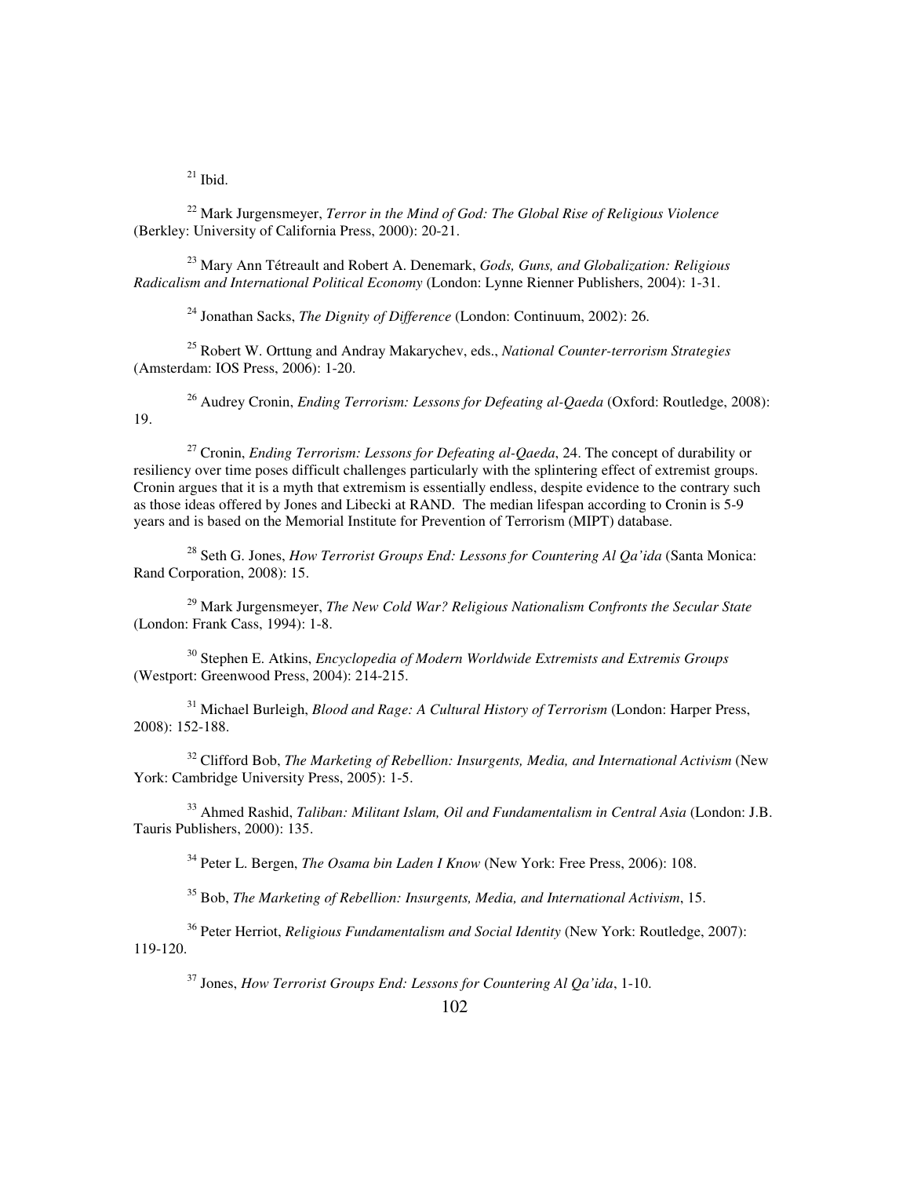[21] Ibid.

[22] Mark Jurgensmeyer, *Terror in the Mind of God: The Global Rise of Religious Violence* (Berkley: University of California Press, 2000): 20-21.

[23] Mary Ann Tétreault and Robert A. Denemark, *Gods, Guns, and Globalization: Religious Radicalism and International Political Economy* (London: Lynne Rienner Publishers, 2004): 1-31.

[24] Jonathan Sacks, *The Dignity of Difference* (London: Continuum, 2002): 26.

[25] Robert W. Orttung and Andray Makarychev, eds., *National Counter-terrorism Strategies* (Amsterdam: IOS Press, 2006): 1-20.

[26] Audrey Cronin, *Ending Terrorism: Lessons for Defeating al-Qaeda* (Oxford: Routledge, 2008): 19.

[27] Cronin, *Ending Terrorism: Lessons for Defeating al-Qaeda*, 24. The concept of durability or resiliency over time poses difficult challenges particularly with the splintering effect of extremist groups. Cronin argues that it is a myth that extremism is essentially endless, despite evidence to the contrary such as those ideas offered by Jones and Libecki at RAND. The median lifespan according to Cronin is 5-9 years and is based on the Memorial Institute for Prevention of Terrorism (MIPT) database.

[28] Seth G. Jones, *How Terrorist Groups End: Lessons for Countering Al Qa'ida* (Santa Monica: Rand Corporation, 2008): 15.

[29] Mark Jurgensmeyer, *The New Cold War? Religious Nationalism Confronts the Secular State* (London: Frank Cass, 1994): 1-8.

[30] Stephen E. Atkins, *Encyclopedia of Modern Worldwide Extremists and Extremis Groups* (Westport: Greenwood Press, 2004): 214-215.

[31] Michael Burleigh, *Blood and Rage: A Cultural History of Terrorism* (London: Harper Press, 2008): 152-188.

[32] Clifford Bob, *The Marketing of Rebellion: Insurgents, Media, and International Activism* (New York: Cambridge University Press, 2005): 1-5.

[33] Ahmed Rashid, *Taliban: Militant Islam, Oil and Fundamentalism in Central Asia* (London: J.B. Tauris Publishers, 2000): 135.

[34] Peter L. Bergen, *The Osama bin Laden I Know* (New York: Free Press, 2006): 108.

[35] Bob, *The Marketing of Rebellion: Insurgents, Media, and International Activism*, 15.

[36] Peter Herriot, *Religious Fundamentalism and Social Identity* (New York: Routledge, 2007): 119-120.

[37] Jones, *How Terrorist Groups End: Lessons for Countering Al Qa'ida*, 1-10.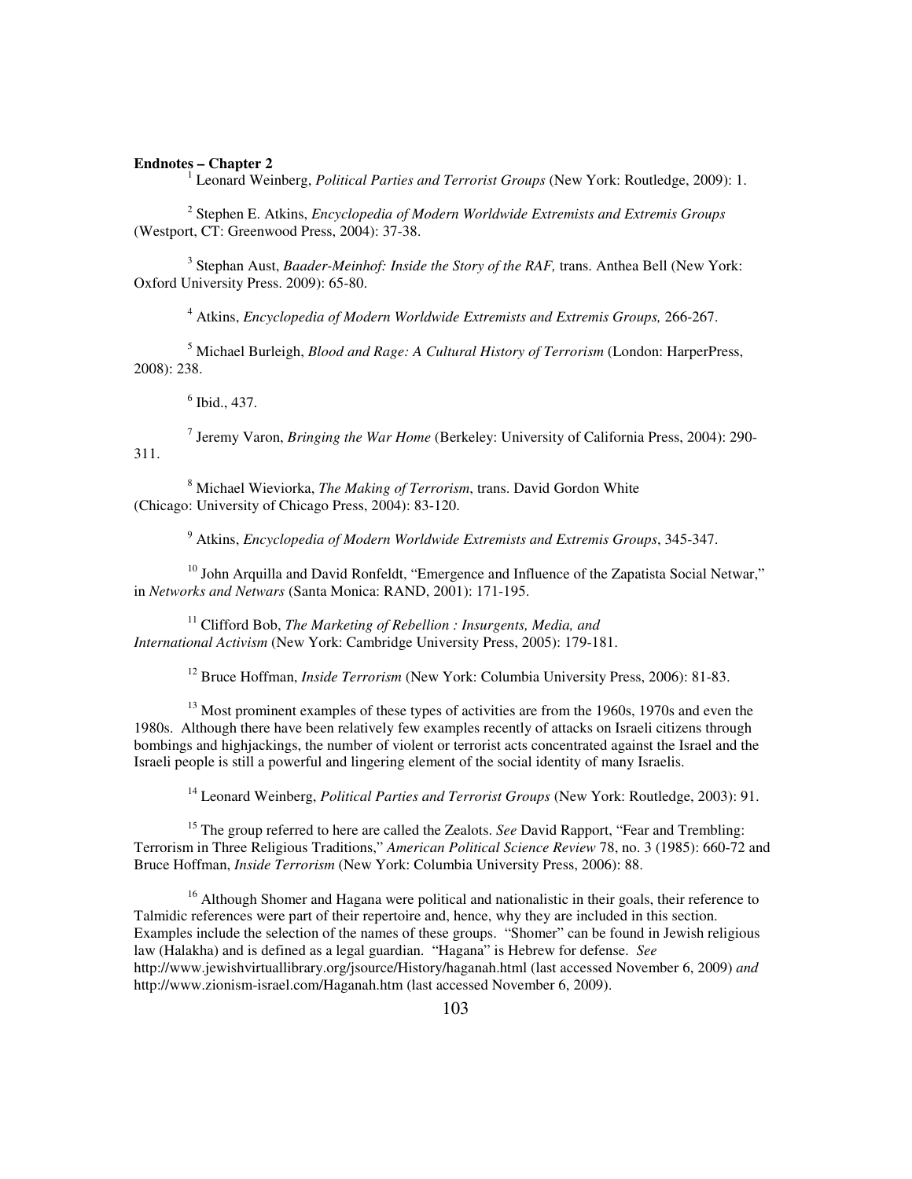**Endnotes – Chapter 2**

[1] Leonard Weinberg, *Political Parties and Terrorist Groups* (New York: Routledge, 2009): 1.

[2] Stephen E. Atkins, *Encyclopedia of Modern Worldwide Extremists and Extremis Groups* (Westport, CT: Greenwood Press, 2004): 37-38.

[3] Stephan Aust, *Baader-Meinhof: Inside the Story of the RAF,* trans. Anthea Bell (New York: Oxford University Press. 2009): 65-80.

[4] Atkins, *Encyclopedia of Modern Worldwide Extremists and Extremis Groups,* 266-267.

[5] Michael Burleigh, *Blood and Rage: A Cultural History of Terrorism* (London: HarperPress, 2008): 238.

[6] Ibid., 437.

[7] Jeremy Varon, *Bringing the War Home* (Berkeley: University of California Press, 2004): 290-311.

[8] Michael Wieviorka, *The Making of Terrorism*, trans. David Gordon White (Chicago: University of Chicago Press, 2004): 83-120.

[9] Atkins, *Encyclopedia of Modern Worldwide Extremists and Extremis Groups*, 345-347.

[10] John Arquilla and David Ronfeldt, "Emergence and Influence of the Zapatista Social Netwar," in *Networks and Netwars* (Santa Monica: RAND, 2001): 171-195.

[11] Clifford Bob, *The Marketing of Rebellion : Insurgents, Media, and International Activism* (New York: Cambridge University Press, 2005): 179-181.

[12] Bruce Hoffman, *Inside Terrorism* (New York: Columbia University Press, 2006): 81-83.

[13] Most prominent examples of these types of activities are from the 1960s, 1970s and even the 1980s. Although there have been relatively few examples recently of attacks on Israeli citizens through bombings and highjackings, the number of violent or terrorist acts concentrated against the Israel and the Israeli people is still a powerful and lingering element of the social identity of many Israelis.

[14] Leonard Weinberg, *Political Parties and Terrorist Groups* (New York: Routledge, 2003): 91.

[15] The group referred to here are called the Zealots. *See* David Rapport, "Fear and Trembling: Terrorism in Three Religious Traditions," *American Political Science Review* 78, no. 3 (1985): 660-72 and Bruce Hoffman, *Inside Terrorism* (New York: Columbia University Press, 2006): 88.

[16] Although Shomer and Hagana were political and nationalistic in their goals, their reference to Talmidic references were part of their repertoire and, hence, why they are included in this section. Examples include the selection of the names of these groups. "Shomer" can be found in Jewish religious law (Halakha) and is defined as a legal guardian. "Hagana" is Hebrew for defense. *See* http://www.jewishvirtuallibrary.org/jsource/History/haganah.html (last accessed November 6, 2009) *and* http://www.zionism-israel.com/Haganah.htm (last accessed November 6, 2009).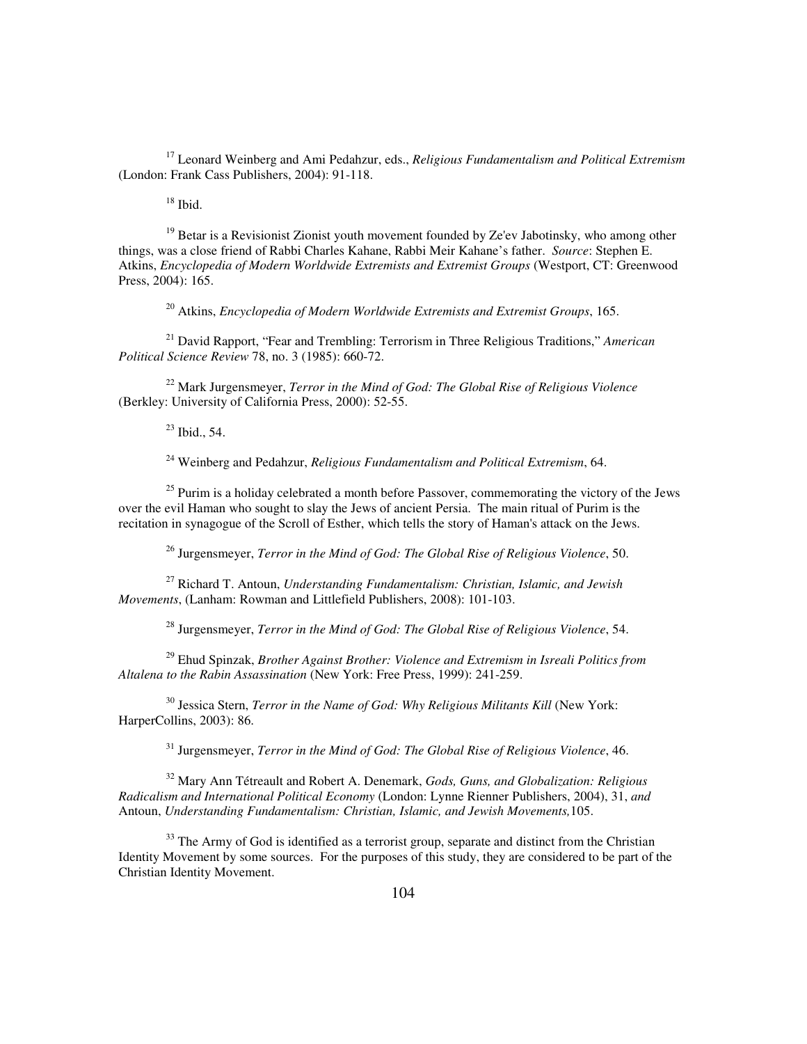[17] Leonard Weinberg and Ami Pedahzur, eds., *Religious Fundamentalism and Political Extremism* (London: Frank Cass Publishers, 2004): 91-118.

[18] Ibid.

[19] Betar is a Revisionist Zionist youth movement founded by Ze'ev Jabotinsky, who among other things, was a close friend of Rabbi Charles Kahane, Rabbi Meir Kahane's father. *Source*: Stephen E. Atkins, *Encyclopedia of Modern Worldwide Extremists and Extremist Groups* (Westport, CT: Greenwood Press, 2004): 165.

[20] Atkins, *Encyclopedia of Modern Worldwide Extremists and Extremist Groups*, 165.

[21] David Rapport, "Fear and Trembling: Terrorism in Three Religious Traditions," *American Political Science Review* 78, no. 3 (1985): 660-72.

[22] Mark Jurgensmeyer, *Terror in the Mind of God: The Global Rise of Religious Violence* (Berkley: University of California Press, 2000): 52-55.

[23] Ibid., 54.

[24] Weinberg and Pedahzur, *Religious Fundamentalism and Political Extremism*, 64.

[25] Purim is a holiday celebrated a month before Passover, commemorating the victory of the Jews over the evil Haman who sought to slay the Jews of ancient Persia. The main ritual of Purim is the recitation in synagogue of the Scroll of Esther, which tells the story of Haman's attack on the Jews.

[26] Jurgensmeyer, *Terror in the Mind of God: The Global Rise of Religious Violence*, 50.

[27] Richard T. Antoun, *Understanding Fundamentalism: Christian, Islamic, and Jewish Movements*, (Lanham: Rowman and Littlefield Publishers, 2008): 101-103.

[28] Jurgensmeyer, *Terror in the Mind of God: The Global Rise of Religious Violence*, 54.

[29] Ehud Spinzak, *Brother Against Brother: Violence and Extremism in Isreali Politics from Altalena to the Rabin Assassination* (New York: Free Press, 1999): 241-259.

[30] Jessica Stern, *Terror in the Name of God: Why Religious Militants Kill* (New York: HarperCollins, 2003): 86.

[31] Jurgensmeyer, *Terror in the Mind of God: The Global Rise of Religious Violence*, 46.

[32] Mary Ann Tétreault and Robert A. Denemark, *Gods, Guns, and Globalization: Religious Radicalism and International Political Economy* (London: Lynne Rienner Publishers, 2004), 31, *and* Antoun, *Understanding Fundamentalism: Christian, Islamic, and Jewish Movements,*105.

[33] The Army of God is identified as a terrorist group, separate and distinct from the Christian Identity Movement by some sources. For the purposes of this study, they are considered to be part of the Christian Identity Movement.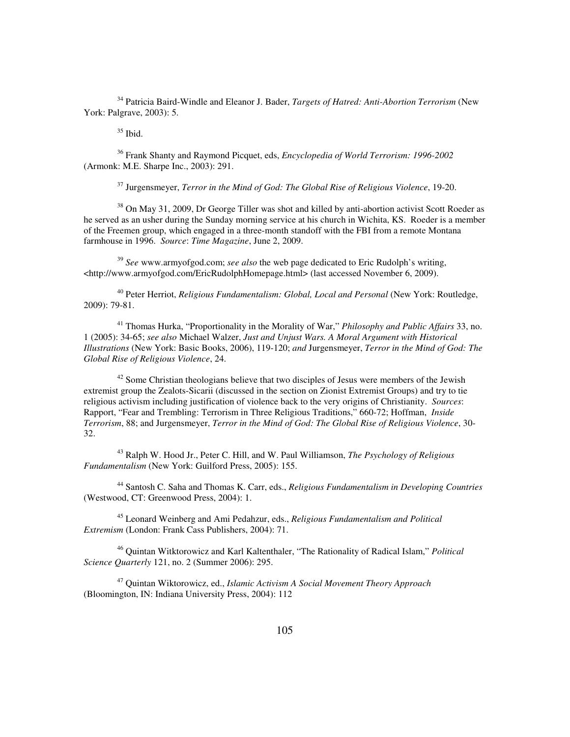[34] Patricia Baird-Windle and Eleanor J. Bader, *Targets of Hatred: Anti-Abortion Terrorism* (New York: Palgrave, 2003): 5.

[35] Ibid.

[36] Frank Shanty and Raymond Picquet, eds, *Encyclopedia of World Terrorism: 1996-2002* (Armonk: M.E. Sharpe Inc., 2003): 291.

[37] Jurgensmeyer, *Terror in the Mind of God: The Global Rise of Religious Violence*, 19-20.

[38] On May 31, 2009, Dr George Tiller was shot and killed by anti-abortion activist Scott Roeder as he served as an usher during the Sunday morning service at his church in Wichita, KS. Roeder is a member of the Freemen group, which engaged in a three-month standoff with the FBI from a remote Montana farmhouse in 1996. *Source*: *Time Magazine*, June 2, 2009.

[39] *See* www.armyofgod.com; *see also* the web page dedicated to Eric Rudolph's writing, <http://www.armyofgod.com/EricRudolphHomepage.html> (last accessed November 6, 2009).

[40] Peter Herriot, *Religious Fundamentalism: Global, Local and Personal* (New York: Routledge, 2009): 79-81.

[41] Thomas Hurka, "Proportionality in the Morality of War," *Philosophy and Public Affairs* 33, no. 1 (2005): 34-65; *see also* Michael Walzer, *Just and Unjust Wars. A Moral Argument with Historical Illustrations* (New York: Basic Books, 2006), 119-120; *and* Jurgensmeyer, *Terror in the Mind of God: The Global Rise of Religious Violence*, 24.

[42] Some Christian theologians believe that two disciples of Jesus were members of the Jewish extremist group the Zealots-Sicarii (discussed in the section on Zionist Extremist Groups) and try to tie religious activism including justification of violence back to the very origins of Christianity. *Sources*: Rapport, "Fear and Trembling: Terrorism in Three Religious Traditions," 660-72; Hoffman, *Inside Terrorism*, 88; and Jurgensmeyer, *Terror in the Mind of God: The Global Rise of Religious Violence*, 30-32.

[43] Ralph W. Hood Jr., Peter C. Hill, and W. Paul Williamson, *The Psychology of Religious Fundamentalism* (New York: Guilford Press, 2005): 155.

[44] Santosh C. Saha and Thomas K. Carr, eds., *Religious Fundamentalism in Developing Countries* (Westwood, CT: Greenwood Press, 2004): 1.

[45] Leonard Weinberg and Ami Pedahzur, eds., *Religious Fundamentalism and Political Extremism* (London: Frank Cass Publishers, 2004): 71.

[46] Quintan Witktorowicz and Karl Kaltenthaler, "The Rationality of Radical Islam," *Political Science Quarterly* 121, no. 2 (Summer 2006): 295.

[47] Quintan Wiktorowicz, ed., *Islamic Activism A Social Movement Theory Approach* (Bloomington, IN: Indiana University Press, 2004): 112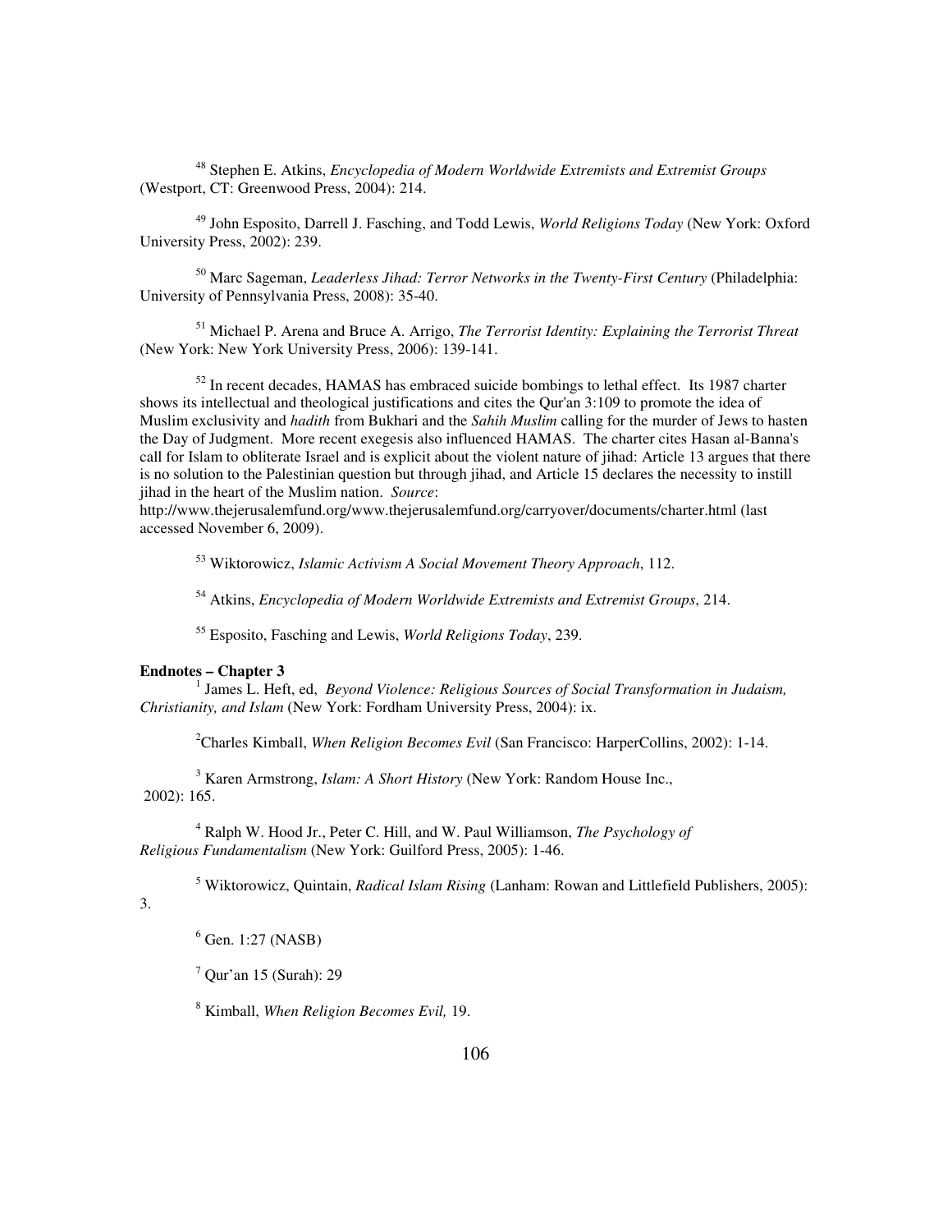[48] Stephen E. Atkins, *Encyclopedia of Modern Worldwide Extremists and Extremist Groups* (Westport, CT: Greenwood Press, 2004): 214.

[49] John Esposito, Darrell J. Fasching, and Todd Lewis, *World Religions Today* (New York: Oxford University Press, 2002): 239.

[50] Marc Sageman, *Leaderless Jihad: Terror Networks in the Twenty-First Century* (Philadelphia: University of Pennsylvania Press, 2008): 35-40.

[51] Michael P. Arena and Bruce A. Arrigo, *The Terrorist Identity: Explaining the Terrorist Threat* (New York: New York University Press, 2006): 139-141.

[52] In recent decades, HAMAS has embraced suicide bombings to lethal effect. Its 1987 charter shows its intellectual and theological justifications and cites the Qur'an 3:109 to promote the idea of Muslim exclusivity and *hadith* from Bukhari and the *Sahih Muslim* calling for the murder of Jews to hasten the Day of Judgment. More recent exegesis also influenced HAMAS. The charter cites Hasan al-Banna's call for Islam to obliterate Israel and is explicit about the violent nature of jihad: Article 13 argues that there is no solution to the Palestinian question but through jihad, and Article 15 declares the necessity to instill jihad in the heart of the Muslim nation. *Source*: http://www.thejerusalemfund.org/www.thejerusalemfund.org/carryover/documents/charter.html (last accessed November 6, 2009).

[53] Wiktorowicz, *Islamic Activism A Social Movement Theory Approach*, 112.

[54] Atkins, *Encyclopedia of Modern Worldwide Extremists and Extremist Groups*, 214.

[55] Esposito, Fasching and Lewis, *World Religions Today*, 239.

**Endnotes – Chapter 3**

[1] James L. Heft, ed, *Beyond Violence: Religious Sources of Social Transformation in Judaism, Christianity, and Islam* (New York: Fordham University Press, 2004): ix.

[2] Charles Kimball, *When Religion Becomes Evil* (San Francisco: HarperCollins, 2002): 1-14.

[3] Karen Armstrong, *Islam: A Short History* (New York: Random House Inc., 2002): 165.

[4] Ralph W. Hood Jr., Peter C. Hill, and W. Paul Williamson, *The Psychology of Religious Fundamentalism* (New York: Guilford Press, 2005): 1-46.

[5] Wiktorowicz, Quintain, *Radical Islam Rising* (Lanham: Rowan and Littlefield Publishers, 2005): 3.

[6] Gen. 1:27 (NASB)

[7] Qur'an 15 (Surah): 29

[8] Kimball, *When Religion Becomes Evil,* 19.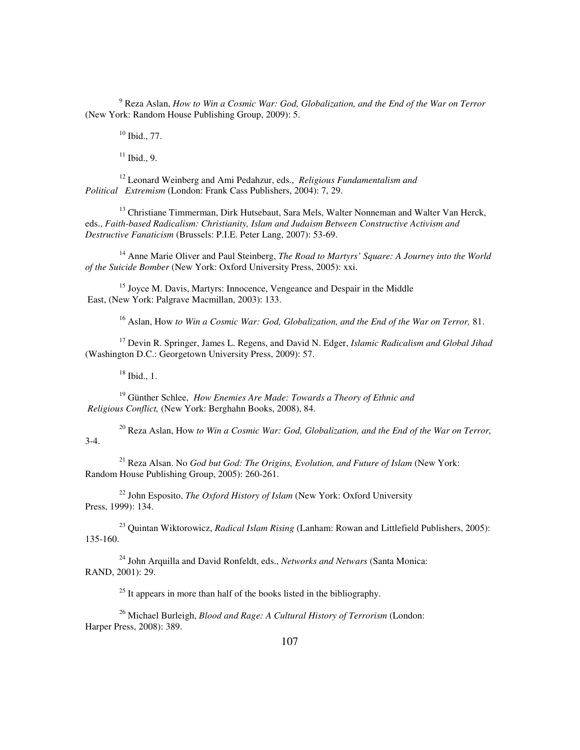[9] Reza Aslan, *How to Win a Cosmic War: God, Globalization, and the End of the War on Terror* (New York: Random House Publishing Group, 2009): 5.

[10] Ibid., 77.

[11] Ibid., 9.

[12] Leonard Weinberg and Ami Pedahzur, eds., *Religious Fundamentalism and Political Extremism* (London: Frank Cass Publishers, 2004): 7, 29.

[13] Christiane Timmerman, Dirk Hutsebaut, Sara Mels, Walter Nonneman and Walter Van Herck, eds., *Faith-based Radicalism: Christianity, Islam and Judaism Between Constructive Activism and Destructive Fanaticism* (Brussels: P.I.E. Peter Lang, 2007): 53-69.

[14] Anne Marie Oliver and Paul Steinberg, *The Road to Martyrs' Square: A Journey into the World of the Suicide Bomber* (New York: Oxford University Press, 2005): xxi.

[15] Joyce M. Davis, Martyrs: Innocence, Vengeance and Despair in the Middle East, (New York: Palgrave Macmillan, 2003): 133.

[16] Aslan, How *to Win a Cosmic War: God, Globalization, and the End of the War on Terror,* 81.

[17] Devin R. Springer, James L. Regens, and David N. Edger, *Islamic Radicalism and Global Jihad* (Washington D.C.: Georgetown University Press, 2009): 57.

[18] Ibid., 1.

[19] Günther Schlee, *How Enemies Are Made: Towards a Theory of Ethnic and Religious Conflict,* (New York: Berghahn Books, 2008), 84.

[20] Reza Aslan, How *to Win a Cosmic War: God, Globalization, and the End of the War on Terror,* 3-4.

[21] Reza Alsan. No *God but God: The Origins, Evolution, and Future of Islam* (New York: Random House Publishing Group, 2005): 260-261.

[22] John Esposito, *The Oxford History of Islam* (New York: Oxford University Press, 1999): 134.

[23] Quintan Wiktorowicz, *Radical Islam Rising* (Lanham: Rowan and Littlefield Publishers, 2005): 135-160.

[24] John Arquilla and David Ronfeldt, eds., *Networks and Netwars* (Santa Monica: RAND, 2001): 29.

[25] It appears in more than half of the books listed in the bibliography.

[26] Michael Burleigh, *Blood and Rage: A Cultural History of Terrorism* (London: Harper Press, 2008): 389.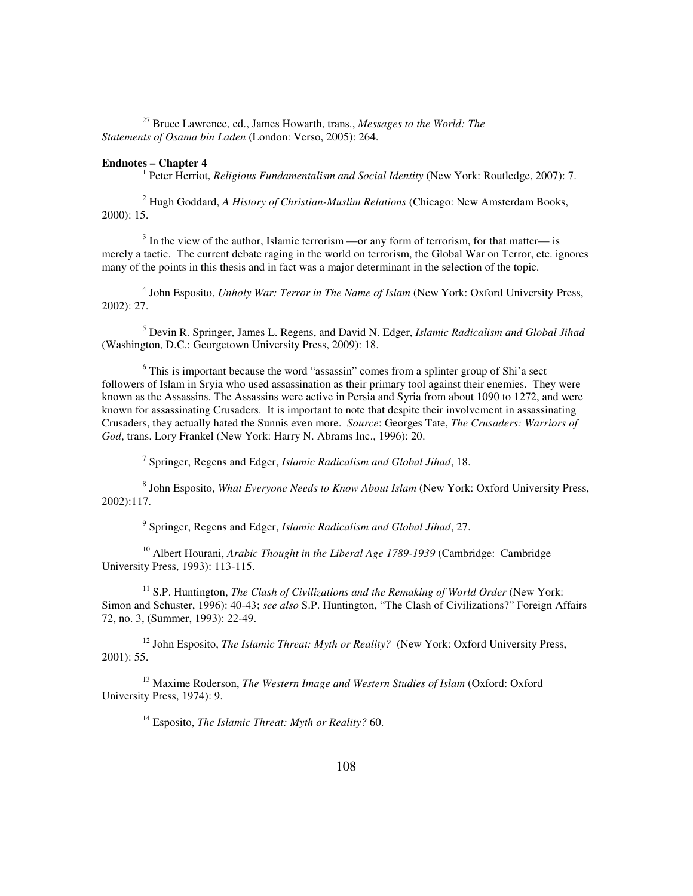[27] Bruce Lawrence, ed., James Howarth, trans., *Messages to the World: The Statements of Osama bin Laden* (London: Verso, 2005): 264.

**Endnotes – Chapter 4**

[1] Peter Herriot, *Religious Fundamentalism and Social Identity* (New York: Routledge, 2007): 7.

[2] Hugh Goddard, *A History of Christian-Muslim Relations* (Chicago: New Amsterdam Books, 2000): 15.

[3] In the view of the author, Islamic terrorism —or any form of terrorism, for that matter— is merely a tactic. The current debate raging in the world on terrorism, the Global War on Terror, etc. ignores many of the points in this thesis and in fact was a major determinant in the selection of the topic.

[4] John Esposito, *Unholy War: Terror in The Name of Islam* (New York: Oxford University Press, 2002): 27.

[5] Devin R. Springer, James L. Regens, and David N. Edger, *Islamic Radicalism and Global Jihad* (Washington, D.C.: Georgetown University Press, 2009): 18.

[6] This is important because the word "assassin" comes from a splinter group of Shi'a sect followers of Islam in Sryia who used assassination as their primary tool against their enemies. They were known as the Assassins. The Assassins were active in Persia and Syria from about 1090 to 1272, and were known for assassinating Crusaders. It is important to note that despite their involvement in assassinating Crusaders, they actually hated the Sunnis even more. *Source*: Georges Tate, *The Crusaders: Warriors of God*, trans. Lory Frankel (New York: Harry N. Abrams Inc., 1996): 20.

[7] Springer, Regens and Edger, *Islamic Radicalism and Global Jihad*, 18.

[8] John Esposito, *What Everyone Needs to Know About Islam* (New York: Oxford University Press, 2002):117.

[9] Springer, Regens and Edger, *Islamic Radicalism and Global Jihad*, 27.

[10] Albert Hourani, *Arabic Thought in the Liberal Age 1789-1939* (Cambridge: Cambridge University Press, 1993): 113-115.

[11] S.P. Huntington, *The Clash of Civilizations and the Remaking of World Order* (New York: Simon and Schuster, 1996): 40-43; *see also* S.P. Huntington, "The Clash of Civilizations?" Foreign Affairs 72, no. 3, (Summer, 1993): 22-49.

[12] John Esposito, *The Islamic Threat: Myth or Reality?* (New York: Oxford University Press, 2001): 55.

[13] Maxime Roderson, *The Western Image and Western Studies of Islam* (Oxford: Oxford University Press, 1974): 9.

[14] Esposito, *The Islamic Threat: Myth or Reality?* 60.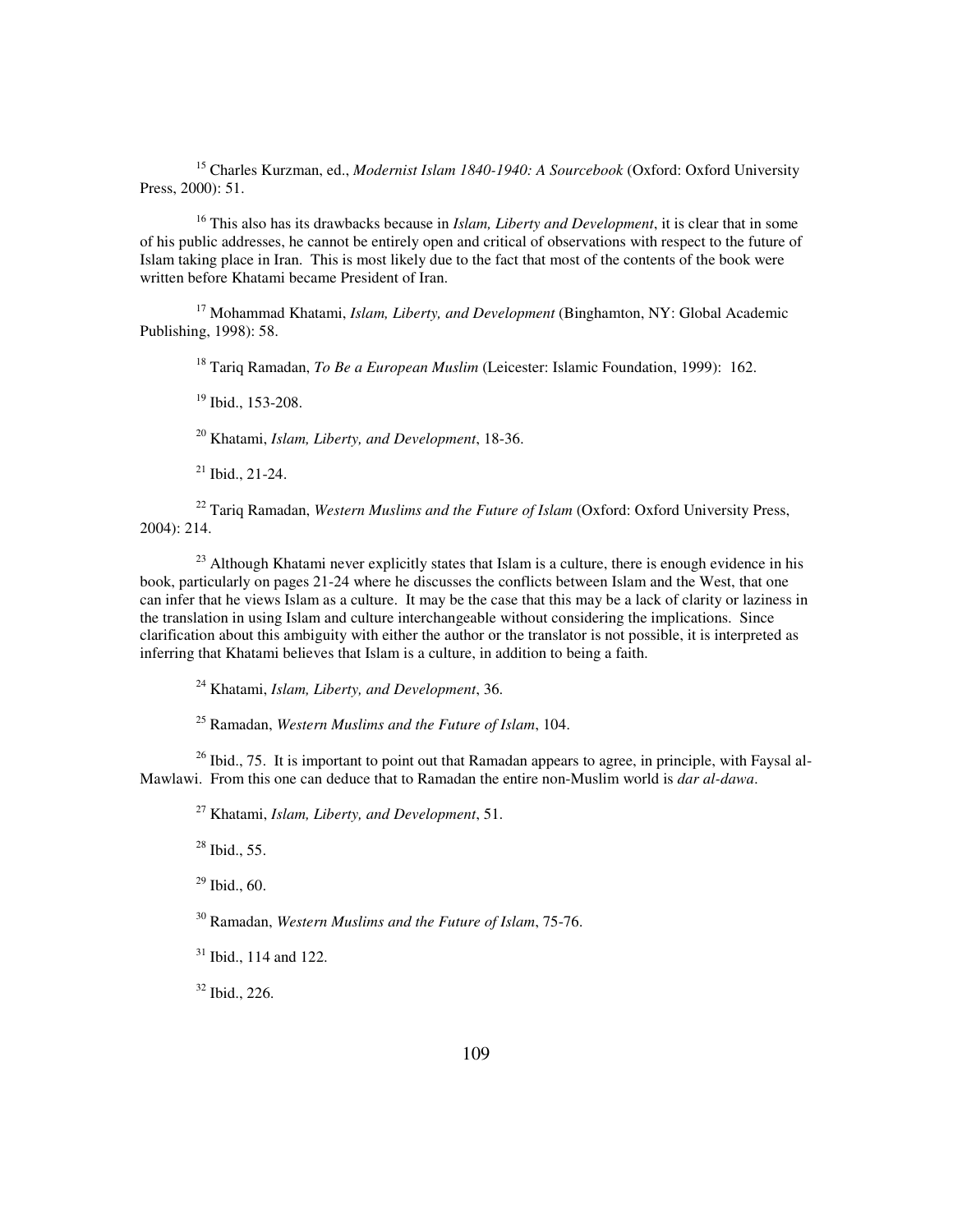[15] Charles Kurzman, ed., *Modernist Islam 1840-1940: A Sourcebook* (Oxford: Oxford University Press, 2000): 51.

[16] This also has its drawbacks because in *Islam, Liberty and Development*, it is clear that in some of his public addresses, he cannot be entirely open and critical of observations with respect to the future of Islam taking place in Iran. This is most likely due to the fact that most of the contents of the book were written before Khatami became President of Iran.

[17] Mohammad Khatami, *Islam, Liberty, and Development* (Binghamton, NY: Global Academic Publishing, 1998): 58.

[18] Tariq Ramadan, *To Be a European Muslim* (Leicester: Islamic Foundation, 1999): 162.

[19] Ibid., 153-208.

[20] Khatami, *Islam, Liberty, and Development*, 18-36.

[21] Ibid., 21-24.

[22] Tariq Ramadan, *Western Muslims and the Future of Islam* (Oxford: Oxford University Press, 2004): 214.

[23] Although Khatami never explicitly states that Islam is a culture, there is enough evidence in his book, particularly on pages 21-24 where he discusses the conflicts between Islam and the West, that one can infer that he views Islam as a culture. It may be the case that this may be a lack of clarity or laziness in the translation in using Islam and culture interchangeable without considering the implications. Since clarification about this ambiguity with either the author or the translator is not possible, it is interpreted as inferring that Khatami believes that Islam is a culture, in addition to being a faith.

[24] Khatami, *Islam, Liberty, and Development*, 36.

[25] Ramadan, *Western Muslims and the Future of Islam*, 104.

[26] Ibid., 75. It is important to point out that Ramadan appears to agree, in principle, with Faysal al-Mawlawi. From this one can deduce that to Ramadan the entire non-Muslim world is *dar al-dawa*.

[27] Khatami, *Islam, Liberty, and Development*, 51.

[28] Ibid., 55.

[29] Ibid., 60.

[30] Ramadan, *Western Muslims and the Future of Islam*, 75-76.

[31] Ibid., 114 and 122.

[32] Ibid., 226.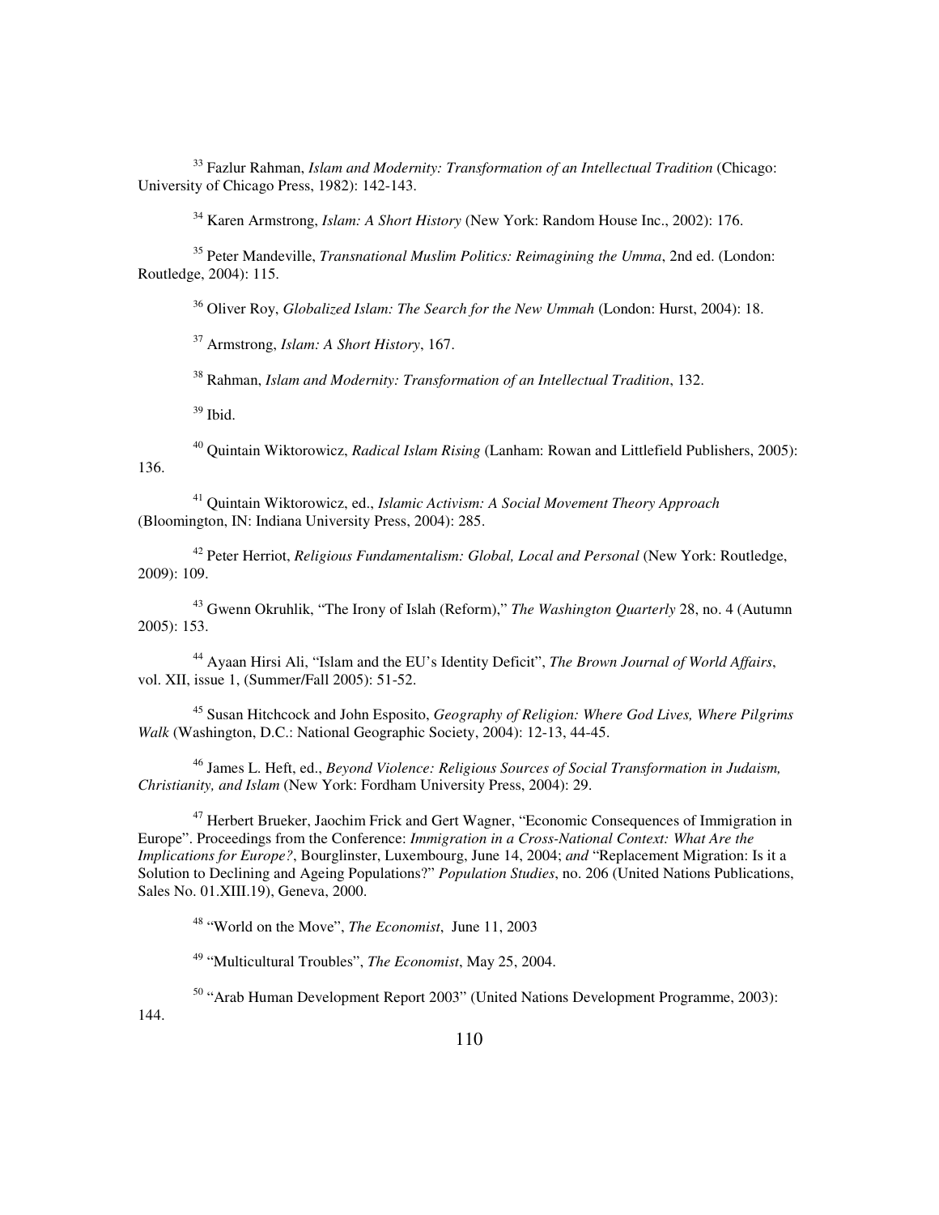[33] Fazlur Rahman, *Islam and Modernity: Transformation of an Intellectual Tradition* (Chicago: University of Chicago Press, 1982): 142-143.

[34] Karen Armstrong, *Islam: A Short History* (New York: Random House Inc., 2002): 176.

[35] Peter Mandeville, *Transnational Muslim Politics: Reimagining the Umma*, 2nd ed. (London: Routledge, 2004): 115.

[36] Oliver Roy, *Globalized Islam: The Search for the New Ummah* (London: Hurst, 2004): 18.

[37] Armstrong, *Islam: A Short History*, 167.

[38] Rahman, *Islam and Modernity: Transformation of an Intellectual Tradition*, 132.

[39] Ibid.

[40] Quintain Wiktorowicz, *Radical Islam Rising* (Lanham: Rowan and Littlefield Publishers, 2005): 136.

[41] Quintain Wiktorowicz, ed., *Islamic Activism: A Social Movement Theory Approach* (Bloomington, IN: Indiana University Press, 2004): 285.

[42] Peter Herriot, *Religious Fundamentalism: Global, Local and Personal* (New York: Routledge, 2009): 109.

[43] Gwenn Okruhlik, "The Irony of Islah (Reform)," *The Washington Quarterly* 28, no. 4 (Autumn 2005): 153.

[44] Ayaan Hirsi Ali, "Islam and the EU's Identity Deficit", *The Brown Journal of World Affairs*, vol. XII, issue 1, (Summer/Fall 2005): 51-52.

[45] Susan Hitchcock and John Esposito, *Geography of Religion: Where God Lives, Where Pilgrims Walk* (Washington, D.C.: National Geographic Society, 2004): 12-13, 44-45.

[46] James L. Heft, ed., *Beyond Violence: Religious Sources of Social Transformation in Judaism, Christianity, and Islam* (New York: Fordham University Press, 2004): 29.

[47] Herbert Brueker, Jaochim Frick and Gert Wagner, "Economic Consequences of Immigration in Europe". Proceedings from the Conference: *Immigration in a Cross-National Context: What Are the Implications for Europe?*, Bourglinster, Luxembourg, June 14, 2004; *and* "Replacement Migration: Is it a Solution to Declining and Ageing Populations?" *Population Studies*, no. 206 (United Nations Publications, Sales No. 01.XIII.19), Geneva, 2000.

[48] "World on the Move", *The Economist*, June 11, 2003

[49] "Multicultural Troubles", *The Economist*, May 25, 2004.

[50] "Arab Human Development Report 2003" (United Nations Development Programme, 2003): 144.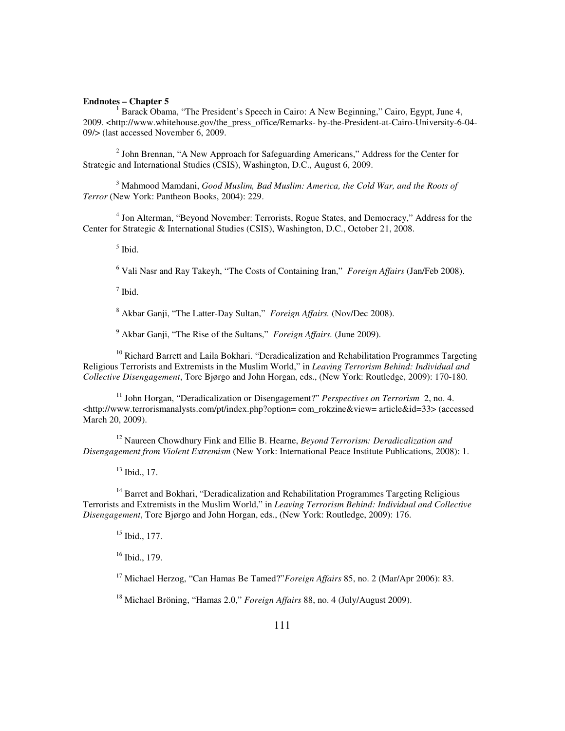**Endnotes – Chapter 5**

[1] Barack Obama, "The President's Speech in Cairo: A New Beginning," Cairo, Egypt, June 4, 2009. <http://www.whitehouse.gov/the_press_office/Remarks- by-the-President-at-Cairo-University-6-04-09/> (last accessed November 6, 2009.

[2] John Brennan, "A New Approach for Safeguarding Americans," Address for the Center for Strategic and International Studies (CSIS), Washington, D.C., August 6, 2009.

[3] Mahmood Mamdani, *Good Muslim, Bad Muslim: America, the Cold War, and the Roots of Terror* (New York: Pantheon Books, 2004): 229.

[4] Jon Alterman, "Beyond November: Terrorists, Rogue States, and Democracy," Address for the Center for Strategic & International Studies (CSIS), Washington, D.C., October 21, 2008.

[5] Ibid.

[6] Vali Nasr and Ray Takeyh, "The Costs of Containing Iran," *Foreign Affairs* (Jan/Feb 2008).

[7] Ibid.

[8] Akbar Ganji, "The Latter-Day Sultan," *Foreign Affairs.* (Nov/Dec 2008).

[9] Akbar Ganji, "The Rise of the Sultans," *Foreign Affairs.* (June 2009).

[10] Richard Barrett and Laila Bokhari. "Deradicalization and Rehabilitation Programmes Targeting Religious Terrorists and Extremists in the Muslim World," in *Leaving Terrorism Behind: Individual and Collective Disengagement*, Tore Bjørgo and John Horgan, eds., (New York: Routledge, 2009): 170-180.

[11] John Horgan, "Deradicalization or Disengagement?" *Perspectives on Terrorism* 2, no. 4. <http://www.terrorismanalysts.com/pt/index.php?option= com_rokzine&view= article&id=33> (accessed March 20, 2009).

[12] Naureen Chowdhury Fink and Ellie B. Hearne, *Beyond Terrorism: Deradicalization and Disengagement from Violent Extremism* (New York: International Peace Institute Publications, 2008): 1.

[13] Ibid., 17.

[14] Barret and Bokhari, "Deradicalization and Rehabilitation Programmes Targeting Religious Terrorists and Extremists in the Muslim World," in *Leaving Terrorism Behind: Individual and Collective Disengagement*, Tore Bjørgo and John Horgan, eds., (New York: Routledge, 2009): 176.

[15] Ibid., 177.

[16] Ibid., 179.

[17] Michael Herzog, "Can Hamas Be Tamed?"*Foreign Affairs* 85, no. 2 (Mar/Apr 2006): 83.

[18] Michael Bröning, "Hamas 2.0," *Foreign Affairs* 88, no. 4 (July/August 2009).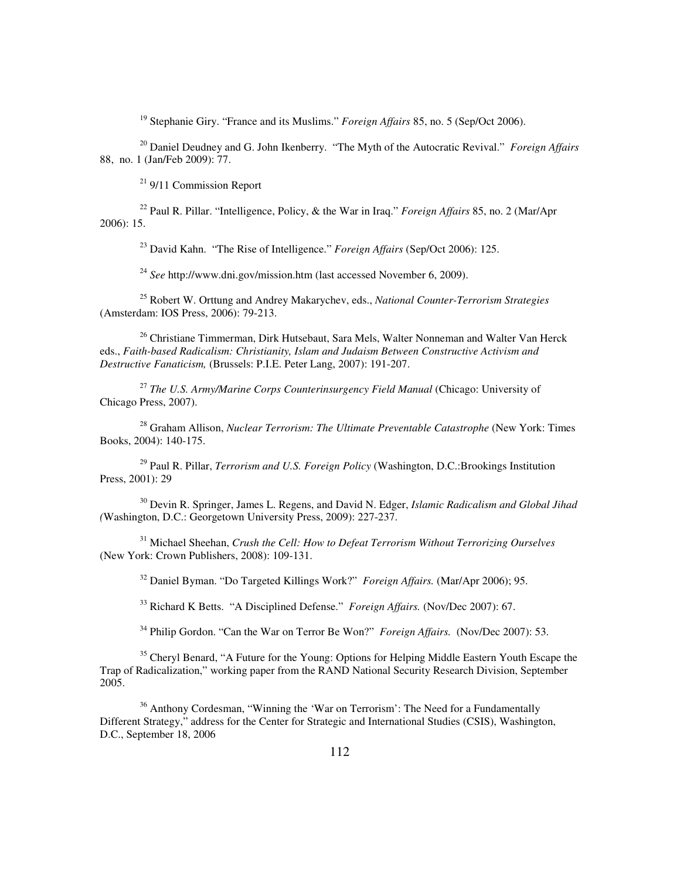[19] Stephanie Giry. "France and its Muslims." *Foreign Affairs* 85, no. 5 (Sep/Oct 2006).

[20] Daniel Deudney and G. John Ikenberry. "The Myth of the Autocratic Revival." *Foreign Affairs* 88, no. 1 (Jan/Feb 2009): 77.

[21] 9/11 Commission Report

[22] Paul R. Pillar. "Intelligence, Policy, & the War in Iraq." *Foreign Affairs* 85, no. 2 (Mar/Apr 2006): 15.

[23] David Kahn. "The Rise of Intelligence." *Foreign Affairs* (Sep/Oct 2006): 125.

[24] *See* http://www.dni.gov/mission.htm (last accessed November 6, 2009).

[25] Robert W. Orttung and Andrey Makarychev, eds., *National Counter-Terrorism Strategies* (Amsterdam: IOS Press, 2006): 79-213.

[26] Christiane Timmerman, Dirk Hutsebaut, Sara Mels, Walter Nonneman and Walter Van Herck eds., *Faith-based Radicalism: Christianity, Islam and Judaism Between Constructive Activism and Destructive Fanaticism,* (Brussels: P.I.E. Peter Lang, 2007): 191-207.

[27] *The U.S. Army/Marine Corps Counterinsurgency Field Manual* (Chicago: University of Chicago Press, 2007).

[28] Graham Allison, *Nuclear Terrorism: The Ultimate Preventable Catastrophe* (New York: Times Books, 2004): 140-175.

[29] Paul R. Pillar, *Terrorism and U.S. Foreign Policy* (Washington, D.C.:Brookings Institution Press, 2001): 29

[30] Devin R. Springer, James L. Regens, and David N. Edger, *Islamic Radicalism and Global Jihad (*Washington, D.C.: Georgetown University Press, 2009): 227-237.

[31] Michael Sheehan, *Crush the Cell: How to Defeat Terrorism Without Terrorizing Ourselves* (New York: Crown Publishers, 2008): 109-131.

[32] Daniel Byman. "Do Targeted Killings Work?" *Foreign Affairs.* (Mar/Apr 2006); 95.

[33] Richard K Betts. "A Disciplined Defense." *Foreign Affairs.* (Nov/Dec 2007): 67.

[34] Philip Gordon. "Can the War on Terror Be Won?" *Foreign Affairs.* (Nov/Dec 2007): 53.

[35] Cheryl Benard, "A Future for the Young: Options for Helping Middle Eastern Youth Escape the Trap of Radicalization," working paper from the RAND National Security Research Division, September 2005.

[36] Anthony Cordesman, "Winning the 'War on Terrorism': The Need for a Fundamentally Different Strategy," address for the Center for Strategic and International Studies (CSIS), Washington, D.C., September 18, 2006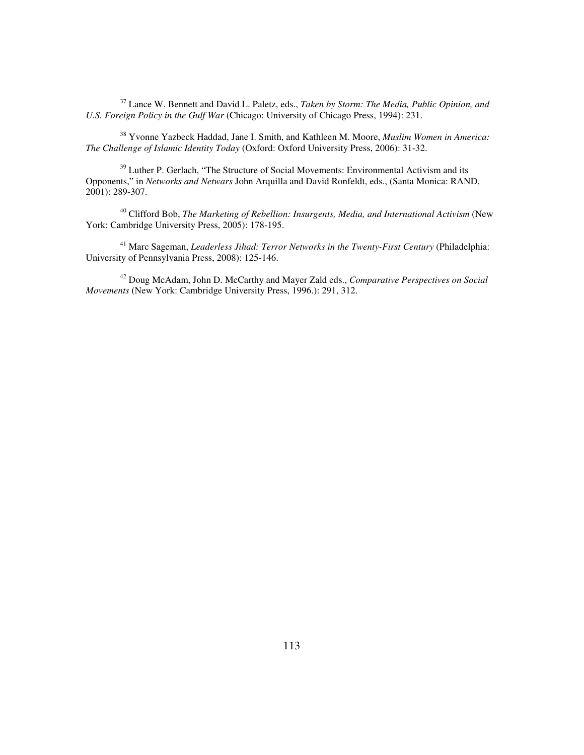[37] Lance W. Bennett and David L. Paletz, eds., *Taken by Storm: The Media, Public Opinion, and U.S. Foreign Policy in the Gulf War* (Chicago: University of Chicago Press, 1994): 231.

[38] Yvonne Yazbeck Haddad, Jane I. Smith, and Kathleen M. Moore, *Muslim Women in America: The Challenge of Islamic Identity Today* (Oxford: Oxford University Press, 2006): 31-32.

[39] Luther P. Gerlach, "The Structure of Social Movements: Environmental Activism and its Opponents," in *Networks and Netwars* John Arquilla and David Ronfeldt, eds., (Santa Monica: RAND, 2001): 289-307.

[40] Clifford Bob, *The Marketing of Rebellion: Insurgents, Media, and International Activism* (New York: Cambridge University Press, 2005): 178-195.

[41] Marc Sageman, *Leaderless Jihad: Terror Networks in the Twenty-First Century* (Philadelphia: University of Pennsylvania Press, 2008): 125-146.

[42] Doug McAdam, John D. McCarthy and Mayer Zald eds., *Comparative Perspectives on Social Movements* (New York: Cambridge University Press, 1996.): 291, 312.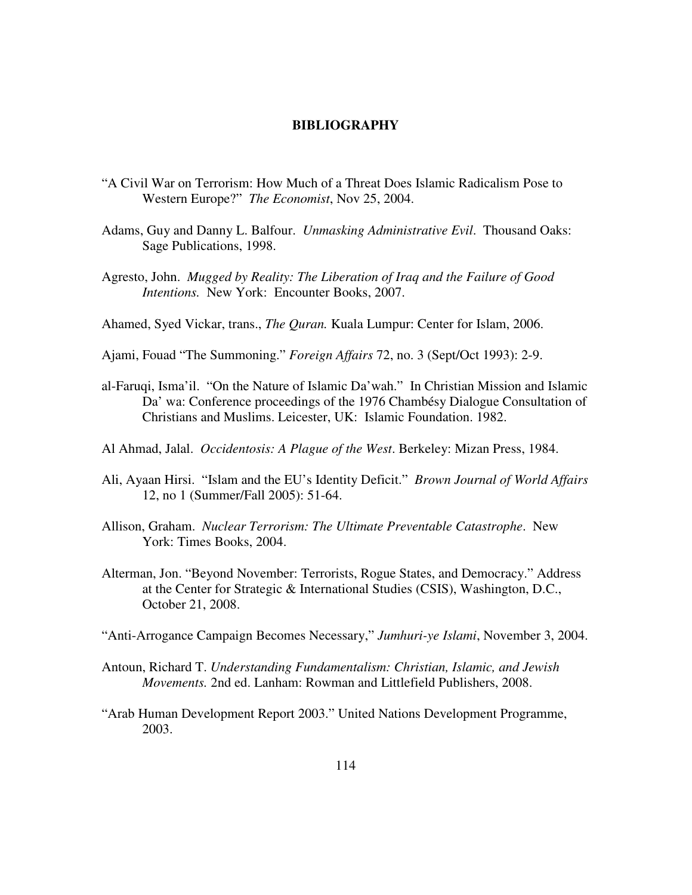# BIBLIOGRAPHY

"A Civil War on Terrorism: How Much of a Threat Does Islamic Radicalism Pose to Western Europe?" *The Economist*, Nov 25, 2004.

Adams, Guy and Danny L. Balfour. *Unmasking Administrative Evil*. Thousand Oaks: Sage Publications, 1998.

Agresto, John. *Mugged by Reality: The Liberation of Iraq and the Failure of Good Intentions.* New York: Encounter Books, 2007.

Ahamed, Syed Vickar, trans., *The Quran.* Kuala Lumpur: Center for Islam, 2006.

Ajami, Fouad "The Summoning." *Foreign Affairs* 72, no. 3 (Sept/Oct 1993): 2-9.

al-Faruqi, Isma'il. "On the Nature of Islamic Da'wah." In Christian Mission and Islamic Da' wa: Conference proceedings of the 1976 Chambésy Dialogue Consultation of Christians and Muslims. Leicester, UK: Islamic Foundation. 1982.

Al Ahmad, Jalal. *Occidentosis: A Plague of the West*. Berkeley: Mizan Press, 1984.

Ali, Ayaan Hirsi. "Islam and the EU's Identity Deficit." *Brown Journal of World Affairs* 12, no 1 (Summer/Fall 2005): 51-64.

Allison, Graham. *Nuclear Terrorism: The Ultimate Preventable Catastrophe*. New York: Times Books, 2004.

Alterman, Jon. "Beyond November: Terrorists, Rogue States, and Democracy." Address at the Center for Strategic & International Studies (CSIS), Washington, D.C., October 21, 2008.

"Anti-Arrogance Campaign Becomes Necessary," *Jumhuri-ye Islami*, November 3, 2004.

Antoun, Richard T. *Understanding Fundamentalism: Christian, Islamic, and Jewish Movements.* 2nd ed. Lanham: Rowman and Littlefield Publishers, 2008.

"Arab Human Development Report 2003." United Nations Development Programme, 2003.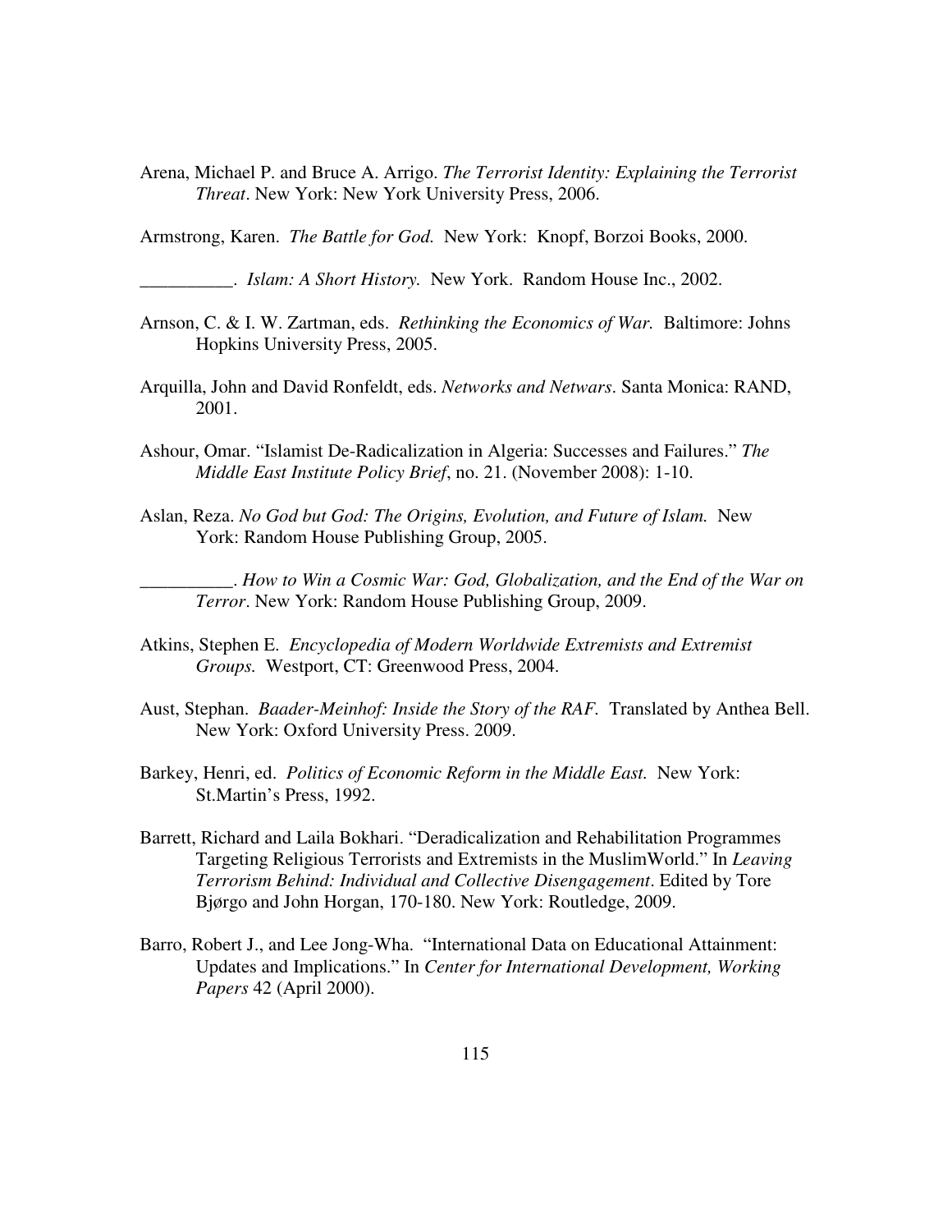Arena, Michael P. and Bruce A. Arrigo. *The Terrorist Identity: Explaining the Terrorist Threat*. New York: New York University Press, 2006.

Armstrong, Karen. *The Battle for God.* New York: Knopf, Borzoi Books, 2000.

__________. *Islam: A Short History.* New York. Random House Inc., 2002.

Arnson, C. & I. W. Zartman, eds. *Rethinking the Economics of War.* Baltimore: Johns Hopkins University Press, 2005.

Arquilla, John and David Ronfeldt, eds. *Networks and Netwars*. Santa Monica: RAND, 2001.

Ashour, Omar. "Islamist De-Radicalization in Algeria: Successes and Failures." *The Middle East Institute Policy Brief*, no. 21. (November 2008): 1-10.

Aslan, Reza. *No God but God: The Origins, Evolution, and Future of Islam.* New York: Random House Publishing Group, 2005.

__________. *How to Win a Cosmic War: God, Globalization, and the End of the War on Terror*. New York: Random House Publishing Group, 2009.

Atkins, Stephen E. *Encyclopedia of Modern Worldwide Extremists and Extremist Groups.* Westport, CT: Greenwood Press, 2004.

Aust, Stephan. *Baader-Meinhof: Inside the Story of the RAF.* Translated by Anthea Bell. New York: Oxford University Press. 2009.

Barkey, Henri, ed. *Politics of Economic Reform in the Middle East.* New York: St.Martin's Press, 1992.

Barrett, Richard and Laila Bokhari. "Deradicalization and Rehabilitation Programmes Targeting Religious Terrorists and Extremists in the MuslimWorld." In *Leaving Terrorism Behind: Individual and Collective Disengagement*. Edited by Tore Bjørgo and John Horgan, 170-180. New York: Routledge, 2009.

Barro, Robert J., and Lee Jong-Wha. "International Data on Educational Attainment: Updates and Implications." In *Center for International Development, Working Papers* 42 (April 2000).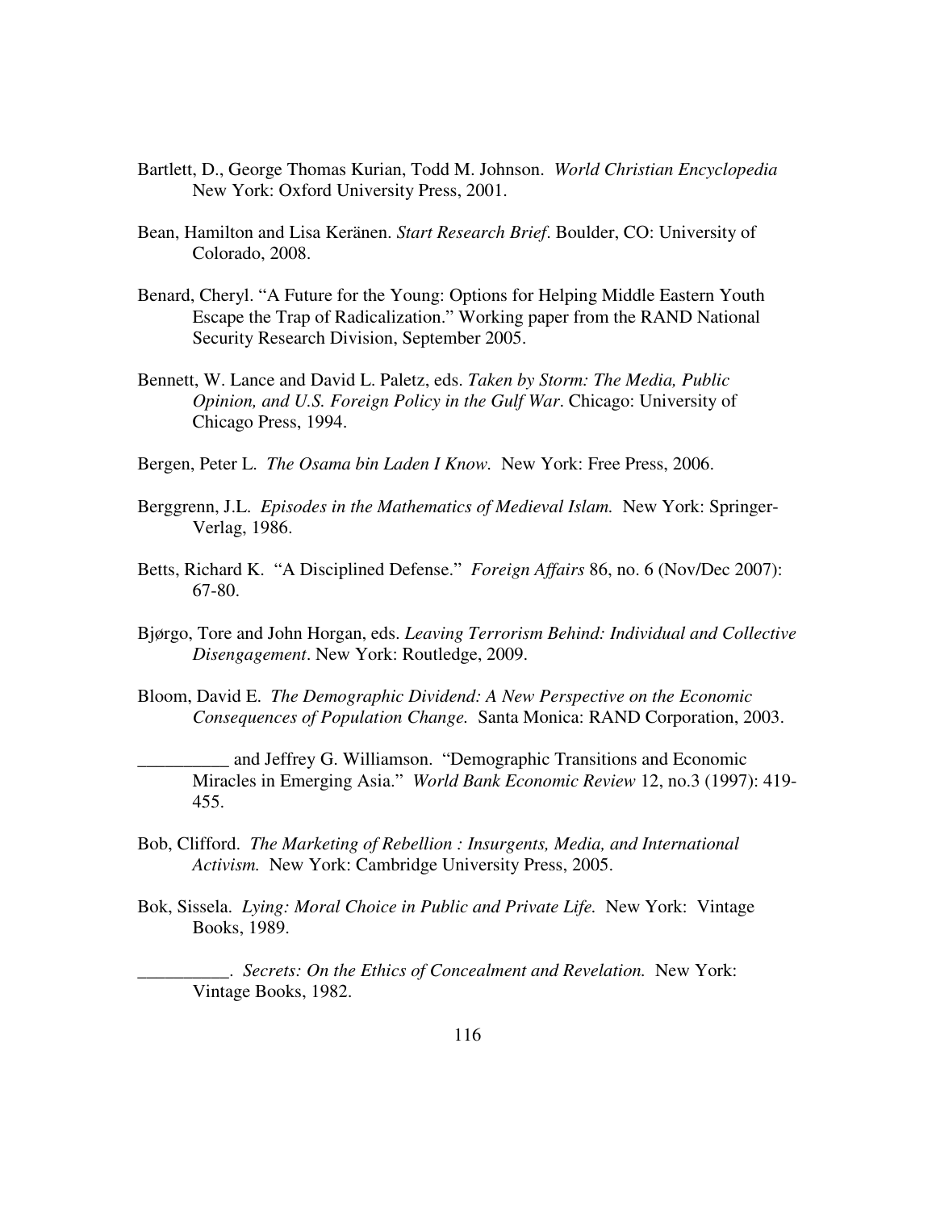Bartlett, D., George Thomas Kurian, Todd M. Johnson. *World Christian Encyclopedia* New York: Oxford University Press, 2001.

Bean, Hamilton and Lisa Keränen. *Start Research Brief*. Boulder, CO: University of Colorado, 2008.

Benard, Cheryl. "A Future for the Young: Options for Helping Middle Eastern Youth Escape the Trap of Radicalization." Working paper from the RAND National Security Research Division, September 2005.

Bennett, W. Lance and David L. Paletz, eds. *Taken by Storm: The Media, Public Opinion, and U.S. Foreign Policy in the Gulf War*. Chicago: University of Chicago Press, 1994.

Bergen, Peter L. *The Osama bin Laden I Know*. New York: Free Press, 2006.

Berggrenn, J.L. *Episodes in the Mathematics of Medieval Islam.* New York: Springer-Verlag, 1986.

Betts, Richard K. "A Disciplined Defense." *Foreign Affairs* 86, no. 6 (Nov/Dec 2007): 67-80.

Bjørgo, Tore and John Horgan, eds. *Leaving Terrorism Behind: Individual and Collective Disengagement*. New York: Routledge, 2009.

Bloom, David E. *The Demographic Dividend: A New Perspective on the Economic Consequences of Population Change.* Santa Monica: RAND Corporation, 2003.

__________ and Jeffrey G. Williamson. "Demographic Transitions and Economic Miracles in Emerging Asia." *World Bank Economic Review* 12, no.3 (1997): 419-455.

Bob, Clifford. *The Marketing of Rebellion : Insurgents, Media, and International Activism.* New York: Cambridge University Press, 2005.

Bok, Sissela. *Lying: Moral Choice in Public and Private Life.* New York: Vintage Books, 1989.

__________. *Secrets: On the Ethics of Concealment and Revelation.* New York: Vintage Books, 1982.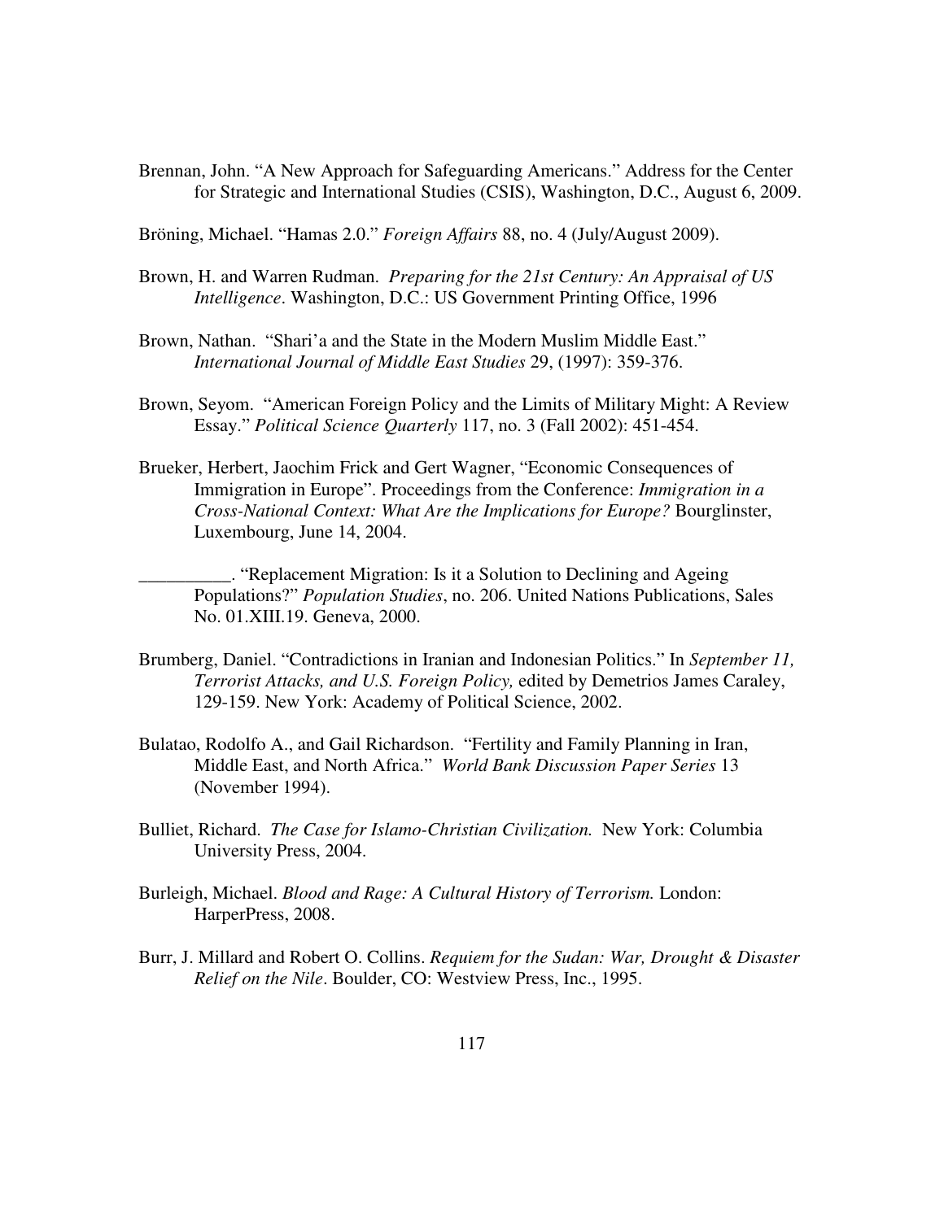Brennan, John. "A New Approach for Safeguarding Americans." Address for the Center for Strategic and International Studies (CSIS), Washington, D.C., August 6, 2009.

Bröning, Michael. "Hamas 2.0." *Foreign Affairs* 88, no. 4 (July/August 2009).

Brown, H. and Warren Rudman. *Preparing for the 21st Century: An Appraisal of US Intelligence*. Washington, D.C.: US Government Printing Office, 1996

Brown, Nathan. "Shari'a and the State in the Modern Muslim Middle East." *International Journal of Middle East Studies* 29, (1997): 359-376.

Brown, Seyom. "American Foreign Policy and the Limits of Military Might: A Review Essay." *Political Science Quarterly* 117, no. 3 (Fall 2002): 451-454.

Brueker, Herbert, Jaochim Frick and Gert Wagner, "Economic Consequences of Immigration in Europe". Proceedings from the Conference: *Immigration in a Cross-National Context: What Are the Implications for Europe?* Bourglinster, Luxembourg, June 14, 2004.

__________. "Replacement Migration: Is it a Solution to Declining and Ageing Populations?" *Population Studies*, no. 206. United Nations Publications, Sales No. 01.XIII.19. Geneva, 2000.

Brumberg, Daniel. "Contradictions in Iranian and Indonesian Politics." In *September 11, Terrorist Attacks, and U.S. Foreign Policy,* edited by Demetrios James Caraley, 129-159. New York: Academy of Political Science, 2002.

Bulatao, Rodolfo A., and Gail Richardson. "Fertility and Family Planning in Iran, Middle East, and North Africa." *World Bank Discussion Paper Series* 13 (November 1994).

Bulliet, Richard. *The Case for Islamo-Christian Civilization.* New York: Columbia University Press, 2004.

Burleigh, Michael. *Blood and Rage: A Cultural History of Terrorism.* London: HarperPress, 2008.

Burr, J. Millard and Robert O. Collins. *Requiem for the Sudan: War, Drought & Disaster Relief on the Nile*. Boulder, CO: Westview Press, Inc., 1995.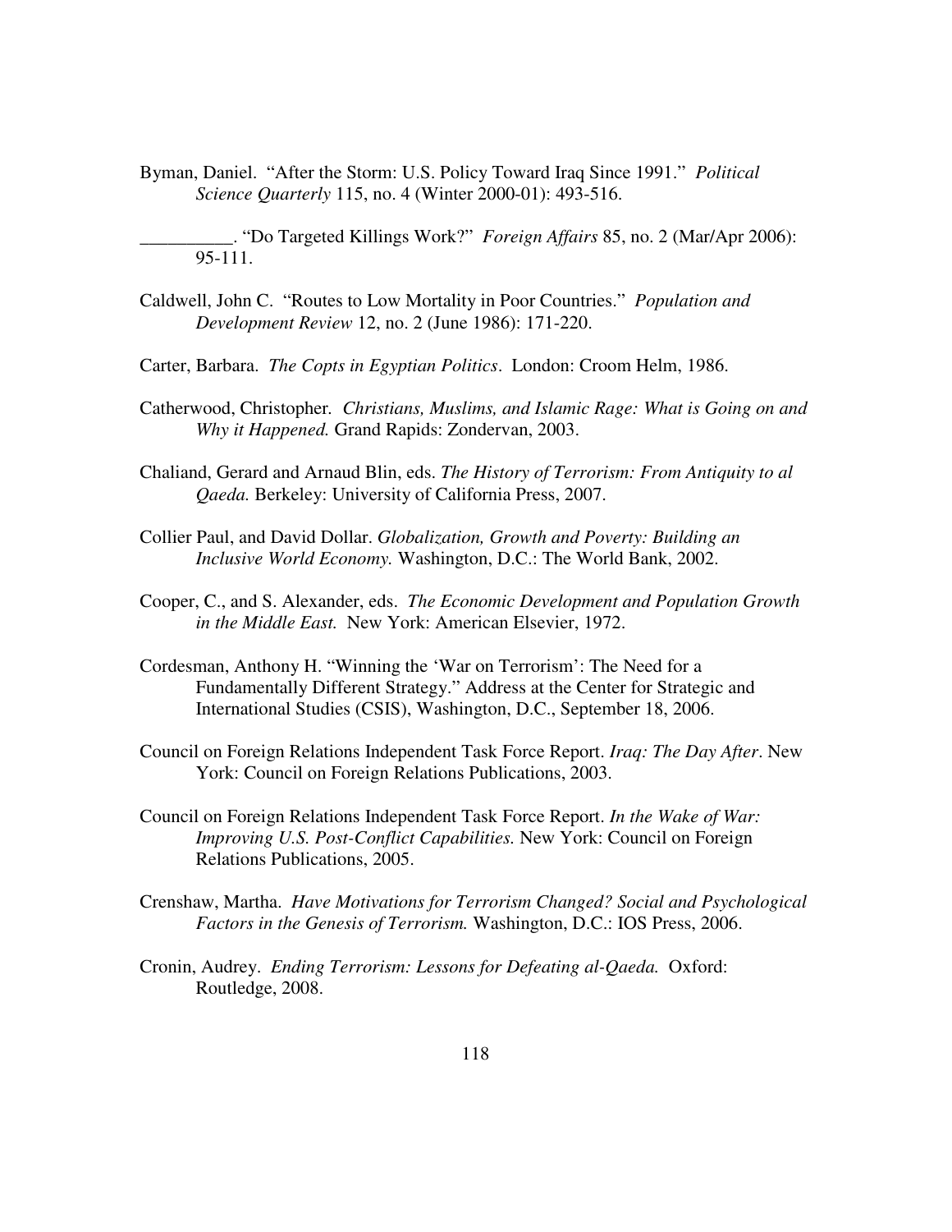Byman, Daniel. "After the Storm: U.S. Policy Toward Iraq Since 1991." *Political Science Quarterly* 115, no. 4 (Winter 2000-01): 493-516.

__________. "Do Targeted Killings Work?" *Foreign Affairs* 85, no. 2 (Mar/Apr 2006): 95-111.

Caldwell, John C. "Routes to Low Mortality in Poor Countries." *Population and Development Review* 12, no. 2 (June 1986): 171-220.

Carter, Barbara. *The Copts in Egyptian Politics*. London: Croom Helm, 1986.

Catherwood, Christopher. *Christians, Muslims, and Islamic Rage: What is Going on and Why it Happened.* Grand Rapids: Zondervan, 2003.

Chaliand, Gerard and Arnaud Blin, eds. *The History of Terrorism: From Antiquity to al Qaeda.* Berkeley: University of California Press, 2007.

Collier Paul, and David Dollar. *Globalization, Growth and Poverty: Building an Inclusive World Economy.* Washington, D.C.: The World Bank, 2002.

Cooper, C., and S. Alexander, eds. *The Economic Development and Population Growth in the Middle East.* New York: American Elsevier, 1972.

Cordesman, Anthony H. "Winning the 'War on Terrorism': The Need for a Fundamentally Different Strategy." Address at the Center for Strategic and International Studies (CSIS), Washington, D.C., September 18, 2006.

Council on Foreign Relations Independent Task Force Report. *Iraq: The Day After*. New York: Council on Foreign Relations Publications, 2003.

Council on Foreign Relations Independent Task Force Report. *In the Wake of War: Improving U.S. Post-Conflict Capabilities.* New York: Council on Foreign Relations Publications, 2005.

Crenshaw, Martha. *Have Motivations for Terrorism Changed? Social and Psychological Factors in the Genesis of Terrorism.* Washington, D.C.: IOS Press, 2006.

Cronin, Audrey. *Ending Terrorism: Lessons for Defeating al-Qaeda.* Oxford: Routledge, 2008.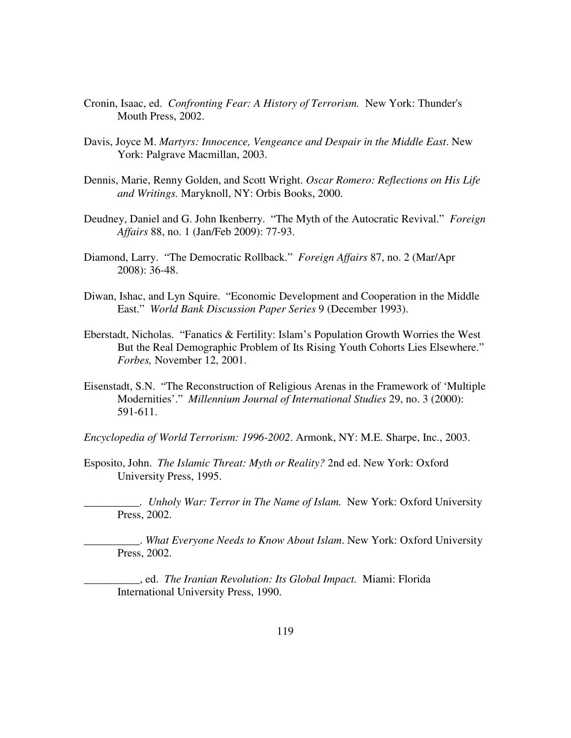Cronin, Isaac, ed. *Confronting Fear: A History of Terrorism.* New York: Thunder's Mouth Press, 2002.

Davis, Joyce M. *Martyrs: Innocence, Vengeance and Despair in the Middle East*. New York: Palgrave Macmillan, 2003.

Dennis, Marie, Renny Golden, and Scott Wright. *Oscar Romero: Reflections on His Life and Writings.* Maryknoll, NY: Orbis Books, 2000.

Deudney, Daniel and G. John Ikenberry. "The Myth of the Autocratic Revival." *Foreign Affairs* 88, no. 1 (Jan/Feb 2009): 77-93.

Diamond, Larry. "The Democratic Rollback." *Foreign Affairs* 87, no. 2 (Mar/Apr 2008): 36-48.

Diwan, Ishac, and Lyn Squire. "Economic Development and Cooperation in the Middle East." *World Bank Discussion Paper Series* 9 (December 1993).

Eberstadt, Nicholas. "Fanatics & Fertility: Islam's Population Growth Worries the West But the Real Demographic Problem of Its Rising Youth Cohorts Lies Elsewhere." *Forbes,* November 12, 2001.

Eisenstadt, S.N. "The Reconstruction of Religious Arenas in the Framework of 'Multiple Modernities'." *Millennium Journal of International Studies* 29, no. 3 (2000): 591-611.

*Encyclopedia of World Terrorism: 1996-2002*. Armonk, NY: M.E. Sharpe, Inc., 2003.

Esposito, John. *The Islamic Threat: Myth or Reality?* 2nd ed. New York: Oxford University Press, 1995.

__________. *Unholy War: Terror in The Name of Islam.* New York: Oxford University Press, 2002.

__________. *What Everyone Needs to Know About Islam*. New York: Oxford University Press, 2002.

__________, ed. *The Iranian Revolution: Its Global Impact.* Miami: Florida International University Press, 1990.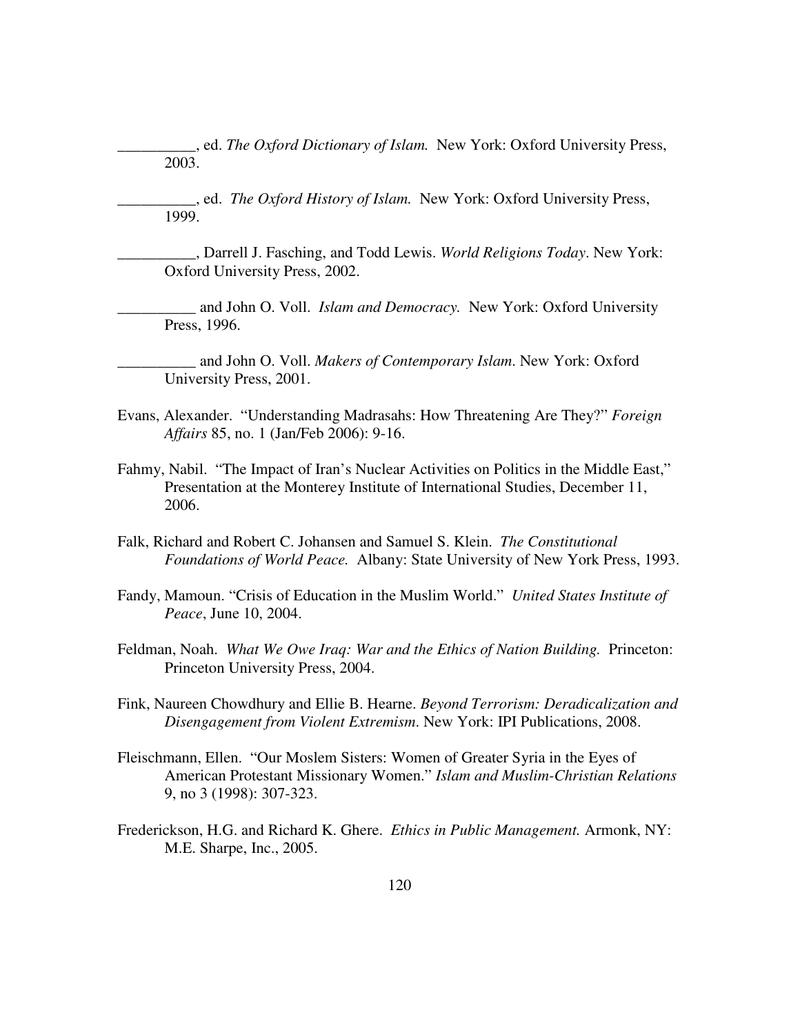__________, ed. *The Oxford Dictionary of Islam.* New York: Oxford University Press, 2003.

__________, ed. *The Oxford History of Islam.* New York: Oxford University Press, 1999.

__________, Darrell J. Fasching, and Todd Lewis. *World Religions Today*. New York: Oxford University Press, 2002.

__________ and John O. Voll. *Islam and Democracy.* New York: Oxford University Press, 1996.

__________ and John O. Voll. *Makers of Contemporary Islam*. New York: Oxford University Press, 2001.

Evans, Alexander. "Understanding Madrasahs: How Threatening Are They?" *Foreign Affairs* 85, no. 1 (Jan/Feb 2006): 9-16.

Fahmy, Nabil. "The Impact of Iran's Nuclear Activities on Politics in the Middle East," Presentation at the Monterey Institute of International Studies, December 11, 2006.

Falk, Richard and Robert C. Johansen and Samuel S. Klein. *The Constitutional Foundations of World Peace.* Albany: State University of New York Press, 1993.

Fandy, Mamoun. "Crisis of Education in the Muslim World." *United States Institute of Peace*, June 10, 2004.

Feldman, Noah. *What We Owe Iraq: War and the Ethics of Nation Building.* Princeton: Princeton University Press, 2004.

Fink, Naureen Chowdhury and Ellie B. Hearne. *Beyond Terrorism: Deradicalization and Disengagement from Violent Extremism*. New York: IPI Publications, 2008.

Fleischmann, Ellen. "Our Moslem Sisters: Women of Greater Syria in the Eyes of American Protestant Missionary Women." *Islam and Muslim-Christian Relations* 9, no 3 (1998): 307-323.

Frederickson, H.G. and Richard K. Ghere. *Ethics in Public Management.* Armonk, NY: M.E. Sharpe, Inc., 2005.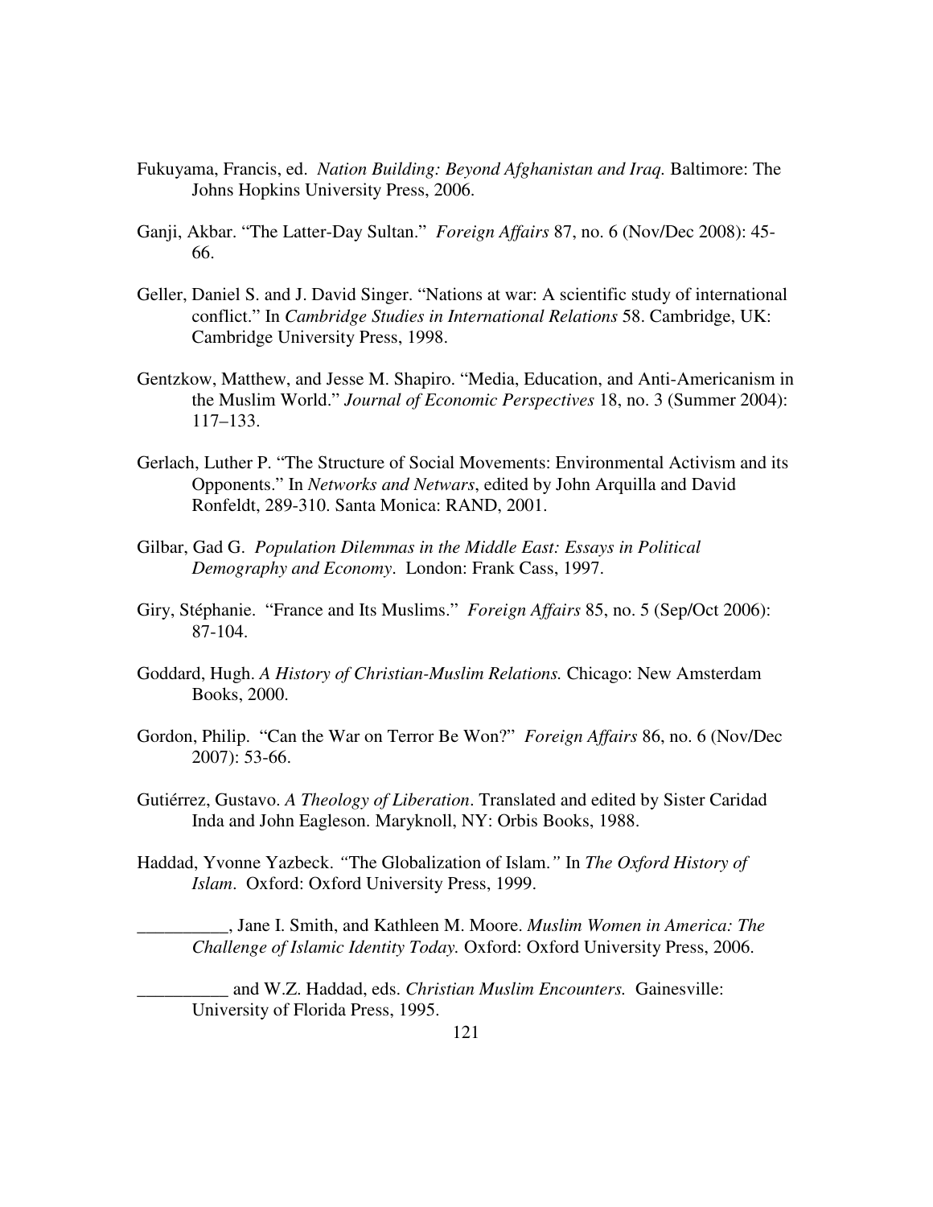Fukuyama, Francis, ed. *Nation Building: Beyond Afghanistan and Iraq.* Baltimore: The Johns Hopkins University Press, 2006.

Ganji, Akbar. "The Latter-Day Sultan." *Foreign Affairs* 87, no. 6 (Nov/Dec 2008): 45-66.

Geller, Daniel S. and J. David Singer. "Nations at war: A scientific study of international conflict." In *Cambridge Studies in International Relations* 58. Cambridge, UK: Cambridge University Press, 1998.

Gentzkow, Matthew, and Jesse M. Shapiro. "Media, Education, and Anti-Americanism in the Muslim World." *Journal of Economic Perspectives* 18, no. 3 (Summer 2004): 117–133.

Gerlach, Luther P. "The Structure of Social Movements: Environmental Activism and its Opponents." In *Networks and Netwars*, edited by John Arquilla and David Ronfeldt, 289-310. Santa Monica: RAND, 2001.

Gilbar, Gad G. *Population Dilemmas in the Middle East: Essays in Political Demography and Economy*. London: Frank Cass, 1997.

Giry, Stéphanie. "France and Its Muslims." *Foreign Affairs* 85, no. 5 (Sep/Oct 2006): 87-104.

Goddard, Hugh. *A History of Christian-Muslim Relations.* Chicago: New Amsterdam Books, 2000.

Gordon, Philip. "Can the War on Terror Be Won?" *Foreign Affairs* 86, no. 6 (Nov/Dec 2007): 53-66.

Gutiérrez, Gustavo. *A Theology of Liberation*. Translated and edited by Sister Caridad Inda and John Eagleson. Maryknoll, NY: Orbis Books, 1988.

Haddad, Yvonne Yazbeck. "The Globalization of Islam." In *The Oxford History of Islam*. Oxford: Oxford University Press, 1999.

__________, Jane I. Smith, and Kathleen M. Moore. *Muslim Women in America: The Challenge of Islamic Identity Today.* Oxford: Oxford University Press, 2006.

__________ and W.Z. Haddad, eds. *Christian Muslim Encounters.* Gainesville: University of Florida Press, 1995.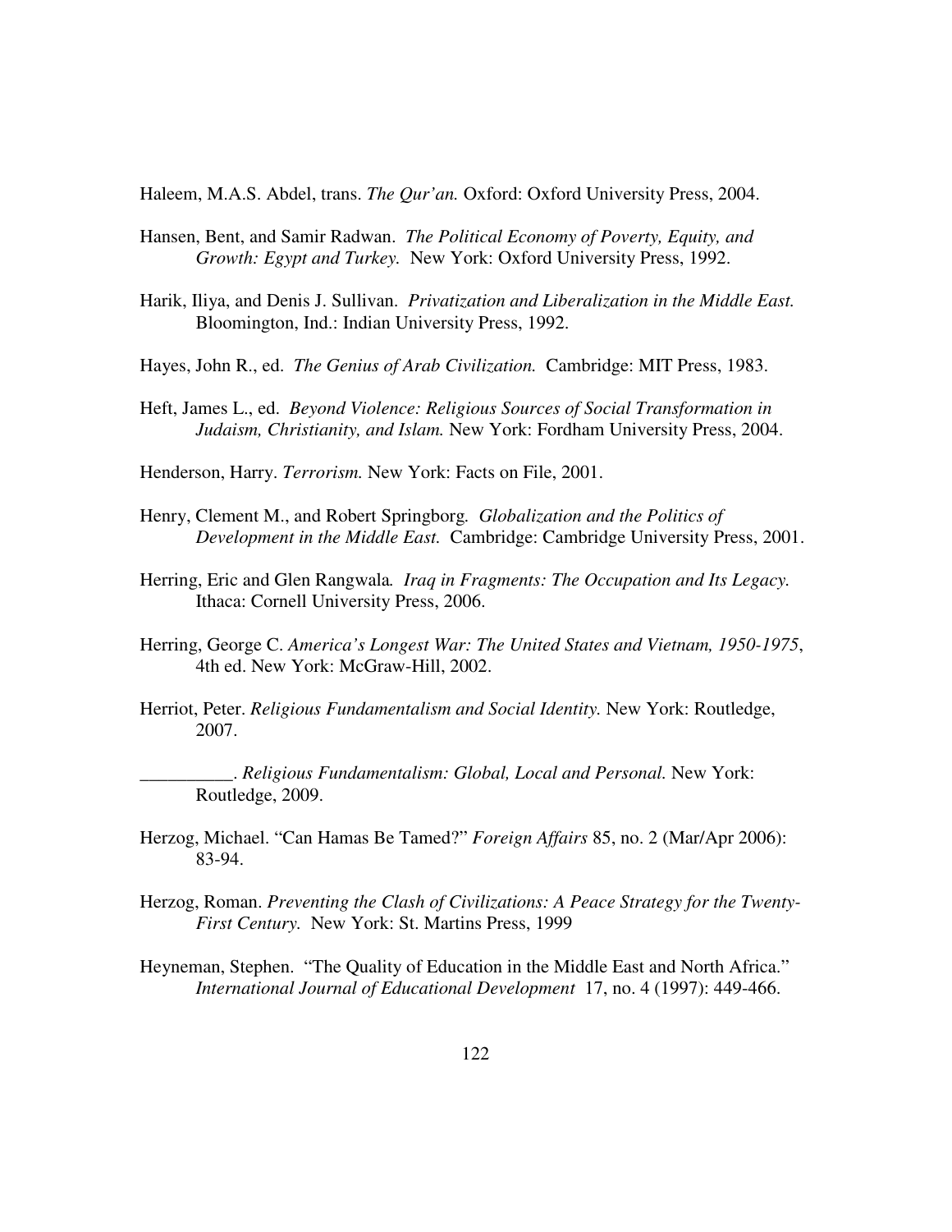Haleem, M.A.S. Abdel, trans. *The Qur'an.* Oxford: Oxford University Press, 2004.

Hansen, Bent, and Samir Radwan. *The Political Economy of Poverty, Equity, and Growth: Egypt and Turkey.* New York: Oxford University Press, 1992.

Harik, Iliya, and Denis J. Sullivan. *Privatization and Liberalization in the Middle East.* Bloomington, Ind.: Indian University Press, 1992.

Hayes, John R., ed. *The Genius of Arab Civilization.* Cambridge: MIT Press, 1983.

Heft, James L., ed. *Beyond Violence: Religious Sources of Social Transformation in Judaism, Christianity, and Islam.* New York: Fordham University Press, 2004.

Henderson, Harry. *Terrorism.* New York: Facts on File, 2001.

Henry, Clement M., and Robert Springborg. *Globalization and the Politics of Development in the Middle East.* Cambridge: Cambridge University Press, 2001.

Herring, Eric and Glen Rangwala. *Iraq in Fragments: The Occupation and Its Legacy.* Ithaca: Cornell University Press, 2006.

Herring, George C. *America's Longest War: The United States and Vietnam, 1950-1975*, 4th ed. New York: McGraw-Hill, 2002.

Herriot, Peter. *Religious Fundamentalism and Social Identity.* New York: Routledge, 2007.

__________. *Religious Fundamentalism: Global, Local and Personal.* New York: Routledge, 2009.

Herzog, Michael. "Can Hamas Be Tamed?" *Foreign Affairs* 85, no. 2 (Mar/Apr 2006): 83-94.

Herzog, Roman. *Preventing the Clash of Civilizations: A Peace Strategy for the Twenty-First Century.* New York: St. Martins Press, 1999

Heyneman, Stephen. "The Quality of Education in the Middle East and North Africa." *International Journal of Educational Development* 17, no. 4 (1997): 449-466.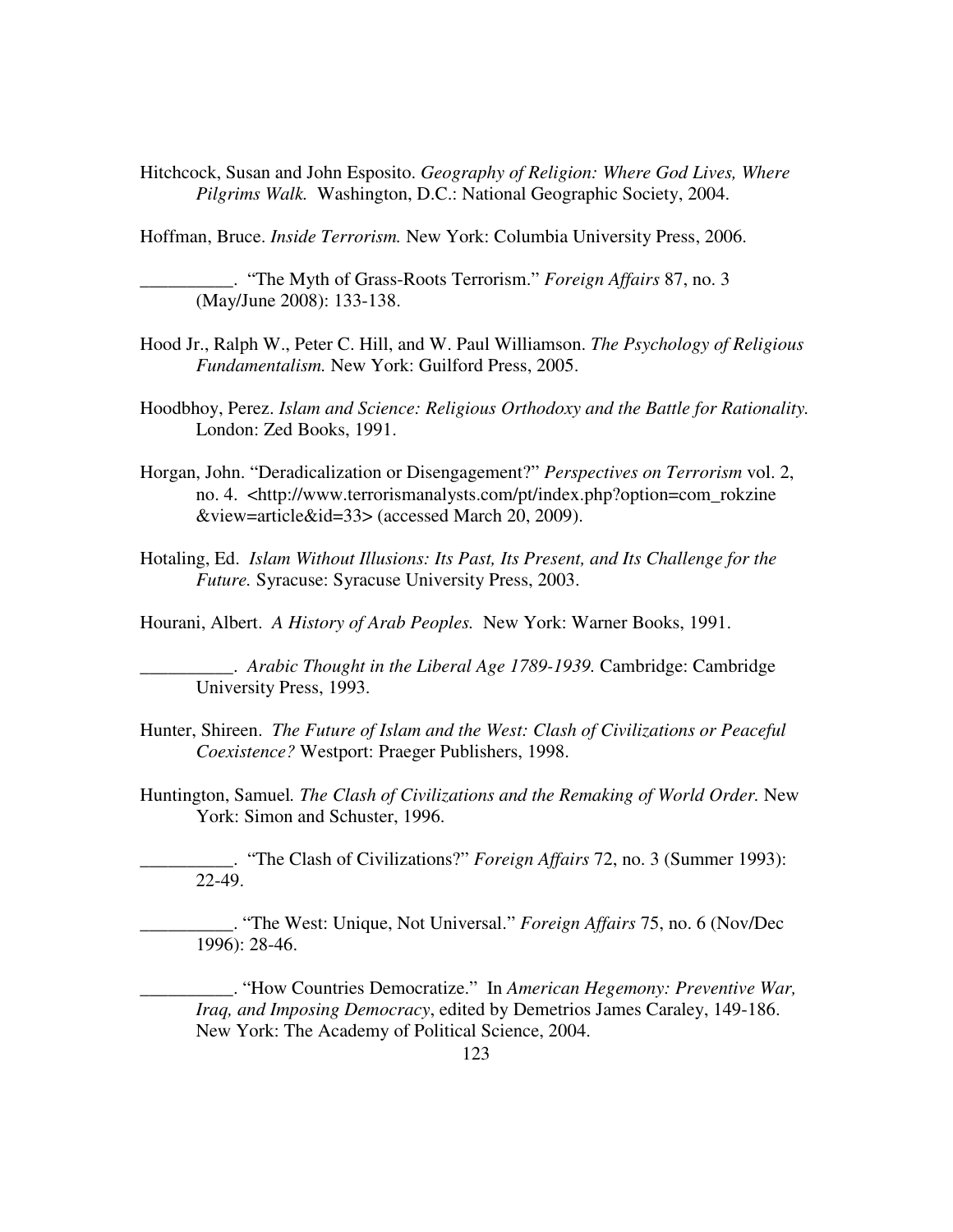Hitchcock, Susan and John Esposito. *Geography of Religion: Where God Lives, Where Pilgrims Walk.* Washington, D.C.: National Geographic Society, 2004.

Hoffman, Bruce. *Inside Terrorism.* New York: Columbia University Press, 2006.

__________. "The Myth of Grass-Roots Terrorism." *Foreign Affairs* 87, no. 3 (May/June 2008): 133-138.

Hood Jr., Ralph W., Peter C. Hill, and W. Paul Williamson. *The Psychology of Religious Fundamentalism.* New York: Guilford Press, 2005.

Hoodbhoy, Perez. *Islam and Science: Religious Orthodoxy and the Battle for Rationality.* London: Zed Books, 1991.

Horgan, John. "Deradicalization or Disengagement?" *Perspectives on Terrorism* vol. 2, no. 4. <http://www.terrorismanalysts.com/pt/index.php?option=com_rokzine&view=article&id=33> (accessed March 20, 2009).

Hotaling, Ed. *Islam Without Illusions: Its Past, Its Present, and Its Challenge for the Future.* Syracuse: Syracuse University Press, 2003.

Hourani, Albert. *A History of Arab Peoples.* New York: Warner Books, 1991.

__________. *Arabic Thought in the Liberal Age 1789-1939.* Cambridge: Cambridge University Press, 1993.

Hunter, Shireen. *The Future of Islam and the West: Clash of Civilizations or Peaceful Coexistence?* Westport: Praeger Publishers, 1998.

Huntington, Samuel. *The Clash of Civilizations and the Remaking of World Order.* New York: Simon and Schuster, 1996.

__________. "The Clash of Civilizations?" *Foreign Affairs* 72, no. 3 (Summer 1993): 22-49.

__________. "The West: Unique, Not Universal." *Foreign Affairs* 75, no. 6 (Nov/Dec 1996): 28-46.

__________. "How Countries Democratize." In *American Hegemony: Preventive War, Iraq, and Imposing Democracy*, edited by Demetrios James Caraley, 149-186. New York: The Academy of Political Science, 2004.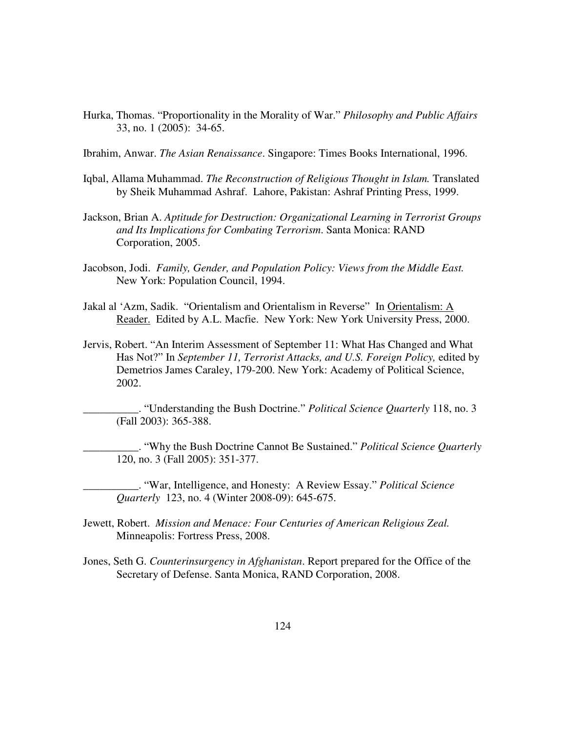Hurka, Thomas. "Proportionality in the Morality of War." *Philosophy and Public Affairs* 33, no. 1 (2005): 34-65.

Ibrahim, Anwar. *The Asian Renaissance*. Singapore: Times Books International, 1996.

Iqbal, Allama Muhammad. *The Reconstruction of Religious Thought in Islam.* Translated by Sheik Muhammad Ashraf. Lahore, Pakistan: Ashraf Printing Press, 1999.

Jackson, Brian A. *Aptitude for Destruction: Organizational Learning in Terrorist Groups and Its Implications for Combating Terrorism.* Santa Monica: RAND Corporation, 2005.

Jacobson, Jodi. *Family, Gender, and Population Policy: Views from the Middle East.* New York: Population Council, 1994.

Jakal al 'Azm, Sadik. "Orientalism and Orientalism in Reverse" In Orientalism: A Reader. Edited by A.L. Macfie. New York: New York University Press, 2000.

Jervis, Robert. "An Interim Assessment of September 11: What Has Changed and What Has Not?" In *September 11, Terrorist Attacks, and U.S. Foreign Policy,* edited by Demetrios James Caraley, 179-200. New York: Academy of Political Science, 2002.

__________. "Understanding the Bush Doctrine." *Political Science Quarterly* 118, no. 3 (Fall 2003): 365-388.

__________. "Why the Bush Doctrine Cannot Be Sustained." *Political Science Quarterly* 120, no. 3 (Fall 2005): 351-377.

__________. "War, Intelligence, and Honesty: A Review Essay." *Political Science Quarterly* 123, no. 4 (Winter 2008-09): 645-675.

Jewett, Robert. *Mission and Menace: Four Centuries of American Religious Zeal.* Minneapolis: Fortress Press, 2008.

Jones, Seth G. *Counterinsurgency in Afghanistan*. Report prepared for the Office of the Secretary of Defense. Santa Monica, RAND Corporation, 2008.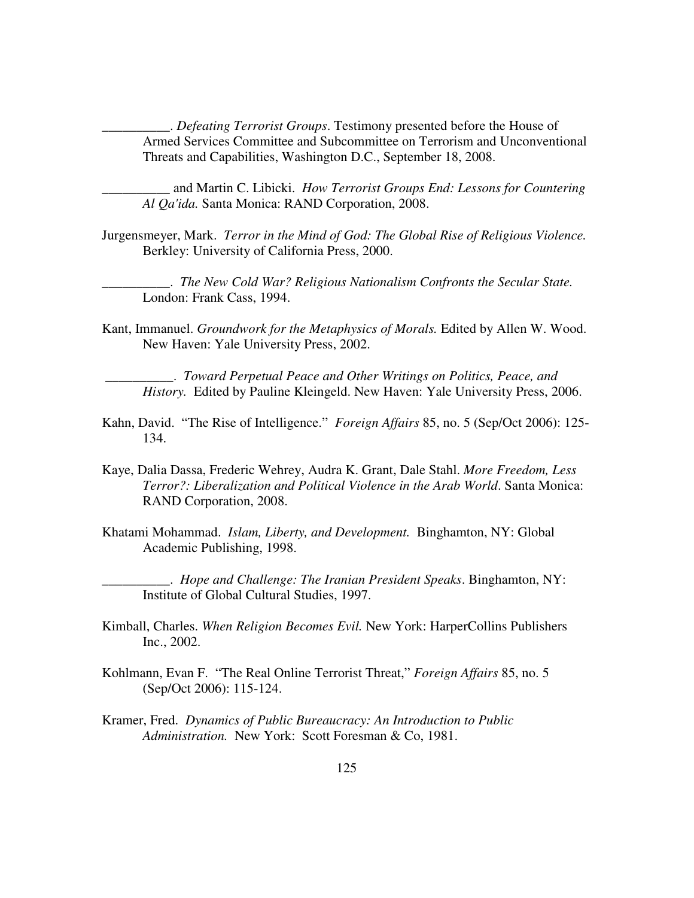__________. *Defeating Terrorist Groups*. Testimony presented before the House of Armed Services Committee and Subcommittee on Terrorism and Unconventional Threats and Capabilities, Washington D.C., September 18, 2008.

__________ and Martin C. Libicki. *How Terrorist Groups End: Lessons for Countering Al Qa'ida.* Santa Monica: RAND Corporation, 2008.

Jurgensmeyer, Mark. *Terror in the Mind of God: The Global Rise of Religious Violence.* Berkley: University of California Press, 2000.

__________. *The New Cold War? Religious Nationalism Confronts the Secular State.* London: Frank Cass, 1994.

Kant, Immanuel. *Groundwork for the Metaphysics of Morals.* Edited by Allen W. Wood. New Haven: Yale University Press, 2002.

__________. *Toward Perpetual Peace and Other Writings on Politics, Peace, and History.* Edited by Pauline Kleingeld. New Haven: Yale University Press, 2006.

Kahn, David. "The Rise of Intelligence." *Foreign Affairs* 85, no. 5 (Sep/Oct 2006): 125-134.

Kaye, Dalia Dassa, Frederic Wehrey, Audra K. Grant, Dale Stahl. *More Freedom, Less Terror?: Liberalization and Political Violence in the Arab World*. Santa Monica: RAND Corporation, 2008.

Khatami Mohammad. *Islam, Liberty, and Development.* Binghamton, NY: Global Academic Publishing, 1998.

__________. *Hope and Challenge: The Iranian President Speaks*. Binghamton, NY: Institute of Global Cultural Studies, 1997.

Kimball, Charles. *When Religion Becomes Evil.* New York: HarperCollins Publishers Inc., 2002.

Kohlmann, Evan F. "The Real Online Terrorist Threat," *Foreign Affairs* 85, no. 5 (Sep/Oct 2006): 115-124.

Kramer, Fred. *Dynamics of Public Bureaucracy: An Introduction to Public Administration.* New York: Scott Foresman & Co, 1981.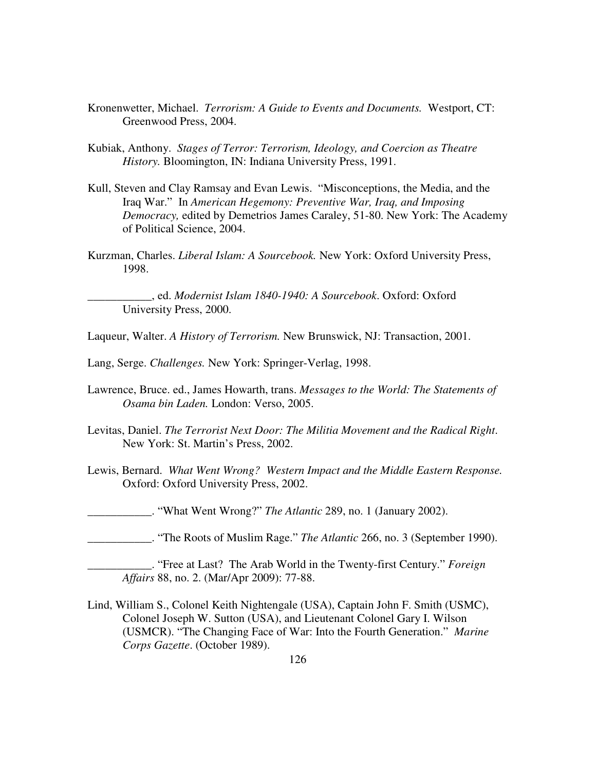Kronenwetter, Michael. *Terrorism: A Guide to Events and Documents.* Westport, CT: Greenwood Press, 2004.

Kubiak, Anthony. *Stages of Terror: Terrorism, Ideology, and Coercion as Theatre History.* Bloomington, IN: Indiana University Press, 1991.

Kull, Steven and Clay Ramsay and Evan Lewis. "Misconceptions, the Media, and the Iraq War." In *American Hegemony: Preventive War, Iraq, and Imposing Democracy,* edited by Demetrios James Caraley, 51-80. New York: The Academy of Political Science, 2004.

Kurzman, Charles. *Liberal Islam: A Sourcebook.* New York: Oxford University Press, 1998.

___________, ed. *Modernist Islam 1840-1940: A Sourcebook*. Oxford: Oxford University Press, 2000.

Laqueur, Walter. *A History of Terrorism.* New Brunswick, NJ: Transaction, 2001.

Lang, Serge. *Challenges.* New York: Springer-Verlag, 1998.

Lawrence, Bruce. ed., James Howarth, trans. *Messages to the World: The Statements of Osama bin Laden.* London: Verso, 2005.

Levitas, Daniel. *The Terrorist Next Door: The Militia Movement and the Radical Right*. New York: St. Martin's Press, 2002.

Lewis, Bernard. *What Went Wrong? Western Impact and the Middle Eastern Response.* Oxford: Oxford University Press, 2002.

___________. "What Went Wrong?" *The Atlantic* 289, no. 1 (January 2002).

___________. "The Roots of Muslim Rage." *The Atlantic* 266, no. 3 (September 1990).

___________. "Free at Last? The Arab World in the Twenty-first Century." *Foreign Affairs* 88, no. 2. (Mar/Apr 2009): 77-88.

Lind, William S., Colonel Keith Nightengale (USA), Captain John F. Smith (USMC), Colonel Joseph W. Sutton (USA), and Lieutenant Colonel Gary I. Wilson (USMCR). "The Changing Face of War: Into the Fourth Generation." *Marine Corps Gazette*. (October 1989).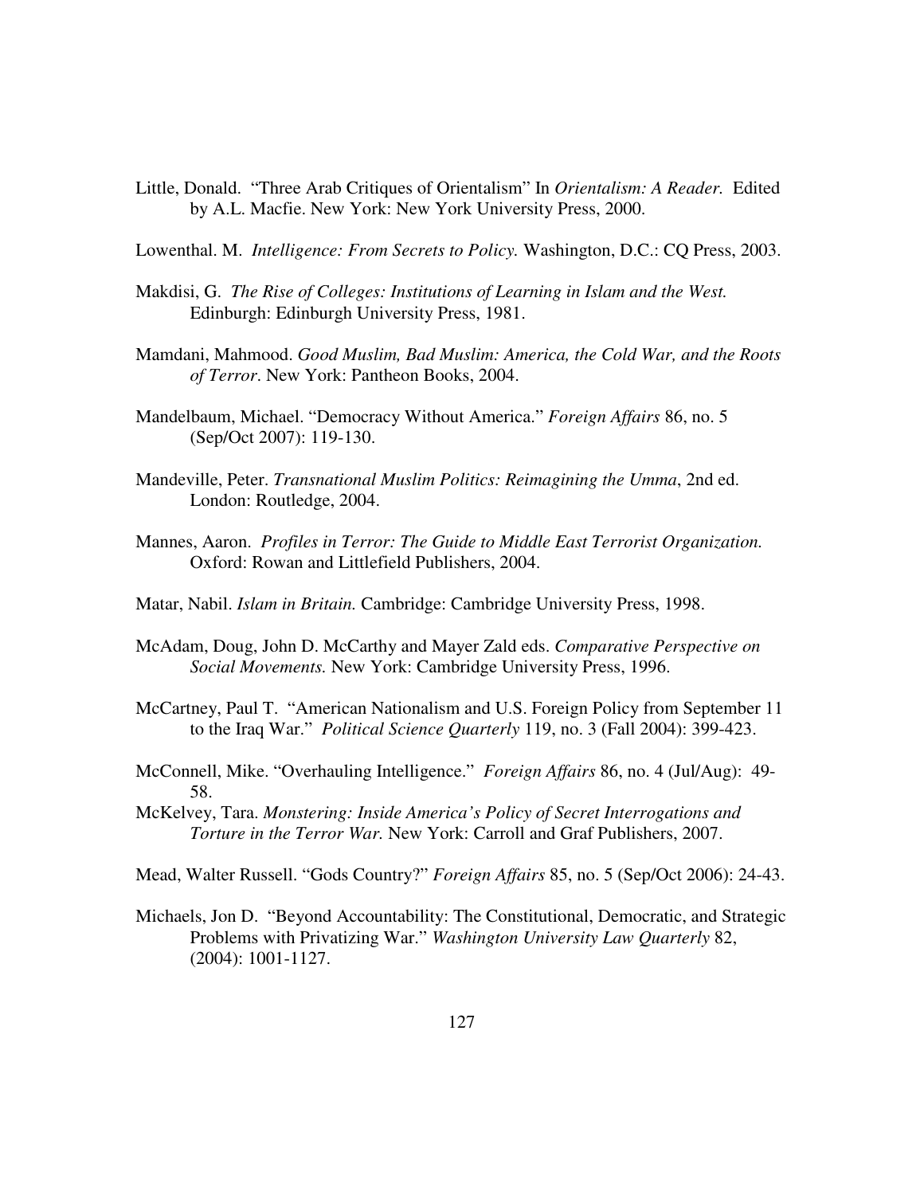Little, Donald. "Three Arab Critiques of Orientalism" In *Orientalism: A Reader.* Edited by A.L. Macfie. New York: New York University Press, 2000.

Lowenthal. M. *Intelligence: From Secrets to Policy.* Washington, D.C.: CQ Press, 2003.

Makdisi, G. *The Rise of Colleges: Institutions of Learning in Islam and the West.* Edinburgh: Edinburgh University Press, 1981.

Mamdani, Mahmood. *Good Muslim, Bad Muslim: America, the Cold War, and the Roots of Terror*. New York: Pantheon Books, 2004.

Mandelbaum, Michael. "Democracy Without America." *Foreign Affairs* 86, no. 5 (Sep/Oct 2007): 119-130.

Mandeville, Peter. *Transnational Muslim Politics: Reimagining the Umma*, 2nd ed. London: Routledge, 2004.

Mannes, Aaron. *Profiles in Terror: The Guide to Middle East Terrorist Organization.* Oxford: Rowan and Littlefield Publishers, 2004.

Matar, Nabil. *Islam in Britain.* Cambridge: Cambridge University Press, 1998.

McAdam, Doug, John D. McCarthy and Mayer Zald eds. *Comparative Perspective on Social Movements.* New York: Cambridge University Press, 1996.

McCartney, Paul T. "American Nationalism and U.S. Foreign Policy from September 11 to the Iraq War." *Political Science Quarterly* 119, no. 3 (Fall 2004): 399-423.

McConnell, Mike. "Overhauling Intelligence." *Foreign Affairs* 86, no. 4 (Jul/Aug): 49-58.

McKelvey, Tara. *Monstering: Inside America's Policy of Secret Interrogations and Torture in the Terror War.* New York: Carroll and Graf Publishers, 2007.

Mead, Walter Russell. "Gods Country?" *Foreign Affairs* 85, no. 5 (Sep/Oct 2006): 24-43.

Michaels, Jon D. "Beyond Accountability: The Constitutional, Democratic, and Strategic Problems with Privatizing War." *Washington University Law Quarterly* 82, (2004): 1001-1127.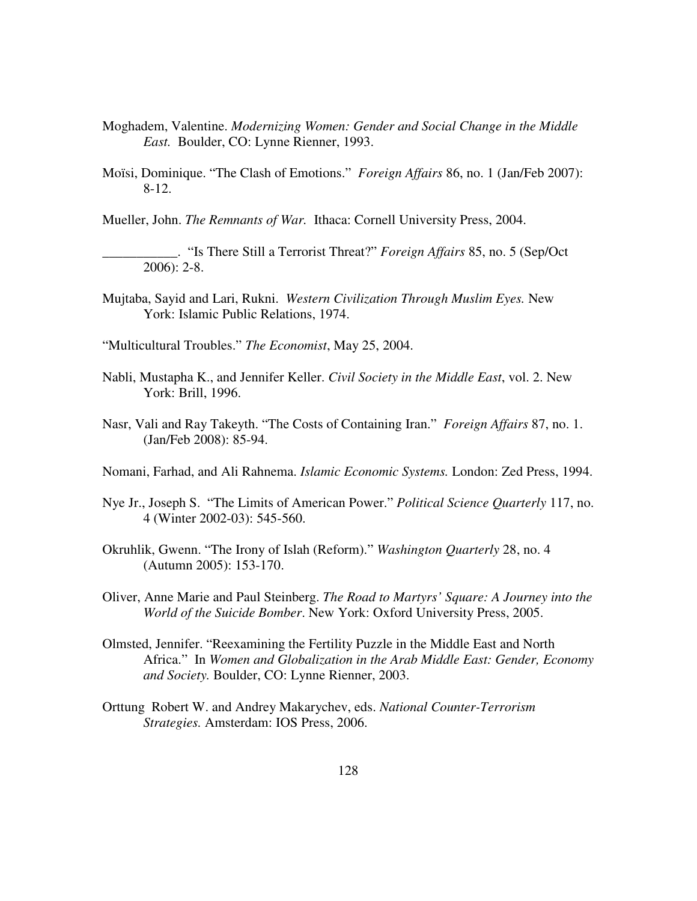Moghadem, Valentine. *Modernizing Women: Gender and Social Change in the Middle East.* Boulder, CO: Lynne Rienner, 1993.

Moïsi, Dominique. "The Clash of Emotions." *Foreign Affairs* 86, no. 1 (Jan/Feb 2007): 8-12.

Mueller, John. *The Remnants of War.* Ithaca: Cornell University Press, 2004.

___________. "Is There Still a Terrorist Threat?" *Foreign Affairs* 85, no. 5 (Sep/Oct 2006): 2-8.

Mujtaba, Sayid and Lari, Rukni. *Western Civilization Through Muslim Eyes.* New York: Islamic Public Relations, 1974.

"Multicultural Troubles." *The Economist*, May 25, 2004.

Nabli, Mustapha K., and Jennifer Keller. *Civil Society in the Middle East*, vol. 2. New York: Brill, 1996.

Nasr, Vali and Ray Takeyth. "The Costs of Containing Iran." *Foreign Affairs* 87, no. 1. (Jan/Feb 2008): 85-94.

Nomani, Farhad, and Ali Rahnema. *Islamic Economic Systems.* London: Zed Press, 1994.

Nye Jr., Joseph S. "The Limits of American Power." *Political Science Quarterly* 117, no. 4 (Winter 2002-03): 545-560.

Okruhlik, Gwenn. "The Irony of Islah (Reform)." *Washington Quarterly* 28, no. 4 (Autumn 2005): 153-170.

Oliver, Anne Marie and Paul Steinberg. *The Road to Martyrs' Square: A Journey into the World of the Suicide Bomber*. New York: Oxford University Press, 2005.

Olmsted, Jennifer. "Reexamining the Fertility Puzzle in the Middle East and North Africa." In *Women and Globalization in the Arab Middle East: Gender, Economy and Society.* Boulder, CO: Lynne Rienner, 2003.

Orttung Robert W. and Andrey Makarychev, eds. *National Counter-Terrorism Strategies.* Amsterdam: IOS Press, 2006.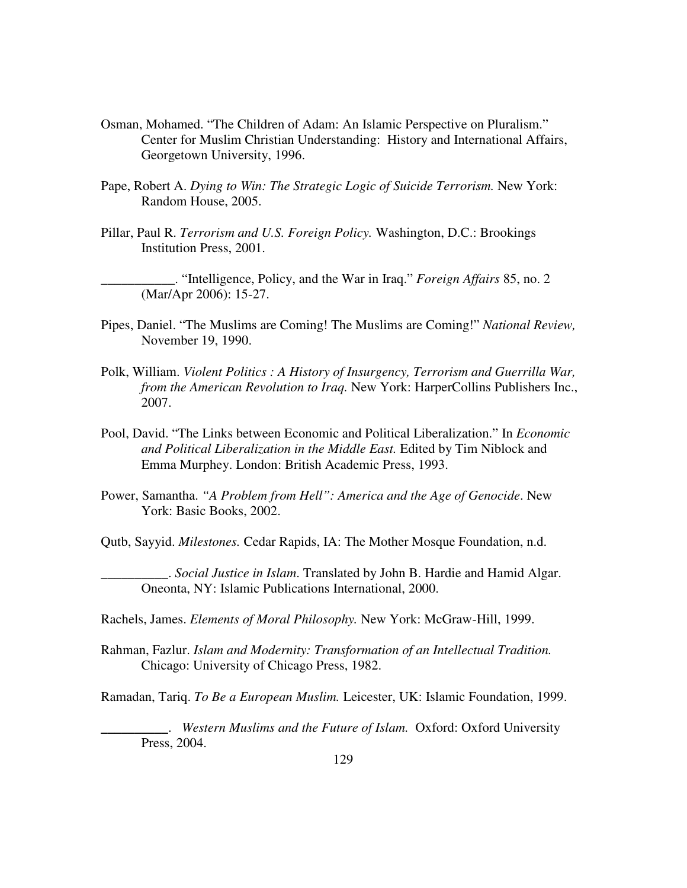Osman, Mohamed. “The Children of Adam: An Islamic Perspective on Pluralism.” Center for Muslim Christian Understanding: History and International Affairs, Georgetown University, 1996.

Pape, Robert A. *Dying to Win: The Strategic Logic of Suicide Terrorism.* New York: Random House, 2005.

Pillar, Paul R. *Terrorism and U.S. Foreign Policy.* Washington, D.C.: Brookings Institution Press, 2001.

___________. “Intelligence, Policy, and the War in Iraq.” *Foreign Affairs* 85, no. 2 (Mar/Apr 2006): 15-27.

Pipes, Daniel. “The Muslims are Coming! The Muslims are Coming!” *National Review,* November 19, 1990.

Polk, William. *Violent Politics : A History of Insurgency, Terrorism and Guerrilla War, from the American Revolution to Iraq.* New York: HarperCollins Publishers Inc., 2007.

Pool, David. “The Links between Economic and Political Liberalization.” In *Economic and Political Liberalization in the Middle East.* Edited by Tim Niblock and Emma Murphey. London: British Academic Press, 1993.

Power, Samantha. *“A Problem from Hell”: America and the Age of Genocide*. New York: Basic Books, 2002.

Qutb, Sayyid. *Milestones.* Cedar Rapids, IA: The Mother Mosque Foundation, n.d.

__________. *Social Justice in Islam.* Translated by John B. Hardie and Hamid Algar. Oneonta, NY: Islamic Publications International, 2000.

Rachels, James. *Elements of Moral Philosophy.* New York: McGraw-Hill, 1999.

Rahman, Fazlur. *Islam and Modernity: Transformation of an Intellectual Tradition.* Chicago: University of Chicago Press, 1982.

Ramadan, Tariq. *To Be a European Muslim.* Leicester, UK: Islamic Foundation, 1999.

__________. *Western Muslims and the Future of Islam.* Oxford: Oxford University Press, 2004.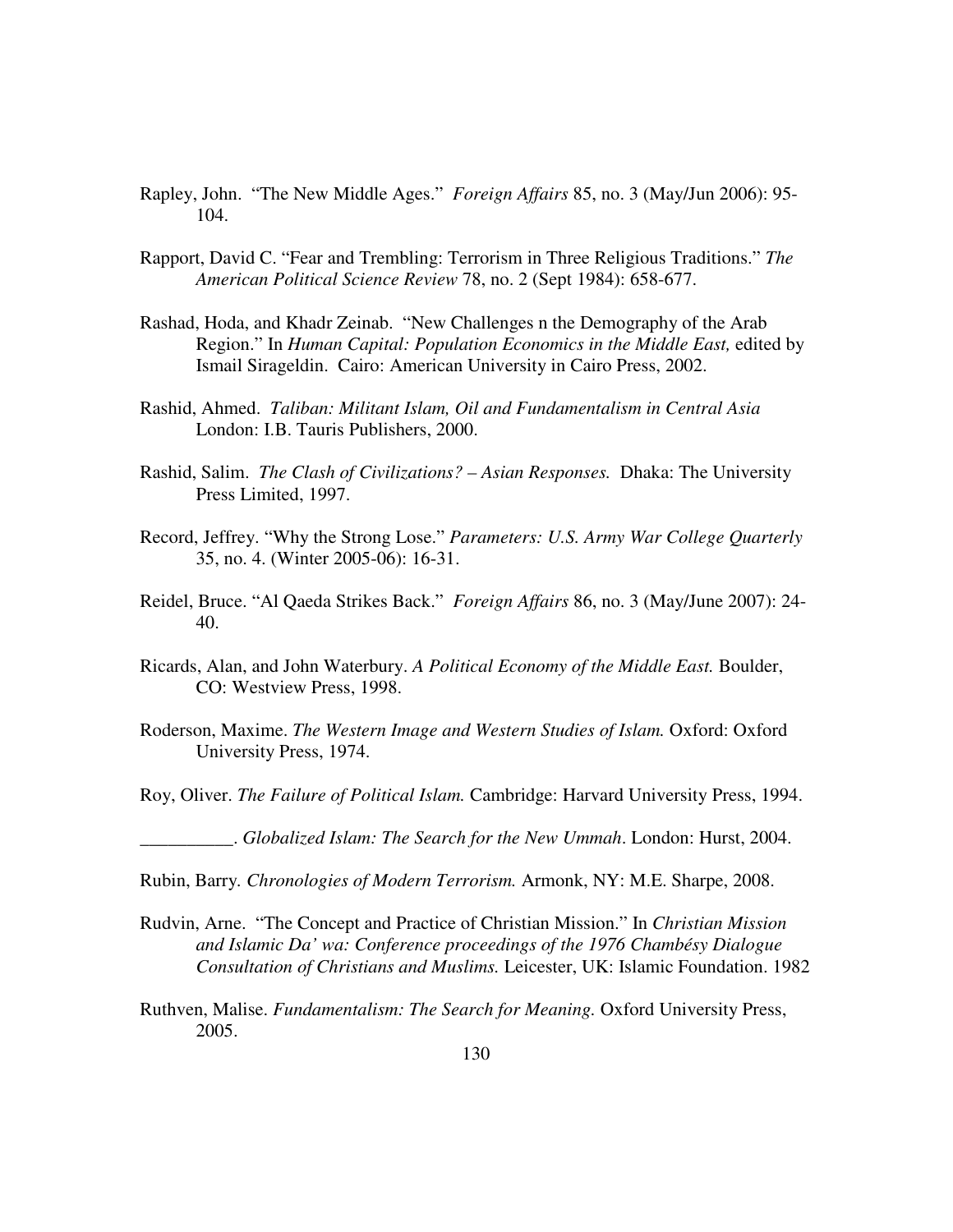Rapley, John. "The New Middle Ages." *Foreign Affairs* 85, no. 3 (May/Jun 2006): 95-104.

Rapport, David C. "Fear and Trembling: Terrorism in Three Religious Traditions." *The American Political Science Review* 78, no. 2 (Sept 1984): 658-677.

Rashad, Hoda, and Khadr Zeinab. "New Challenges n the Demography of the Arab Region." In *Human Capital: Population Economics in the Middle East,* edited by Ismail Sirageldin. Cairo: American University in Cairo Press, 2002.

Rashid, Ahmed. *Taliban: Militant Islam, Oil and Fundamentalism in Central Asia* London: I.B. Tauris Publishers, 2000.

Rashid, Salim. *The Clash of Civilizations? – Asian Responses.* Dhaka: The University Press Limited, 1997.

Record, Jeffrey. "Why the Strong Lose." *Parameters: U.S. Army War College Quarterly* 35, no. 4. (Winter 2005-06): 16-31.

Reidel, Bruce. "Al Qaeda Strikes Back." *Foreign Affairs* 86, no. 3 (May/June 2007): 24-40.

Ricards, Alan, and John Waterbury. *A Political Economy of the Middle East.* Boulder, CO: Westview Press, 1998.

Roderson, Maxime. *The Western Image and Western Studies of Islam.* Oxford: Oxford University Press, 1974.

Roy, Oliver. *The Failure of Political Islam.* Cambridge: Harvard University Press, 1994.

__________. *Globalized Islam: The Search for the New Ummah*. London: Hurst, 2004.

Rubin, Barry. *Chronologies of Modern Terrorism.* Armonk, NY: M.E. Sharpe, 2008.

Rudvin, Arne. "The Concept and Practice of Christian Mission." In *Christian Mission and Islamic Da' wa: Conference proceedings of the 1976 Chambésy Dialogue Consultation of Christians and Muslims.* Leicester, UK: Islamic Foundation. 1982

Ruthven, Malise. *Fundamentalism: The Search for Meaning.* Oxford University Press, 2005.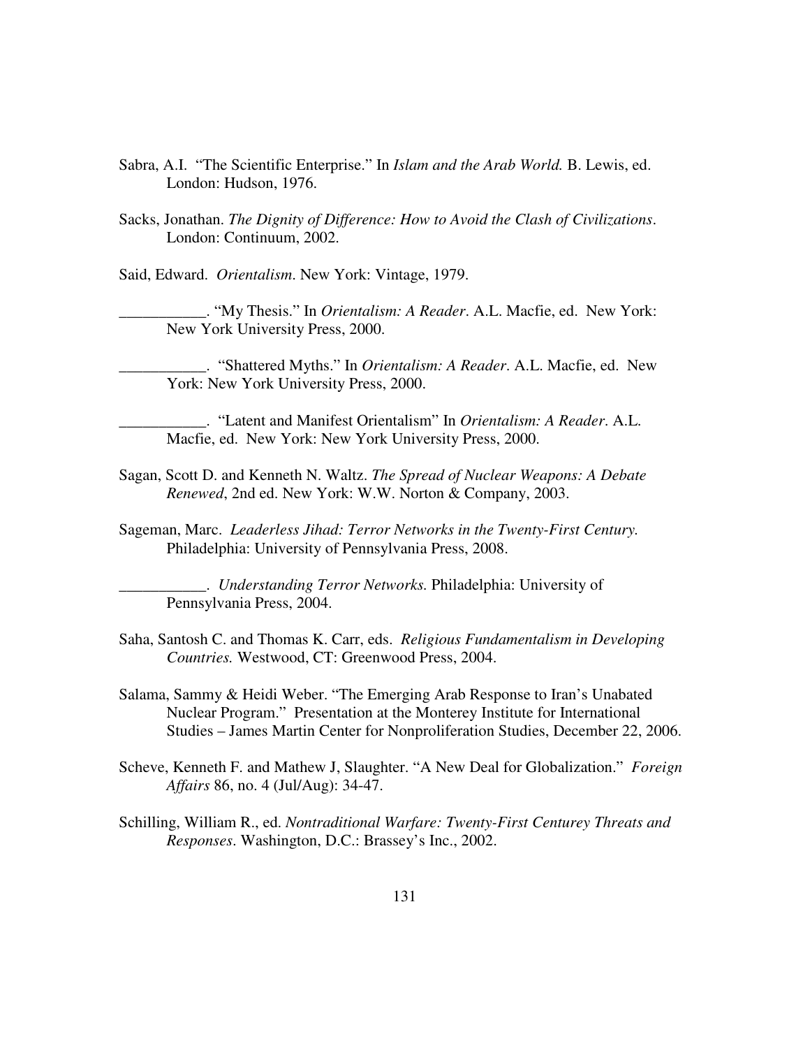Sabra, A.I. "The Scientific Enterprise." In *Islam and the Arab World.* B. Lewis, ed. London: Hudson, 1976.

Sacks, Jonathan. *The Dignity of Difference: How to Avoid the Clash of Civilizations*. London: Continuum, 2002.

Said, Edward. *Orientalism*. New York: Vintage, 1979.

___________. "My Thesis." In *Orientalism: A Reader*. A.L. Macfie, ed. New York: New York University Press, 2000.

___________. "Shattered Myths." In *Orientalism: A Reader*. A.L. Macfie, ed. New York: New York University Press, 2000.

___________. "Latent and Manifest Orientalism" In *Orientalism: A Reader*. A.L. Macfie, ed. New York: New York University Press, 2000.

Sagan, Scott D. and Kenneth N. Waltz. *The Spread of Nuclear Weapons: A Debate Renewed*, 2nd ed. New York: W.W. Norton & Company, 2003.

Sageman, Marc. *Leaderless Jihad: Terror Networks in the Twenty-First Century.* Philadelphia: University of Pennsylvania Press, 2008.

___________. *Understanding Terror Networks.* Philadelphia: University of Pennsylvania Press, 2004.

Saha, Santosh C. and Thomas K. Carr, eds. *Religious Fundamentalism in Developing Countries.* Westwood, CT: Greenwood Press, 2004.

Salama, Sammy & Heidi Weber. "The Emerging Arab Response to Iran's Unabated Nuclear Program." Presentation at the Monterey Institute for International Studies – James Martin Center for Nonproliferation Studies, December 22, 2006.

Scheve, Kenneth F. and Mathew J, Slaughter. "A New Deal for Globalization." *Foreign Affairs* 86, no. 4 (Jul/Aug): 34-47.

Schilling, William R., ed. *Nontraditional Warfare: Twenty-First Centurey Threats and Responses*. Washington, D.C.: Brassey's Inc., 2002.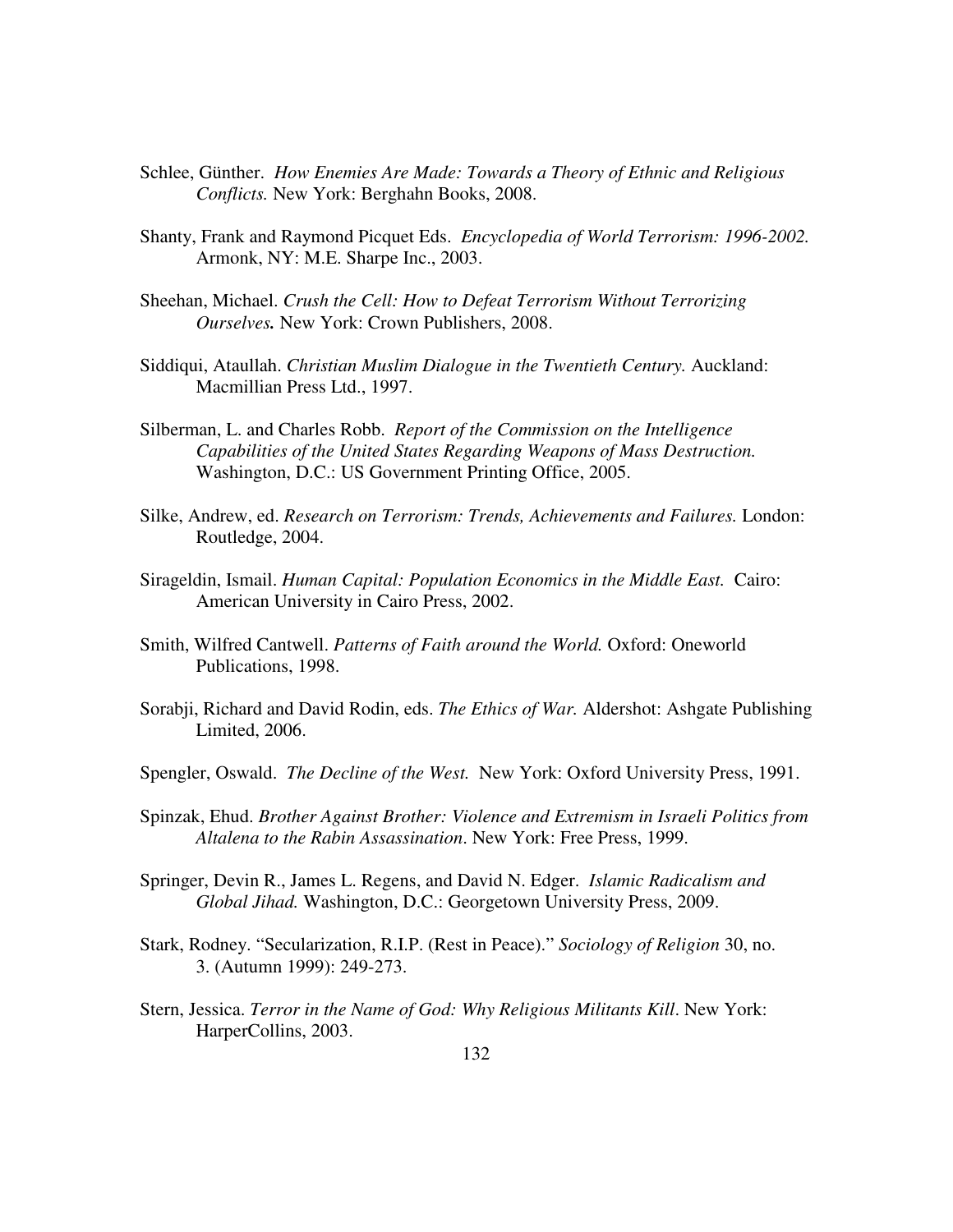Schlee, Günther. *How Enemies Are Made: Towards a Theory of Ethnic and Religious Conflicts.* New York: Berghahn Books, 2008.

Shanty, Frank and Raymond Picquet Eds. *Encyclopedia of World Terrorism: 1996-2002.* Armonk, NY: M.E. Sharpe Inc., 2003.

Sheehan, Michael. *Crush the Cell: How to Defeat Terrorism Without Terrorizing Ourselves.* New York: Crown Publishers, 2008.

Siddiqui, Ataullah. *Christian Muslim Dialogue in the Twentieth Century.* Auckland: Macmillian Press Ltd., 1997.

Silberman, L. and Charles Robb. *Report of the Commission on the Intelligence Capabilities of the United States Regarding Weapons of Mass Destruction.* Washington, D.C.: US Government Printing Office, 2005.

Silke, Andrew, ed. *Research on Terrorism: Trends, Achievements and Failures.* London: Routledge, 2004.

Sirageldin, Ismail. *Human Capital: Population Economics in the Middle East.* Cairo: American University in Cairo Press, 2002.

Smith, Wilfred Cantwell. *Patterns of Faith around the World.* Oxford: Oneworld Publications, 1998.

Sorabji, Richard and David Rodin, eds. *The Ethics of War.* Aldershot: Ashgate Publishing Limited, 2006.

Spengler, Oswald. *The Decline of the West.* New York: Oxford University Press, 1991.

Spinzak, Ehud. *Brother Against Brother: Violence and Extremism in Israeli Politics from Altalena to the Rabin Assassination*. New York: Free Press, 1999.

Springer, Devin R., James L. Regens, and David N. Edger. *Islamic Radicalism and Global Jihad.* Washington, D.C.: Georgetown University Press, 2009.

Stark, Rodney. "Secularization, R.I.P. (Rest in Peace)." *Sociology of Religion* 30, no. 3. (Autumn 1999): 249-273.

Stern, Jessica. *Terror in the Name of God: Why Religious Militants Kill*. New York: HarperCollins, 2003.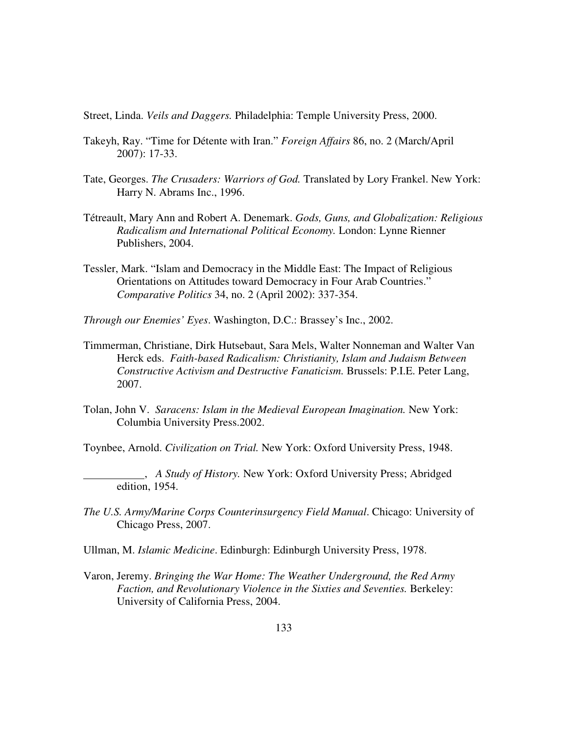Street, Linda. *Veils and Daggers.* Philadelphia: Temple University Press, 2000.

Takeyh, Ray. "Time for Détente with Iran." *Foreign Affairs* 86, no. 2 (March/April 2007): 17-33.

Tate, Georges. *The Crusaders: Warriors of God.* Translated by Lory Frankel. New York: Harry N. Abrams Inc., 1996.

Tétreault, Mary Ann and Robert A. Denemark. *Gods, Guns, and Globalization: Religious Radicalism and International Political Economy.* London: Lynne Rienner Publishers, 2004.

Tessler, Mark. "Islam and Democracy in the Middle East: The Impact of Religious Orientations on Attitudes toward Democracy in Four Arab Countries." *Comparative Politics* 34, no. 2 (April 2002): 337-354.

*Through our Enemies' Eyes*. Washington, D.C.: Brassey's Inc., 2002.

Timmerman, Christiane, Dirk Hutsebaut, Sara Mels, Walter Nonneman and Walter Van Herck eds. *Faith-based Radicalism: Christianity, Islam and Judaism Between Constructive Activism and Destructive Fanaticism.* Brussels: P.I.E. Peter Lang, 2007.

Tolan, John V. *Saracens: Islam in the Medieval European Imagination.* New York: Columbia University Press.2002.

Toynbee, Arnold. *Civilization on Trial.* New York: Oxford University Press, 1948.

___________, *A Study of History.* New York: Oxford University Press; Abridged edition, 1954.

*The U.S. Army/Marine Corps Counterinsurgency Field Manual*. Chicago: University of Chicago Press, 2007.

Ullman, M. *Islamic Medicine*. Edinburgh: Edinburgh University Press, 1978.

Varon, Jeremy. *Bringing the War Home: The Weather Underground, the Red Army Faction, and Revolutionary Violence in the Sixties and Seventies.* Berkeley: University of California Press, 2004.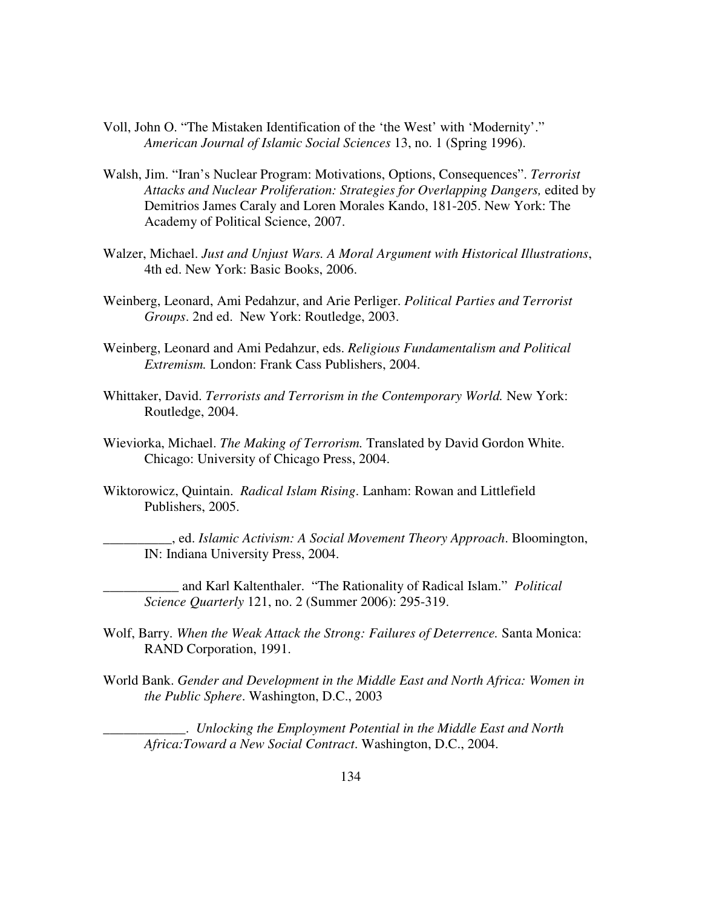Voll, John O. "The Mistaken Identification of the 'the West' with 'Modernity'." *American Journal of Islamic Social Sciences* 13, no. 1 (Spring 1996).

Walsh, Jim. "Iran's Nuclear Program: Motivations, Options, Consequences". *Terrorist Attacks and Nuclear Proliferation: Strategies for Overlapping Dangers,* edited by Demitrios James Caraly and Loren Morales Kando, 181-205. New York: The Academy of Political Science, 2007.

Walzer, Michael. *Just and Unjust Wars. A Moral Argument with Historical Illustrations*, 4th ed. New York: Basic Books, 2006.

Weinberg, Leonard, Ami Pedahzur, and Arie Perliger. *Political Parties and Terrorist Groups*. 2nd ed. New York: Routledge, 2003.

Weinberg, Leonard and Ami Pedahzur, eds. *Religious Fundamentalism and Political Extremism.* London: Frank Cass Publishers, 2004.

Whittaker, David. *Terrorists and Terrorism in the Contemporary World.* New York: Routledge, 2004.

Wieviorka, Michael. *The Making of Terrorism.* Translated by David Gordon White. Chicago: University of Chicago Press, 2004.

Wiktorowicz, Quintain. *Radical Islam Rising*. Lanham: Rowan and Littlefield Publishers, 2005.

__________, ed. *Islamic Activism: A Social Movement Theory Approach*. Bloomington, IN: Indiana University Press, 2004.

___________ and Karl Kaltenthaler. "The Rationality of Radical Islam." *Political Science Quarterly* 121, no. 2 (Summer 2006): 295-319.

Wolf, Barry. *When the Weak Attack the Strong: Failures of Deterrence.* Santa Monica: RAND Corporation, 1991.

World Bank. *Gender and Development in the Middle East and North Africa: Women in the Public Sphere*. Washington, D.C., 2003

____________. *Unlocking the Employment Potential in the Middle East and North Africa:Toward a New Social Contract*. Washington, D.C., 2004.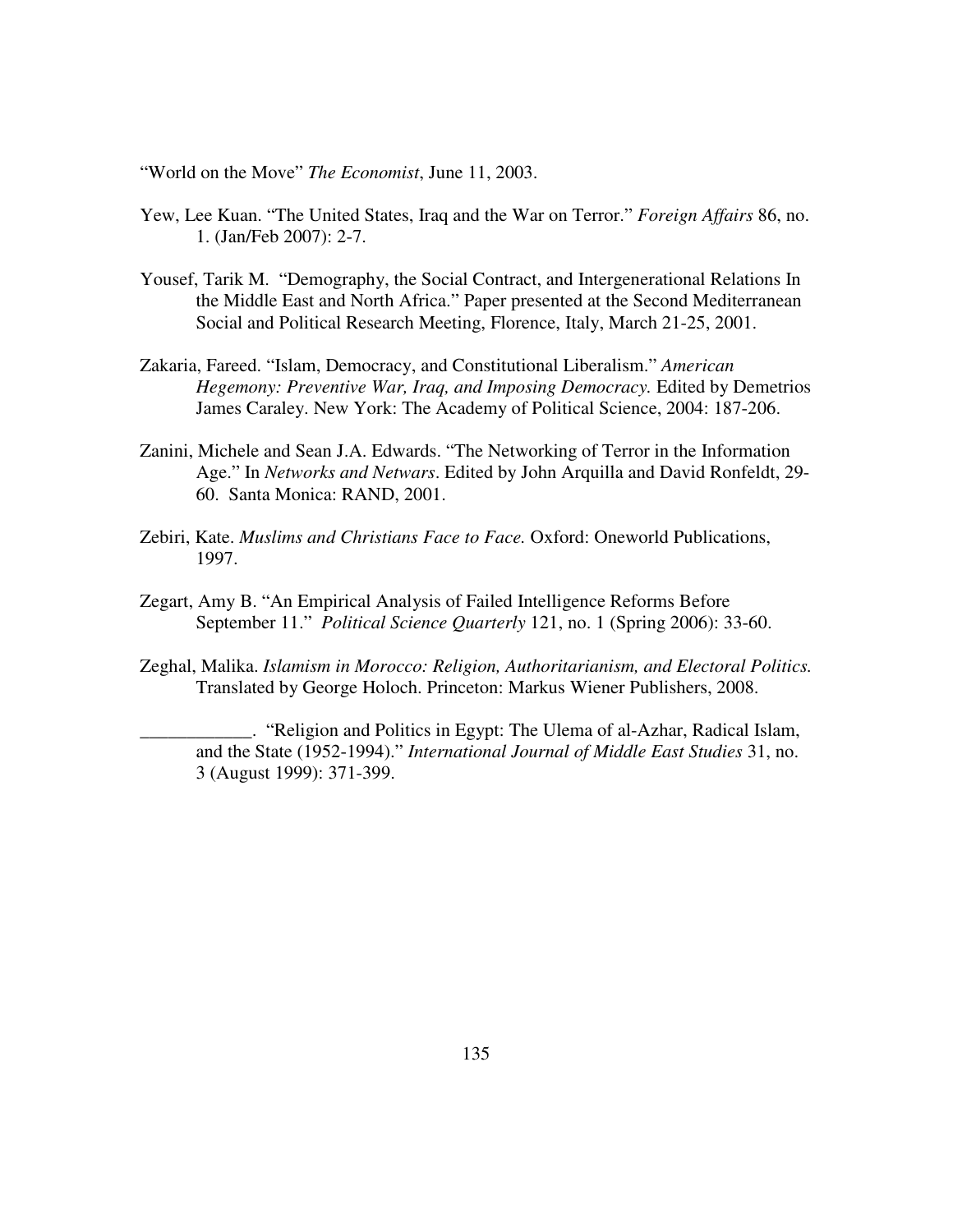"World on the Move" *The Economist*, June 11, 2003.

Yew, Lee Kuan. "The United States, Iraq and the War on Terror." *Foreign Affairs* 86, no. 1. (Jan/Feb 2007): 2-7.

Yousef, Tarik M. "Demography, the Social Contract, and Intergenerational Relations In the Middle East and North Africa." Paper presented at the Second Mediterranean Social and Political Research Meeting, Florence, Italy, March 21-25, 2001.

Zakaria, Fareed. "Islam, Democracy, and Constitutional Liberalism." *American Hegemony: Preventive War, Iraq, and Imposing Democracy.* Edited by Demetrios James Caraley. New York: The Academy of Political Science, 2004: 187-206.

Zanini, Michele and Sean J.A. Edwards. "The Networking of Terror in the Information Age." In *Networks and Netwars*. Edited by John Arquilla and David Ronfeldt, 29-60. Santa Monica: RAND, 2001.

Zebiri, Kate. *Muslims and Christians Face to Face.* Oxford: Oneworld Publications, 1997.

Zegart, Amy B. "An Empirical Analysis of Failed Intelligence Reforms Before September 11." *Political Science Quarterly* 121, no. 1 (Spring 2006): 33-60.

Zeghal, Malika. *Islamism in Morocco: Religion, Authoritarianism, and Electoral Politics.* Translated by George Holoch. Princeton: Markus Wiener Publishers, 2008.

____________. "Religion and Politics in Egypt: The Ulema of al-Azhar, Radical Islam, and the State (1952-1994)." *International Journal of Middle East Studies* 31, no. 3 (August 1999): 371-399.